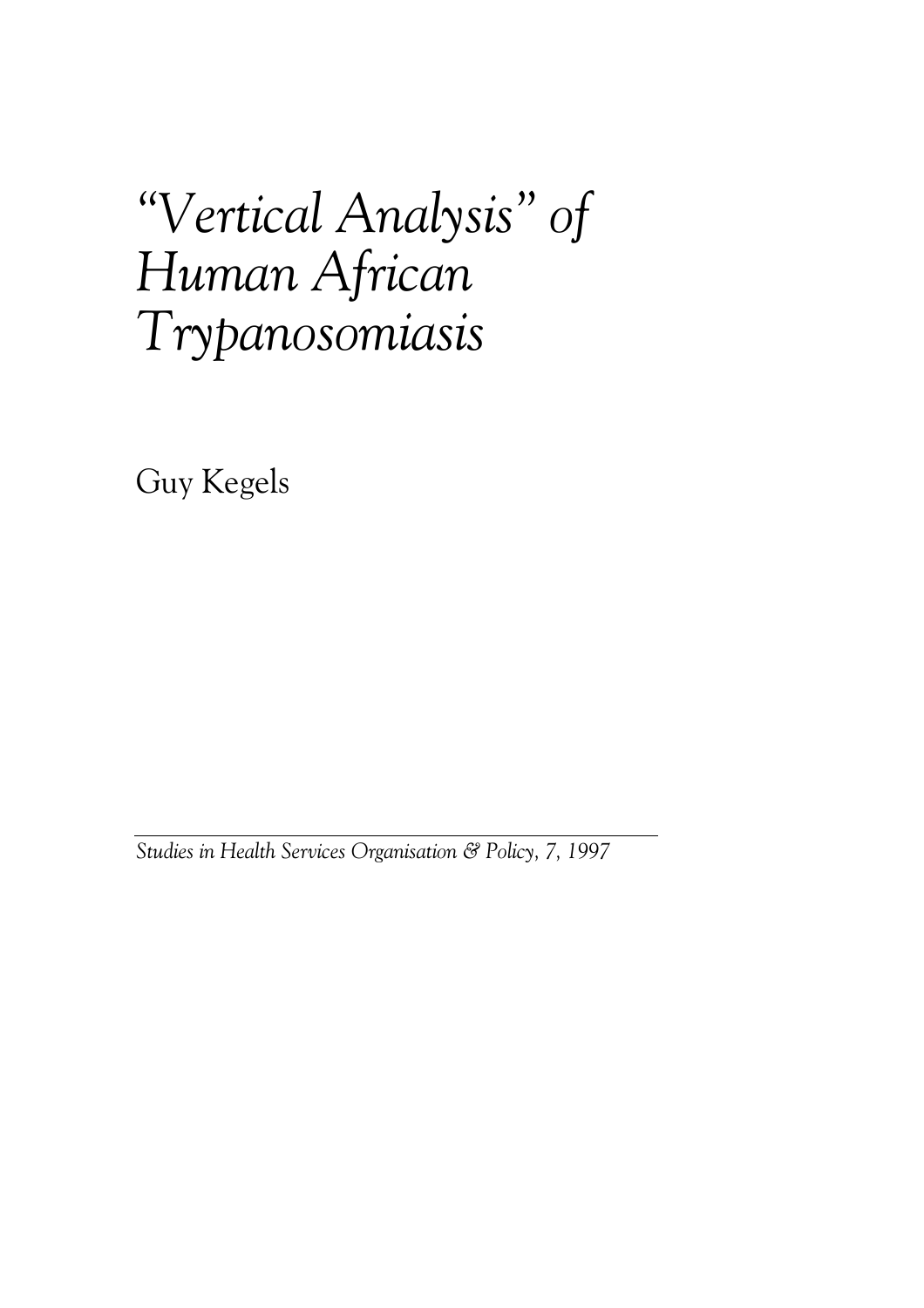# *"Vertical Analysis" of Human African Trypanosomiasis*

Guy Kegels

*Studies in Health Services Organisation & Policy, 7, 1997*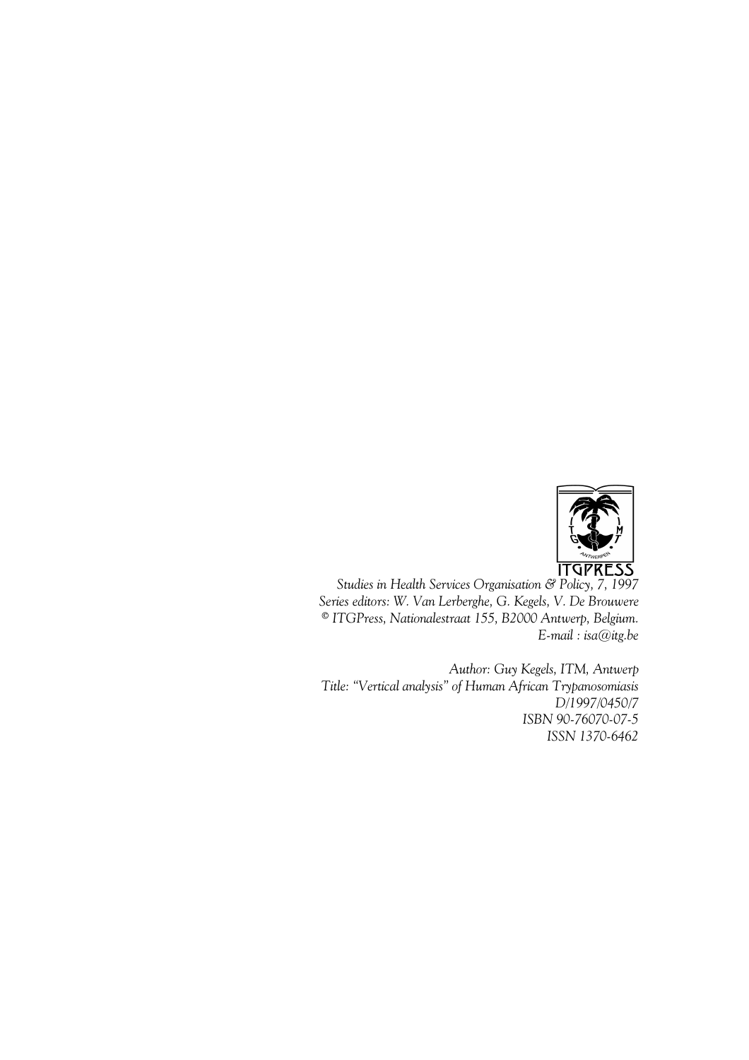ITGPRESS

*Studies in Health Services Organisation & Policy, 7, 1997*
*Series editors: W. Van Lerberghe, G. Kegels, V. De Brouwere*
*© ITGPress, Nationalestraat 155, B2000 Antwerp, Belgium.*
*E-mail : isa@itg.be*

*Author: Guy Kegels, ITM, Antwerp*
*Title: "Vertical analysis" of Human African Trypanosomiasis*
*D/1997/0450/7*
*ISBN 90-76070-07-5*
*ISSN 1370-6462*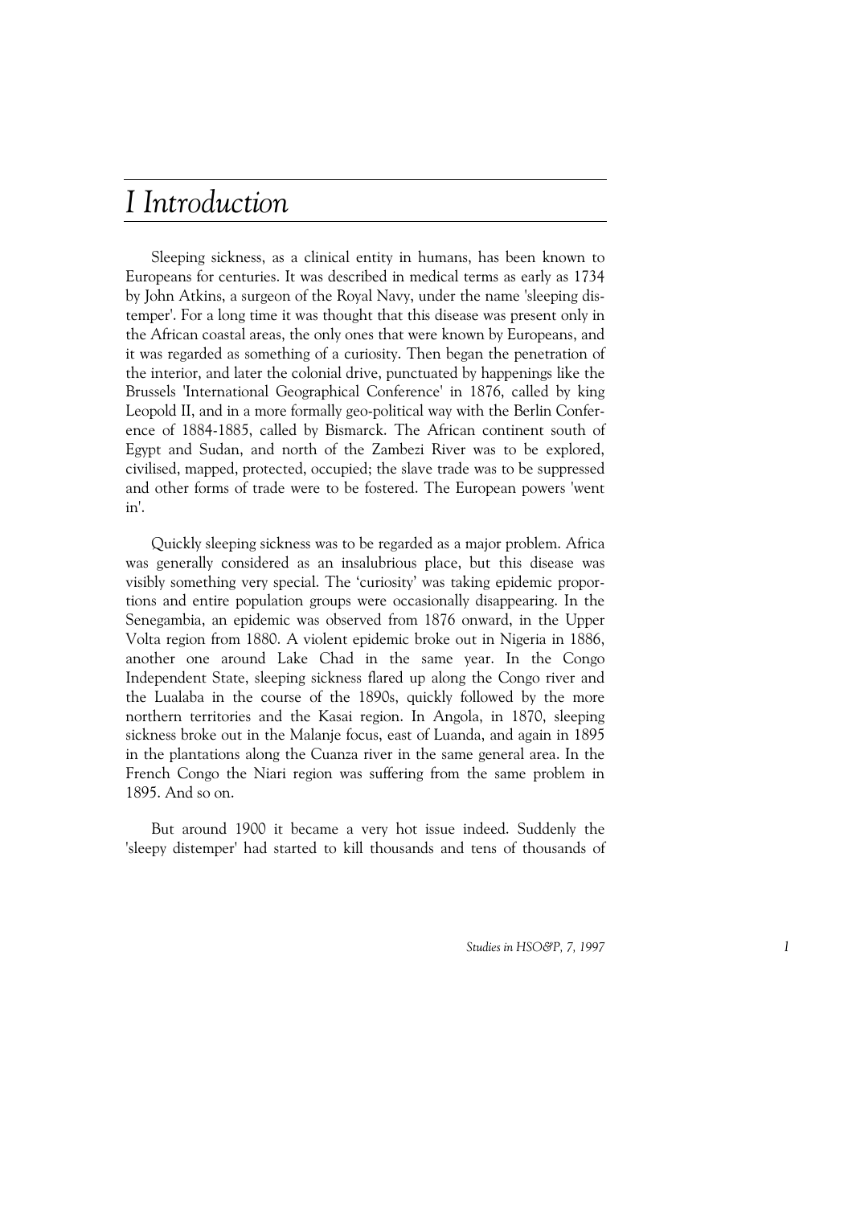# I Introduction

Sleeping sickness, as a clinical entity in humans, has been known to Europeans for centuries. It was described in medical terms as early as 1734 by John Atkins, a surgeon of the Royal Navy, under the name 'sleeping distemper'. For a long time it was thought that this disease was present only in the African coastal areas, the only ones that were known by Europeans, and it was regarded as something of a curiosity. Then began the penetration of the interior, and later the colonial drive, punctuated by happenings like the Brussels 'International Geographical Conference' in 1876, called by king Leopold II, and in a more formally geo-political way with the Berlin Conference of 1884-1885, called by Bismarck. The African continent south of Egypt and Sudan, and north of the Zambezi River was to be explored, civilised, mapped, protected, occupied; the slave trade was to be suppressed and other forms of trade were to be fostered. The European powers 'went in'.

Quickly sleeping sickness was to be regarded as a major problem. Africa was generally considered as an insalubrious place, but this disease was visibly something very special. The 'curiosity' was taking epidemic proportions and entire population groups were occasionally disappearing. In the Senegambia, an epidemic was observed from 1876 onward, in the Upper Volta region from 1880. A violent epidemic broke out in Nigeria in 1886, another one around Lake Chad in the same year. In the Congo Independent State, sleeping sickness flared up along the Congo river and the Lualaba in the course of the 1890s, quickly followed by the more northern territories and the Kasai region. In Angola, in 1870, sleeping sickness broke out in the Malanje focus, east of Luanda, and again in 1895 in the plantations along the Cuanza river in the same general area. In the French Congo the Niari region was suffering from the same problem in 1895. And so on.

But around 1900 it became a very hot issue indeed. Suddenly the 'sleepy distemper' had started to kill thousands and tens of thousands of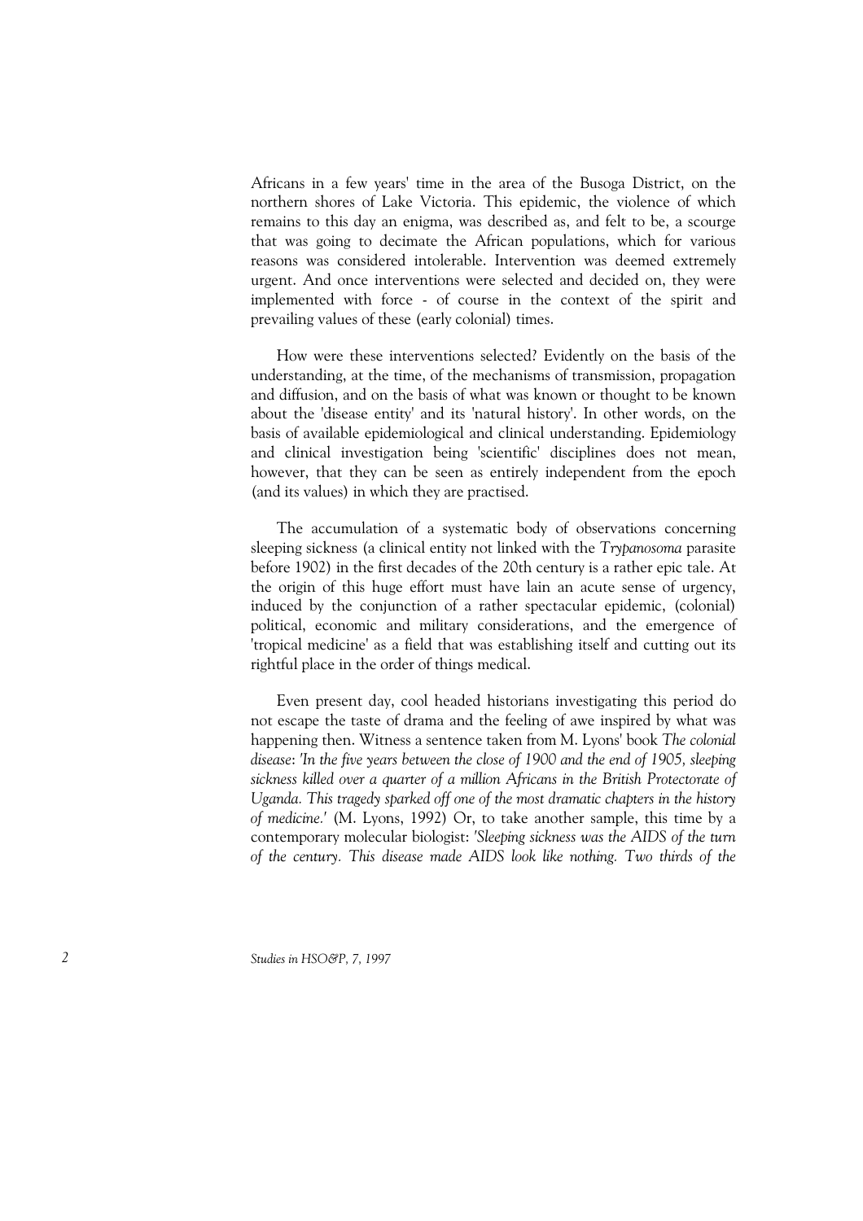Africans in a few years' time in the area of the Busoga District, on the northern shores of Lake Victoria. This epidemic, the violence of which remains to this day an enigma, was described as, and felt to be, a scourge that was going to decimate the African populations, which for various reasons was considered intolerable. Intervention was deemed extremely urgent. And once interventions were selected and decided on, they were implemented with force - of course in the context of the spirit and prevailing values of these (early colonial) times.

How were these interventions selected? Evidently on the basis of the understanding, at the time, of the mechanisms of transmission, propagation and diffusion, and on the basis of what was known or thought to be known about the 'disease entity' and its 'natural history'. In other words, on the basis of available epidemiological and clinical understanding. Epidemiology and clinical investigation being 'scientific' disciplines does not mean, however, that they can be seen as entirely independent from the epoch (and its values) in which they are practised.

The accumulation of a systematic body of observations concerning sleeping sickness (a clinical entity not linked with the *Trypanosoma* parasite before 1902) in the first decades of the 20th century is a rather epic tale. At the origin of this huge effort must have lain an acute sense of urgency, induced by the conjunction of a rather spectacular epidemic, (colonial) political, economic and military considerations, and the emergence of 'tropical medicine' as a field that was establishing itself and cutting out its rightful place in the order of things medical.

Even present day, cool headed historians investigating this period do not escape the taste of drama and the feeling of awe inspired by what was happening then. Witness a sentence taken from M. Lyons' book *The colonial disease*: *'In the five years between the close of 1900 and the end of 1905, sleeping sickness killed over a quarter of a million Africans in the British Protectorate of Uganda. This tragedy sparked off one of the most dramatic chapters in the history of medicine.'* (M. Lyons, 1992) Or, to take another sample, this time by a contemporary molecular biologist: *'Sleeping sickness was the AIDS of the turn of the century. This disease made AIDS look like nothing. Two thirds of the*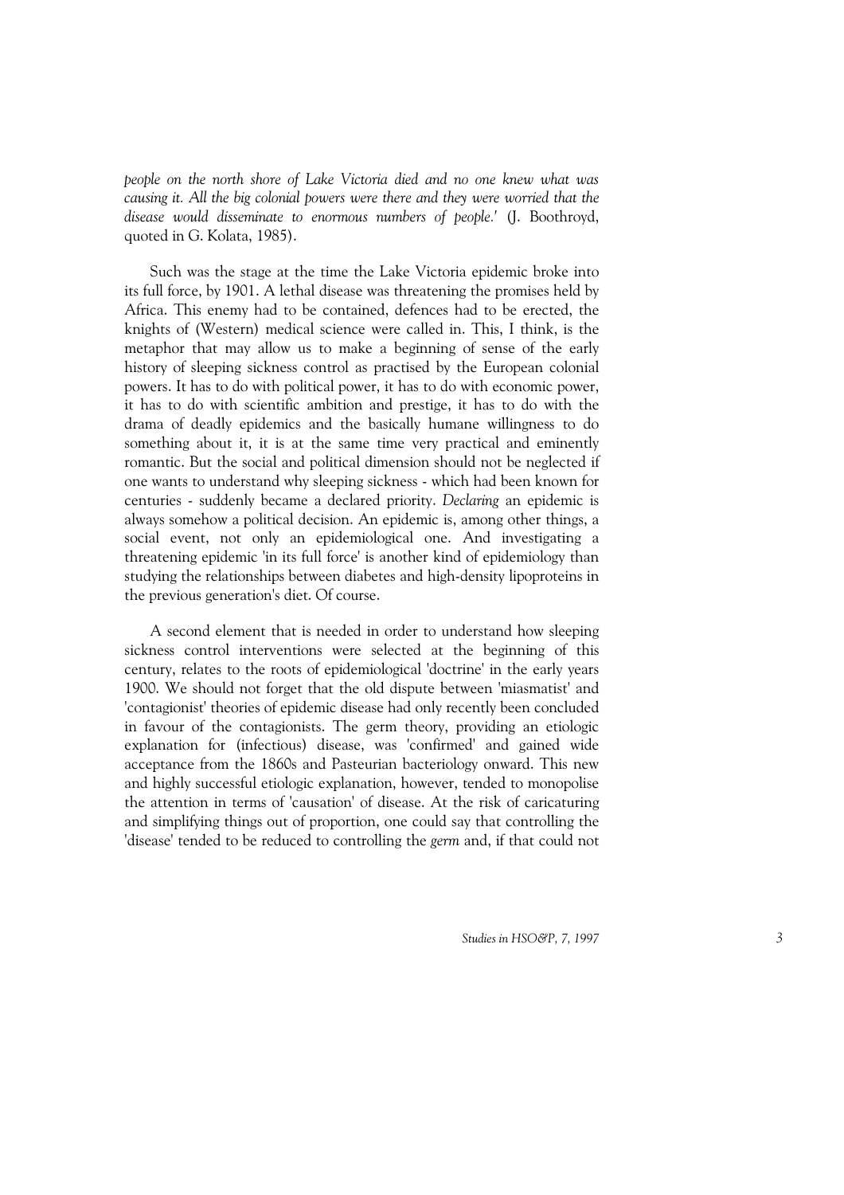*people on the north shore of Lake Victoria died and no one knew what was causing it. All the big colonial powers were there and they were worried that the disease would disseminate to enormous numbers of people.'* (J. Boothroyd, quoted in G. Kolata, 1985).

Such was the stage at the time the Lake Victoria epidemic broke into its full force, by 1901. A lethal disease was threatening the promises held by Africa. This enemy had to be contained, defences had to be erected, the knights of (Western) medical science were called in. This, I think, is the metaphor that may allow us to make a beginning of sense of the early history of sleeping sickness control as practised by the European colonial powers. It has to do with political power, it has to do with economic power, it has to do with scientific ambition and prestige, it has to do with the drama of deadly epidemics and the basically humane willingness to do something about it, it is at the same time very practical and eminently romantic. But the social and political dimension should not be neglected if one wants to understand why sleeping sickness - which had been known for centuries - suddenly became a declared priority. *Declaring* an epidemic is always somehow a political decision. An epidemic is, among other things, a social event, not only an epidemiological one. And investigating a threatening epidemic 'in its full force' is another kind of epidemiology than studying the relationships between diabetes and high-density lipoproteins in the previous generation's diet. Of course.

A second element that is needed in order to understand how sleeping sickness control interventions were selected at the beginning of this century, relates to the roots of epidemiological 'doctrine' in the early years 1900. We should not forget that the old dispute between 'miasmatist' and 'contagionist' theories of epidemic disease had only recently been concluded in favour of the contagionists. The germ theory, providing an etiologic explanation for (infectious) disease, was 'confirmed' and gained wide acceptance from the 1860s and Pasteurian bacteriology onward. This new and highly successful etiologic explanation, however, tended to monopolise the attention in terms of 'causation' of disease. At the risk of caricaturing and simplifying things out of proportion, one could say that controlling the 'disease' tended to be reduced to controlling the *germ* and, if that could not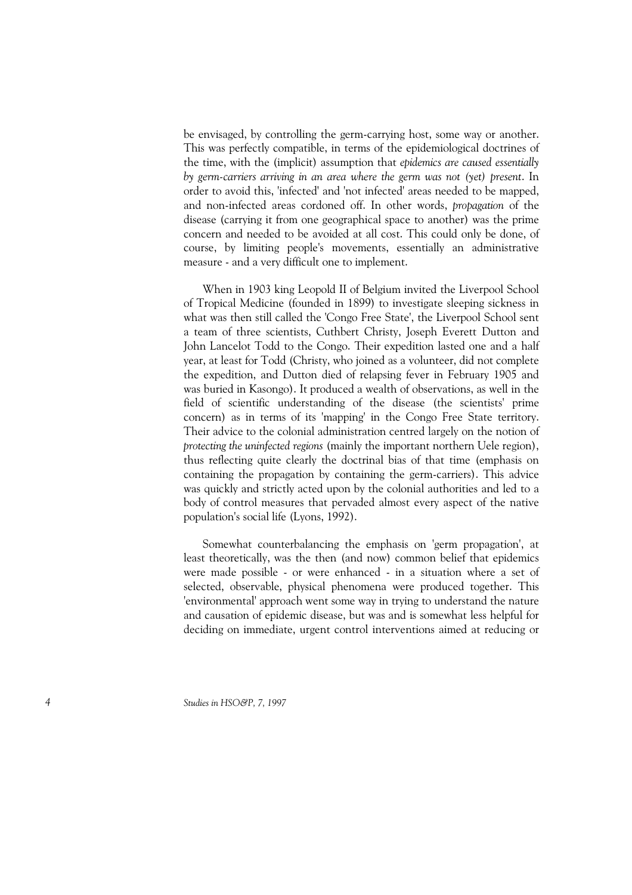be envisaged, by controlling the germ-carrying host, some way or another. This was perfectly compatible, in terms of the epidemiological doctrines of the time, with the (implicit) assumption that *epidemics are caused essentially by germ-carriers arriving in an area where the germ was not (yet) present*. In order to avoid this, 'infected' and 'not infected' areas needed to be mapped, and non-infected areas cordoned off. In other words, *propagation* of the disease (carrying it from one geographical space to another) was the prime concern and needed to be avoided at all cost. This could only be done, of course, by limiting people's movements, essentially an administrative measure - and a very difficult one to implement.

When in 1903 king Leopold II of Belgium invited the Liverpool School of Tropical Medicine (founded in 1899) to investigate sleeping sickness in what was then still called the 'Congo Free State', the Liverpool School sent a team of three scientists, Cuthbert Christy, Joseph Everett Dutton and John Lancelot Todd to the Congo. Their expedition lasted one and a half year, at least for Todd (Christy, who joined as a volunteer, did not complete the expedition, and Dutton died of relapsing fever in February 1905 and was buried in Kasongo). It produced a wealth of observations, as well in the field of scientific understanding of the disease (the scientists' prime concern) as in terms of its 'mapping' in the Congo Free State territory. Their advice to the colonial administration centred largely on the notion of *protecting the uninfected regions* (mainly the important northern Uele region), thus reflecting quite clearly the doctrinal bias of that time (emphasis on containing the propagation by containing the germ-carriers). This advice was quickly and strictly acted upon by the colonial authorities and led to a body of control measures that pervaded almost every aspect of the native population's social life (Lyons, 1992).

Somewhat counterbalancing the emphasis on 'germ propagation', at least theoretically, was the then (and now) common belief that epidemics were made possible - or were enhanced - in a situation where a set of selected, observable, physical phenomena were produced together. This 'environmental' approach went some way in trying to understand the nature and causation of epidemic disease, but was and is somewhat less helpful for deciding on immediate, urgent control interventions aimed at reducing or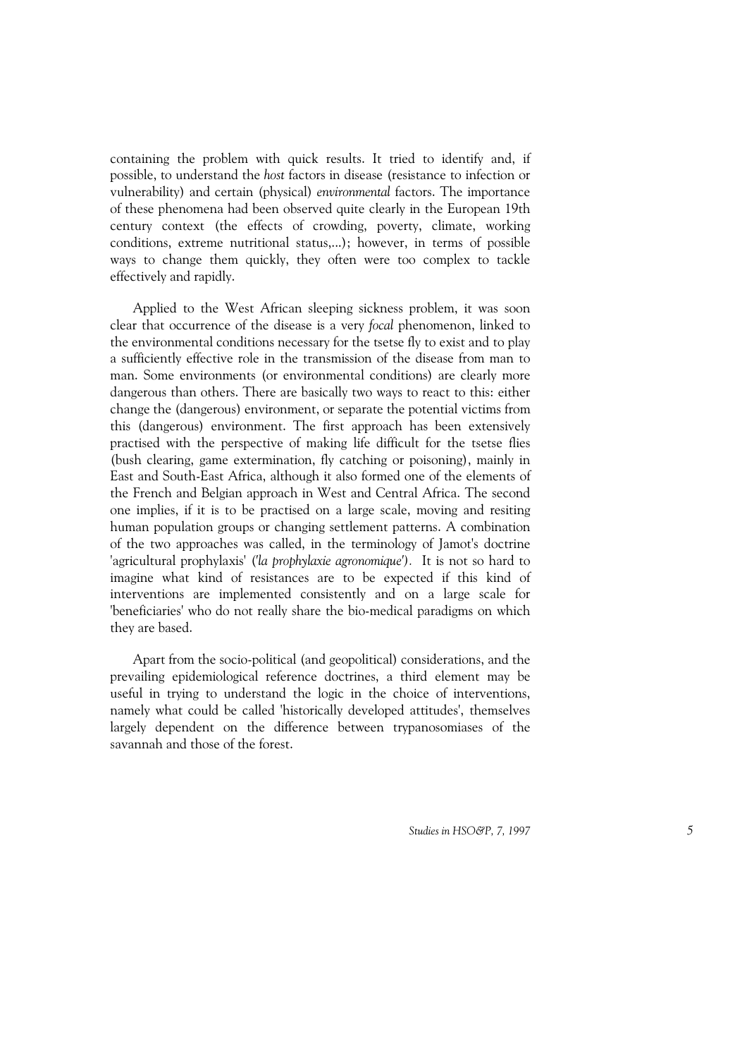containing the problem with quick results. It tried to identify and, if possible, to understand the *host* factors in disease (resistance to infection or vulnerability) and certain (physical) *environmental* factors. The importance of these phenomena had been observed quite clearly in the European 19th century context (the effects of crowding, poverty, climate, working conditions, extreme nutritional status,...); however, in terms of possible ways to change them quickly, they often were too complex to tackle effectively and rapidly.

Applied to the West African sleeping sickness problem, it was soon clear that occurrence of the disease is a very *focal* phenomenon, linked to the environmental conditions necessary for the tsetse fly to exist and to play a sufficiently effective role in the transmission of the disease from man to man. Some environments (or environmental conditions) are clearly more dangerous than others. There are basically two ways to react to this: either change the (dangerous) environment, or separate the potential victims from this (dangerous) environment. The first approach has been extensively practised with the perspective of making life difficult for the tsetse flies (bush clearing, game extermination, fly catching or poisoning), mainly in East and South-East Africa, although it also formed one of the elements of the French and Belgian approach in West and Central Africa. The second one implies, if it is to be practised on a large scale, moving and resiting human population groups or changing settlement patterns. A combination of the two approaches was called, in the terminology of Jamot's doctrine 'agricultural prophylaxis' (*'la prophylaxie agronomique')*. It is not so hard to imagine what kind of resistances are to be expected if this kind of interventions are implemented consistently and on a large scale for 'beneficiaries' who do not really share the bio-medical paradigms on which they are based.

Apart from the socio-political (and geopolitical) considerations, and the prevailing epidemiological reference doctrines, a third element may be useful in trying to understand the logic in the choice of interventions, namely what could be called 'historically developed attitudes', themselves largely dependent on the difference between trypanosomiases of the savannah and those of the forest.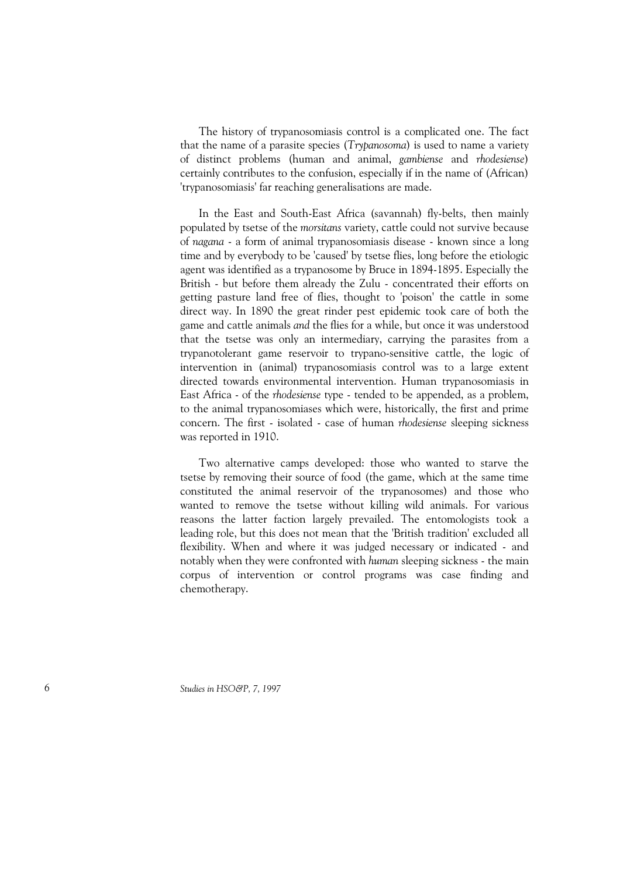The history of trypanosomiasis control is a complicated one. The fact that the name of a parasite species (*Trypanosoma*) is used to name a variety of distinct problems (human and animal, *gambiense* and *rhodesiense*) certainly contributes to the confusion, especially if in the name of (African) 'trypanosomiasis' far reaching generalisations are made.

In the East and South-East Africa (savannah) fly-belts, then mainly populated by tsetse of the *morsitans* variety, cattle could not survive because of *nagana* - a form of animal trypanosomiasis disease - known since a long time and by everybody to be 'caused' by tsetse flies, long before the etiologic agent was identified as a trypanosome by Bruce in 1894-1895. Especially the British - but before them already the Zulu - concentrated their efforts on getting pasture land free of flies, thought to 'poison' the cattle in some direct way. In 1890 the great rinder pest epidemic took care of both the game and cattle animals *and* the flies for a while, but once it was understood that the tsetse was only an intermediary, carrying the parasites from a trypanotolerant game reservoir to trypano-sensitive cattle, the logic of intervention in (animal) trypanosomiasis control was to a large extent directed towards environmental intervention. Human trypanosomiasis in East Africa - of the *rhodesiense* type - tended to be appended, as a problem, to the animal trypanosomiases which were, historically, the first and prime concern. The first - isolated - case of human *rhodesiense* sleeping sickness was reported in 1910.

Two alternative camps developed: those who wanted to starve the tsetse by removing their source of food (the game, which at the same time constituted the animal reservoir of the trypanosomes) and those who wanted to remove the tsetse without killing wild animals. For various reasons the latter faction largely prevailed. The entomologists took a leading role, but this does not mean that the 'British tradition' excluded all flexibility. When and where it was judged necessary or indicated - and notably when they were confronted with *human* sleeping sickness - the main corpus of intervention or control programs was case finding and chemotherapy.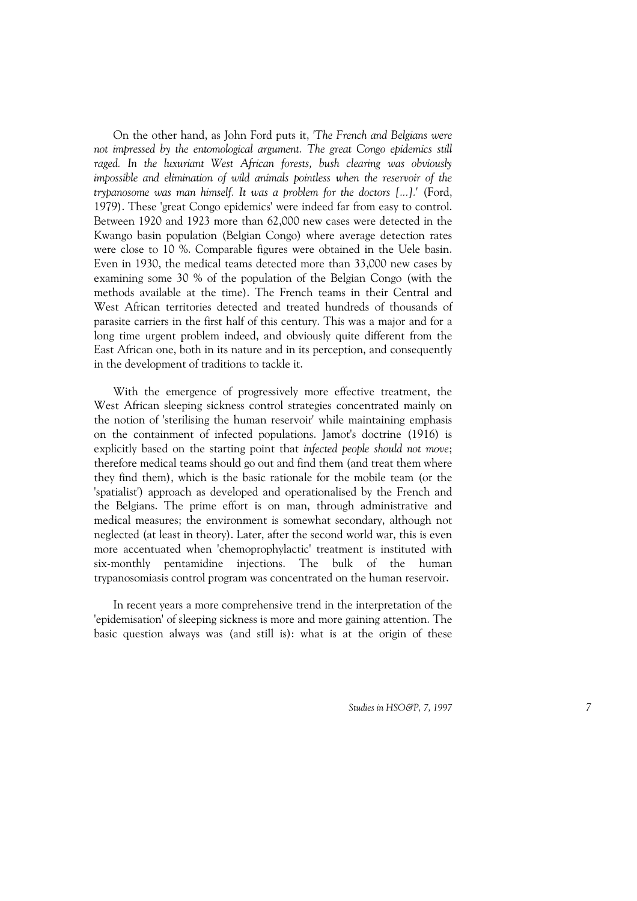On the other hand, as John Ford puts it, *'The French and Belgians were not impressed by the entomological argument. The great Congo epidemics still raged. In the luxuriant West African forests, bush clearing was obviously impossible and elimination of wild animals pointless when the reservoir of the trypanosome was man himself. It was a problem for the doctors [...].'* (Ford, 1979). These 'great Congo epidemics' were indeed far from easy to control. Between 1920 and 1923 more than 62,000 new cases were detected in the Kwango basin population (Belgian Congo) where average detection rates were close to 10 %. Comparable figures were obtained in the Uele basin. Even in 1930, the medical teams detected more than 33,000 new cases by examining some 30 % of the population of the Belgian Congo (with the methods available at the time). The French teams in their Central and West African territories detected and treated hundreds of thousands of parasite carriers in the first half of this century. This was a major and for a long time urgent problem indeed, and obviously quite different from the East African one, both in its nature and in its perception, and consequently in the development of traditions to tackle it.

With the emergence of progressively more effective treatment, the West African sleeping sickness control strategies concentrated mainly on the notion of 'sterilising the human reservoir' while maintaining emphasis on the containment of infected populations. Jamot's doctrine (1916) is explicitly based on the starting point that *infected people should not move*; therefore medical teams should go out and find them (and treat them where they find them), which is the basic rationale for the mobile team (or the 'spatialist') approach as developed and operationalised by the French and the Belgians. The prime effort is on man, through administrative and medical measures; the environment is somewhat secondary, although not neglected (at least in theory). Later, after the second world war, this is even more accentuated when 'chemoprophylactic' treatment is instituted with six-monthly pentamidine injections. The bulk of the human trypanosomiasis control program was concentrated on the human reservoir.

In recent years a more comprehensive trend in the interpretation of the 'epidemisation' of sleeping sickness is more and more gaining attention. The basic question always was (and still is): what is at the origin of these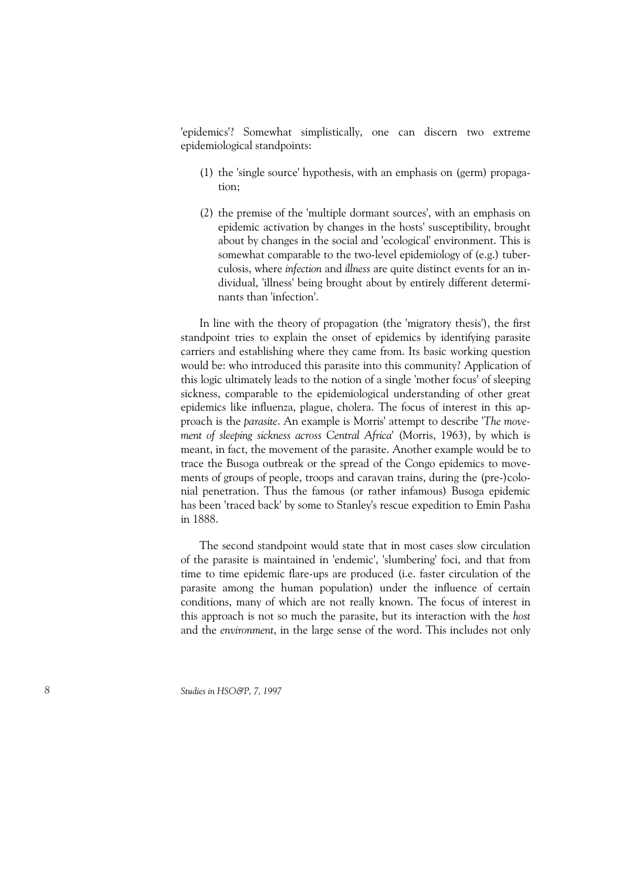'epidemics'? Somewhat simplistically, one can discern two extreme epidemiological standpoints:

(1) the 'single source' hypothesis, with an emphasis on (germ) propagation;

(2) the premise of the 'multiple dormant sources', with an emphasis on epidemic activation by changes in the hosts' susceptibility, brought about by changes in the social and 'ecological' environment. This is somewhat comparable to the two-level epidemiology of (e.g.) tuberculosis, where *infection* and *illness* are quite distinct events for an individual, 'illness' being brought about by entirely different determinants than 'infection'.

In line with the theory of propagation (the 'migratory thesis'), the first standpoint tries to explain the onset of epidemics by identifying parasite carriers and establishing where they came from. Its basic working question would be: who introduced this parasite into this community? Application of this logic ultimately leads to the notion of a single 'mother focus' of sleeping sickness, comparable to the epidemiological understanding of other great epidemics like influenza, plague, cholera. The focus of interest in this approach is the *parasite*. An example is Morris' attempt to describe '*The movement of sleeping sickness across Central Africa*' (Morris, 1963), by which is meant, in fact, the movement of the parasite. Another example would be to trace the Busoga outbreak or the spread of the Congo epidemics to movements of groups of people, troops and caravan trains, during the (pre-)colonial penetration. Thus the famous (or rather infamous) Busoga epidemic has been 'traced back' by some to Stanley's rescue expedition to Emin Pasha in 1888.

The second standpoint would state that in most cases slow circulation of the parasite is maintained in 'endemic', 'slumbering' foci, and that from time to time epidemic flare-ups are produced (i.e. faster circulation of the parasite among the human population) under the influence of certain conditions, many of which are not really known. The focus of interest in this approach is not so much the parasite, but its interaction with the *host* and the *environment*, in the large sense of the word. This includes not only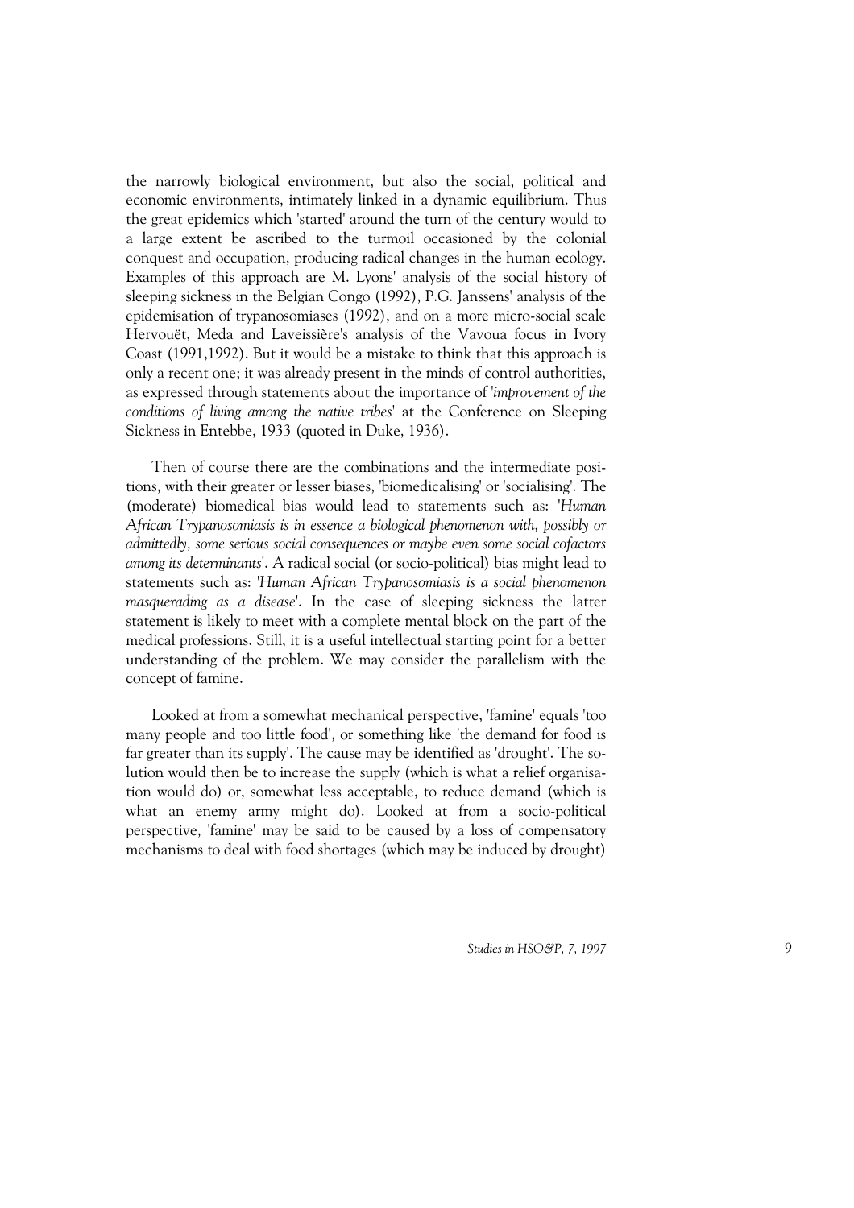the narrowly biological environment, but also the social, political and economic environments, intimately linked in a dynamic equilibrium. Thus the great epidemics which 'started' around the turn of the century would to a large extent be ascribed to the turmoil occasioned by the colonial conquest and occupation, producing radical changes in the human ecology. Examples of this approach are M. Lyons' analysis of the social history of sleeping sickness in the Belgian Congo (1992), P.G. Janssens' analysis of the epidemisation of trypanosomiases (1992), and on a more micro-social scale Hervouët, Meda and Laveissière's analysis of the Vavoua focus in Ivory Coast (1991,1992). But it would be a mistake to think that this approach is only a recent one; it was already present in the minds of control authorities, as expressed through statements about the importance of '*improvement of the conditions of living among the native tribes*' at the Conference on Sleeping Sickness in Entebbe, 1933 (quoted in Duke, 1936).

Then of course there are the combinations and the intermediate positions, with their greater or lesser biases, 'biomedicalising' or 'socialising'. The (moderate) biomedical bias would lead to statements such as: '*Human African Trypanosomiasis is in essence a biological phenomenon with, possibly or admittedly, some serious social consequences or maybe even some social cofactors among its determinants*'. A radical social (or socio-political) bias might lead to statements such as: '*Human African Trypanosomiasis is a social phenomenon masquerading as a disease*'. In the case of sleeping sickness the latter statement is likely to meet with a complete mental block on the part of the medical professions. Still, it is a useful intellectual starting point for a better understanding of the problem. We may consider the parallelism with the concept of famine.

Looked at from a somewhat mechanical perspective, 'famine' equals 'too many people and too little food', or something like 'the demand for food is far greater than its supply'. The cause may be identified as 'drought'. The solution would then be to increase the supply (which is what a relief organisation would do) or, somewhat less acceptable, to reduce demand (which is what an enemy army might do). Looked at from a socio-political perspective, 'famine' may be said to be caused by a loss of compensatory mechanisms to deal with food shortages (which may be induced by drought)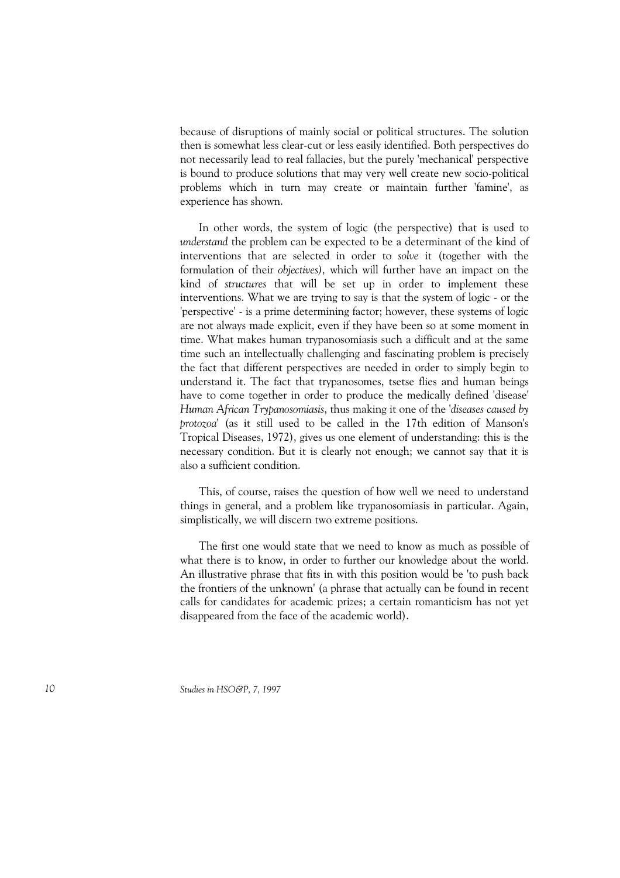because of disruptions of mainly social or political structures. The solution then is somewhat less clear-cut or less easily identified. Both perspectives do not necessarily lead to real fallacies, but the purely 'mechanical' perspective is bound to produce solutions that may very well create new socio-political problems which in turn may create or maintain further 'famine', as experience has shown.

In other words, the system of logic (the perspective) that is used to *understand* the problem can be expected to be a determinant of the kind of interventions that are selected in order to *solve* it (together with the formulation of their *objectives),* which will further have an impact on the kind of *structures* that will be set up in order to implement these interventions. What we are trying to say is that the system of logic - or the 'perspective' - is a prime determining factor; however, these systems of logic are not always made explicit, even if they have been so at some moment in time. What makes human trypanosomiasis such a difficult and at the same time such an intellectually challenging and fascinating problem is precisely the fact that different perspectives are needed in order to simply begin to understand it. The fact that trypanosomes, tsetse flies and human beings have to come together in order to produce the medically defined 'disease' *Human African Trypanosomiasis*, thus making it one of the '*diseases caused by protozoa*' (as it still used to be called in the 17th edition of Manson's Tropical Diseases, 1972), gives us one element of understanding: this is the necessary condition. But it is clearly not enough; we cannot say that it is also a sufficient condition.

This, of course, raises the question of how well we need to understand things in general, and a problem like trypanosomiasis in particular. Again, simplistically, we will discern two extreme positions.

The first one would state that we need to know as much as possible of what there is to know, in order to further our knowledge about the world. An illustrative phrase that fits in with this position would be 'to push back the frontiers of the unknown' (a phrase that actually can be found in recent calls for candidates for academic prizes; a certain romanticism has not yet disappeared from the face of the academic world).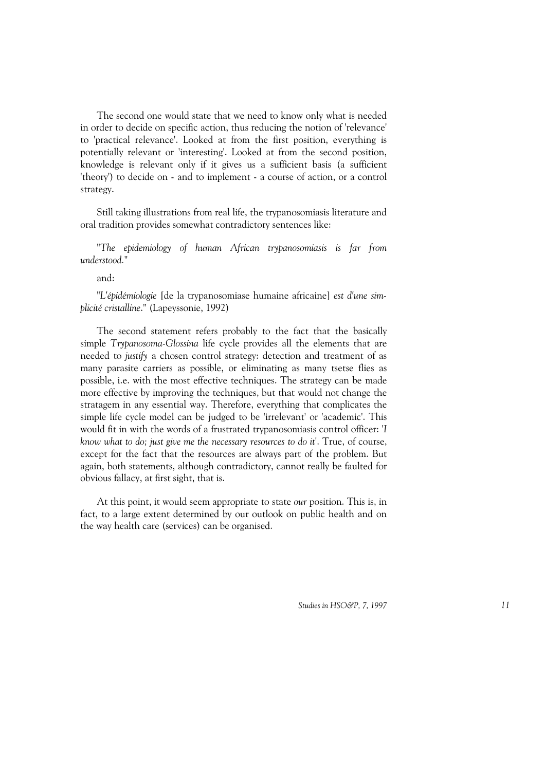The second one would state that we need to know only what is needed in order to decide on specific action, thus reducing the notion of 'relevance' to 'practical relevance'. Looked at from the first position, everything is potentially relevant or 'interesting'. Looked at from the second position, knowledge is relevant only if it gives us a sufficient basis (a sufficient 'theory') to decide on - and to implement - a course of action, or a control strategy.

Still taking illustrations from real life, the trypanosomiasis literature and oral tradition provides somewhat contradictory sentences like:

"*The epidemiology of human African trypanosomiasis is far from understood.*"

and:

"*L'épidémiologie* [de la trypanosomiase humaine africaine] *est d'une simplicité cristalline*." (Lapeyssonie, 1992)

The second statement refers probably to the fact that the basically simple *Trypanosoma-Glossina* life cycle provides all the elements that are needed to *justify* a chosen control strategy: detection and treatment of as many parasite carriers as possible, or eliminating as many tsetse flies as possible, i.e. with the most effective techniques. The strategy can be made more effective by improving the techniques, but that would not change the stratagem in any essential way. Therefore, everything that complicates the simple life cycle model can be judged to be 'irrelevant' or 'academic'. This would fit in with the words of a frustrated trypanosomiasis control officer: '*I know what to do; just give me the necessary resources to do it*'. True, of course, except for the fact that the resources are always part of the problem. But again, both statements, although contradictory, cannot really be faulted for obvious fallacy, at first sight, that is.

At this point, it would seem appropriate to state *our* position. This is, in fact, to a large extent determined by our outlook on public health and on the way health care (services) can be organised.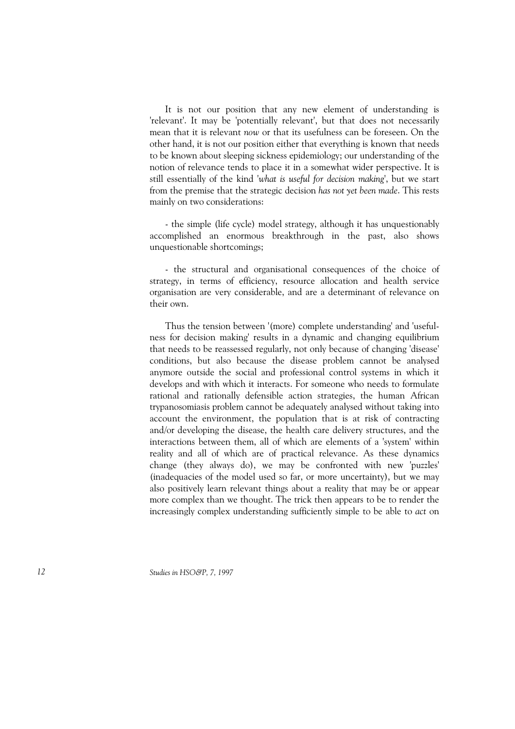It is not our position that any new element of understanding is 'relevant'. It may be 'potentially relevant', but that does not necessarily mean that it is relevant *now* or that its usefulness can be foreseen. On the other hand, it is not our position either that everything is known that needs to be known about sleeping sickness epidemiology; our understanding of the notion of relevance tends to place it in a somewhat wider perspective. It is still essentially of the kind '*what is useful for decision making*', but we start from the premise that the strategic decision *has not yet been made*. This rests mainly on two considerations:

- the simple (life cycle) model strategy, although it has unquestionably accomplished an enormous breakthrough in the past, also shows unquestionable shortcomings;

- the structural and organisational consequences of the choice of strategy, in terms of efficiency, resource allocation and health service organisation are very considerable, and are a determinant of relevance on their own.

Thus the tension between '(more) complete understanding' and 'usefulness for decision making' results in a dynamic and changing equilibrium that needs to be reassessed regularly, not only because of changing 'disease' conditions, but also because the disease problem cannot be analysed anymore outside the social and professional control systems in which it develops and with which it interacts. For someone who needs to formulate rational and rationally defensible action strategies, the human African trypanosomiasis problem cannot be adequately analysed without taking into account the environment, the population that is at risk of contracting and/or developing the disease, the health care delivery structures, and the interactions between them, all of which are elements of a 'system' within reality and all of which are of practical relevance. As these dynamics change (they always do), we may be confronted with new 'puzzles' (inadequacies of the model used so far, or more uncertainty), but we may also positively learn relevant things about a reality that may be or appear more complex than we thought. The trick then appears to be to render the increasingly complex understanding sufficiently simple to be able to *act* on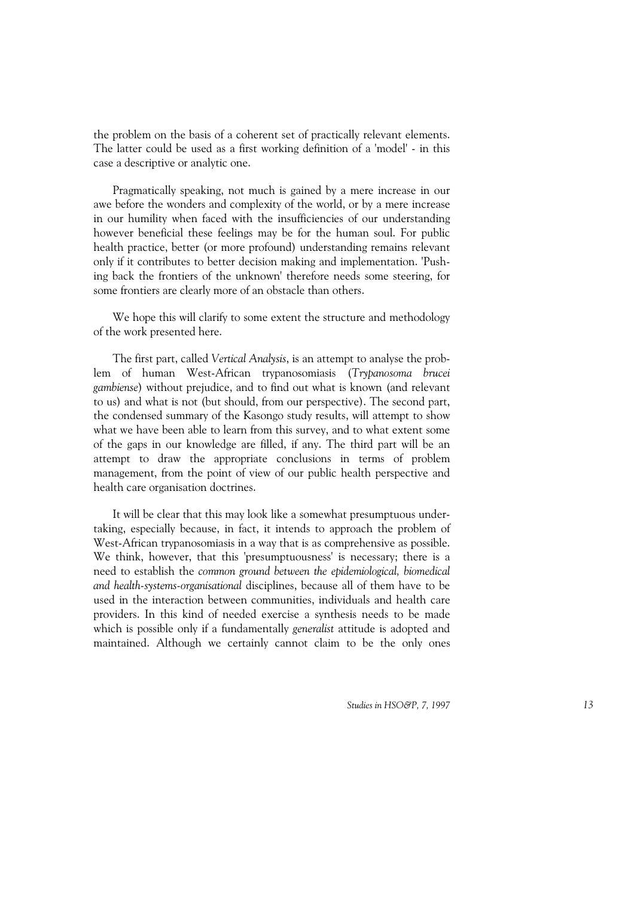the problem on the basis of a coherent set of practically relevant elements. The latter could be used as a first working definition of a 'model' - in this case a descriptive or analytic one.

Pragmatically speaking, not much is gained by a mere increase in our awe before the wonders and complexity of the world, or by a mere increase in our humility when faced with the insufficiencies of our understanding however beneficial these feelings may be for the human soul. For public health practice, better (or more profound) understanding remains relevant only if it contributes to better decision making and implementation. 'Pushing back the frontiers of the unknown' therefore needs some steering, for some frontiers are clearly more of an obstacle than others.

We hope this will clarify to some extent the structure and methodology of the work presented here.

The first part, called *Vertical Analysis*, is an attempt to analyse the problem of human West-African trypanosomiasis (*Trypanosoma brucei gambiense*) without prejudice, and to find out what is known (and relevant to us) and what is not (but should, from our perspective). The second part, the condensed summary of the Kasongo study results, will attempt to show what we have been able to learn from this survey, and to what extent some of the gaps in our knowledge are filled, if any. The third part will be an attempt to draw the appropriate conclusions in terms of problem management, from the point of view of our public health perspective and health care organisation doctrines.

It will be clear that this may look like a somewhat presumptuous undertaking, especially because, in fact, it intends to approach the problem of West-African trypanosomiasis in a way that is as comprehensive as possible. We think, however, that this 'presumptuousness' is necessary; there is a need to establish the *common ground between the epidemiological, biomedical and health-systems-organisational* disciplines, because all of them have to be used in the interaction between communities, individuals and health care providers. In this kind of needed exercise a synthesis needs to be made which is possible only if a fundamentally *generalist* attitude is adopted and maintained. Although we certainly cannot claim to be the only ones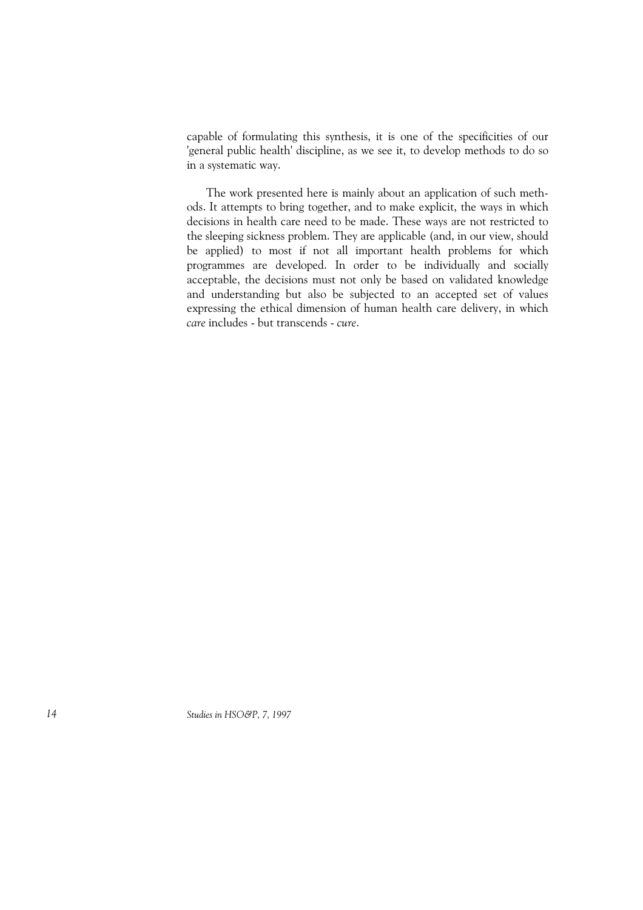capable of formulating this synthesis, it is one of the specificities of our 'general public health' discipline, as we see it, to develop methods to do so in a systematic way.

The work presented here is mainly about an application of such methods. It attempts to bring together, and to make explicit, the ways in which decisions in health care need to be made. These ways are not restricted to the sleeping sickness problem. They are applicable (and, in our view, should be applied) to most if not all important health problems for which programmes are developed. In order to be individually and socially acceptable, the decisions must not only be based on validated knowledge and understanding but also be subjected to an accepted set of values expressing the ethical dimension of human health care delivery, in which *care* includes - but transcends - *cure*.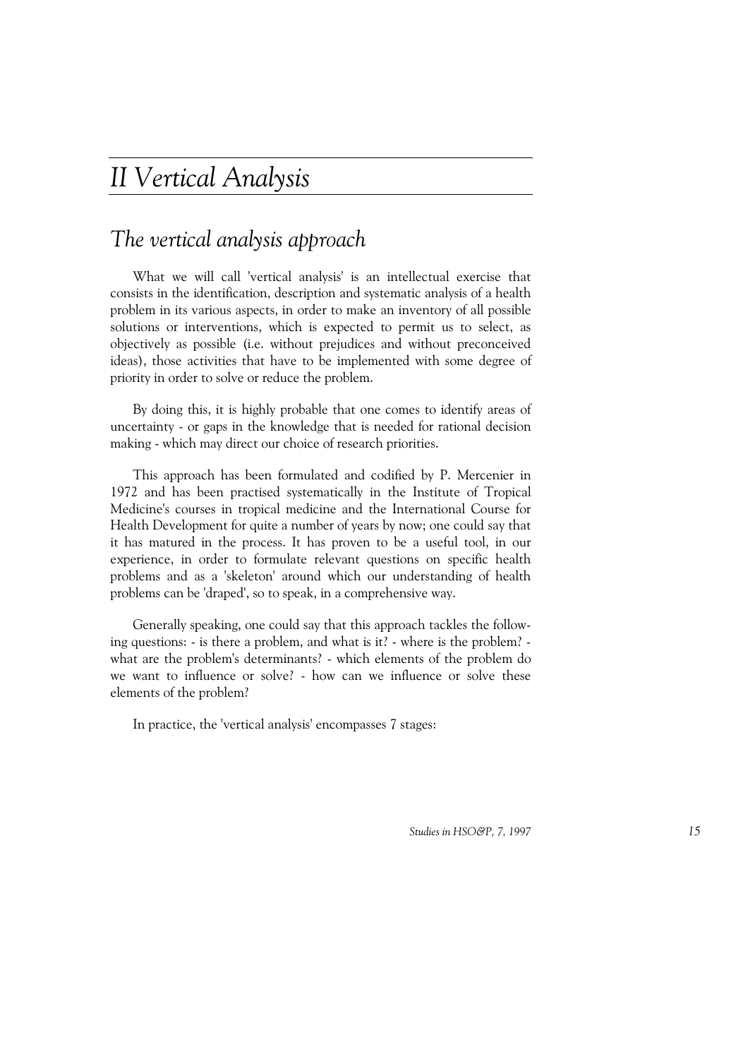# II Vertical Analysis

## The vertical analysis approach

What we will call 'vertical analysis' is an intellectual exercise that consists in the identification, description and systematic analysis of a health problem in its various aspects, in order to make an inventory of all possible solutions or interventions, which is expected to permit us to select, as objectively as possible (i.e. without prejudices and without preconceived ideas), those activities that have to be implemented with some degree of priority in order to solve or reduce the problem.

By doing this, it is highly probable that one comes to identify areas of uncertainty - or gaps in the knowledge that is needed for rational decision making - which may direct our choice of research priorities.

This approach has been formulated and codified by P. Mercenier in 1972 and has been practised systematically in the Institute of Tropical Medicine's courses in tropical medicine and the International Course for Health Development for quite a number of years by now; one could say that it has matured in the process. It has proven to be a useful tool, in our experience, in order to formulate relevant questions on specific health problems and as a 'skeleton' around which our understanding of health problems can be 'draped', so to speak, in a comprehensive way.

Generally speaking, one could say that this approach tackles the following questions: - is there a problem, and what is it? - where is the problem? - what are the problem's determinants? - which elements of the problem do we want to influence or solve? - how can we influence or solve these elements of the problem?

In practice, the 'vertical analysis' encompasses 7 stages: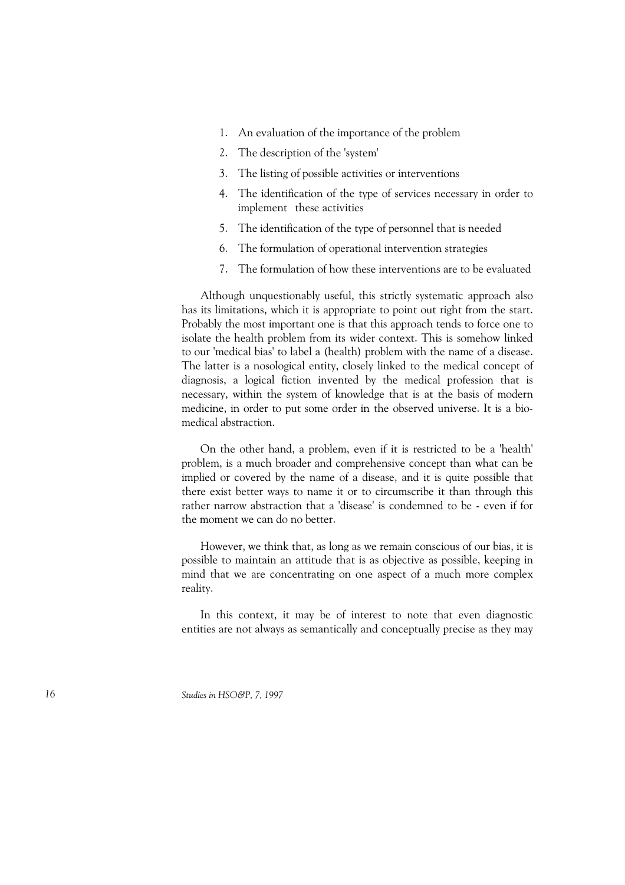1. An evaluation of the importance of the problem
2. The description of the 'system'
3. The listing of possible activities or interventions
4. The identification of the type of services necessary in order to implement these activities
5. The identification of the type of personnel that is needed
6. The formulation of operational intervention strategies
7. The formulation of how these interventions are to be evaluated

Although unquestionably useful, this strictly systematic approach also has its limitations, which it is appropriate to point out right from the start. Probably the most important one is that this approach tends to force one to isolate the health problem from its wider context. This is somehow linked to our 'medical bias' to label a (health) problem with the name of a disease. The latter is a nosological entity, closely linked to the medical concept of diagnosis, a logical fiction invented by the medical profession that is necessary, within the system of knowledge that is at the basis of modern medicine, in order to put some order in the observed universe. It is a bio-medical abstraction.

On the other hand, a problem, even if it is restricted to be a 'health' problem, is a much broader and comprehensive concept than what can be implied or covered by the name of a disease, and it is quite possible that there exist better ways to name it or to circumscribe it than through this rather narrow abstraction that a 'disease' is condemned to be - even if for the moment we can do no better.

However, we think that, as long as we remain conscious of our bias, it is possible to maintain an attitude that is as objective as possible, keeping in mind that we are concentrating on one aspect of a much more complex reality.

In this context, it may be of interest to note that even diagnostic entities are not always as semantically and conceptually precise as they may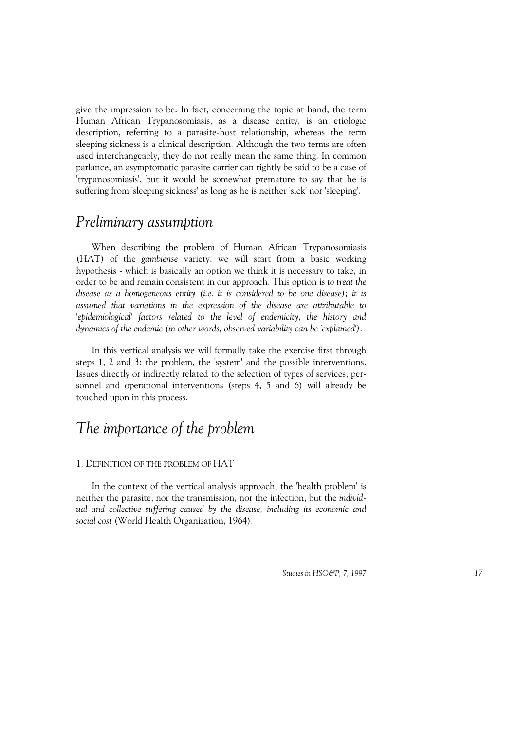give the impression to be. In fact, concerning the topic at hand, the term Human African Trypanosomiasis, as a disease entity, is an etiologic description, referring to a parasite-host relationship, whereas the term sleeping sickness is a clinical description. Although the two terms are often used interchangeably, they do not really mean the same thing. In common parlance, an asymptomatic parasite carrier can rightly be said to be a case of 'trypanosomiasis', but it would be somewhat premature to say that he is suffering from 'sleeping sickness' as long as he is neither 'sick' nor 'sleeping'.

## Preliminary assumption

When describing the problem of Human African Trypanosomiasis (HAT) of the *gambiense* variety, we will start from a basic working hypothesis - which is basically an option we think it is necessary to take, in order to be and remain consistent in our approach. This option is *to treat the disease as a homogeneous entity (i.e. it is considered to be one disease); it is assumed that variations in the expression of the disease are attributable to 'epidemiological' factors related to the level of endemicity, the history and dynamics of the endemic (in other words, observed variability can be 'explained').*

In this vertical analysis we will formally take the exercise first through steps 1, 2 and 3: the problem, the 'system' and the possible interventions. Issues directly or indirectly related to the selection of types of services, personnel and operational interventions (steps 4, 5 and 6) will already be touched upon in this process.

## The importance of the problem

### 1. Definition of the problem of HAT

In the context of the vertical analysis approach, the 'health problem' is neither the parasite, nor the transmission, nor the infection, but the *individual and collective suffering caused by the disease, including its economic and social cost* (World Health Organization, 1964).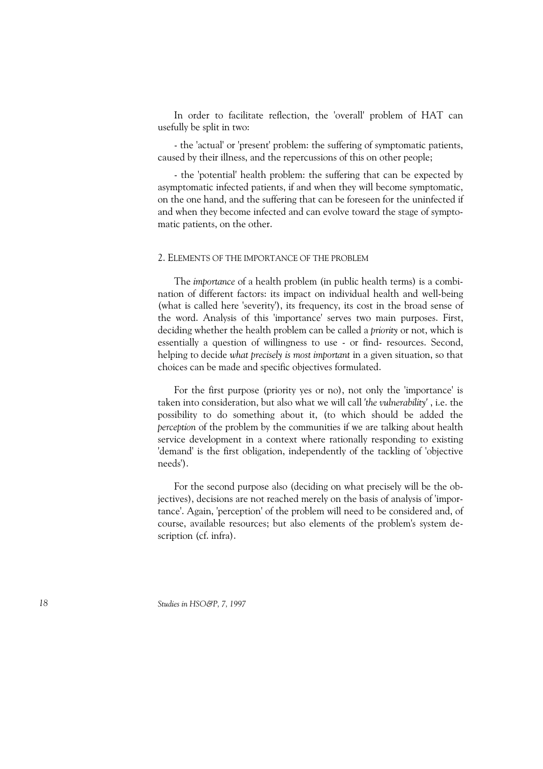In order to facilitate reflection, the 'overall' problem of HAT can usefully be split in two:

- the 'actual' or 'present' problem: the suffering of symptomatic patients, caused by their illness, and the repercussions of this on other people;

- the 'potential' health problem: the suffering that can be expected by asymptomatic infected patients, if and when they will become symptomatic, on the one hand, and the suffering that can be foreseen for the uninfected if and when they become infected and can evolve toward the stage of symptomatic patients, on the other.

## 2. Elements of the importance of the problem

The *importance* of a health problem (in public health terms) is a combination of different factors: its impact on individual health and well-being (what is called here 'severity'), its frequency, its cost in the broad sense of the word. Analysis of this 'importance' serves two main purposes. First, deciding whether the health problem can be called a *priority* or not, which is essentially a question of willingness to use - or find- resources. Second, helping to decide *what precisely is most important* in a given situation, so that choices can be made and specific objectives formulated.

For the first purpose (priority yes or no), not only the 'importance' is taken into consideration, but also what we will call *'the vulnerability'* , i.e. the possibility to do something about it, (to which should be added the *perception* of the problem by the communities if we are talking about health service development in a context where rationally responding to existing 'demand' is the first obligation, independently of the tackling of 'objective needs').

For the second purpose also (deciding on what precisely will be the objectives), decisions are not reached merely on the basis of analysis of 'importance'. Again, 'perception' of the problem will need to be considered and, of course, available resources; but also elements of the problem's system description (cf. infra).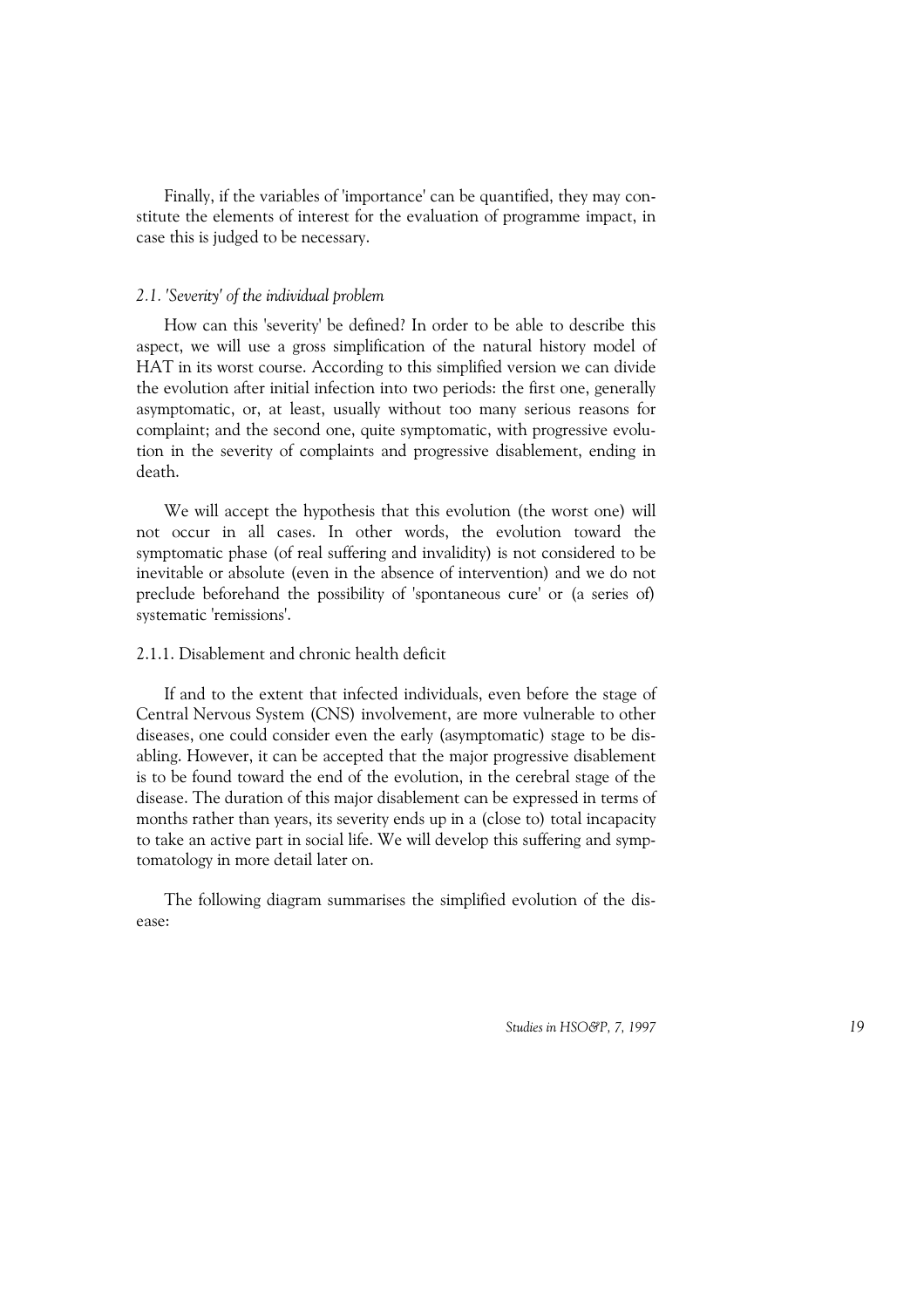Finally, if the variables of 'importance' can be quantified, they may constitute the elements of interest for the evaluation of programme impact, in case this is judged to be necessary.

### *2.1. 'Severity' of the individual problem*

How can this 'severity' be defined? In order to be able to describe this aspect, we will use a gross simplification of the natural history model of HAT in its worst course. According to this simplified version we can divide the evolution after initial infection into two periods: the first one, generally asymptomatic, or, at least, usually without too many serious reasons for complaint; and the second one, quite symptomatic, with progressive evolution in the severity of complaints and progressive disablement, ending in death.

We will accept the hypothesis that this evolution (the worst one) will not occur in all cases. In other words, the evolution toward the symptomatic phase (of real suffering and invalidity) is not considered to be inevitable or absolute (even in the absence of intervention) and we do not preclude beforehand the possibility of 'spontaneous cure' or (a series of) systematic 'remissions'.

#### 2.1.1. Disablement and chronic health deficit

If and to the extent that infected individuals, even before the stage of Central Nervous System (CNS) involvement, are more vulnerable to other diseases, one could consider even the early (asymptomatic) stage to be disabling. However, it can be accepted that the major progressive disablement is to be found toward the end of the evolution, in the cerebral stage of the disease. The duration of this major disablement can be expressed in terms of months rather than years, its severity ends up in a (close to) total incapacity to take an active part in social life. We will develop this suffering and symptomatology in more detail later on.

The following diagram summarises the simplified evolution of the disease: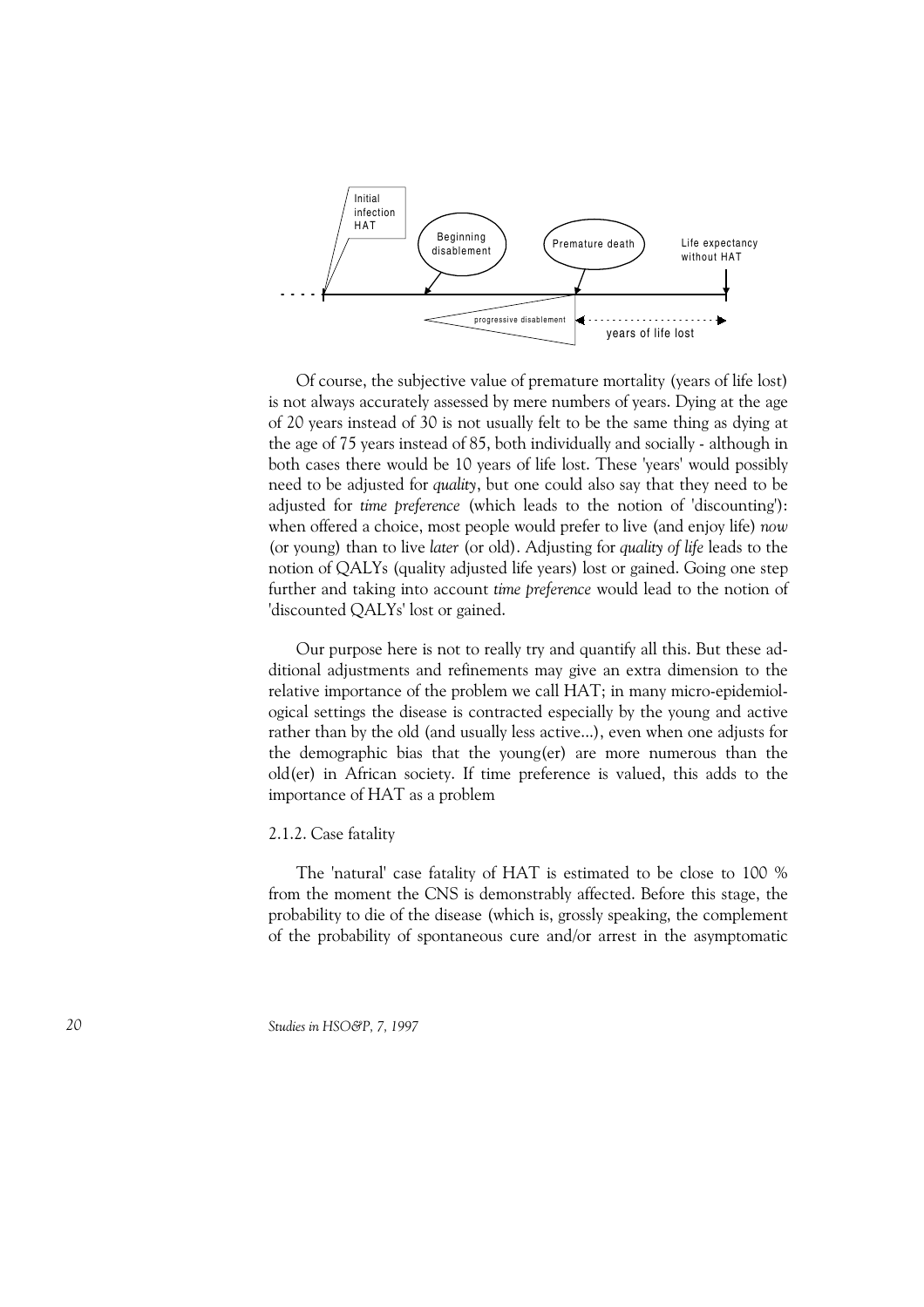Initial infection HAT

Beginning disablement

Premature death

Life expectancy without HAT

progressive disablement

years of life lost

Of course, the subjective value of premature mortality (years of life lost) is not always accurately assessed by mere numbers of years. Dying at the age of 20 years instead of 30 is not usually felt to be the same thing as dying at the age of 75 years instead of 85, both individually and socially - although in both cases there would be 10 years of life lost. These 'years' would possibly need to be adjusted for *quality*, but one could also say that they need to be adjusted for *time preference* (which leads to the notion of 'discounting'): when offered a choice, most people would prefer to live (and enjoy life) *now* (or young) than to live *later* (or old). Adjusting for *quality of life* leads to the notion of QALYs (quality adjusted life years) lost or gained. Going one step further and taking into account *time preference* would lead to the notion of 'discounted QALYs' lost or gained.

Our purpose here is not to really try and quantify all this. But these additional adjustments and refinements may give an extra dimension to the relative importance of the problem we call HAT; in many micro-epidemiological settings the disease is contracted especially by the young and active rather than by the old (and usually less active...), even when one adjusts for the demographic bias that the young(er) are more numerous than the old(er) in African society. If time preference is valued, this adds to the importance of HAT as a problem

2.1.2. Case fatality

The 'natural' case fatality of HAT is estimated to be close to 100 % from the moment the CNS is demonstrably affected. Before this stage, the probability to die of the disease (which is, grossly speaking, the complement of the probability of spontaneous cure and/or arrest in the asymptomatic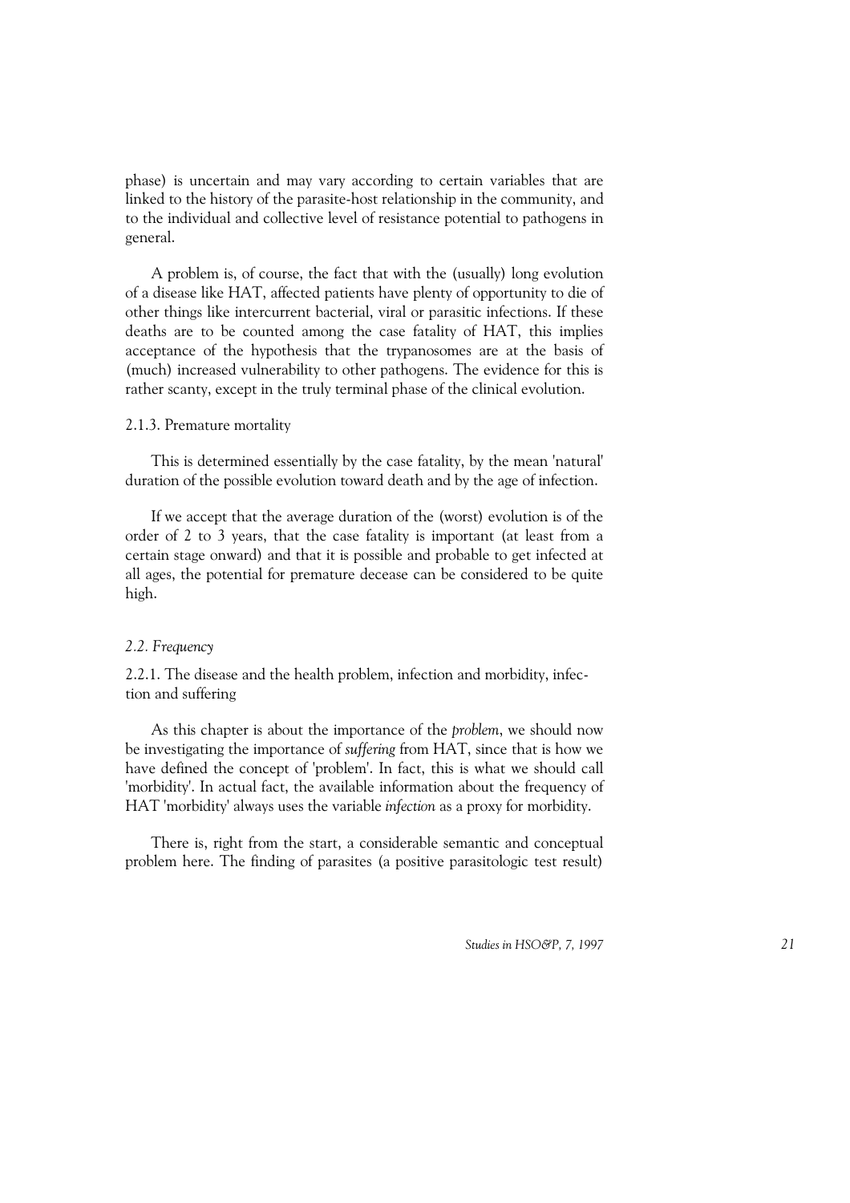phase) is uncertain and may vary according to certain variables that are linked to the history of the parasite-host relationship in the community, and to the individual and collective level of resistance potential to pathogens in general.

A problem is, of course, the fact that with the (usually) long evolution of a disease like HAT, affected patients have plenty of opportunity to die of other things like intercurrent bacterial, viral or parasitic infections. If these deaths are to be counted among the case fatality of HAT, this implies acceptance of the hypothesis that the trypanosomes are at the basis of (much) increased vulnerability to other pathogens. The evidence for this is rather scanty, except in the truly terminal phase of the clinical evolution.

#### 2.1.3. Premature mortality

This is determined essentially by the case fatality, by the mean 'natural' duration of the possible evolution toward death and by the age of infection.

If we accept that the average duration of the (worst) evolution is of the order of 2 to 3 years, that the case fatality is important (at least from a certain stage onward) and that it is possible and probable to get infected at all ages, the potential for premature decease can be considered to be quite high.

### *2.2. Frequency*

#### 2.2.1. The disease and the health problem, infection and morbidity, infection and suffering

As this chapter is about the importance of the *problem*, we should now be investigating the importance of *suffering* from HAT, since that is how we have defined the concept of 'problem'. In fact, this is what we should call 'morbidity'. In actual fact, the available information about the frequency of HAT 'morbidity' always uses the variable *infection* as a proxy for morbidity.

There is, right from the start, a considerable semantic and conceptual problem here. The finding of parasites (a positive parasitologic test result)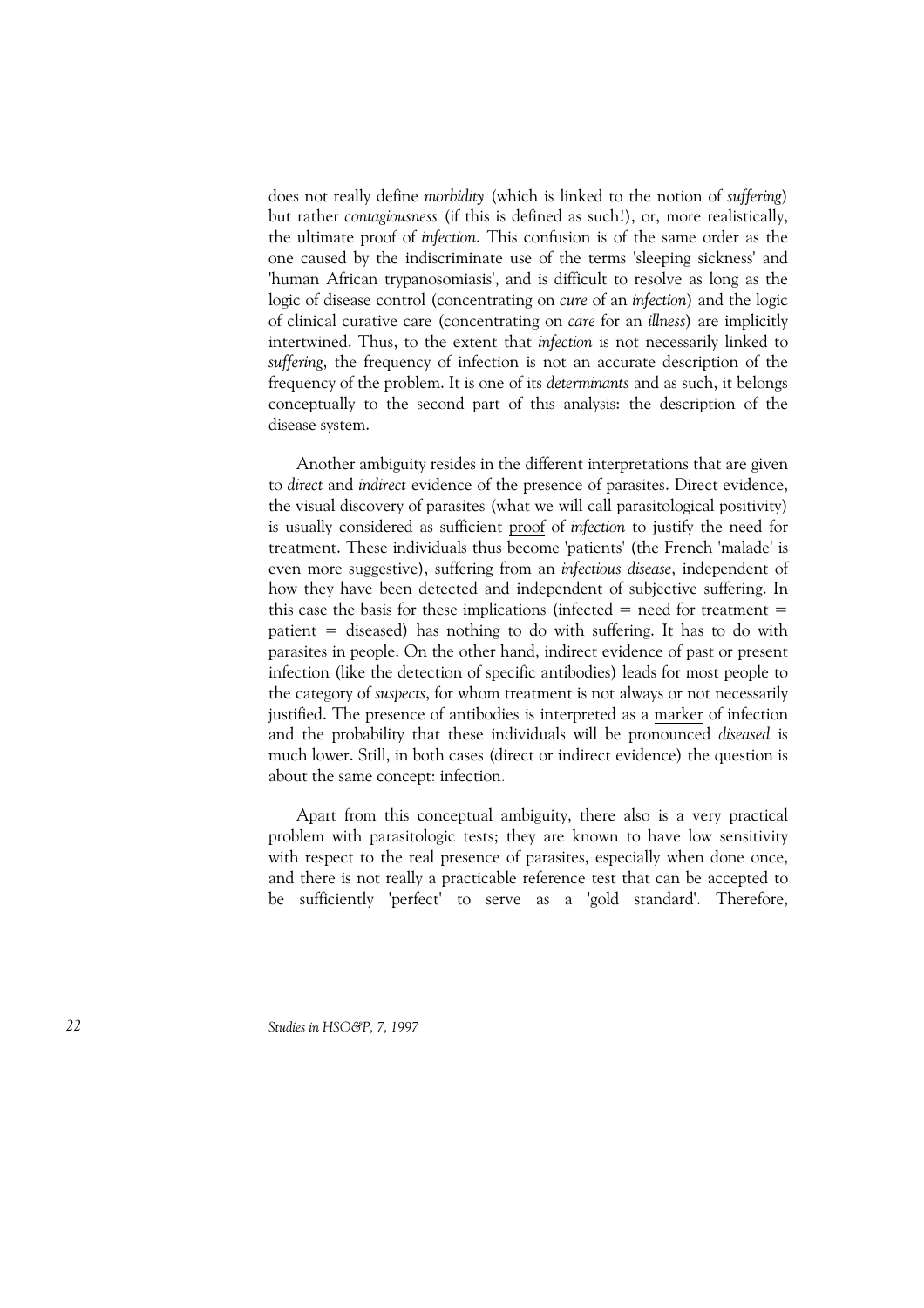does not really define *morbidity* (which is linked to the notion of *suffering*) but rather *contagiousness* (if this is defined as such!), or, more realistically, the ultimate proof of *infection*. This confusion is of the same order as the one caused by the indiscriminate use of the terms 'sleeping sickness' and 'human African trypanosomiasis', and is difficult to resolve as long as the logic of disease control (concentrating on *cure* of an *infection*) and the logic of clinical curative care (concentrating on *care* for an *illness*) are implicitly intertwined. Thus, to the extent that *infection* is not necessarily linked to *suffering*, the frequency of infection is not an accurate description of the frequency of the problem. It is one of its *determinants* and as such, it belongs conceptually to the second part of this analysis: the description of the disease system.

Another ambiguity resides in the different interpretations that are given to *direct* and *indirect* evidence of the presence of parasites. Direct evidence, the visual discovery of parasites (what we will call parasitological positivity) is usually considered as sufficient <u>proof</u> of *infection* to justify the need for treatment. These individuals thus become 'patients' (the French 'malade' is even more suggestive), suffering from an *infectious disease*, independent of how they have been detected and independent of subjective suffering. In this case the basis for these implications (infected = need for treatment = patient = diseased) has nothing to do with suffering. It has to do with parasites in people. On the other hand, indirect evidence of past or present infection (like the detection of specific antibodies) leads for most people to the category of *suspects*, for whom treatment is not always or not necessarily justified. The presence of antibodies is interpreted as a <u>marker</u> of infection and the probability that these individuals will be pronounced *diseased* is much lower. Still, in both cases (direct or indirect evidence) the question is about the same concept: infection.

Apart from this conceptual ambiguity, there also is a very practical problem with parasitologic tests; they are known to have low sensitivity with respect to the real presence of parasites, especially when done once, and there is not really a practicable reference test that can be accepted to be sufficiently 'perfect' to serve as a 'gold standard'. Therefore,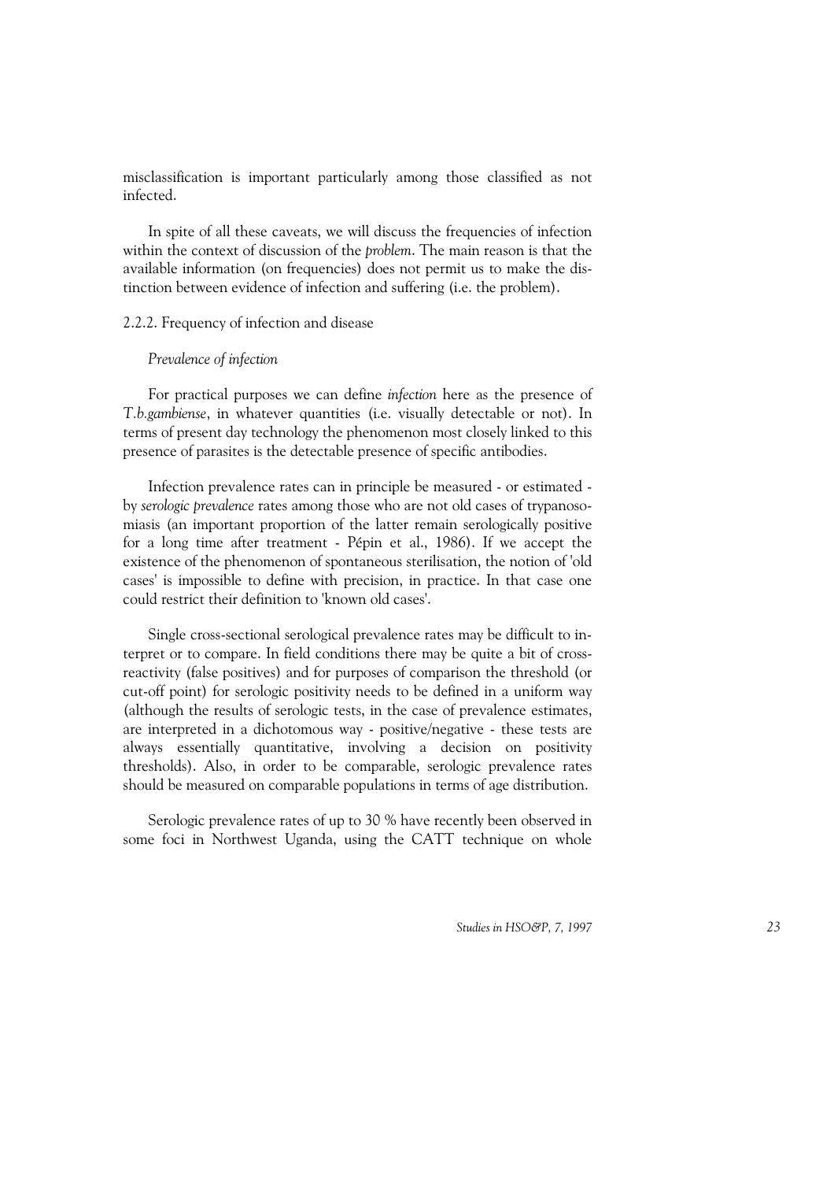misclassification is important particularly among those classified as not infected.

In spite of all these caveats, we will discuss the frequencies of infection within the context of discussion of the *problem*. The main reason is that the available information (on frequencies) does not permit us to make the distinction between evidence of infection and suffering (i.e. the problem).

### 2.2.2. Frequency of infection and disease

#### *Prevalence of infection*

For practical purposes we can define *infection* here as the presence of *T.b.gambiense*, in whatever quantities (i.e. visually detectable or not). In terms of present day technology the phenomenon most closely linked to this presence of parasites is the detectable presence of specific antibodies.

Infection prevalence rates can in principle be measured - or estimated - by *serologic prevalence* rates among those who are not old cases of trypanosomiasis (an important proportion of the latter remain serologically positive for a long time after treatment - Pépin et al., 1986). If we accept the existence of the phenomenon of spontaneous sterilisation, the notion of 'old cases' is impossible to define with precision, in practice. In that case one could restrict their definition to 'known old cases'.

Single cross-sectional serological prevalence rates may be difficult to interpret or to compare. In field conditions there may be quite a bit of cross-reactivity (false positives) and for purposes of comparison the threshold (or cut-off point) for serologic positivity needs to be defined in a uniform way (although the results of serologic tests, in the case of prevalence estimates, are interpreted in a dichotomous way - positive/negative - these tests are always essentially quantitative, involving a decision on positivity thresholds). Also, in order to be comparable, serologic prevalence rates should be measured on comparable populations in terms of age distribution.

Serologic prevalence rates of up to 30 % have recently been observed in some foci in Northwest Uganda, using the CATT technique on whole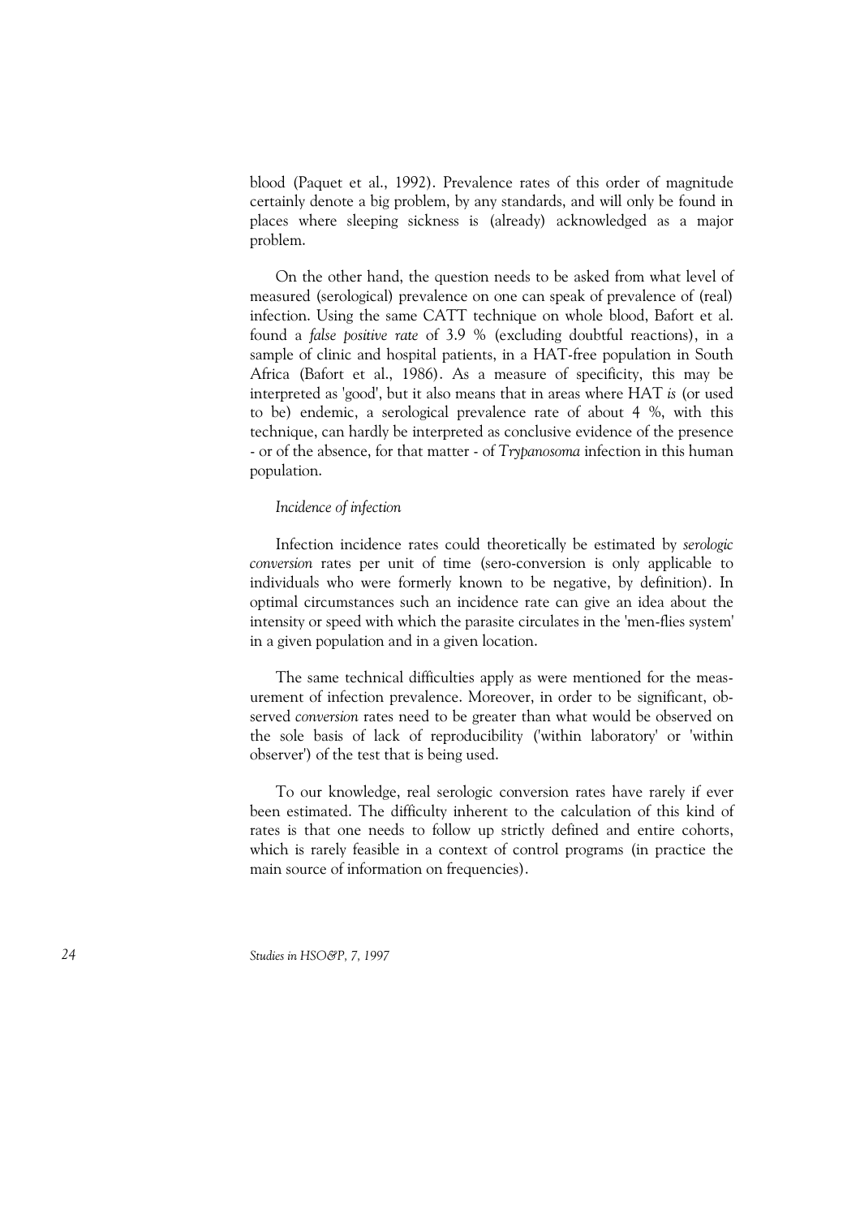blood (Paquet et al., 1992). Prevalence rates of this order of magnitude certainly denote a big problem, by any standards, and will only be found in places where sleeping sickness is (already) acknowledged as a major problem.

On the other hand, the question needs to be asked from what level of measured (serological) prevalence on one can speak of prevalence of (real) infection. Using the same CATT technique on whole blood, Bafort et al. found a *false positive rate* of 3.9 % (excluding doubtful reactions), in a sample of clinic and hospital patients, in a HAT-free population in South Africa (Bafort et al., 1986). As a measure of specificity, this may be interpreted as 'good', but it also means that in areas where HAT *is* (or used to be) endemic, a serological prevalence rate of about 4 %, with this technique, can hardly be interpreted as conclusive evidence of the presence - or of the absence, for that matter - of *Trypanosoma* infection in this human population.

*Incidence of infection*

Infection incidence rates could theoretically be estimated by *serologic conversion* rates per unit of time (sero-conversion is only applicable to individuals who were formerly known to be negative, by definition). In optimal circumstances such an incidence rate can give an idea about the intensity or speed with which the parasite circulates in the 'men-flies system' in a given population and in a given location.

The same technical difficulties apply as were mentioned for the measurement of infection prevalence. Moreover, in order to be significant, observed *conversion* rates need to be greater than what would be observed on the sole basis of lack of reproducibility ('within laboratory' or 'within observer') of the test that is being used.

To our knowledge, real serologic conversion rates have rarely if ever been estimated. The difficulty inherent to the calculation of this kind of rates is that one needs to follow up strictly defined and entire cohorts, which is rarely feasible in a context of control programs (in practice the main source of information on frequencies).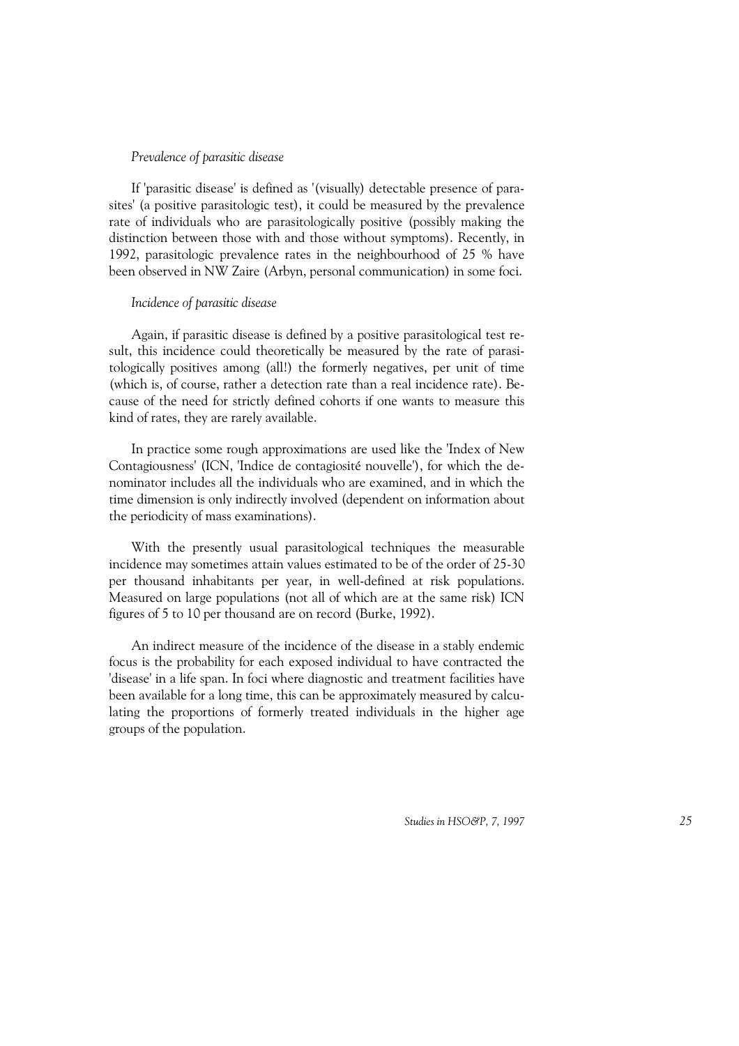*Prevalence of parasitic disease*

If 'parasitic disease' is defined as '(visually) detectable presence of parasites' (a positive parasitologic test), it could be measured by the prevalence rate of individuals who are parasitologically positive (possibly making the distinction between those with and those without symptoms). Recently, in 1992, parasitologic prevalence rates in the neighbourhood of 25 % have been observed in NW Zaire (Arbyn, personal communication) in some foci.

*Incidence of parasitic disease*

Again, if parasitic disease is defined by a positive parasitological test result, this incidence could theoretically be measured by the rate of parasitologically positives among (all!) the formerly negatives, per unit of time (which is, of course, rather a detection rate than a real incidence rate). Because of the need for strictly defined cohorts if one wants to measure this kind of rates, they are rarely available.

In practice some rough approximations are used like the 'Index of New Contagiousness' (ICN, 'Indice de contagiosité nouvelle'), for which the denominator includes all the individuals who are examined, and in which the time dimension is only indirectly involved (dependent on information about the periodicity of mass examinations).

With the presently usual parasitological techniques the measurable incidence may sometimes attain values estimated to be of the order of 25-30 per thousand inhabitants per year, in well-defined at risk populations. Measured on large populations (not all of which are at the same risk) ICN figures of 5 to 10 per thousand are on record (Burke, 1992).

An indirect measure of the incidence of the disease in a stably endemic focus is the probability for each exposed individual to have contracted the 'disease' in a life span. In foci where diagnostic and treatment facilities have been available for a long time, this can be approximately measured by calculating the proportions of formerly treated individuals in the higher age groups of the population.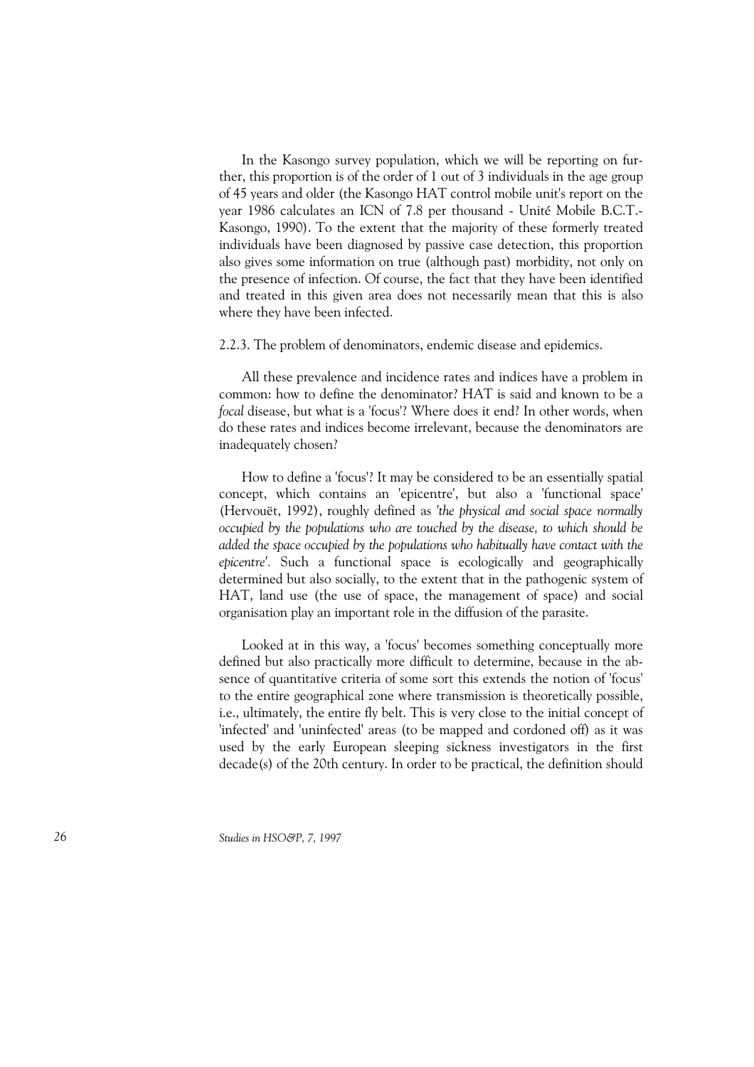In the Kasongo survey population, which we will be reporting on further, this proportion is of the order of 1 out of 3 individuals in the age group of 45 years and older (the Kasongo HAT control mobile unit's report on the year 1986 calculates an ICN of 7.8 per thousand - Unité Mobile B.C.T.-Kasongo, 1990). To the extent that the majority of these formerly treated individuals have been diagnosed by passive case detection, this proportion also gives some information on true (although past) morbidity, not only on the presence of infection. Of course, the fact that they have been identified and treated in this given area does not necessarily mean that this is also where they have been infected.

### 2.2.3. The problem of denominators, endemic disease and epidemics.

All these prevalence and incidence rates and indices have a problem in common: how to define the denominator? HAT is said and known to be a *focal* disease, but what is a 'focus'? Where does it end? In other words, when do these rates and indices become irrelevant, because the denominators are inadequately chosen?

How to define a 'focus'? It may be considered to be an essentially spatial concept, which contains an 'epicentre', but also a 'functional space' (Hervouët, 1992), roughly defined as *'the physical and social space normally occupied by the populations who are touched by the disease, to which should be added the space occupied by the populations who habitually have contact with the epicentre'*. Such a functional space is ecologically and geographically determined but also socially, to the extent that in the pathogenic system of HAT, land use (the use of space, the management of space) and social organisation play an important role in the diffusion of the parasite.

Looked at in this way, a 'focus' becomes something conceptually more defined but also practically more difficult to determine, because in the absence of quantitative criteria of some sort this extends the notion of 'focus' to the entire geographical zone where transmission is theoretically possible, i.e., ultimately, the entire fly belt. This is very close to the initial concept of 'infected' and 'uninfected' areas (to be mapped and cordoned off) as it was used by the early European sleeping sickness investigators in the first decade(s) of the 20th century. In order to be practical, the definition should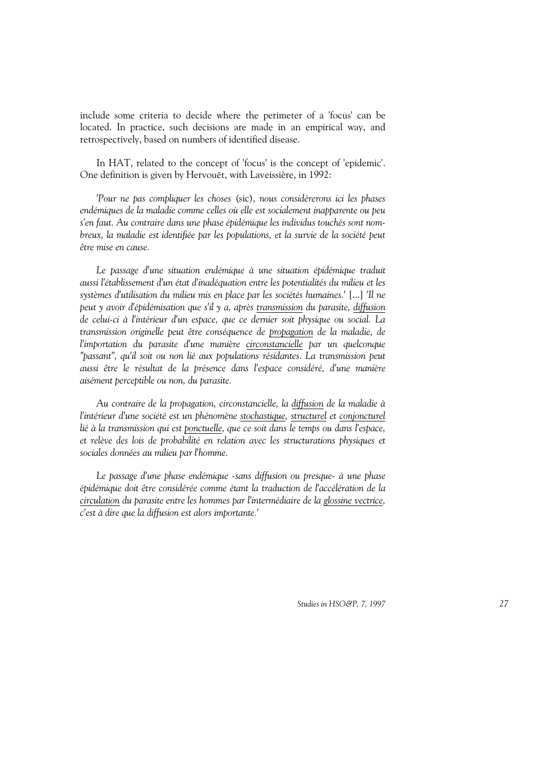include some criteria to decide where the perimeter of a 'focus' can be located. In practice, such decisions are made in an empirical way, and retrospectively, based on numbers of identified disease.

In HAT, related to the concept of 'focus' is the concept of 'epidemic'. One definition is given by Hervouët, with Laveissière, in 1992:

*'Pour ne pas compliquer les choses* (sic), *nous considérerons ici les phases endémiques de la maladie comme celles où elle est socialement inapparente ou peu s'en faut. Au contraire dans une phase épidémique les individus touchés sont nombreux, la maladie est identifiée par les populations, et la survie de la société peut être mise en cause.*

*Le passage d'une situation endémique à une situation épidémique traduit aussi l'établissement d'un état d'inadéquation entre les potentialités du milieu et les systèmes d'utilisation du milieu mis en place par les sociétés humaines.'* [...] *'Il ne peut y avoir d'épidémisation que s'il y a, après transmission du parasite, diffusion de celui-ci à l'intérieur d'un espace, que ce dernier soit physique ou social. La transmission originelle peut être conséquence de propagation de la maladie, de l'importation du parasite d'une manière circonstancielle par un quelconque "passant", qu'il soit ou non lié aux populations résidantes. La transmission peut aussi être le résultat de la présence dans l'espace considéré, d'une manière aisément perceptible ou non, du parasite.*

*Au contraire de la propagation, circonstancielle, la diffusion de la maladie à l'intérieur d'une société est un phénomène stochastique, structurel et conjoncturel lié à la transmission qui est ponctuelle, que ce soit dans le temps ou dans l'espace, et relève des lois de probabilité en relation avec les structurations physiques et sociales données au milieu par l'homme.*

*Le passage d'une phase endémique -sans diffusion ou presque- à une phase épidémique doit être considérée comme étant la traduction de l'accélération de la circulation du parasite entre les hommes par l'intermédiaire de la glossine vectrice, c'est à dire que la diffusion est alors importante.'*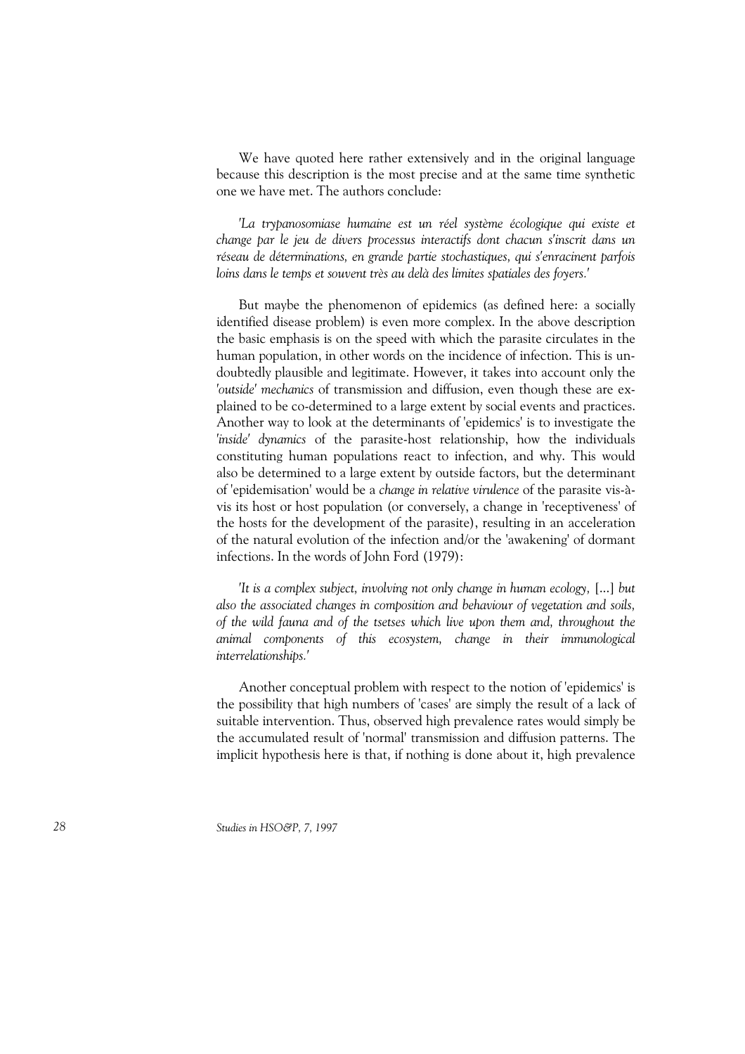We have quoted here rather extensively and in the original language because this description is the most precise and at the same time synthetic one we have met. The authors conclude:

*'La trypanosomiase humaine est un réel système écologique qui existe et change par le jeu de divers processus interactifs dont chacun s'inscrit dans un réseau de déterminations, en grande partie stochastiques, qui s'enracinent parfois loins dans le temps et souvent très au delà des limites spatiales des foyers.'*

But maybe the phenomenon of epidemics (as defined here: a socially identified disease problem) is even more complex. In the above description the basic emphasis is on the speed with which the parasite circulates in the human population, in other words on the incidence of infection. This is undoubtedly plausible and legitimate. However, it takes into account only the *'outside' mechanics* of transmission and diffusion, even though these are explained to be co-determined to a large extent by social events and practices. Another way to look at the determinants of 'epidemics' is to investigate the *'inside' dynamics* of the parasite-host relationship, how the individuals constituting human populations react to infection, and why. This would also be determined to a large extent by outside factors, but the determinant of 'epidemisation' would be a *change in relative virulence* of the parasite vis-à-vis its host or host population (or conversely, a change in 'receptiveness' of the hosts for the development of the parasite), resulting in an acceleration of the natural evolution of the infection and/or the 'awakening' of dormant infections. In the words of John Ford (1979):

*'It is a complex subject, involving not only change in human ecology,* [...] *but also the associated changes in composition and behaviour of vegetation and soils, of the wild fauna and of the tsetses which live upon them and, throughout the animal components of this ecosystem, change in their immunological interrelationships.'*

Another conceptual problem with respect to the notion of 'epidemics' is the possibility that high numbers of 'cases' are simply the result of a lack of suitable intervention. Thus, observed high prevalence rates would simply be the accumulated result of 'normal' transmission and diffusion patterns. The implicit hypothesis here is that, if nothing is done about it, high prevalence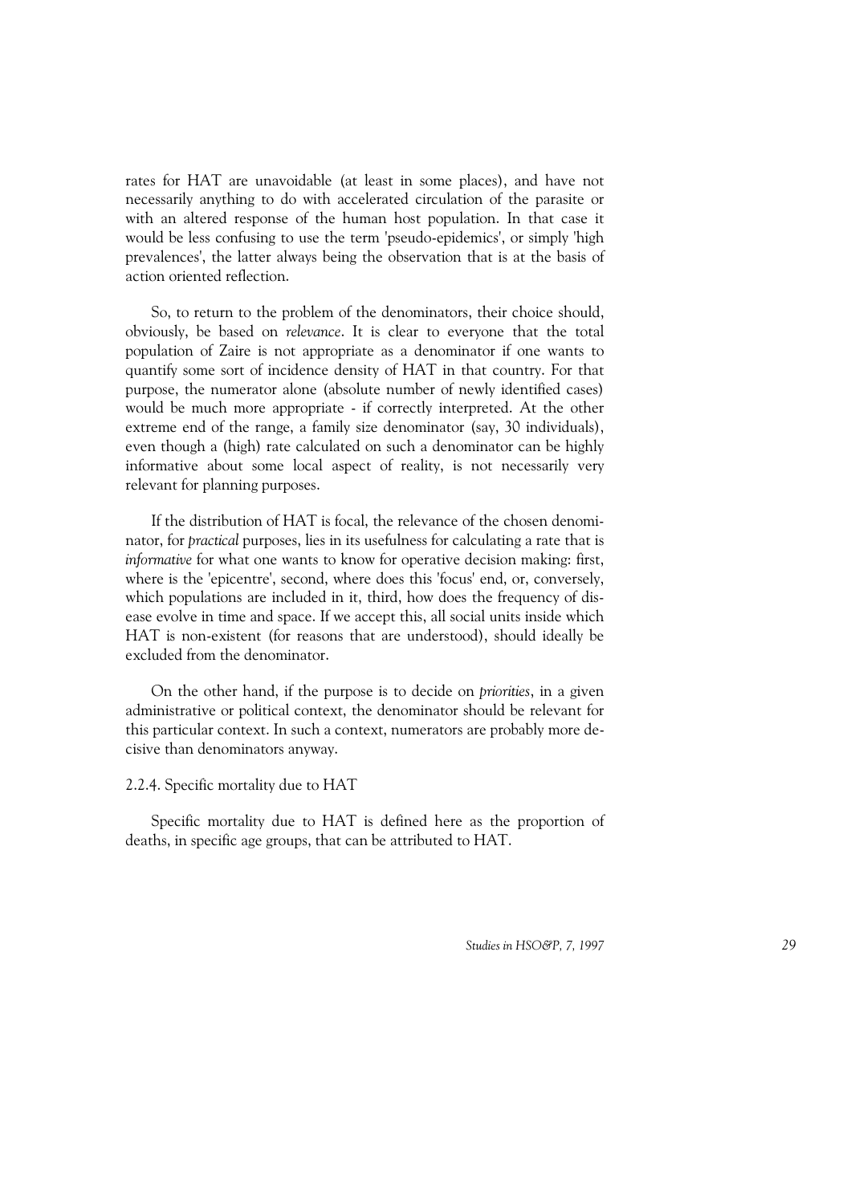rates for HAT are unavoidable (at least in some places), and have not necessarily anything to do with accelerated circulation of the parasite or with an altered response of the human host population. In that case it would be less confusing to use the term 'pseudo-epidemics', or simply 'high prevalences', the latter always being the observation that is at the basis of action oriented reflection.

So, to return to the problem of the denominators, their choice should, obviously, be based on *relevance*. It is clear to everyone that the total population of Zaire is not appropriate as a denominator if one wants to quantify some sort of incidence density of HAT in that country. For that purpose, the numerator alone (absolute number of newly identified cases) would be much more appropriate - if correctly interpreted. At the other extreme end of the range, a family size denominator (say, 30 individuals), even though a (high) rate calculated on such a denominator can be highly informative about some local aspect of reality, is not necessarily very relevant for planning purposes.

If the distribution of HAT is focal, the relevance of the chosen denominator, for *practical* purposes, lies in its usefulness for calculating a rate that is *informative* for what one wants to know for operative decision making: first, where is the 'epicentre', second, where does this 'focus' end, or, conversely, which populations are included in it, third, how does the frequency of disease evolve in time and space. If we accept this, all social units inside which HAT is non-existent (for reasons that are understood), should ideally be excluded from the denominator.

On the other hand, if the purpose is to decide on *priorities*, in a given administrative or political context, the denominator should be relevant for this particular context. In such a context, numerators are probably more decisive than denominators anyway.

#### 2.2.4. Specific mortality due to HAT

Specific mortality due to HAT is defined here as the proportion of deaths, in specific age groups, that can be attributed to HAT.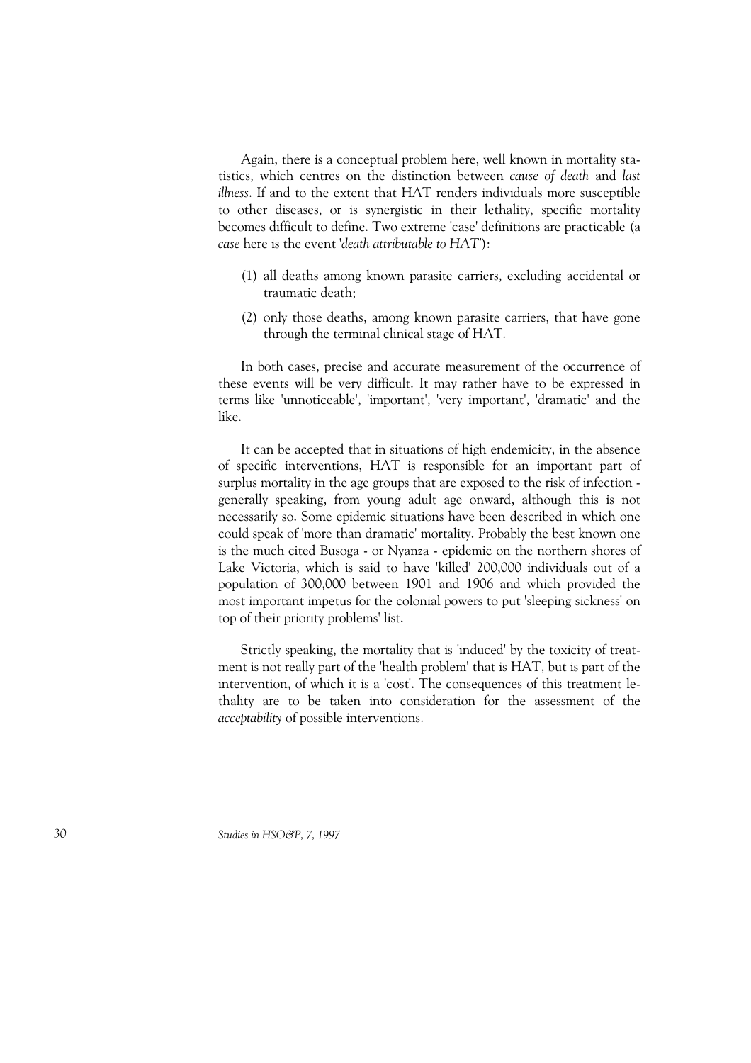Again, there is a conceptual problem here, well known in mortality statistics, which centres on the distinction between *cause of death* and *last illness*. If and to the extent that HAT renders individuals more susceptible to other diseases, or is synergistic in their lethality, specific mortality becomes difficult to define. Two extreme 'case' definitions are practicable (a *case* here is the event '*death attributable to HAT*'):

(1) all deaths among known parasite carriers, excluding accidental or traumatic death;

(2) only those deaths, among known parasite carriers, that have gone through the terminal clinical stage of HAT.

In both cases, precise and accurate measurement of the occurrence of these events will be very difficult. It may rather have to be expressed in terms like 'unnoticeable', 'important', 'very important', 'dramatic' and the like.

It can be accepted that in situations of high endemicity, in the absence of specific interventions, HAT is responsible for an important part of surplus mortality in the age groups that are exposed to the risk of infection - generally speaking, from young adult age onward, although this is not necessarily so. Some epidemic situations have been described in which one could speak of 'more than dramatic' mortality. Probably the best known one is the much cited Busoga - or Nyanza - epidemic on the northern shores of Lake Victoria, which is said to have 'killed' 200,000 individuals out of a population of 300,000 between 1901 and 1906 and which provided the most important impetus for the colonial powers to put 'sleeping sickness' on top of their priority problems' list.

Strictly speaking, the mortality that is 'induced' by the toxicity of treatment is not really part of the 'health problem' that is HAT, but is part of the intervention, of which it is a 'cost'. The consequences of this treatment lethality are to be taken into consideration for the assessment of the *acceptability* of possible interventions.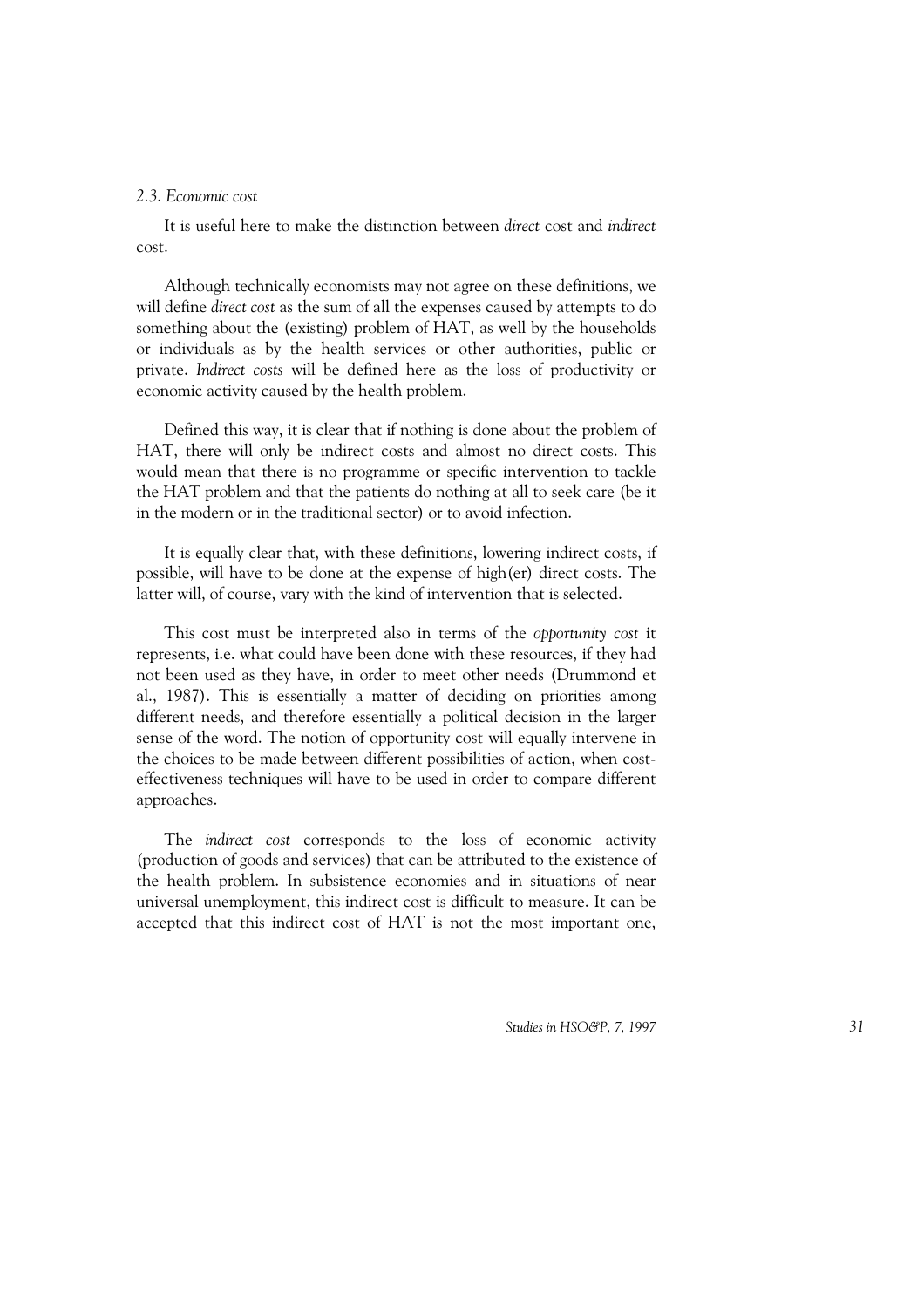### *2.3. Economic cost*

It is useful here to make the distinction between *direct* cost and *indirect* cost.

Although technically economists may not agree on these definitions, we will define *direct cost* as the sum of all the expenses caused by attempts to do something about the (existing) problem of HAT, as well by the households or individuals as by the health services or other authorities, public or private. *Indirect costs* will be defined here as the loss of productivity or economic activity caused by the health problem.

Defined this way, it is clear that if nothing is done about the problem of HAT, there will only be indirect costs and almost no direct costs. This would mean that there is no programme or specific intervention to tackle the HAT problem and that the patients do nothing at all to seek care (be it in the modern or in the traditional sector) or to avoid infection.

It is equally clear that, with these definitions, lowering indirect costs, if possible, will have to be done at the expense of high(er) direct costs. The latter will, of course, vary with the kind of intervention that is selected.

This cost must be interpreted also in terms of the *opportunity cost* it represents, i.e. what could have been done with these resources, if they had not been used as they have, in order to meet other needs (Drummond et al., 1987). This is essentially a matter of deciding on priorities among different needs, and therefore essentially a political decision in the larger sense of the word. The notion of opportunity cost will equally intervene in the choices to be made between different possibilities of action, when cost-effectiveness techniques will have to be used in order to compare different approaches.

The *indirect cost* corresponds to the loss of economic activity (production of goods and services) that can be attributed to the existence of the health problem. In subsistence economies and in situations of near universal unemployment, this indirect cost is difficult to measure. It can be accepted that this indirect cost of HAT is not the most important one,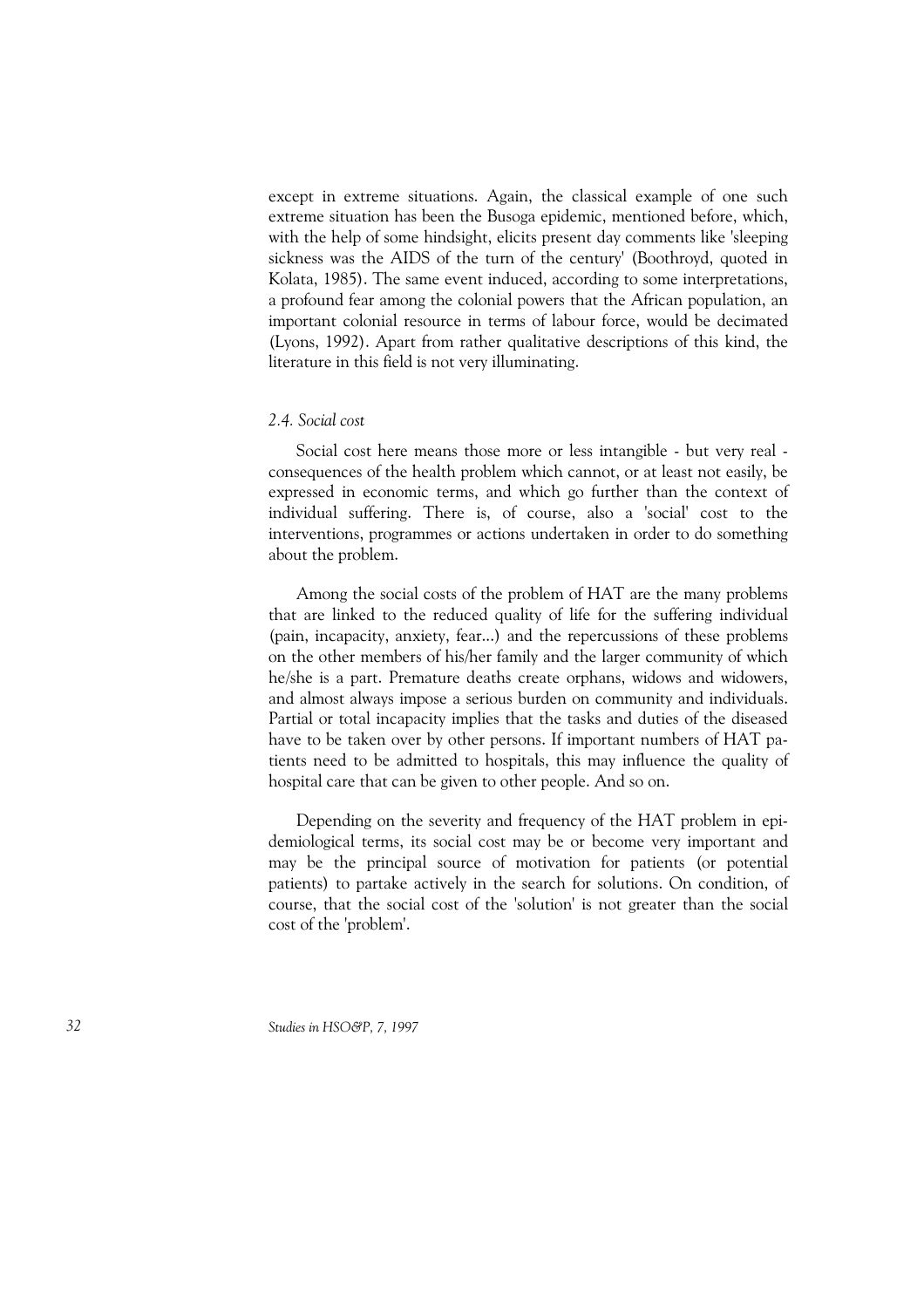except in extreme situations. Again, the classical example of one such extreme situation has been the Busoga epidemic, mentioned before, which, with the help of some hindsight, elicits present day comments like 'sleeping sickness was the AIDS of the turn of the century' (Boothroyd, quoted in Kolata, 1985). The same event induced, according to some interpretations, a profound fear among the colonial powers that the African population, an important colonial resource in terms of labour force, would be decimated (Lyons, 1992). Apart from rather qualitative descriptions of this kind, the literature in this field is not very illuminating.

### *2.4. Social cost*

Social cost here means those more or less intangible - but very real - consequences of the health problem which cannot, or at least not easily, be expressed in economic terms, and which go further than the context of individual suffering. There is, of course, also a 'social' cost to the interventions, programmes or actions undertaken in order to do something about the problem.

Among the social costs of the problem of HAT are the many problems that are linked to the reduced quality of life for the suffering individual (pain, incapacity, anxiety, fear...) and the repercussions of these problems on the other members of his/her family and the larger community of which he/she is a part. Premature deaths create orphans, widows and widowers, and almost always impose a serious burden on community and individuals. Partial or total incapacity implies that the tasks and duties of the diseased have to be taken over by other persons. If important numbers of HAT patients need to be admitted to hospitals, this may influence the quality of hospital care that can be given to other people. And so on.

Depending on the severity and frequency of the HAT problem in epidemiological terms, its social cost may be or become very important and may be the principal source of motivation for patients (or potential patients) to partake actively in the search for solutions. On condition, of course, that the social cost of the 'solution' is not greater than the social cost of the 'problem'.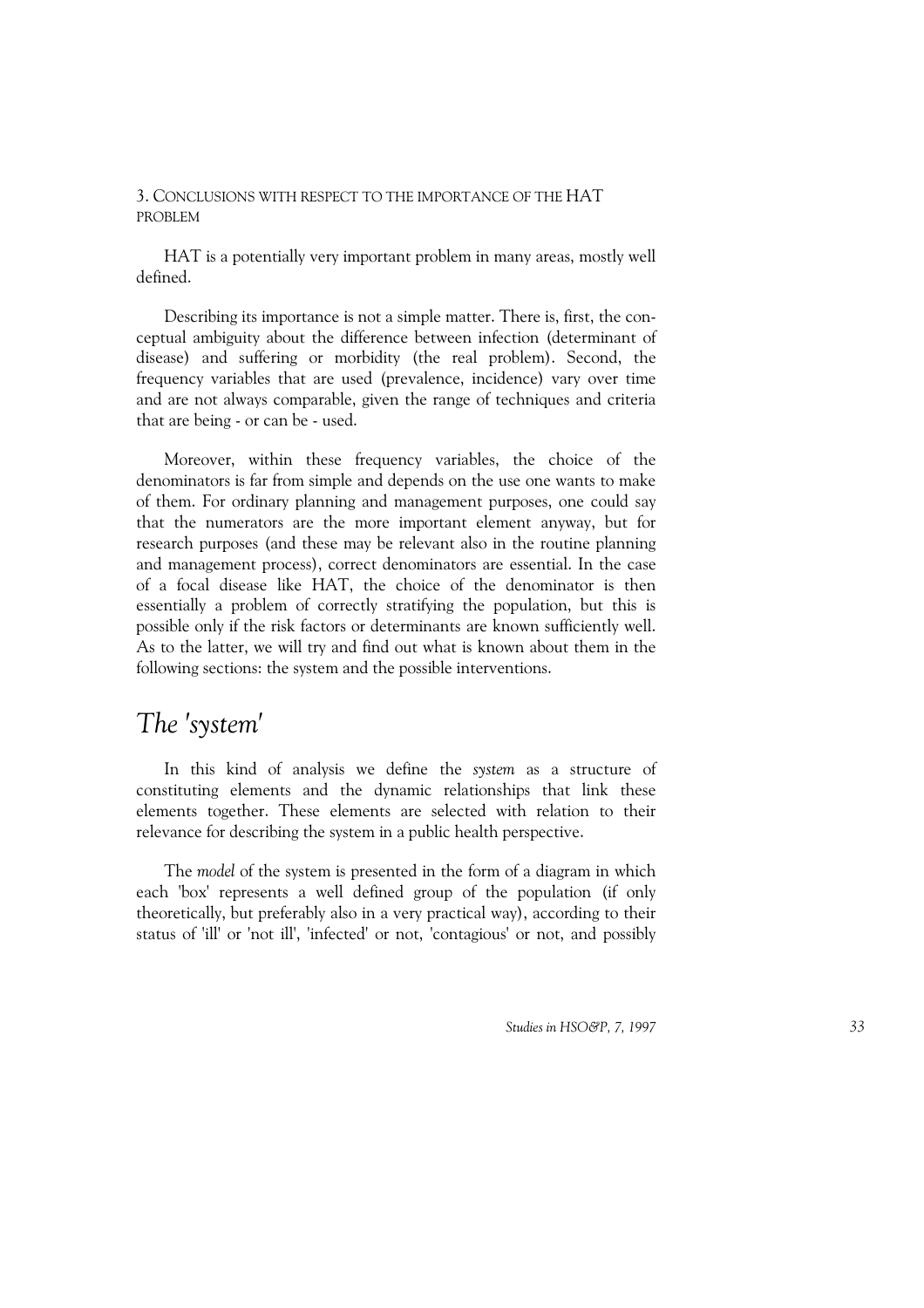3. CONCLUSIONS WITH RESPECT TO THE IMPORTANCE OF THE HAT PROBLEM

HAT is a potentially very important problem in many areas, mostly well defined.

Describing its importance is not a simple matter. There is, first, the conceptual ambiguity about the difference between infection (determinant of disease) and suffering or morbidity (the real problem). Second, the frequency variables that are used (prevalence, incidence) vary over time and are not always comparable, given the range of techniques and criteria that are being - or can be - used.

Moreover, within these frequency variables, the choice of the denominators is far from simple and depends on the use one wants to make of them. For ordinary planning and management purposes, one could say that the numerators are the more important element anyway, but for research purposes (and these may be relevant also in the routine planning and management process), correct denominators are essential. In the case of a focal disease like HAT, the choice of the denominator is then essentially a problem of correctly stratifying the population, but this is possible only if the risk factors or determinants are known sufficiently well. As to the latter, we will try and find out what is known about them in the following sections: the system and the possible interventions.

## *The 'system'*

In this kind of analysis we define the *system* as a structure of constituting elements and the dynamic relationships that link these elements together. These elements are selected with relation to their relevance for describing the system in a public health perspective.

The *model* of the system is presented in the form of a diagram in which each 'box' represents a well defined group of the population (if only theoretically, but preferably also in a very practical way), according to their status of 'ill' or 'not ill', 'infected' or not, 'contagious' or not, and possibly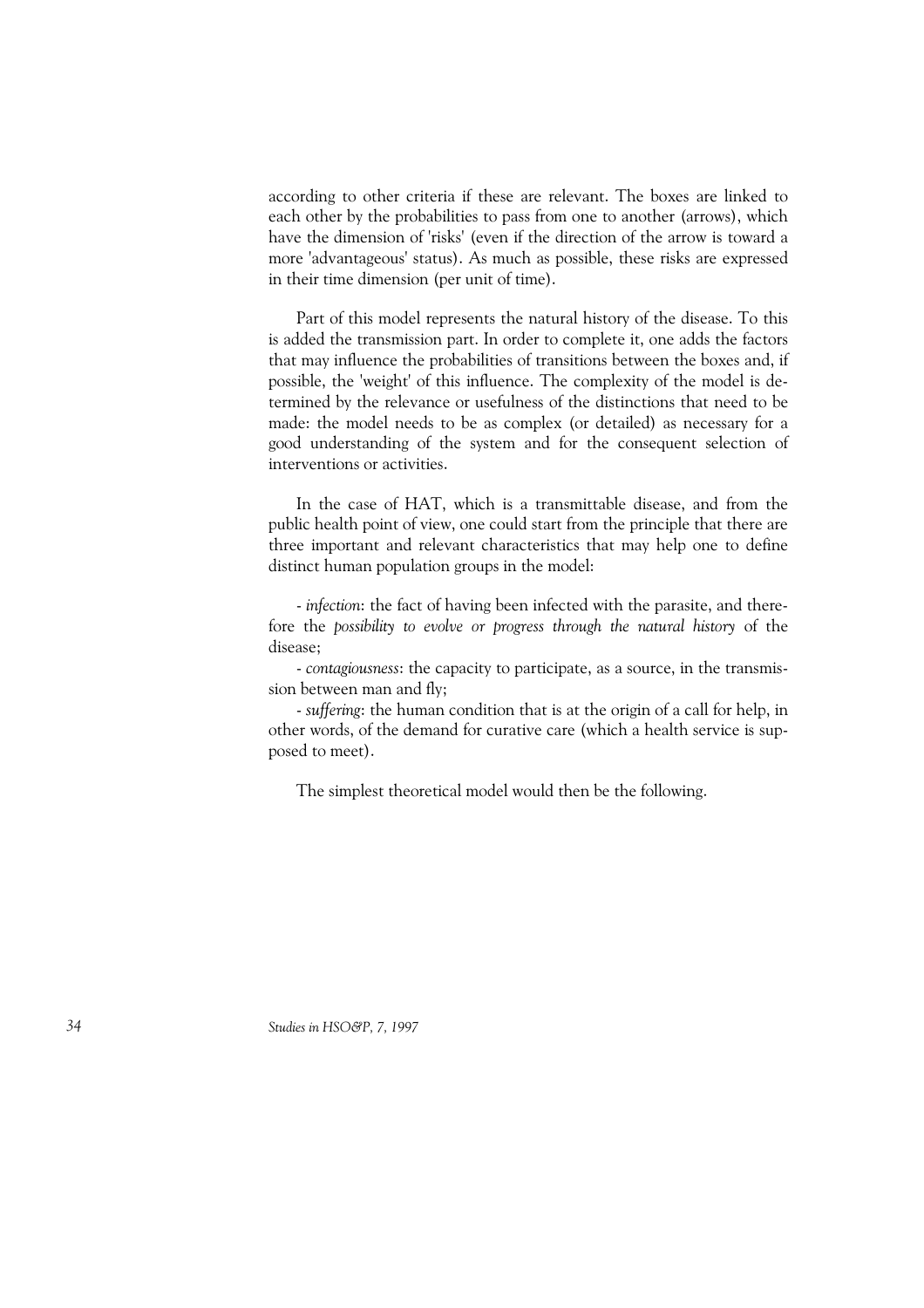according to other criteria if these are relevant. The boxes are linked to each other by the probabilities to pass from one to another (arrows), which have the dimension of 'risks' (even if the direction of the arrow is toward a more 'advantageous' status). As much as possible, these risks are expressed in their time dimension (per unit of time).

Part of this model represents the natural history of the disease. To this is added the transmission part. In order to complete it, one adds the factors that may influence the probabilities of transitions between the boxes and, if possible, the 'weight' of this influence. The complexity of the model is determined by the relevance or usefulness of the distinctions that need to be made: the model needs to be as complex (or detailed) as necessary for a good understanding of the system and for the consequent selection of interventions or activities.

In the case of HAT, which is a transmittable disease, and from the public health point of view, one could start from the principle that there are three important and relevant characteristics that may help one to define distinct human population groups in the model:

- *infection*: the fact of having been infected with the parasite, and therefore the *possibility to evolve or progress through the natural history* of the disease;

- *contagiousness*: the capacity to participate, as a source, in the transmission between man and fly;

- *suffering*: the human condition that is at the origin of a call for help, in other words, of the demand for curative care (which a health service is supposed to meet).

The simplest theoretical model would then be the following.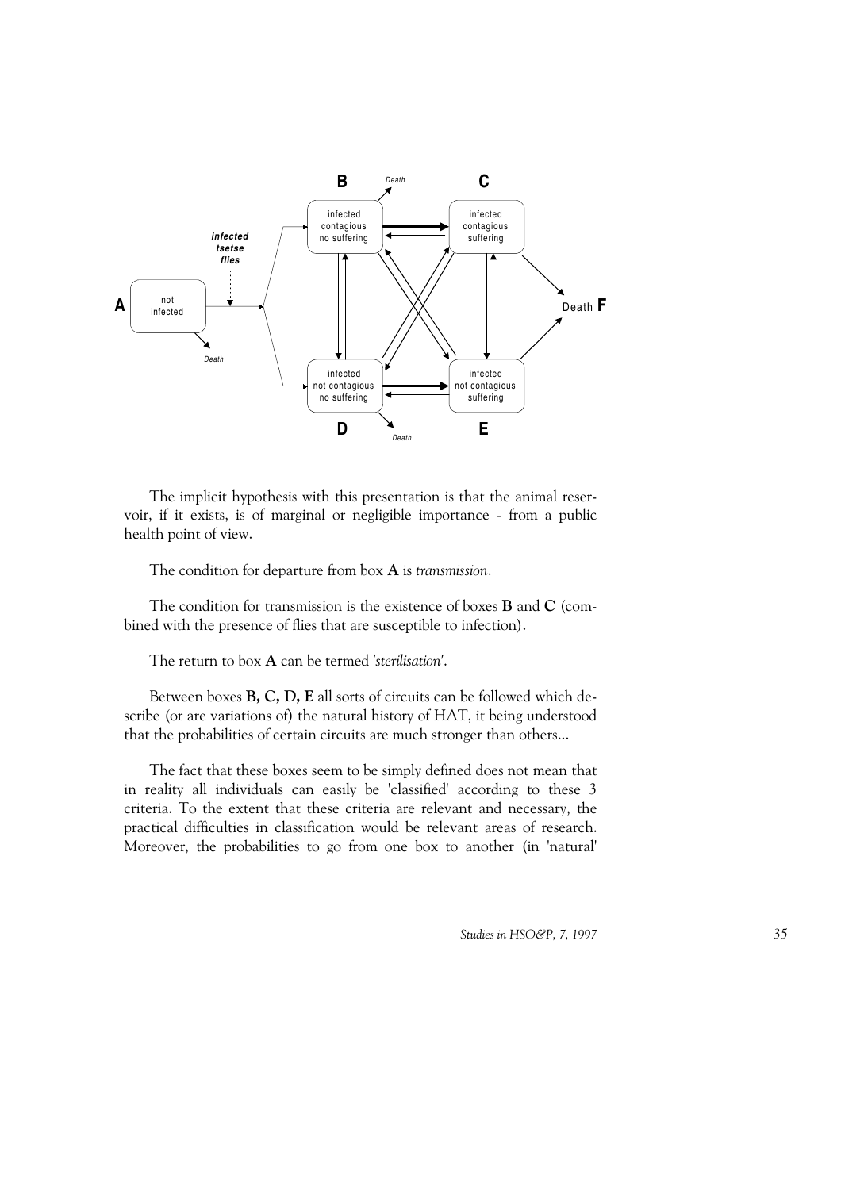The implicit hypothesis with this presentation is that the animal reservoir, if it exists, is of marginal or negligible importance - from a public health point of view.

The condition for departure from box **A** is *transmission*.

The condition for transmission is the existence of boxes **B** and **C** (combined with the presence of flies that are susceptible to infection).

The return to box **A** can be termed *'sterilisation'*.

Between boxes **B, C, D, E** all sorts of circuits can be followed which describe (or are variations of) the natural history of HAT, it being understood that the probabilities of certain circuits are much stronger than others...

The fact that these boxes seem to be simply defined does not mean that in reality all individuals can easily be 'classified' according to these 3 criteria. To the extent that these criteria are relevant and necessary, the practical difficulties in classification would be relevant areas of research. Moreover, the probabilities to go from one box to another (in 'natural'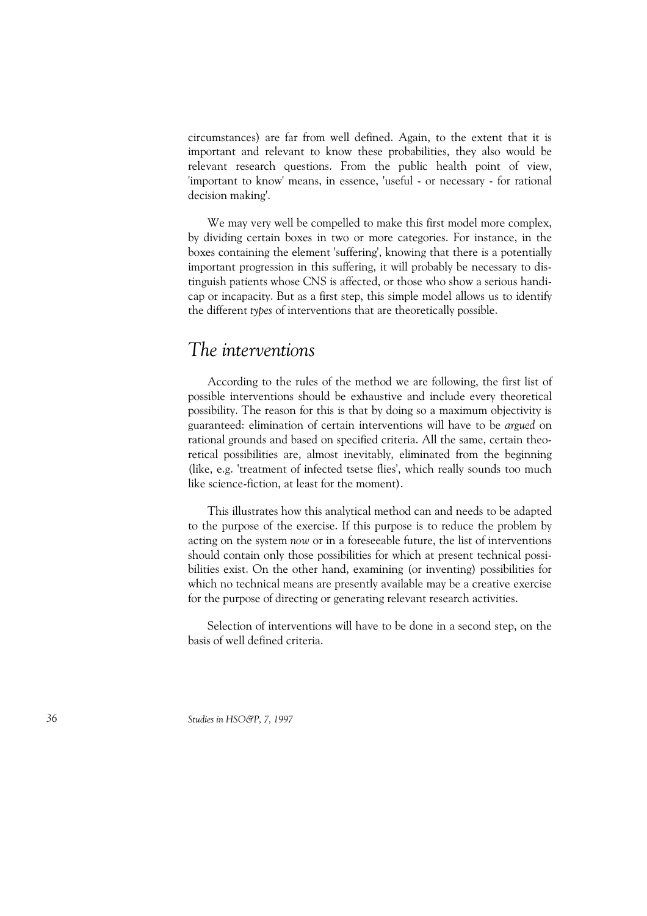circumstances) are far from well defined. Again, to the extent that it is important and relevant to know these probabilities, they also would be relevant research questions. From the public health point of view, 'important to know' means, in essence, 'useful - or necessary - for rational decision making'.

We may very well be compelled to make this first model more complex, by dividing certain boxes in two or more categories. For instance, in the boxes containing the element 'suffering', knowing that there is a potentially important progression in this suffering, it will probably be necessary to distinguish patients whose CNS is affected, or those who show a serious handicap or incapacity. But as a first step, this simple model allows us to identify the different *types* of interventions that are theoretically possible.

## *The interventions*

According to the rules of the method we are following, the first list of possible interventions should be exhaustive and include every theoretical possibility. The reason for this is that by doing so a maximum objectivity is guaranteed: elimination of certain interventions will have to be *argued* on rational grounds and based on specified criteria. All the same, certain theoretical possibilities are, almost inevitably, eliminated from the beginning (like, e.g. 'treatment of infected tsetse flies', which really sounds too much like science-fiction, at least for the moment).

This illustrates how this analytical method can and needs to be adapted to the purpose of the exercise. If this purpose is to reduce the problem by acting on the system *now* or in a foreseeable future, the list of interventions should contain only those possibilities for which at present technical possibilities exist. On the other hand, examining (or inventing) possibilities for which no technical means are presently available may be a creative exercise for the purpose of directing or generating relevant research activities.

Selection of interventions will have to be done in a second step, on the basis of well defined criteria.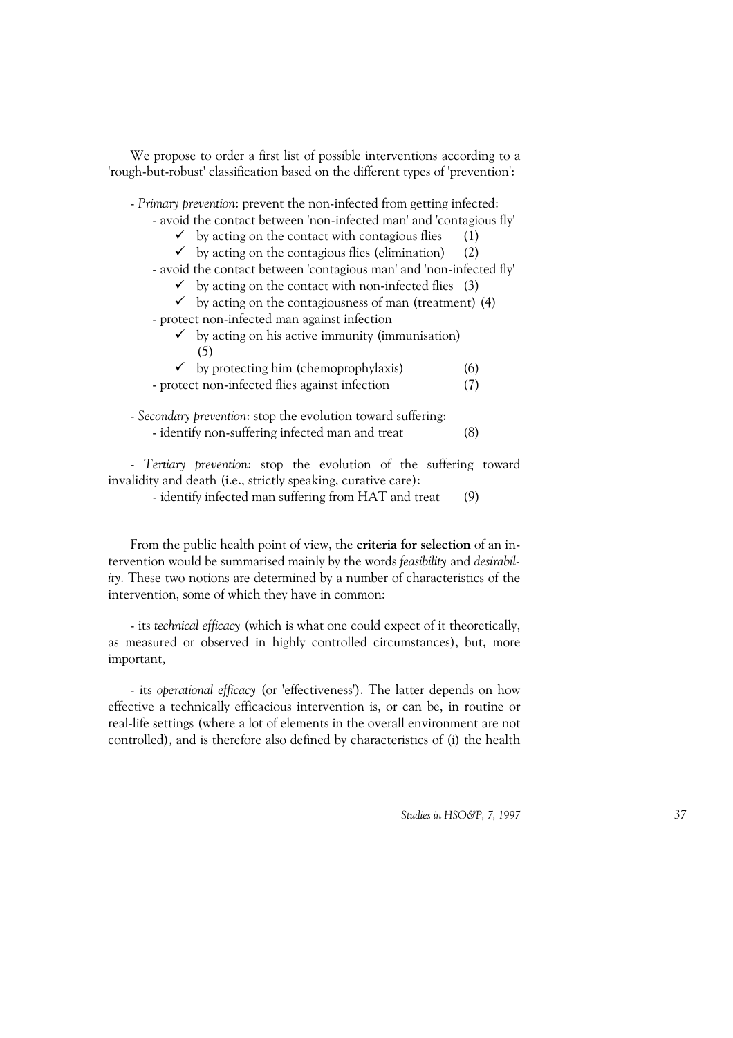We propose to order a first list of possible interventions according to a 'rough-but-robust' classification based on the different types of 'prevention':

- *Primary prevention*: prevent the non-infected from getting infected:
  - avoid the contact between 'non-infected man' and 'contagious fly'
    - ✓ by acting on the contact with contagious flies (1)
    - ✓ by acting on the contagious flies (elimination) (2)
  - avoid the contact between 'contagious man' and 'non-infected fly'
    - ✓ by acting on the contact with non-infected flies (3)
    - ✓ by acting on the contagiousness of man (treatment) (4)
  - protect non-infected man against infection
    - ✓ by acting on his active immunity (immunisation) (5)
    - ✓ by protecting him (chemoprophylaxis) (6)
  - protect non-infected flies against infection (7)

- *Secondary prevention*: stop the evolution toward suffering:
  - identify non-suffering infected man and treat (8)

- *Tertiary prevention*: stop the evolution of the suffering toward invalidity and death (i.e., strictly speaking, curative care):
  - identify infected man suffering from HAT and treat (9)

From the public health point of view, the **criteria for selection** of an intervention would be summarised mainly by the words *feasibility* and *desirability*. These two notions are determined by a number of characteristics of the intervention, some of which they have in common:

- its *technical efficacy* (which is what one could expect of it theoretically, as measured or observed in highly controlled circumstances), but, more important,

- its *operational efficacy* (or 'effectiveness'). The latter depends on how effective a technically efficacious intervention is, or can be, in routine or real-life settings (where a lot of elements in the overall environment are not controlled), and is therefore also defined by characteristics of (i) the health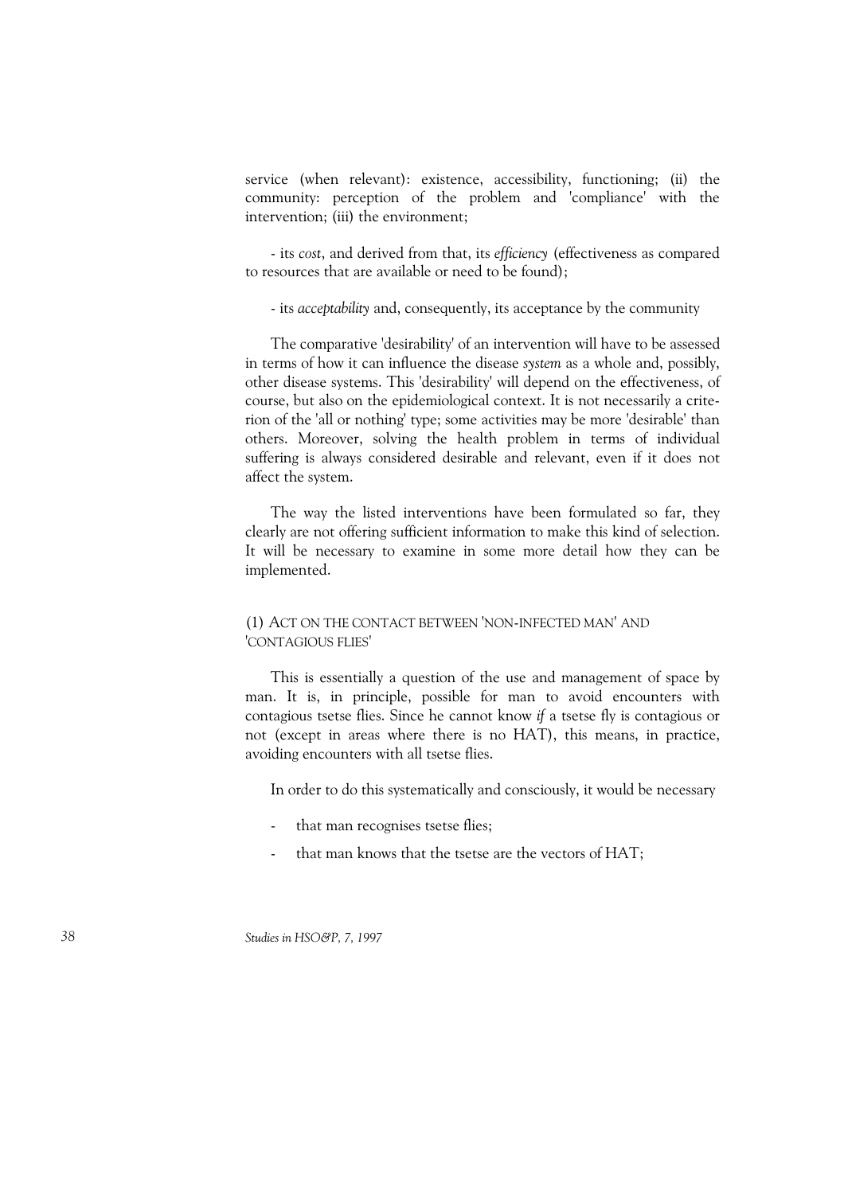service (when relevant): existence, accessibility, functioning; (ii) the community: perception of the problem and 'compliance' with the intervention; (iii) the environment;

- its *cost*, and derived from that, its *efficiency* (effectiveness as compared to resources that are available or need to be found);

- its *acceptability* and, consequently, its acceptance by the community

The comparative 'desirability' of an intervention will have to be assessed in terms of how it can influence the disease *system* as a whole and, possibly, other disease systems. This 'desirability' will depend on the effectiveness, of course, but also on the epidemiological context. It is not necessarily a criterion of the 'all or nothing' type; some activities may be more 'desirable' than others. Moreover, solving the health problem in terms of individual suffering is always considered desirable and relevant, even if it does not affect the system.

The way the listed interventions have been formulated so far, they clearly are not offering sufficient information to make this kind of selection. It will be necessary to examine in some more detail how they can be implemented.

### (1) ACT ON THE CONTACT BETWEEN 'NON-INFECTED MAN' AND 'CONTAGIOUS FLIES'

This is essentially a question of the use and management of space by man. It is, in principle, possible for man to avoid encounters with contagious tsetse flies. Since he cannot know *if* a tsetse fly is contagious or not (except in areas where there is no HAT), this means, in practice, avoiding encounters with all tsetse flies.

In order to do this systematically and consciously, it would be necessary

- that man recognises tsetse flies;
- that man knows that the tsetse are the vectors of HAT;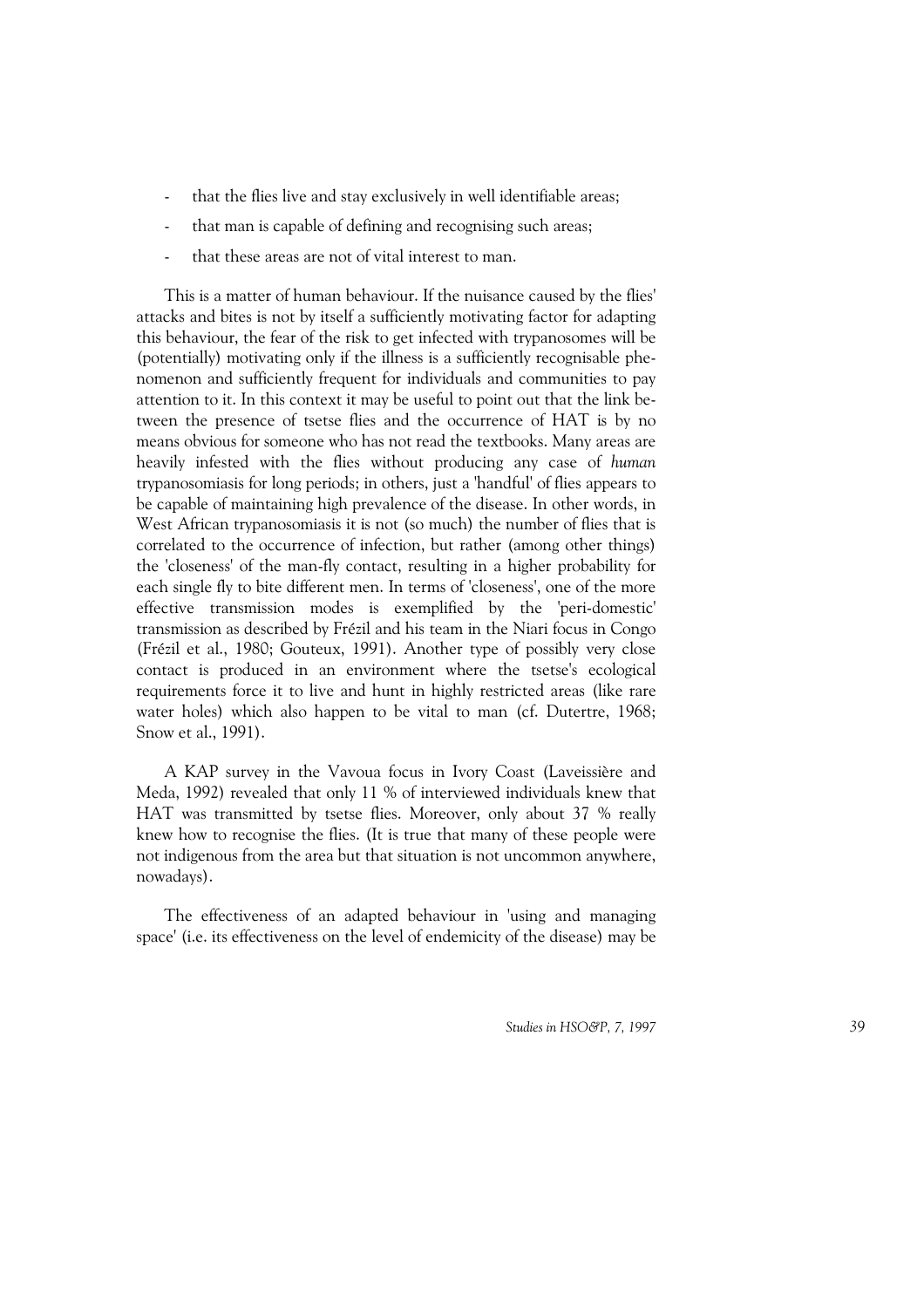- that the flies live and stay exclusively in well identifiable areas;
- that man is capable of defining and recognising such areas;
- that these areas are not of vital interest to man.

This is a matter of human behaviour. If the nuisance caused by the flies' attacks and bites is not by itself a sufficiently motivating factor for adapting this behaviour, the fear of the risk to get infected with trypanosomes will be (potentially) motivating only if the illness is a sufficiently recognisable phenomenon and sufficiently frequent for individuals and communities to pay attention to it. In this context it may be useful to point out that the link between the presence of tsetse flies and the occurrence of HAT is by no means obvious for someone who has not read the textbooks. Many areas are heavily infested with the flies without producing any case of *human* trypanosomiasis for long periods; in others, just a 'handful' of flies appears to be capable of maintaining high prevalence of the disease. In other words, in West African trypanosomiasis it is not (so much) the number of flies that is correlated to the occurrence of infection, but rather (among other things) the 'closeness' of the man-fly contact, resulting in a higher probability for each single fly to bite different men. In terms of 'closeness', one of the more effective transmission modes is exemplified by the 'peri-domestic' transmission as described by Frézil and his team in the Niari focus in Congo (Frézil et al., 1980; Gouteux, 1991). Another type of possibly very close contact is produced in an environment where the tsetse's ecological requirements force it to live and hunt in highly restricted areas (like rare water holes) which also happen to be vital to man (cf. Dutertre, 1968; Snow et al., 1991).

A KAP survey in the Vavoua focus in Ivory Coast (Laveissière and Meda, 1992) revealed that only 11 % of interviewed individuals knew that HAT was transmitted by tsetse flies. Moreover, only about 37 % really knew how to recognise the flies. (It is true that many of these people were not indigenous from the area but that situation is not uncommon anywhere, nowadays).

The effectiveness of an adapted behaviour in 'using and managing space' (i.e. its effectiveness on the level of endemicity of the disease) may be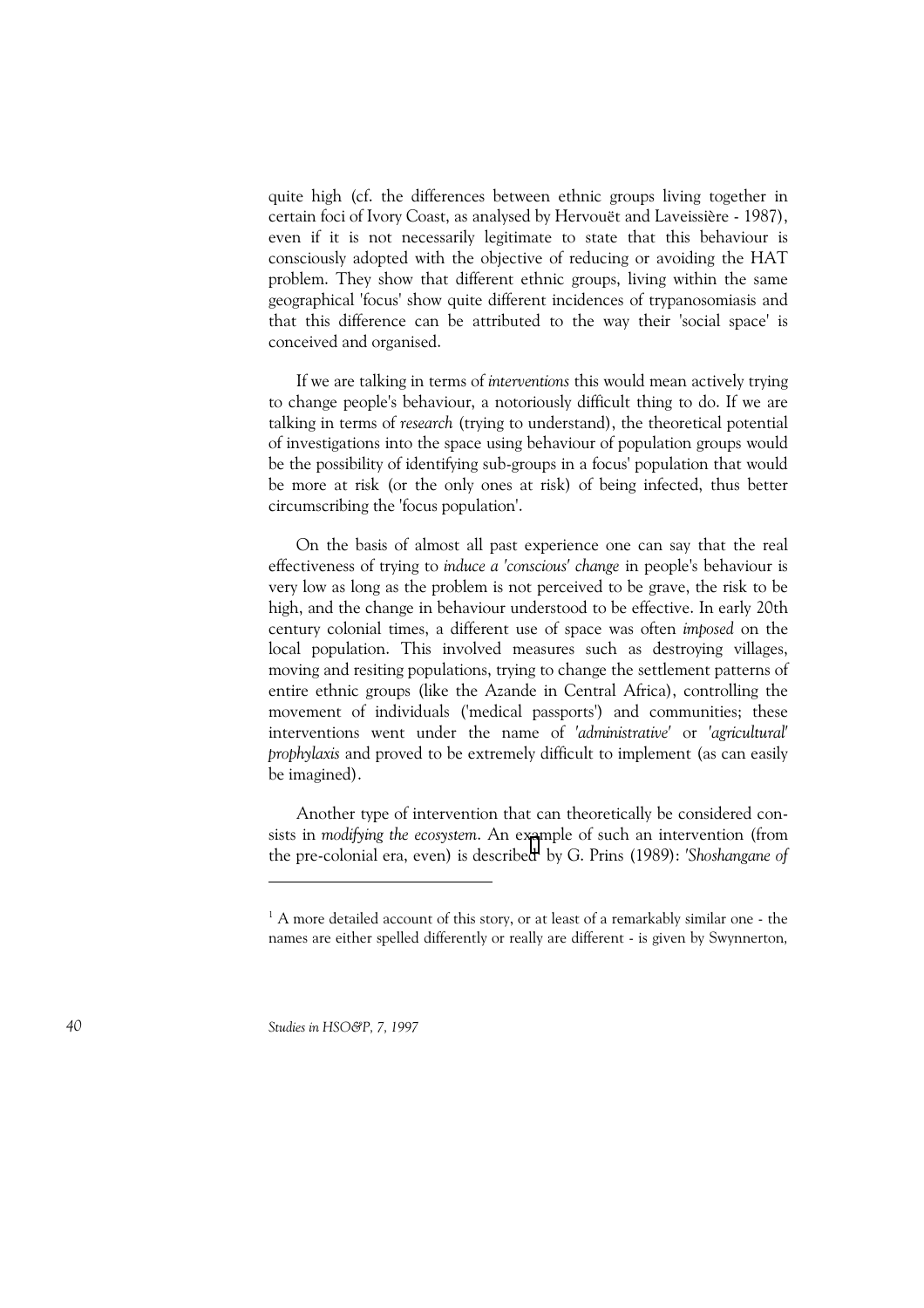quite high (cf. the differences between ethnic groups living together in certain foci of Ivory Coast, as analysed by Hervouët and Laveissière - 1987), even if it is not necessarily legitimate to state that this behaviour is consciously adopted with the objective of reducing or avoiding the HAT problem. They show that different ethnic groups, living within the same geographical 'focus' show quite different incidences of trypanosomiasis and that this difference can be attributed to the way their 'social space' is conceived and organised.

If we are talking in terms of *interventions* this would mean actively trying to change people's behaviour, a notoriously difficult thing to do. If we are talking in terms of *research* (trying to understand), the theoretical potential of investigations into the space using behaviour of population groups would be the possibility of identifying sub-groups in a focus' population that would be more at risk (or the only ones at risk) of being infected, thus better circumscribing the 'focus population'.

On the basis of almost all past experience one can say that the real effectiveness of trying to *induce a 'conscious' change* in people's behaviour is very low as long as the problem is not perceived to be grave, the risk to be high, and the change in behaviour understood to be effective. In early 20th century colonial times, a different use of space was often *imposed* on the local population. This involved measures such as destroying villages, moving and resiting populations, trying to change the settlement patterns of entire ethnic groups (like the Azande in Central Africa), controlling the movement of individuals ('medical passports') and communities; these interventions went under the name of *'administrative'* or *'agricultural' prophylaxis* and proved to be extremely difficult to implement (as can easily be imagined).

Another type of intervention that can theoretically be considered consists in *modifying the ecosystem*. An example of such an intervention (from the pre-colonial era, even) is described[1] by G. Prins (1989): *'Shoshangane of*

---

[1] A more detailed account of this story, or at least of a remarkably similar one - the names are either spelled differently or really are different - is given by Swynnerton,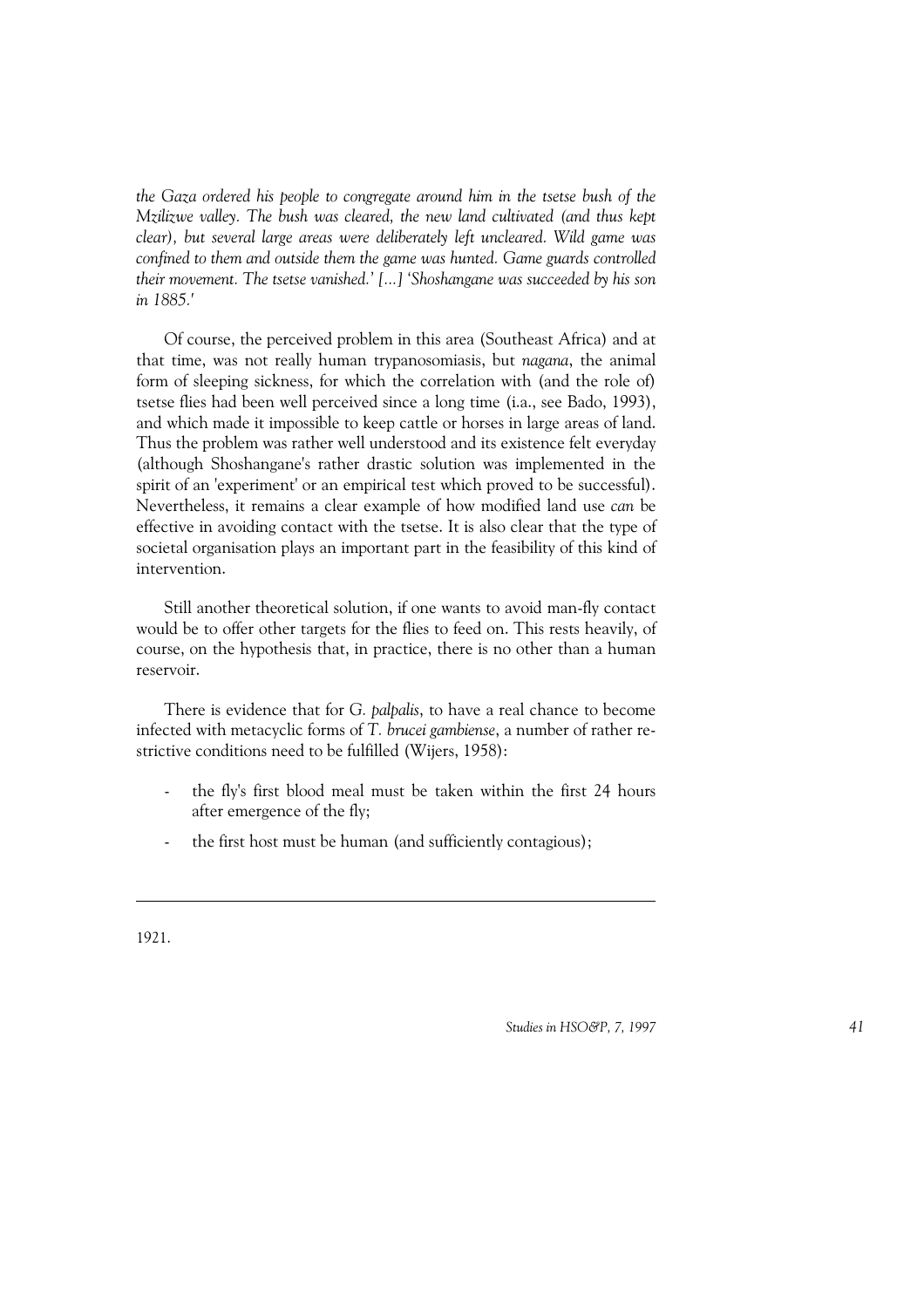*the Gaza ordered his people to congregate around him in the tsetse bush of the Mzilizwe valley. The bush was cleared, the new land cultivated (and thus kept clear), but several large areas were deliberately left uncleared. Wild game was confined to them and outside them the game was hunted. Game guards controlled their movement. The tsetse vanished.' [...] 'Shoshangane was succeeded by his son in 1885.'*

Of course, the perceived problem in this area (Southeast Africa) and at that time, was not really human trypanosomiasis, but *nagana*, the animal form of sleeping sickness, for which the correlation with (and the role of) tsetse flies had been well perceived since a long time (i.a., see Bado, 1993), and which made it impossible to keep cattle or horses in large areas of land. Thus the problem was rather well understood and its existence felt everyday (although Shoshangane's rather drastic solution was implemented in the spirit of an 'experiment' or an empirical test which proved to be successful). Nevertheless, it remains a clear example of how modified land use *can* be effective in avoiding contact with the tsetse. It is also clear that the type of societal organisation plays an important part in the feasibility of this kind of intervention.

Still another theoretical solution, if one wants to avoid man-fly contact would be to offer other targets for the flies to feed on. This rests heavily, of course, on the hypothesis that, in practice, there is no other than a human reservoir.

There is evidence that for *G. palpalis*, to have a real chance to become infected with metacyclic forms of *T. brucei gambiense*, a number of rather restrictive conditions need to be fulfilled (Wijers, 1958):

- the fly's first blood meal must be taken within the first 24 hours after emergence of the fly;
- the first host must be human (and sufficiently contagious);

---

1921.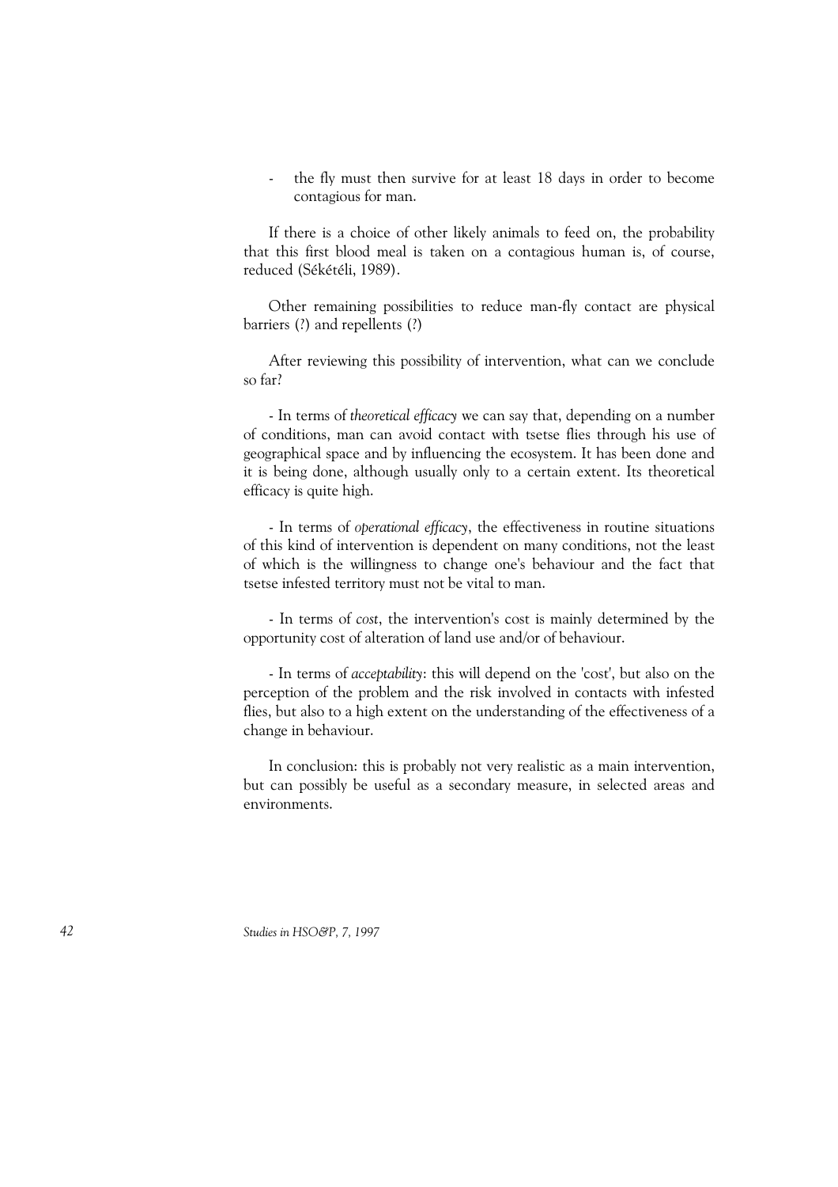- the fly must then survive for at least 18 days in order to become contagious for man.

If there is a choice of other likely animals to feed on, the probability that this first blood meal is taken on a contagious human is, of course, reduced (Sékétéli, 1989).

Other remaining possibilities to reduce man-fly contact are physical barriers (?) and repellents (?)

After reviewing this possibility of intervention, what can we conclude so far?

- In terms of *theoretical efficacy* we can say that, depending on a number of conditions, man can avoid contact with tsetse flies through his use of geographical space and by influencing the ecosystem. It has been done and it is being done, although usually only to a certain extent. Its theoretical efficacy is quite high.

- In terms of *operational efficacy*, the effectiveness in routine situations of this kind of intervention is dependent on many conditions, not the least of which is the willingness to change one's behaviour and the fact that tsetse infested territory must not be vital to man.

- In terms of *cost*, the intervention's cost is mainly determined by the opportunity cost of alteration of land use and/or of behaviour.

- In terms of *acceptability*: this will depend on the 'cost', but also on the perception of the problem and the risk involved in contacts with infested flies, but also to a high extent on the understanding of the effectiveness of a change in behaviour.

In conclusion: this is probably not very realistic as a main intervention, but can possibly be useful as a secondary measure, in selected areas and environments.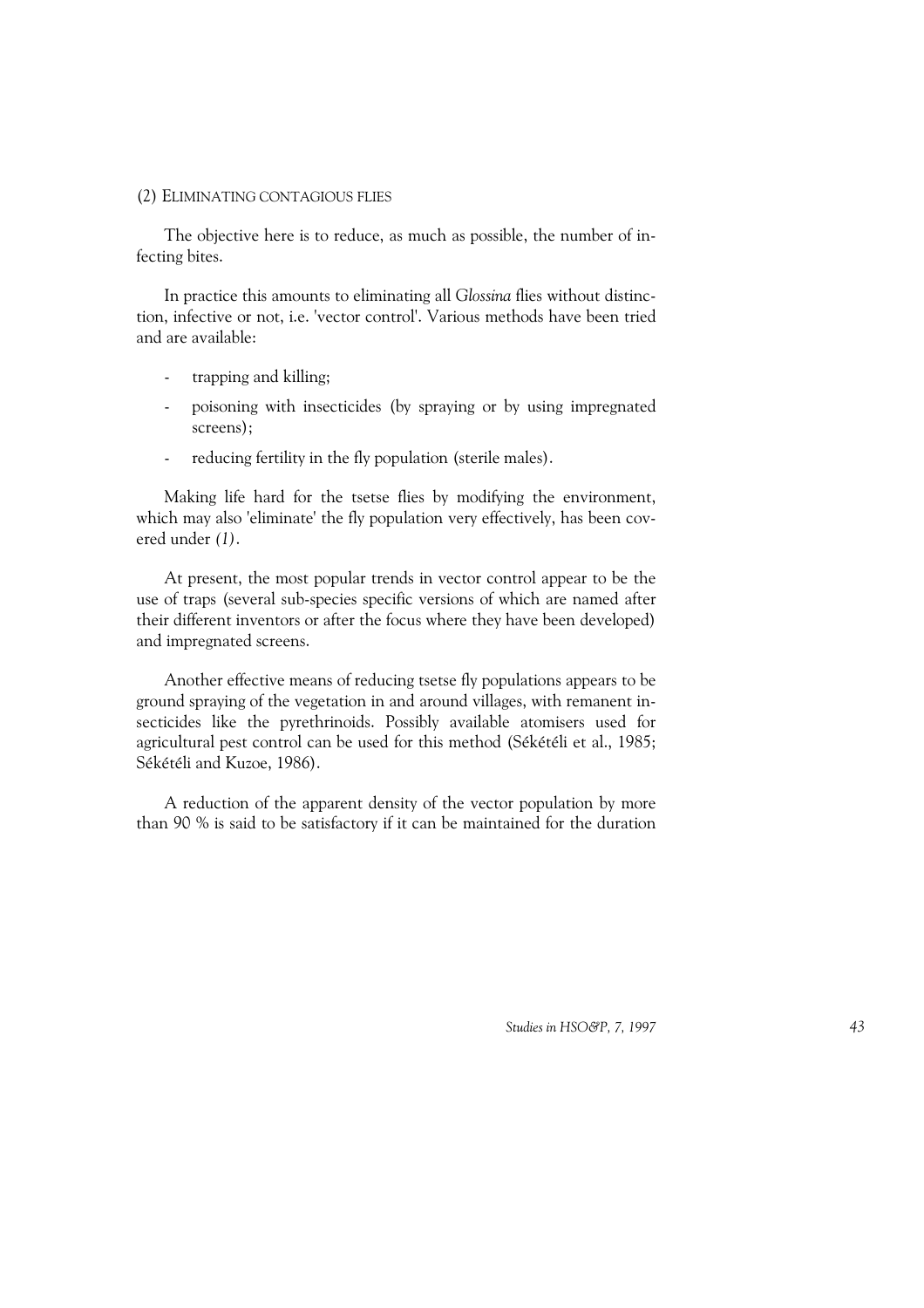(2) ELIMINATING CONTAGIOUS FLIES

The objective here is to reduce, as much as possible, the number of infecting bites.

In practice this amounts to eliminating all *Glossina* flies without distinction, infective or not, i.e. 'vector control'. Various methods have been tried and are available:

- trapping and killing;
- poisoning with insecticides (by spraying or by using impregnated screens);
- reducing fertility in the fly population (sterile males).

Making life hard for the tsetse flies by modifying the environment, which may also 'eliminate' the fly population very effectively, has been covered under *(1)*.

At present, the most popular trends in vector control appear to be the use of traps (several sub-species specific versions of which are named after their different inventors or after the focus where they have been developed) and impregnated screens.

Another effective means of reducing tsetse fly populations appears to be ground spraying of the vegetation in and around villages, with remanent insecticides like the pyrethrinoids. Possibly available atomisers used for agricultural pest control can be used for this method (Sékétéli et al., 1985; Sékétéli and Kuzoe, 1986).

A reduction of the apparent density of the vector population by more than 90 % is said to be satisfactory if it can be maintained for the duration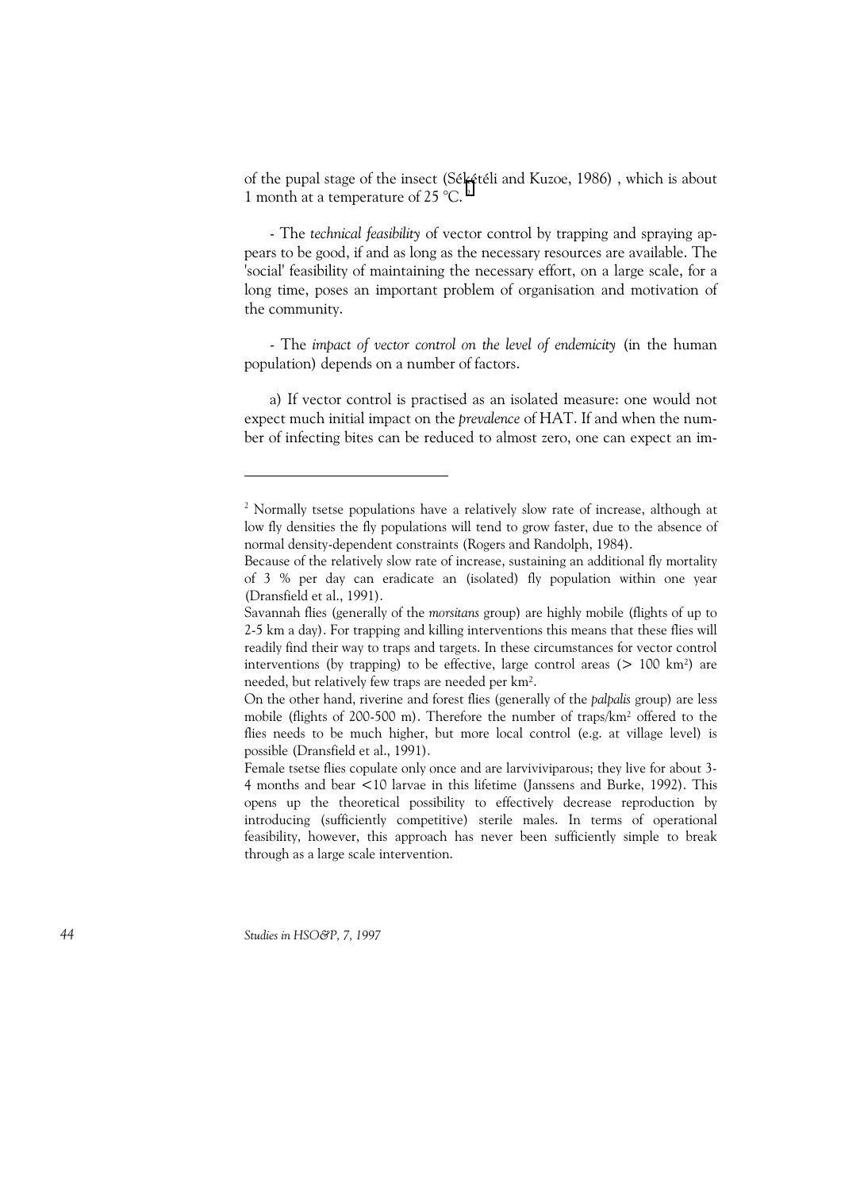of the pupal stage of the insect (Sékétéli and Kuzoe, 1986) , which is about 1 month at a temperature of 25 °C. [2]

- The *technical feasibility* of vector control by trapping and spraying appears to be good, if and as long as the necessary resources are available. The 'social' feasibility of maintaining the necessary effort, on a large scale, for a long time, poses an important problem of organisation and motivation of the community.

- The *impact of vector control on the level of endemicity* (in the human population) depends on a number of factors.

a) If vector control is practised as an isolated measure: one would not expect much initial impact on the *prevalence* of HAT. If and when the number of infecting bites can be reduced to almost zero, one can expect an im-

---

[2] Normally tsetse populations have a relatively slow rate of increase, although at low fly densities the fly populations will tend to grow faster, due to the absence of normal density-dependent constraints (Rogers and Randolph, 1984).

Because of the relatively slow rate of increase, sustaining an additional fly mortality of 3 % per day can eradicate an (isolated) fly population within one year (Dransfield et al., 1991).

Savannah flies (generally of the *morsitans* group) are highly mobile (flights of up to 2-5 km a day). For trapping and killing interventions this means that these flies will readily find their way to traps and targets. In these circumstances for vector control interventions (by trapping) to be effective, large control areas (> 100 km$^2$) are needed, but relatively few traps are needed per km$^2$.

On the other hand, riverine and forest flies (generally of the *palpalis* group) are less mobile (flights of 200-500 m). Therefore the number of traps/km$^2$ offered to the flies needs to be much higher, but more local control (e.g. at village level) is possible (Dransfield et al., 1991).

Female tsetse flies copulate only once and are larviviviparous; they live for about 3-4 months and bear <10 larvae in this lifetime (Janssens and Burke, 1992). This opens up the theoretical possibility to effectively decrease reproduction by introducing (sufficiently competitive) sterile males. In terms of operational feasibility, however, this approach has never been sufficiently simple to break through as a large scale intervention.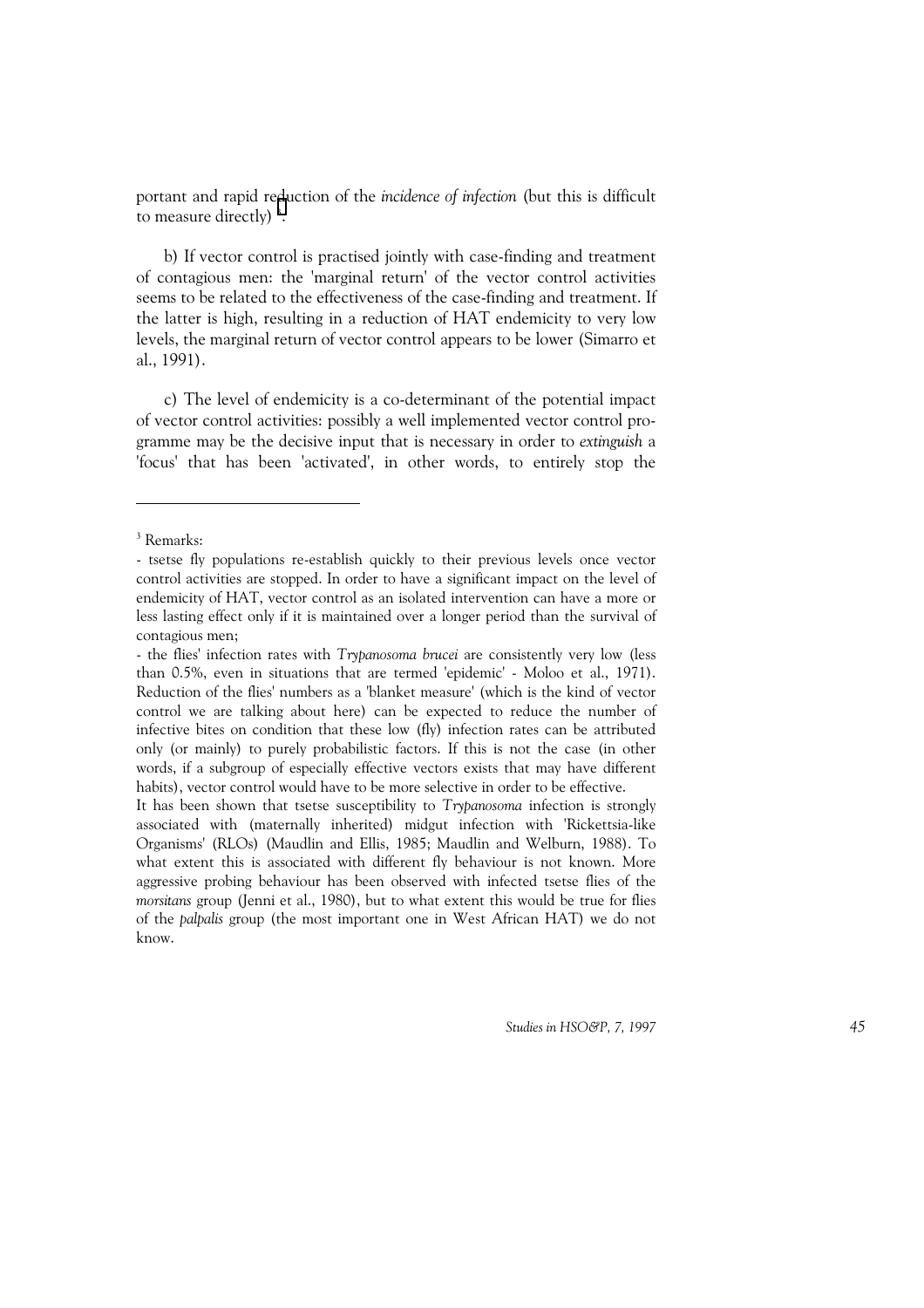portant and rapid reduction of the *incidence of infection* (but this is difficult to measure directly) [3].

b) If vector control is practised jointly with case-finding and treatment of contagious men: the 'marginal return' of the vector control activities seems to be related to the effectiveness of the case-finding and treatment. If the latter is high, resulting in a reduction of HAT endemicity to very low levels, the marginal return of vector control appears to be lower (Simarro et al., 1991).

c) The level of endemicity is a co-determinant of the potential impact of vector control activities: possibly a well implemented vector control programme may be the decisive input that is necessary in order to *extinguish* a 'focus' that has been 'activated', in other words, to entirely stop the

---

[3] Remarks:

- tsetse fly populations re-establish quickly to their previous levels once vector control activities are stopped. In order to have a significant impact on the level of endemicity of HAT, vector control as an isolated intervention can have a more or less lasting effect only if it is maintained over a longer period than the survival of contagious men;

- the flies' infection rates with *Trypanosoma brucei* are consistently very low (less than 0.5%, even in situations that are termed 'epidemic' - Moloo et al., 1971). Reduction of the flies' numbers as a 'blanket measure' (which is the kind of vector control we are talking about here) can be expected to reduce the number of infective bites on condition that these low (fly) infection rates can be attributed only (or mainly) to purely probabilistic factors. If this is not the case (in other words, if a subgroup of especially effective vectors exists that may have different habits), vector control would have to be more selective in order to be effective.

It has been shown that tsetse susceptibility to *Trypanosoma* infection is strongly associated with (maternally inherited) midgut infection with 'Rickettsia-like Organisms' (RLOs) (Maudlin and Ellis, 1985; Maudlin and Welburn, 1988). To what extent this is associated with different fly behaviour is not known. More aggressive probing behaviour has been observed with infected tsetse flies of the *morsitans* group (Jenni et al., 1980), but to what extent this would be true for flies of the *palpalis* group (the most important one in West African HAT) we do not know.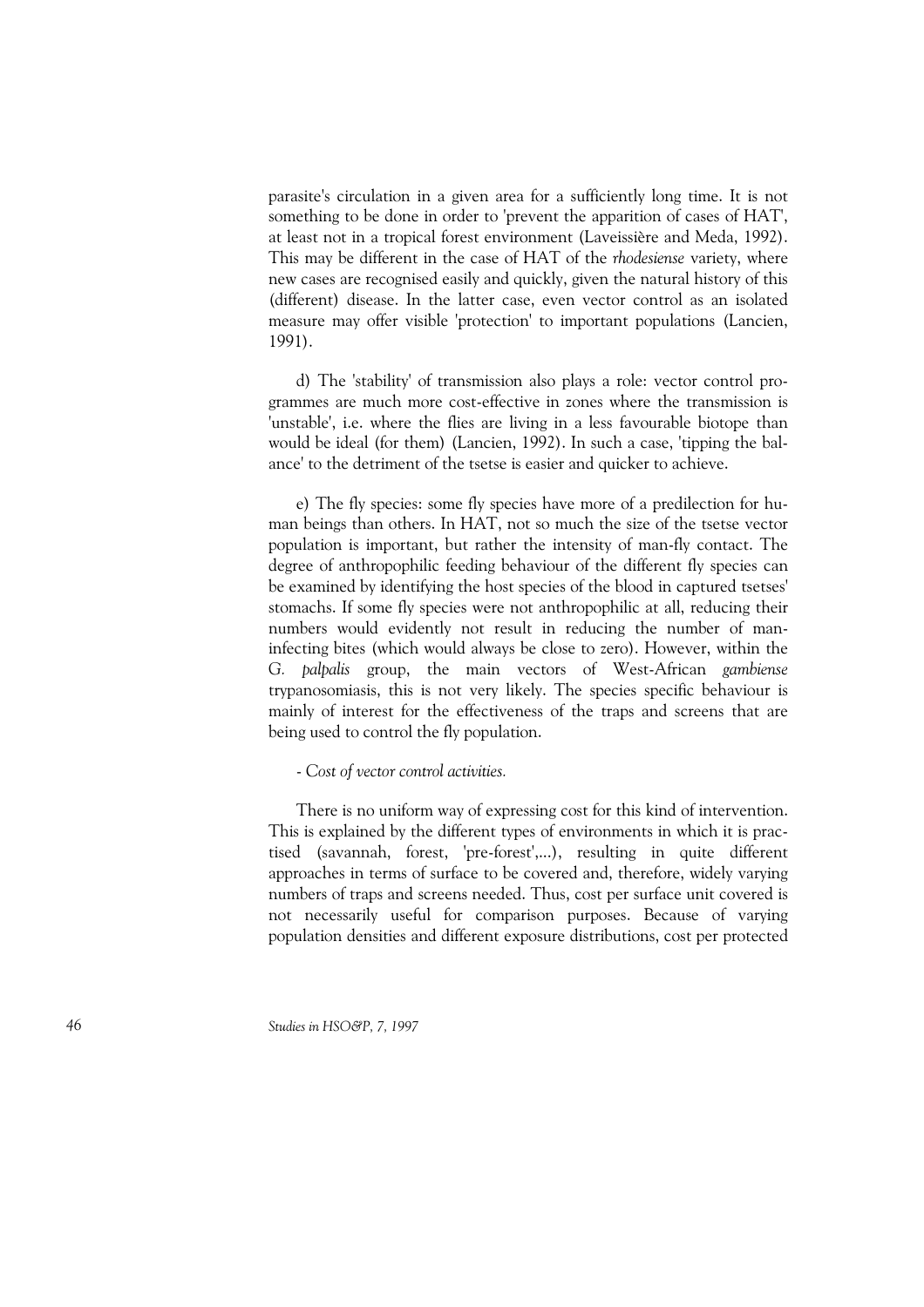parasite's circulation in a given area for a sufficiently long time. It is not something to be done in order to 'prevent the apparition of cases of HAT', at least not in a tropical forest environment (Laveissière and Meda, 1992). This may be different in the case of HAT of the *rhodesiense* variety, where new cases are recognised easily and quickly, given the natural history of this (different) disease. In the latter case, even vector control as an isolated measure may offer visible 'protection' to important populations (Lancien, 1991).

d) The 'stability' of transmission also plays a role: vector control programmes are much more cost-effective in zones where the transmission is 'unstable', i.e. where the flies are living in a less favourable biotope than would be ideal (for them) (Lancien, 1992). In such a case, 'tipping the balance' to the detriment of the tsetse is easier and quicker to achieve.

e) The fly species: some fly species have more of a predilection for human beings than others. In HAT, not so much the size of the tsetse vector population is important, but rather the intensity of man-fly contact. The degree of anthropophilic feeding behaviour of the different fly species can be examined by identifying the host species of the blood in captured tsetses' stomachs. If some fly species were not anthropophilic at all, reducing their numbers would evidently not result in reducing the number of man-infecting bites (which would always be close to zero). However, within the *G. palpalis* group, the main vectors of West-African *gambiense* trypanosomiasis, this is not very likely. The species specific behaviour is mainly of interest for the effectiveness of the traps and screens that are being used to control the fly population.

*- Cost of vector control activities.*

There is no uniform way of expressing cost for this kind of intervention. This is explained by the different types of environments in which it is practised (savannah, forest, 'pre-forest',...), resulting in quite different approaches in terms of surface to be covered and, therefore, widely varying numbers of traps and screens needed. Thus, cost per surface unit covered is not necessarily useful for comparison purposes. Because of varying population densities and different exposure distributions, cost per protected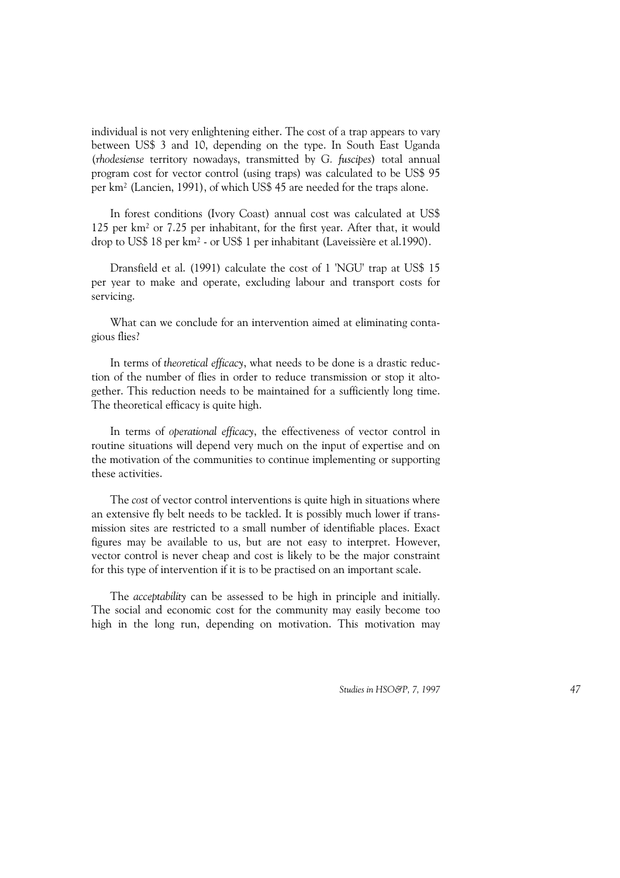individual is not very enlightening either. The cost of a trap appears to vary between US$ 3 and 10, depending on the type. In South East Uganda (*rhodesiense* territory nowadays, transmitted by *G. fuscipes*) total annual program cost for vector control (using traps) was calculated to be US$ 95 per km$^2$ (Lancien, 1991), of which US$ 45 are needed for the traps alone.

In forest conditions (Ivory Coast) annual cost was calculated at US$ 125 per km$^2$ or 7.25 per inhabitant, for the first year. After that, it would drop to US$ 18 per km$^2$ - or US$ 1 per inhabitant (Laveissière et al.1990).

Dransfield et al. (1991) calculate the cost of 1 'NGU' trap at US$ 15 per year to make and operate, excluding labour and transport costs for servicing.

What can we conclude for an intervention aimed at eliminating contagious flies?

In terms of *theoretical efficacy*, what needs to be done is a drastic reduction of the number of flies in order to reduce transmission or stop it altogether. This reduction needs to be maintained for a sufficiently long time. The theoretical efficacy is quite high.

In terms of *operational efficacy*, the effectiveness of vector control in routine situations will depend very much on the input of expertise and on the motivation of the communities to continue implementing or supporting these activities.

The *cost* of vector control interventions is quite high in situations where an extensive fly belt needs to be tackled. It is possibly much lower if transmission sites are restricted to a small number of identifiable places. Exact figures may be available to us, but are not easy to interpret. However, vector control is never cheap and cost is likely to be the major constraint for this type of intervention if it is to be practised on an important scale.

The *acceptability* can be assessed to be high in principle and initially. The social and economic cost for the community may easily become too high in the long run, depending on motivation. This motivation may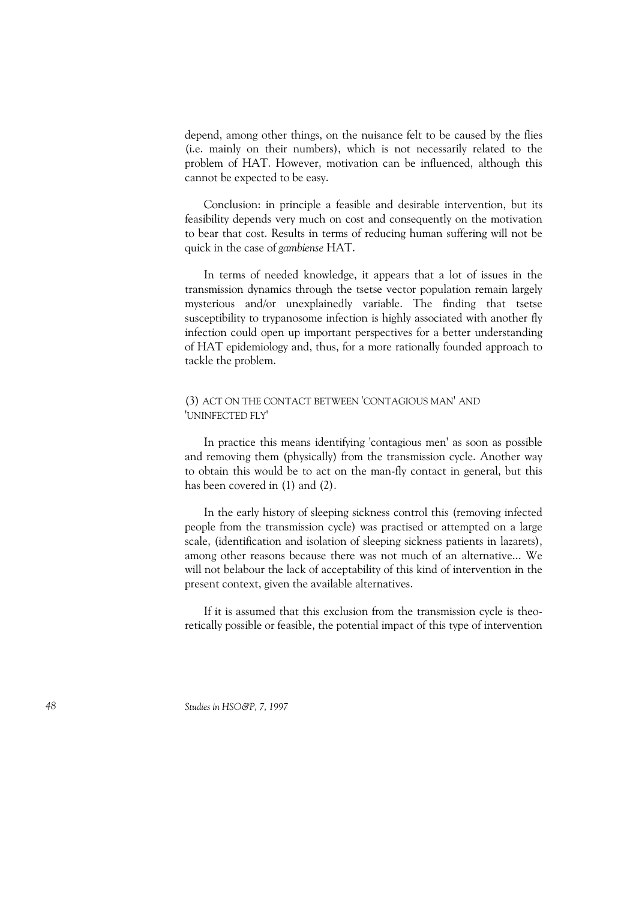depend, among other things, on the nuisance felt to be caused by the flies (i.e. mainly on their numbers), which is not necessarily related to the problem of HAT. However, motivation can be influenced, although this cannot be expected to be easy.

Conclusion: in principle a feasible and desirable intervention, but its feasibility depends very much on cost and consequently on the motivation to bear that cost. Results in terms of reducing human suffering will not be quick in the case of *gambiense* HAT.

In terms of needed knowledge, it appears that a lot of issues in the transmission dynamics through the tsetse vector population remain largely mysterious and/or unexplainedly variable. The finding that tsetse susceptibility to trypanosome infection is highly associated with another fly infection could open up important perspectives for a better understanding of HAT epidemiology and, thus, for a more rationally founded approach to tackle the problem.

### (3) ACT ON THE CONTACT BETWEEN 'CONTAGIOUS MAN' AND 'UNINFECTED FLY'

In practice this means identifying 'contagious men' as soon as possible and removing them (physically) from the transmission cycle. Another way to obtain this would be to act on the man-fly contact in general, but this has been covered in (1) and (2).

In the early history of sleeping sickness control this (removing infected people from the transmission cycle) was practised or attempted on a large scale, (identification and isolation of sleeping sickness patients in lazarets), among other reasons because there was not much of an alternative... We will not belabour the lack of acceptability of this kind of intervention in the present context, given the available alternatives.

If it is assumed that this exclusion from the transmission cycle is theoretically possible or feasible, the potential impact of this type of intervention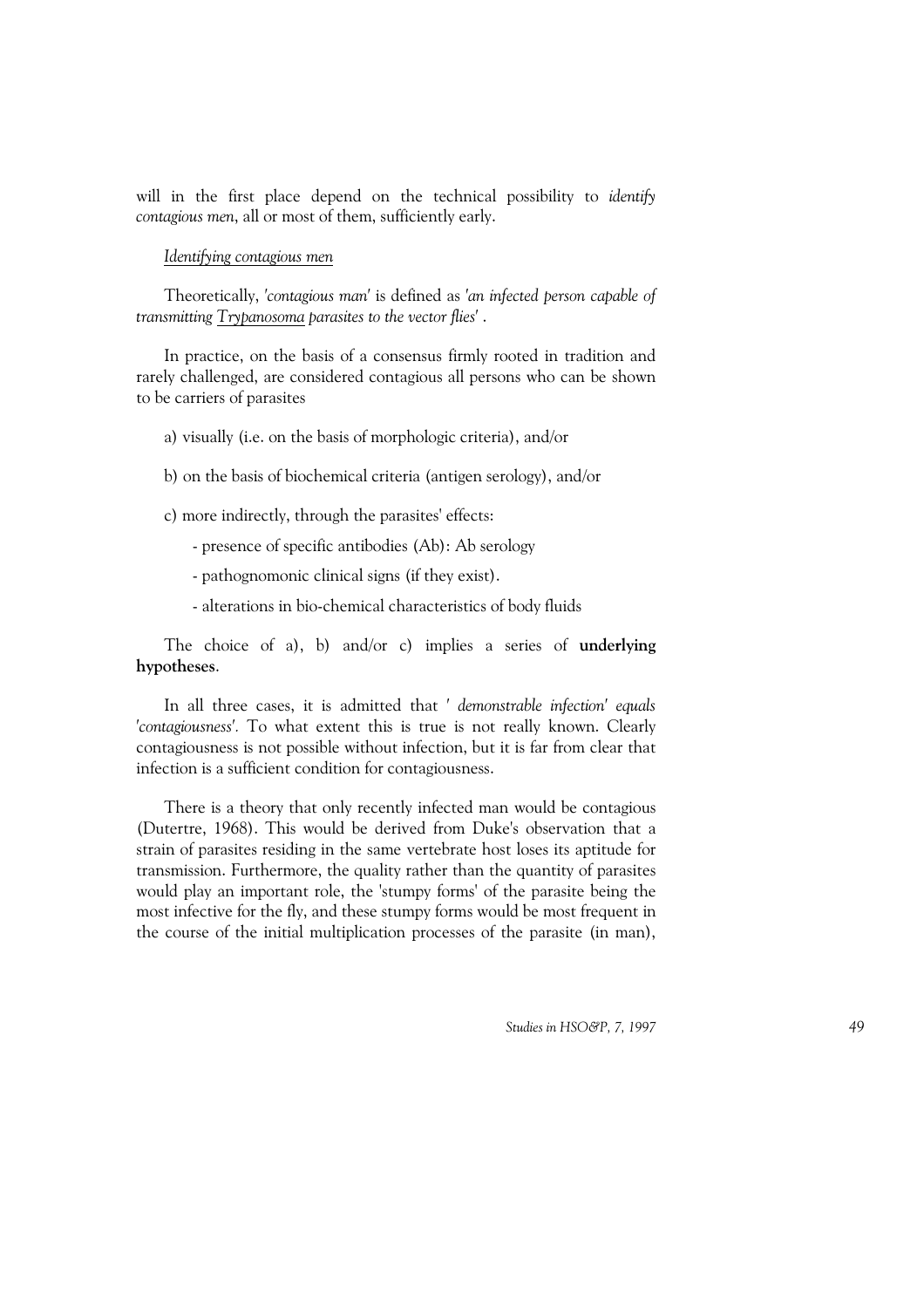will in the first place depend on the technical possibility to *identify contagious men*, all or most of them, sufficiently early.

*Identifying contagious men*

Theoretically, *'contagious man'* is defined as *'an infected person capable of transmitting Trypanosoma parasites to the vector flies'* .

In practice, on the basis of a consensus firmly rooted in tradition and rarely challenged, are considered contagious all persons who can be shown to be carriers of parasites

a) visually (i.e. on the basis of morphologic criteria), and/or

b) on the basis of biochemical criteria (antigen serology), and/or

c) more indirectly, through the parasites' effects:

- presence of specific antibodies (Ab): Ab serology
- pathognomonic clinical signs (if they exist).
- alterations in bio-chemical characteristics of body fluids

The choice of a), b) and/or c) implies a series of **underlying hypotheses**.

In all three cases, it is admitted that *' demonstrable infection' equals 'contagiousness'*. To what extent this is true is not really known. Clearly contagiousness is not possible without infection, but it is far from clear that infection is a sufficient condition for contagiousness.

There is a theory that only recently infected man would be contagious (Dutertre, 1968). This would be derived from Duke's observation that a strain of parasites residing in the same vertebrate host loses its aptitude for transmission. Furthermore, the quality rather than the quantity of parasites would play an important role, the 'stumpy forms' of the parasite being the most infective for the fly, and these stumpy forms would be most frequent in the course of the initial multiplication processes of the parasite (in man),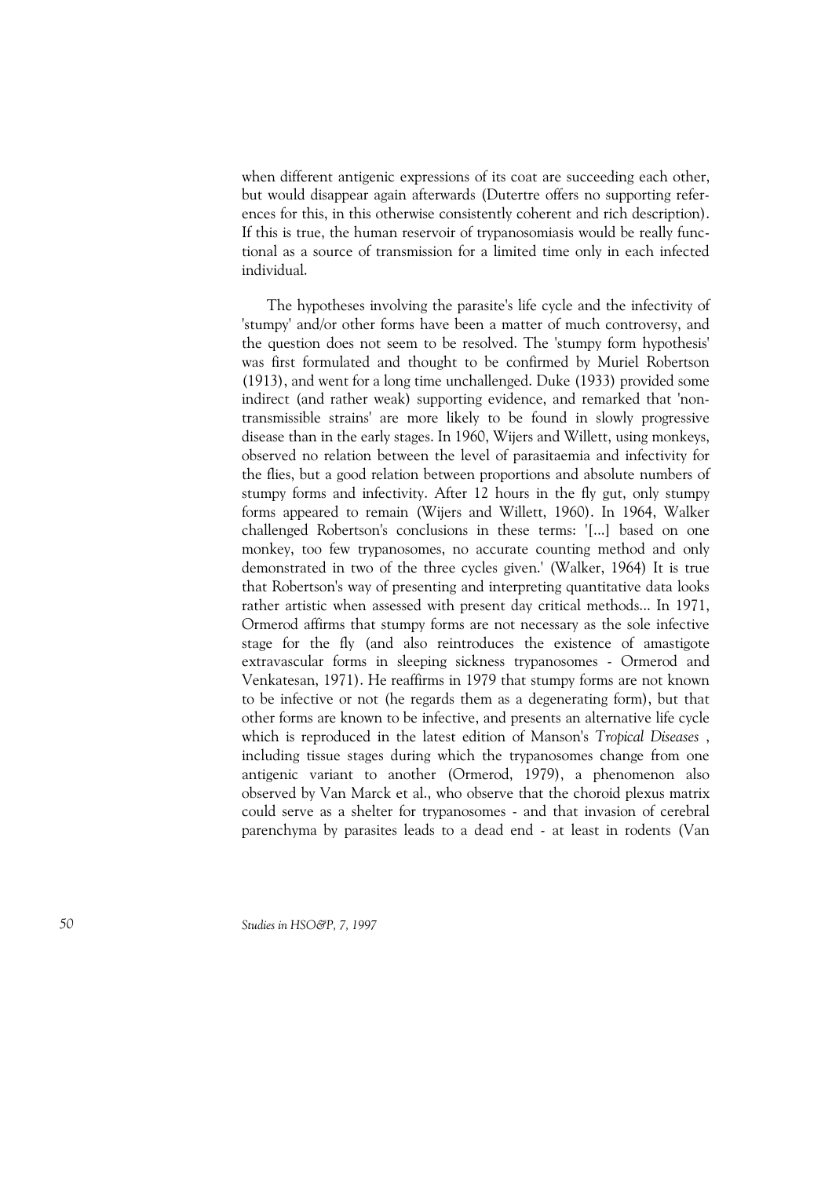when different antigenic expressions of its coat are succeeding each other, but would disappear again afterwards (Dutertre offers no supporting references for this, in this otherwise consistently coherent and rich description). If this is true, the human reservoir of trypanosomiasis would be really functional as a source of transmission for a limited time only in each infected individual.

The hypotheses involving the parasite's life cycle and the infectivity of 'stumpy' and/or other forms have been a matter of much controversy, and the question does not seem to be resolved. The 'stumpy form hypothesis' was first formulated and thought to be confirmed by Muriel Robertson (1913), and went for a long time unchallenged. Duke (1933) provided some indirect (and rather weak) supporting evidence, and remarked that 'non-transmissible strains' are more likely to be found in slowly progressive disease than in the early stages. In 1960, Wijers and Willett, using monkeys, observed no relation between the level of parasitaemia and infectivity for the flies, but a good relation between proportions and absolute numbers of stumpy forms and infectivity. After 12 hours in the fly gut, only stumpy forms appeared to remain (Wijers and Willett, 1960). In 1964, Walker challenged Robertson's conclusions in these terms: '[...] based on one monkey, too few trypanosomes, no accurate counting method and only demonstrated in two of the three cycles given.' (Walker, 1964) It is true that Robertson's way of presenting and interpreting quantitative data looks rather artistic when assessed with present day critical methods... In 1971, Ormerod affirms that stumpy forms are not necessary as the sole infective stage for the fly (and also reintroduces the existence of amastigote extravascular forms in sleeping sickness trypanosomes - Ormerod and Venkatesan, 1971). He reaffirms in 1979 that stumpy forms are not known to be infective or not (he regards them as a degenerating form), but that other forms are known to be infective, and presents an alternative life cycle which is reproduced in the latest edition of Manson's *Tropical Diseases* , including tissue stages during which the trypanosomes change from one antigenic variant to another (Ormerod, 1979), a phenomenon also observed by Van Marck et al., who observe that the choroid plexus matrix could serve as a shelter for trypanosomes - and that invasion of cerebral parenchyma by parasites leads to a dead end - at least in rodents (Van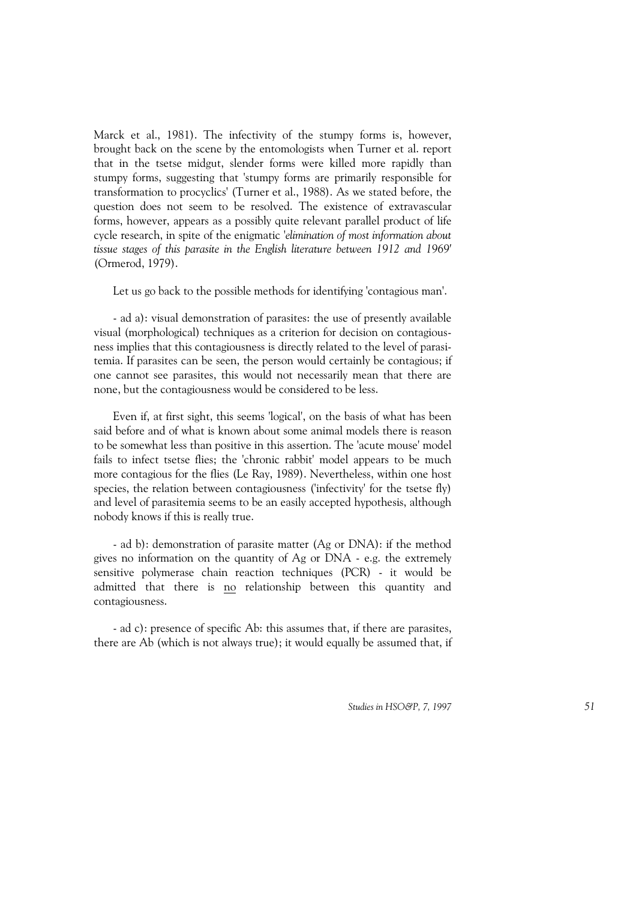Marck et al., 1981). The infectivity of the stumpy forms is, however, brought back on the scene by the entomologists when Turner et al. report that in the tsetse midgut, slender forms were killed more rapidly than stumpy forms, suggesting that 'stumpy forms are primarily responsible for transformation to procyclics' (Turner et al., 1988). As we stated before, the question does not seem to be resolved. The existence of extravascular forms, however, appears as a possibly quite relevant parallel product of life cycle research, in spite of the enigmatic '*elimination of most information about tissue stages of this parasite in the English literature between 1912 and 1969*' (Ormerod, 1979).

Let us go back to the possible methods for identifying 'contagious man'.

- ad a): visual demonstration of parasites: the use of presently available visual (morphological) techniques as a criterion for decision on contagiousness implies that this contagiousness is directly related to the level of parasitemia. If parasites can be seen, the person would certainly be contagious; if one cannot see parasites, this would not necessarily mean that there are none, but the contagiousness would be considered to be less.

Even if, at first sight, this seems 'logical', on the basis of what has been said before and of what is known about some animal models there is reason to be somewhat less than positive in this assertion. The 'acute mouse' model fails to infect tsetse flies; the 'chronic rabbit' model appears to be much more contagious for the flies (Le Ray, 1989). Nevertheless, within one host species, the relation between contagiousness ('infectivity' for the tsetse fly) and level of parasitemia seems to be an easily accepted hypothesis, although nobody knows if this is really true.

- ad b): demonstration of parasite matter (Ag or DNA): if the method gives no information on the quantity of Ag or DNA - e.g. the extremely sensitive polymerase chain reaction techniques (PCR) - it would be admitted that there is no relationship between this quantity and contagiousness.

- ad c): presence of specific Ab: this assumes that, if there are parasites, there are Ab (which is not always true); it would equally be assumed that, if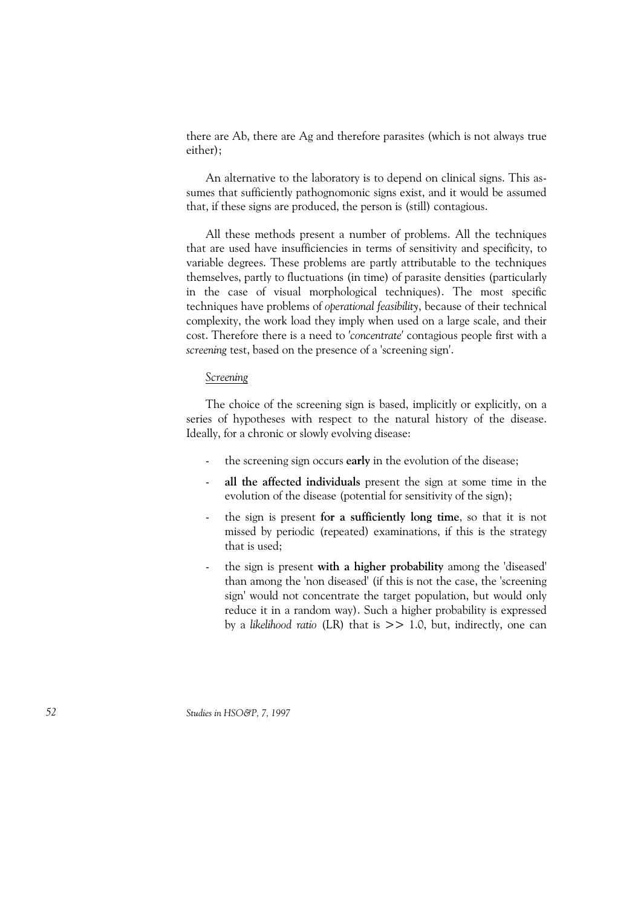there are Ab, there are Ag and therefore parasites (which is not always true either);

An alternative to the laboratory is to depend on clinical signs. This assumes that sufficiently pathognomonic signs exist, and it would be assumed that, if these signs are produced, the person is (still) contagious.

All these methods present a number of problems. All the techniques that are used have insufficiencies in terms of sensitivity and specificity, to variable degrees. These problems are partly attributable to the techniques themselves, partly to fluctuations (in time) of parasite densities (particularly in the case of visual morphological techniques). The most specific techniques have problems of *operational feasibility*, because of their technical complexity, the work load they imply when used on a large scale, and their cost. Therefore there is a need to *'concentrate'* contagious people first with a *screening* test, based on the presence of a 'screening sign'.

*Screening*

The choice of the screening sign is based, implicitly or explicitly, on a series of hypotheses with respect to the natural history of the disease. Ideally, for a chronic or slowly evolving disease:

- the screening sign occurs **early** in the evolution of the disease;
- **all the affected individuals** present the sign at some time in the evolution of the disease (potential for sensitivity of the sign);
- the sign is present **for a sufficiently long time**, so that it is not missed by periodic (repeated) examinations, if this is the strategy that is used;
- the sign is present **with a higher probability** among the 'diseased' than among the 'non diseased' (if this is not the case, the 'screening sign' would not concentrate the target population, but would only reduce it in a random way). Such a higher probability is expressed by a *likelihood ratio* (LR) that is $>>$ 1.0, but, indirectly, one can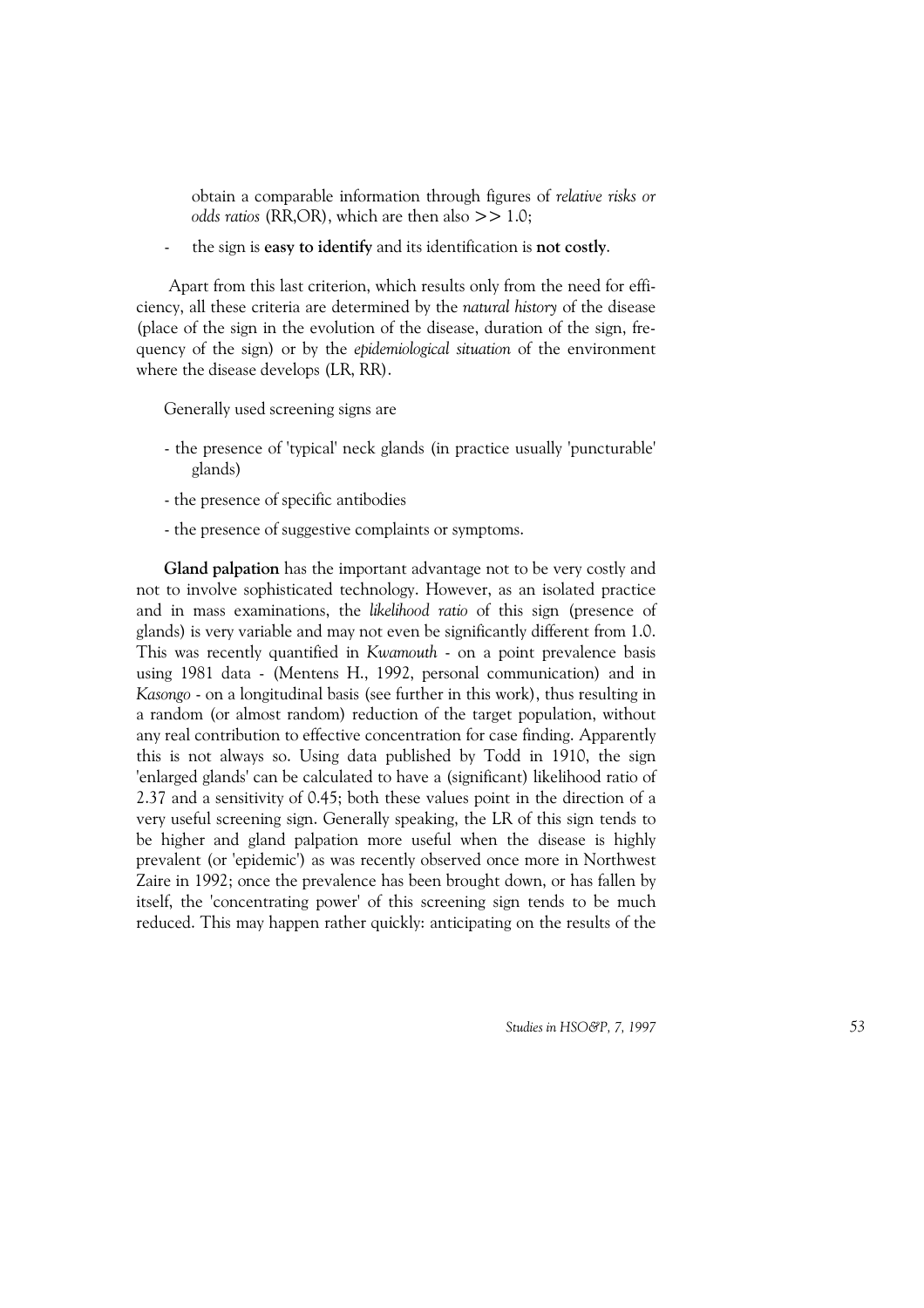obtain a comparable information through figures of *relative risks or odds ratios* (RR,OR), which are then also >> 1.0;

- the sign is **easy to identify** and its identification is **not costly**.

Apart from this last criterion, which results only from the need for efficiency, all these criteria are determined by the *natural history* of the disease (place of the sign in the evolution of the disease, duration of the sign, frequency of the sign) or by the *epidemiological situation* of the environment where the disease develops (LR, RR).

Generally used screening signs are

- the presence of 'typical' neck glands (in practice usually 'puncturable' glands)
- the presence of specific antibodies
- the presence of suggestive complaints or symptoms.

**Gland palpation** has the important advantage not to be very costly and not to involve sophisticated technology. However, as an isolated practice and in mass examinations, the *likelihood ratio* of this sign (presence of glands) is very variable and may not even be significantly different from 1.0. This was recently quantified in *Kwamouth* - on a point prevalence basis using 1981 data - (Mentens H., 1992, personal communication) and in *Kasongo* - on a longitudinal basis (see further in this work), thus resulting in a random (or almost random) reduction of the target population, without any real contribution to effective concentration for case finding. Apparently this is not always so. Using data published by Todd in 1910, the sign 'enlarged glands' can be calculated to have a (significant) likelihood ratio of 2.37 and a sensitivity of 0.45; both these values point in the direction of a very useful screening sign. Generally speaking, the LR of this sign tends to be higher and gland palpation more useful when the disease is highly prevalent (or 'epidemic') as was recently observed once more in Northwest Zaire in 1992; once the prevalence has been brought down, or has fallen by itself, the 'concentrating power' of this screening sign tends to be much reduced. This may happen rather quickly: anticipating on the results of the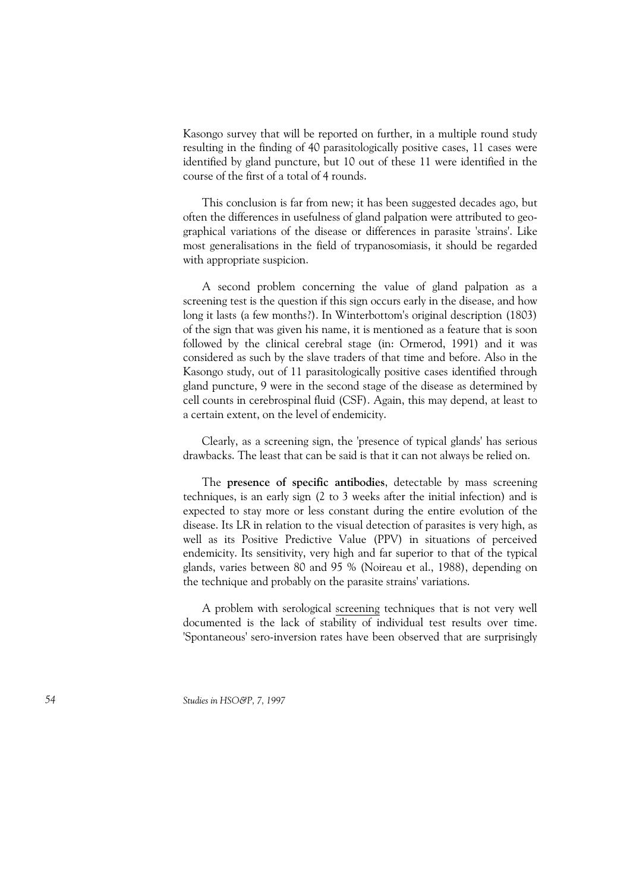Kasongo survey that will be reported on further, in a multiple round study resulting in the finding of 40 parasitologically positive cases, 11 cases were identified by gland puncture, but 10 out of these 11 were identified in the course of the first of a total of 4 rounds.

This conclusion is far from new; it has been suggested decades ago, but often the differences in usefulness of gland palpation were attributed to geographical variations of the disease or differences in parasite 'strains'. Like most generalisations in the field of trypanosomiasis, it should be regarded with appropriate suspicion.

A second problem concerning the value of gland palpation as a screening test is the question if this sign occurs early in the disease, and how long it lasts (a few months?). In Winterbottom's original description (1803) of the sign that was given his name, it is mentioned as a feature that is soon followed by the clinical cerebral stage (in: Ormerod, 1991) and it was considered as such by the slave traders of that time and before. Also in the Kasongo study, out of 11 parasitologically positive cases identified through gland puncture, 9 were in the second stage of the disease as determined by cell counts in cerebrospinal fluid (CSF). Again, this may depend, at least to a certain extent, on the level of endemicity.

Clearly, as a screening sign, the 'presence of typical glands' has serious drawbacks. The least that can be said is that it can not always be relied on.

The **presence of specific antibodies**, detectable by mass screening techniques, is an early sign (2 to 3 weeks after the initial infection) and is expected to stay more or less constant during the entire evolution of the disease. Its LR in relation to the visual detection of parasites is very high, as well as its Positive Predictive Value (PPV) in situations of perceived endemicity. Its sensitivity, very high and far superior to that of the typical glands, varies between 80 and 95 % (Noireau et al., 1988), depending on the technique and probably on the parasite strains' variations.

A problem with serological screening techniques that is not very well documented is the lack of stability of individual test results over time. 'Spontaneous' sero-inversion rates have been observed that are surprisingly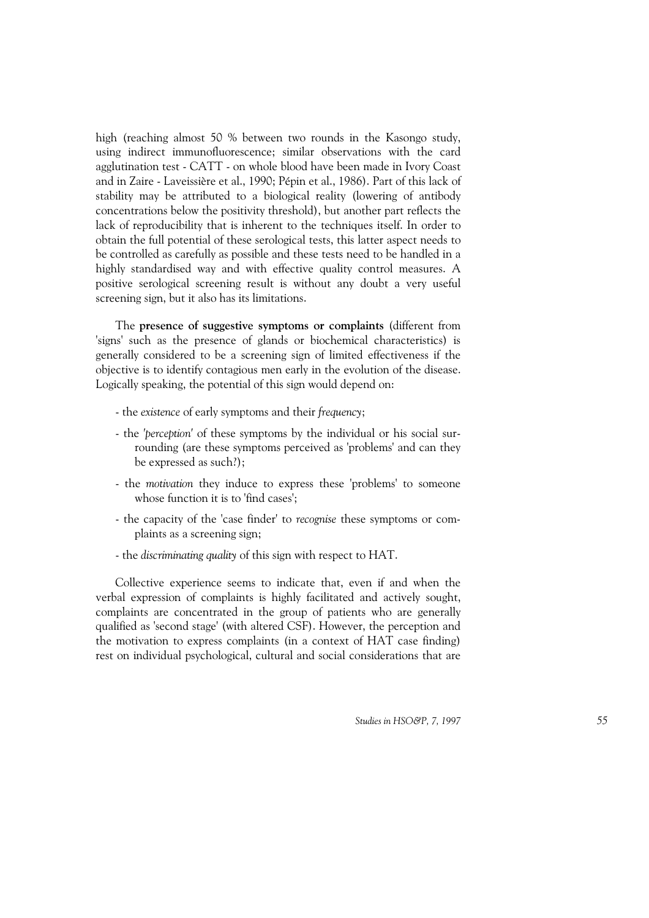high (reaching almost 50 % between two rounds in the Kasongo study, using indirect immunofluorescence; similar observations with the card agglutination test - CATT - on whole blood have been made in Ivory Coast and in Zaire - Laveissière et al., 1990; Pépin et al., 1986). Part of this lack of stability may be attributed to a biological reality (lowering of antibody concentrations below the positivity threshold), but another part reflects the lack of reproducibility that is inherent to the techniques itself. In order to obtain the full potential of these serological tests, this latter aspect needs to be controlled as carefully as possible and these tests need to be handled in a highly standardised way and with effective quality control measures. A positive serological screening result is without any doubt a very useful screening sign, but it also has its limitations.

The **presence of suggestive symptoms or complaints** (different from 'signs' such as the presence of glands or biochemical characteristics) is generally considered to be a screening sign of limited effectiveness if the objective is to identify contagious men early in the evolution of the disease. Logically speaking, the potential of this sign would depend on:

- the *existence* of early symptoms and their *frequency*;
- the *'perception'* of these symptoms by the individual or his social surrounding (are these symptoms perceived as 'problems' and can they be expressed as such?);
- the *motivation* they induce to express these 'problems' to someone whose function it is to 'find cases';
- the capacity of the 'case finder' to *recognise* these symptoms or complaints as a screening sign;
- the *discriminating quality* of this sign with respect to HAT.

Collective experience seems to indicate that, even if and when the verbal expression of complaints is highly facilitated and actively sought, complaints are concentrated in the group of patients who are generally qualified as 'second stage' (with altered CSF). However, the perception and the motivation to express complaints (in a context of HAT case finding) rest on individual psychological, cultural and social considerations that are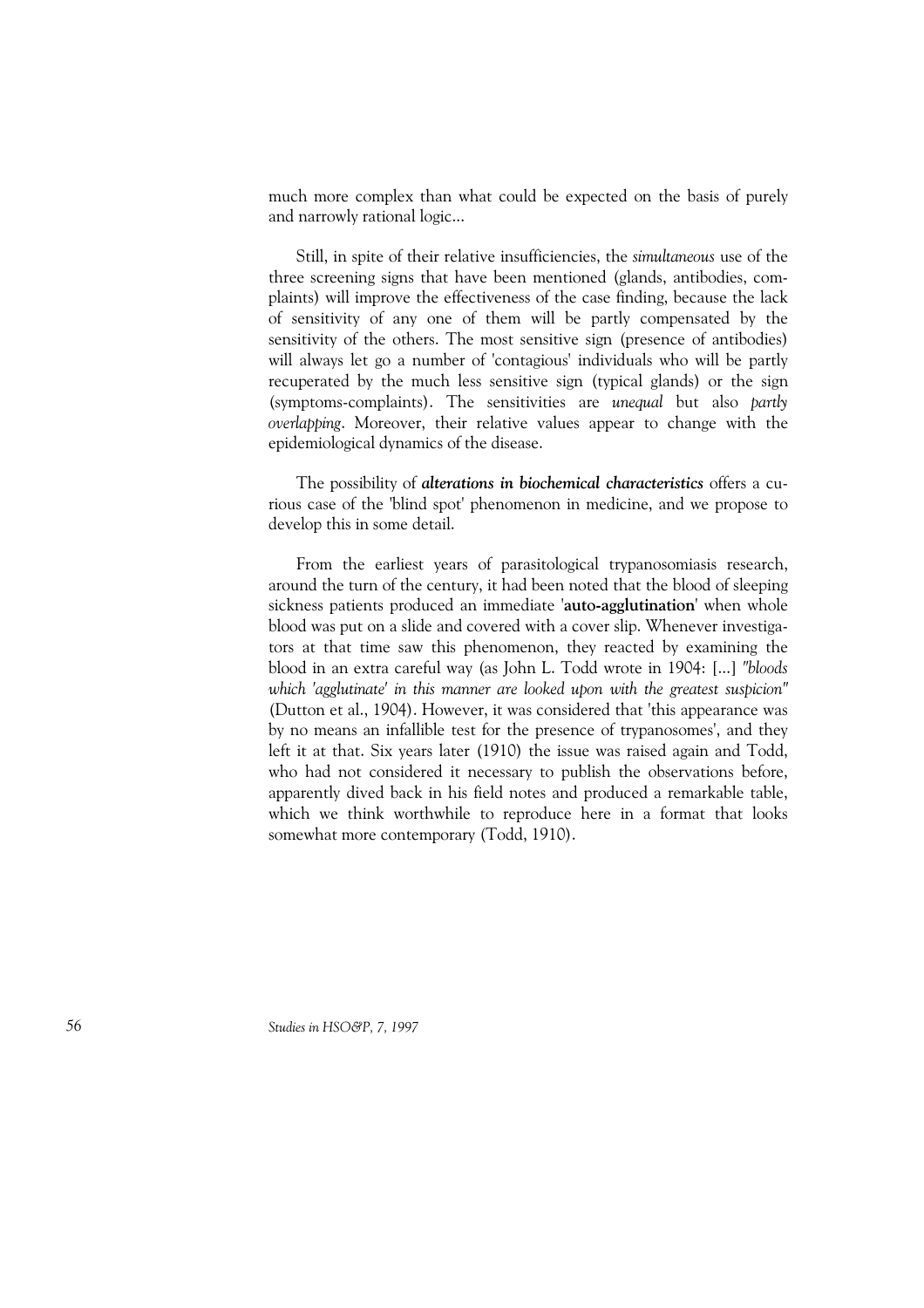much more complex than what could be expected on the basis of purely and narrowly rational logic...

Still, in spite of their relative insufficiencies, the *simultaneous* use of the three screening signs that have been mentioned (glands, antibodies, complaints) will improve the effectiveness of the case finding, because the lack of sensitivity of any one of them will be partly compensated by the sensitivity of the others. The most sensitive sign (presence of antibodies) will always let go a number of 'contagious' individuals who will be partly recuperated by the much less sensitive sign (typical glands) or the sign (symptoms-complaints). The sensitivities are *unequal* but also *partly overlapping*. Moreover, their relative values appear to change with the epidemiological dynamics of the disease.

The possibility of ***alterations in biochemical characteristics*** offers a curious case of the 'blind spot' phenomenon in medicine, and we propose to develop this in some detail.

From the earliest years of parasitological trypanosomiasis research, around the turn of the century, it had been noted that the blood of sleeping sickness patients produced an immediate '**auto-agglutination**' when whole blood was put on a slide and covered with a cover slip. Whenever investigators at that time saw this phenomenon, they reacted by examining the blood in an extra careful way (as John L. Todd wrote in 1904: [...] *"bloods which 'agglutinate' in this manner are looked upon with the greatest suspicion"* (Dutton et al., 1904). However, it was considered that 'this appearance was by no means an infallible test for the presence of trypanosomes', and they left it at that. Six years later (1910) the issue was raised again and Todd, who had not considered it necessary to publish the observations before, apparently dived back in his field notes and produced a remarkable table, which we think worthwhile to reproduce here in a format that looks somewhat more contemporary (Todd, 1910).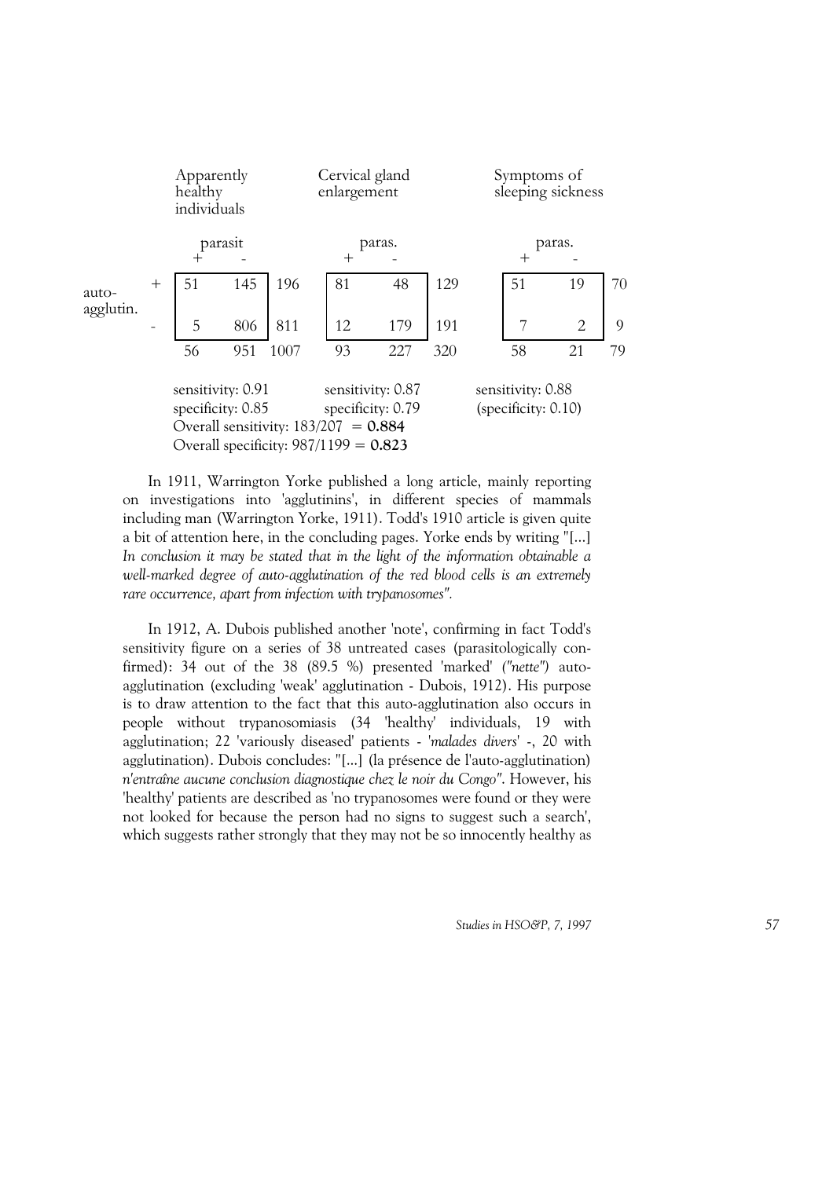| | | Apparently healthy individuals | | | Cervical gland enlargement | | | Symptoms of sleeping sickness | | |
|---|---|---|---|---|---|---|---|---|---|---|
| | | parasit | | | paras. | | | paras. | | |
| | | + | - | | + | - | | + | - | |
| auto-agglutin. | + | 51 | 145 | 196 | 81 | 48 | 129 | 51 | 19 | 70 |
| | - | 5 | 806 | 811 | 12 | 179 | 191 | 7 | 2 | 9 |
| | | 56 | 951 | 1007 | 93 | 227 | 320 | 58 | 21 | 79 |

sensitivity: 0.91 — specificity: 0.85 | sensitivity: 0.87 — specificity: 0.79 | sensitivity: 0.88 — (specificity: 0.10)

Overall sensitivity: 183/207 = **0.884**
Overall specificity: 987/1199 = **0.823**

In 1911, Warrington Yorke published a long article, mainly reporting on investigations into 'agglutinins', in different species of mammals including man (Warrington Yorke, 1911). Todd's 1910 article is given quite a bit of attention here, in the concluding pages. Yorke ends by writing "[...] *In conclusion it may be stated that in the light of the information obtainable a well-marked degree of auto-agglutination of the red blood cells is an extremely rare occurrence, apart from infection with trypanosomes"*.

In 1912, A. Dubois published another 'note', confirming in fact Todd's sensitivity figure on a series of 38 untreated cases (parasitologically confirmed): 34 out of the 38 (89.5 %) presented 'marked' *("nette")* auto-agglutination (excluding 'weak' agglutination - Dubois, 1912). His purpose is to draw attention to the fact that this auto-agglutination also occurs in people without trypanosomiasis (34 'healthy' individuals, 19 with agglutination; 22 'variously diseased' patients - '*malades divers*' -, 20 with agglutination). Dubois concludes: "[...] (la présence de l'auto-agglutination) *n'entraîne aucune conclusion diagnostique chez le noir du Congo"*. However, his 'healthy' patients are described as 'no trypanosomes were found or they were not looked for because the person had no signs to suggest such a search', which suggests rather strongly that they may not be so innocently healthy as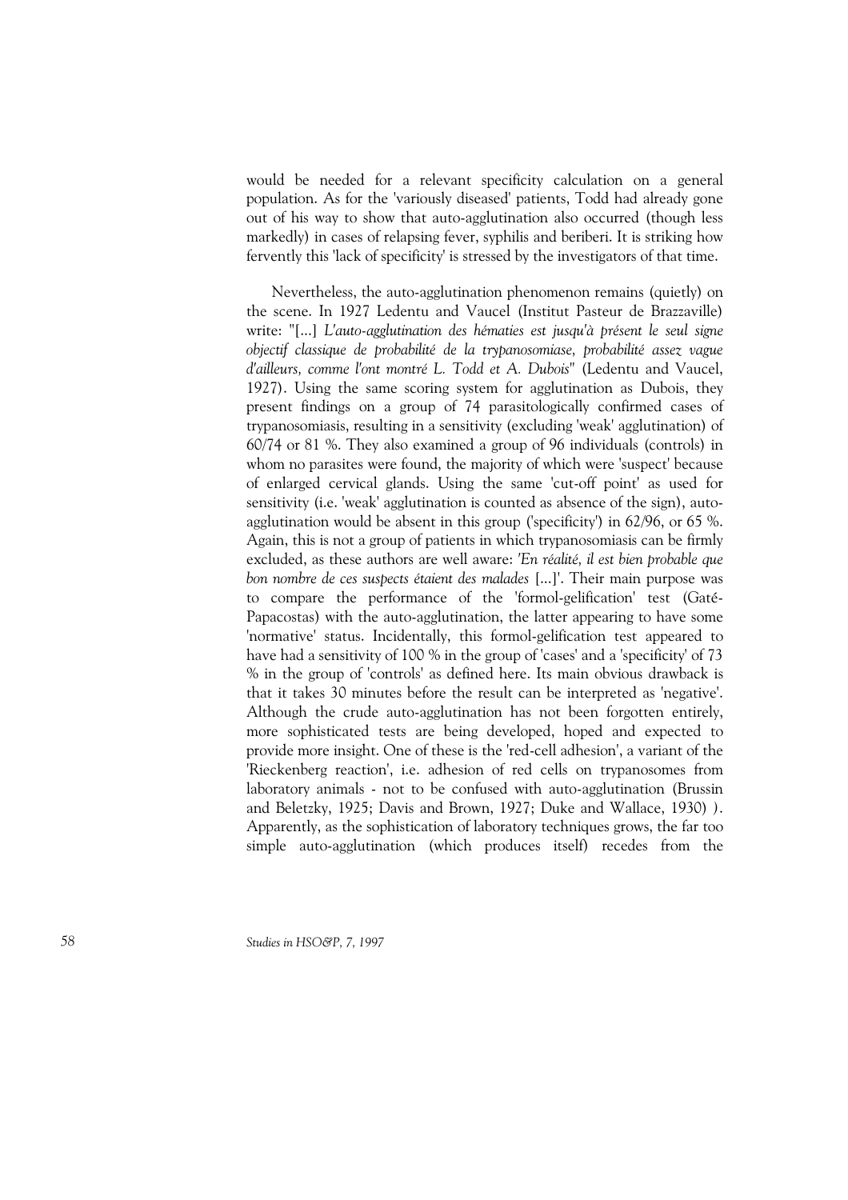would be needed for a relevant specificity calculation on a general population. As for the 'variously diseased' patients, Todd had already gone out of his way to show that auto-agglutination also occurred (though less markedly) in cases of relapsing fever, syphilis and beriberi. It is striking how fervently this 'lack of specificity' is stressed by the investigators of that time.

Nevertheless, the auto-agglutination phenomenon remains (quietly) on the scene. In 1927 Ledentu and Vaucel (Institut Pasteur de Brazzaville) write: "[...] *L'auto-agglutination des hématies est jusqu'à présent le seul signe objectif classique de probabilité de la trypanosomiase, probabilité assez vague d'ailleurs, comme l'ont montré L. Todd et A. Dubois*" (Ledentu and Vaucel, 1927). Using the same scoring system for agglutination as Dubois, they present findings on a group of 74 parasitologically confirmed cases of trypanosomiasis, resulting in a sensitivity (excluding 'weak' agglutination) of 60/74 or 81 %. They also examined a group of 96 individuals (controls) in whom no parasites were found, the majority of which were 'suspect' because of enlarged cervical glands. Using the same 'cut-off point' as used for sensitivity (i.e. 'weak' agglutination is counted as absence of the sign), auto-agglutination would be absent in this group ('specificity') in 62/96, or 65 %. Again, this is not a group of patients in which trypanosomiasis can be firmly excluded, as these authors are well aware: *'En réalité, il est bien probable que bon nombre de ces suspects étaient des malades* [...]'. Their main purpose was to compare the performance of the 'formol-gelification' test (Gaté-Papacostas) with the auto-agglutination, the latter appearing to have some 'normative' status. Incidentally, this formol-gelification test appeared to have had a sensitivity of 100 % in the group of 'cases' and a 'specificity' of 73 % in the group of 'controls' as defined here. Its main obvious drawback is that it takes 30 minutes before the result can be interpreted as 'negative'. Although the crude auto-agglutination has not been forgotten entirely, more sophisticated tests are being developed, hoped and expected to provide more insight. One of these is the 'red-cell adhesion', a variant of the 'Rieckenberg reaction', i.e. adhesion of red cells on trypanosomes from laboratory animals - not to be confused with auto-agglutination (Brussin and Beletzky, 1925; Davis and Brown, 1927; Duke and Wallace, 1930) ). Apparently, as the sophistication of laboratory techniques grows, the far too simple auto-agglutination (which produces itself) recedes from the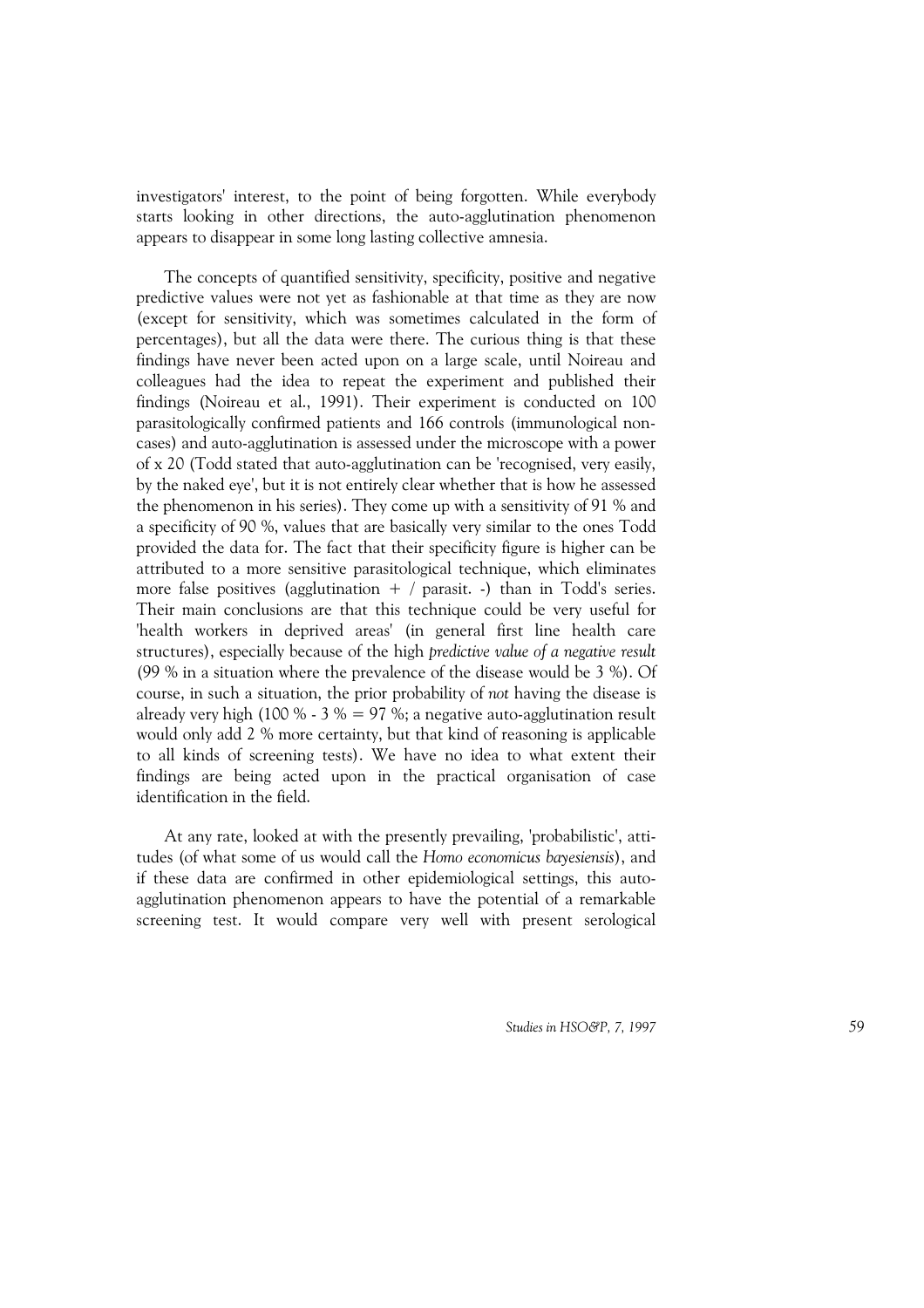investigators' interest, to the point of being forgotten. While everybody starts looking in other directions, the auto-agglutination phenomenon appears to disappear in some long lasting collective amnesia.

The concepts of quantified sensitivity, specificity, positive and negative predictive values were not yet as fashionable at that time as they are now (except for sensitivity, which was sometimes calculated in the form of percentages), but all the data were there. The curious thing is that these findings have never been acted upon on a large scale, until Noireau and colleagues had the idea to repeat the experiment and published their findings (Noireau et al., 1991). Their experiment is conducted on 100 parasitologically confirmed patients and 166 controls (immunological non-cases) and auto-agglutination is assessed under the microscope with a power of x 20 (Todd stated that auto-agglutination can be 'recognised, very easily, by the naked eye', but it is not entirely clear whether that is how he assessed the phenomenon in his series). They come up with a sensitivity of 91 % and a specificity of 90 %, values that are basically very similar to the ones Todd provided the data for. The fact that their specificity figure is higher can be attributed to a more sensitive parasitological technique, which eliminates more false positives (agglutination + / parasit. -) than in Todd's series. Their main conclusions are that this technique could be very useful for 'health workers in deprived areas' (in general first line health care structures), especially because of the high *predictive value of a negative result* (99 % in a situation where the prevalence of the disease would be 3 %). Of course, in such a situation, the prior probability of *not* having the disease is already very high (100 % - 3 % = 97 %; a negative auto-agglutination result would only add 2 % more certainty, but that kind of reasoning is applicable to all kinds of screening tests). We have no idea to what extent their findings are being acted upon in the practical organisation of case identification in the field.

At any rate, looked at with the presently prevailing, 'probabilistic', attitudes (of what some of us would call the *Homo economicus bayesiensis*), and if these data are confirmed in other epidemiological settings, this auto-agglutination phenomenon appears to have the potential of a remarkable screening test. It would compare very well with present serological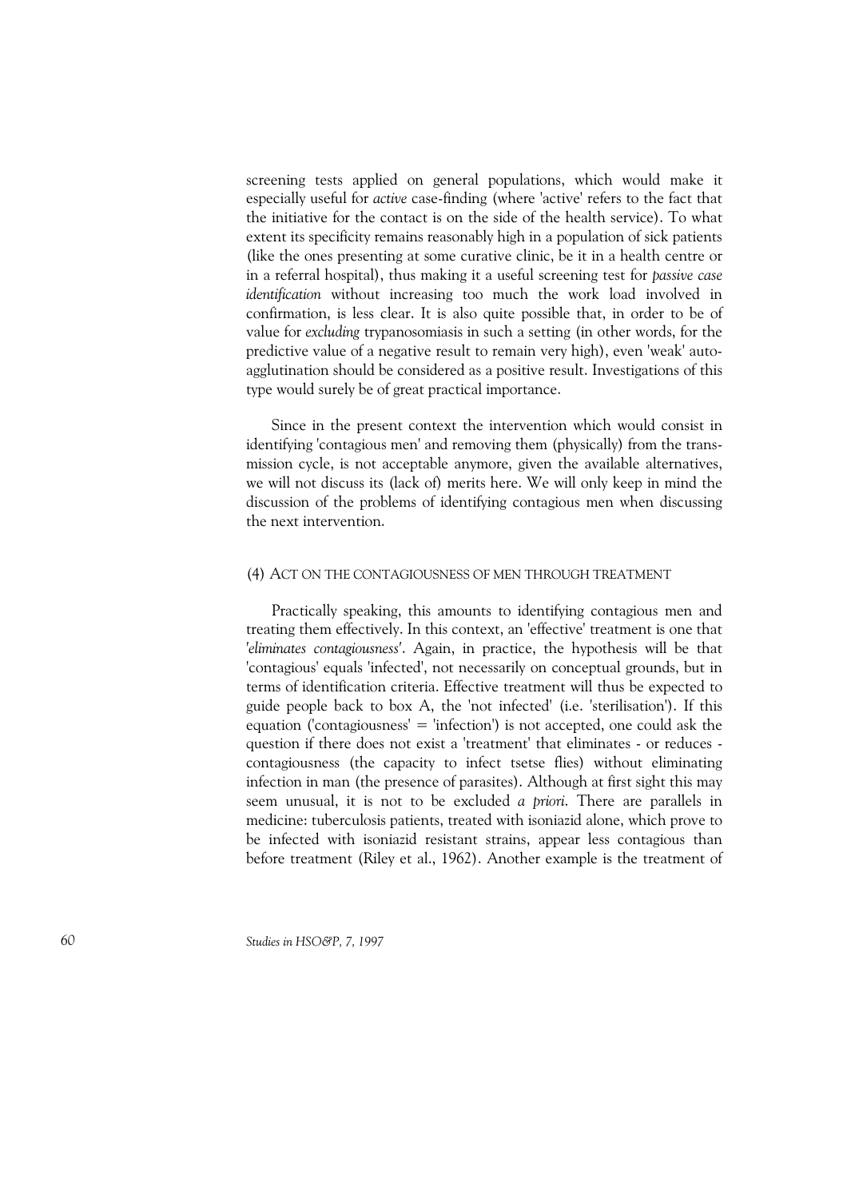screening tests applied on general populations, which would make it especially useful for *active* case-finding (where 'active' refers to the fact that the initiative for the contact is on the side of the health service). To what extent its specificity remains reasonably high in a population of sick patients (like the ones presenting at some curative clinic, be it in a health centre or in a referral hospital), thus making it a useful screening test for *passive case identification* without increasing too much the work load involved in confirmation, is less clear. It is also quite possible that, in order to be of value for *excluding* trypanosomiasis in such a setting (in other words, for the predictive value of a negative result to remain very high), even 'weak' auto-agglutination should be considered as a positive result. Investigations of this type would surely be of great practical importance.

Since in the present context the intervention which would consist in identifying 'contagious men' and removing them (physically) from the transmission cycle, is not acceptable anymore, given the available alternatives, we will not discuss its (lack of) merits here. We will only keep in mind the discussion of the problems of identifying contagious men when discussing the next intervention.

### (4) ACT ON THE CONTAGIOUSNESS OF MEN THROUGH TREATMENT

Practically speaking, this amounts to identifying contagious men and treating them effectively. In this context, an 'effective' treatment is one that *'eliminates contagiousness'*. Again, in practice, the hypothesis will be that 'contagious' equals 'infected', not necessarily on conceptual grounds, but in terms of identification criteria. Effective treatment will thus be expected to guide people back to box A, the 'not infected' (i.e. 'sterilisation'). If this equation ('contagiousness' = 'infection') is not accepted, one could ask the question if there does not exist a 'treatment' that eliminates - or reduces - contagiousness (the capacity to infect tsetse flies) without eliminating infection in man (the presence of parasites). Although at first sight this may seem unusual, it is not to be excluded *a priori*. There are parallels in medicine: tuberculosis patients, treated with isoniazid alone, which prove to be infected with isoniazid resistant strains, appear less contagious than before treatment (Riley et al., 1962). Another example is the treatment of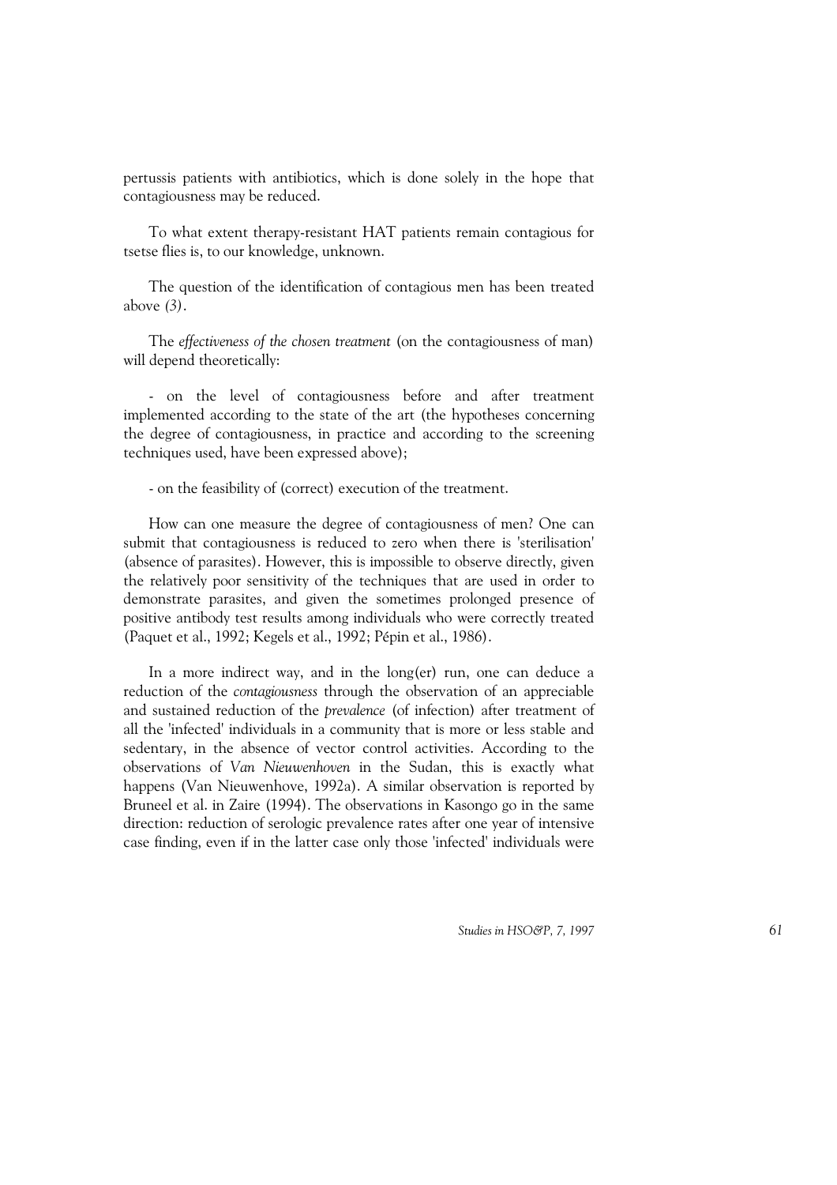pertussis patients with antibiotics, which is done solely in the hope that contagiousness may be reduced.

To what extent therapy-resistant HAT patients remain contagious for tsetse flies is, to our knowledge, unknown.

The question of the identification of contagious men has been treated above *(3)*.

The *effectiveness of the chosen treatment* (on the contagiousness of man) will depend theoretically:

- on the level of contagiousness before and after treatment implemented according to the state of the art (the hypotheses concerning the degree of contagiousness, in practice and according to the screening techniques used, have been expressed above);

- on the feasibility of (correct) execution of the treatment.

How can one measure the degree of contagiousness of men? One can submit that contagiousness is reduced to zero when there is 'sterilisation' (absence of parasites). However, this is impossible to observe directly, given the relatively poor sensitivity of the techniques that are used in order to demonstrate parasites, and given the sometimes prolonged presence of positive antibody test results among individuals who were correctly treated (Paquet et al., 1992; Kegels et al., 1992; Pépin et al., 1986).

In a more indirect way, and in the long(er) run, one can deduce a reduction of the *contagiousness* through the observation of an appreciable and sustained reduction of the *prevalence* (of infection) after treatment of all the 'infected' individuals in a community that is more or less stable and sedentary, in the absence of vector control activities. According to the observations of *Van Nieuwenhoven* in the Sudan, this is exactly what happens (Van Nieuwenhove, 1992a). A similar observation is reported by Bruneel et al. in Zaire (1994). The observations in Kasongo go in the same direction: reduction of serologic prevalence rates after one year of intensive case finding, even if in the latter case only those 'infected' individuals were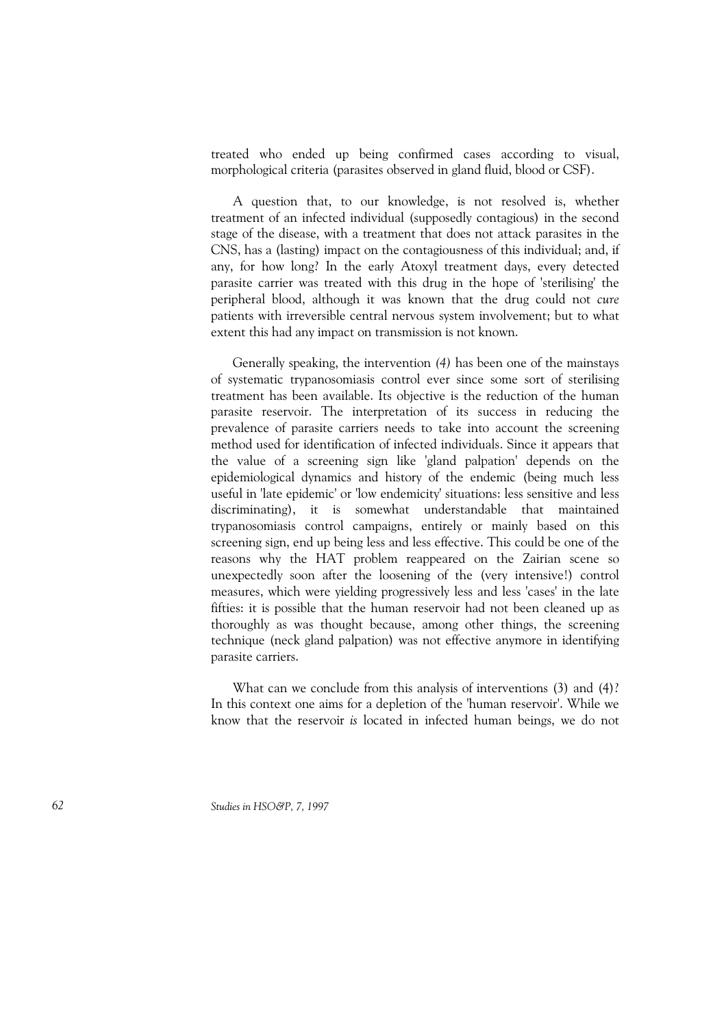treated who ended up being confirmed cases according to visual, morphological criteria (parasites observed in gland fluid, blood or CSF).

A question that, to our knowledge, is not resolved is, whether treatment of an infected individual (supposedly contagious) in the second stage of the disease, with a treatment that does not attack parasites in the CNS, has a (lasting) impact on the contagiousness of this individual; and, if any, for how long? In the early Atoxyl treatment days, every detected parasite carrier was treated with this drug in the hope of 'sterilising' the peripheral blood, although it was known that the drug could not *cure* patients with irreversible central nervous system involvement; but to what extent this had any impact on transmission is not known.

Generally speaking, the intervention *(4)* has been one of the mainstays of systematic trypanosomiasis control ever since some sort of sterilising treatment has been available. Its objective is the reduction of the human parasite reservoir. The interpretation of its success in reducing the prevalence of parasite carriers needs to take into account the screening method used for identification of infected individuals. Since it appears that the value of a screening sign like 'gland palpation' depends on the epidemiological dynamics and history of the endemic (being much less useful in 'late epidemic' or 'low endemicity' situations: less sensitive and less discriminating), it is somewhat understandable that maintained trypanosomiasis control campaigns, entirely or mainly based on this screening sign, end up being less and less effective. This could be one of the reasons why the HAT problem reappeared on the Zairian scene so unexpectedly soon after the loosening of the (very intensive!) control measures, which were yielding progressively less and less 'cases' in the late fifties: it is possible that the human reservoir had not been cleaned up as thoroughly as was thought because, among other things, the screening technique (neck gland palpation) was not effective anymore in identifying parasite carriers.

What can we conclude from this analysis of interventions (3) and (4)? In this context one aims for a depletion of the 'human reservoir'. While we know that the reservoir *is* located in infected human beings, we do not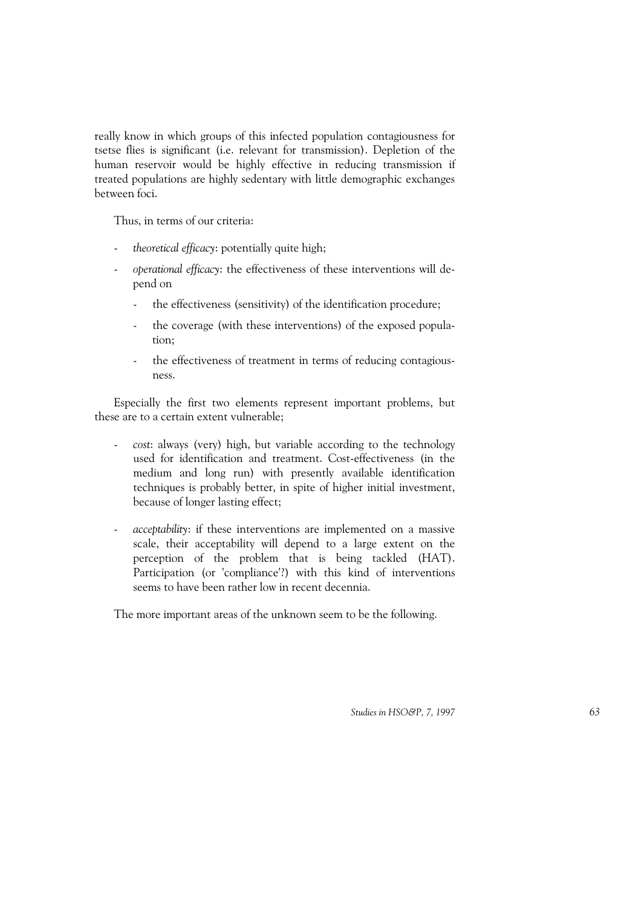really know in which groups of this infected population contagiousness for tsetse flies is significant (i.e. relevant for transmission). Depletion of the human reservoir would be highly effective in reducing transmission if treated populations are highly sedentary with little demographic exchanges between foci.

Thus, in terms of our criteria:

- *theoretical efficacy*: potentially quite high;
- *operational efficacy*: the effectiveness of these interventions will depend on
  - the effectiveness (sensitivity) of the identification procedure;
  - the coverage (with these interventions) of the exposed population;
  - the effectiveness of treatment in terms of reducing contagiousness.

Especially the first two elements represent important problems, but these are to a certain extent vulnerable;

- *cost*: always (very) high, but variable according to the technology used for identification and treatment. Cost-effectiveness (in the medium and long run) with presently available identification techniques is probably better, in spite of higher initial investment, because of longer lasting effect;
- *acceptability*: if these interventions are implemented on a massive scale, their acceptability will depend to a large extent on the perception of the problem that is being tackled (HAT). Participation (or 'compliance'?) with this kind of interventions seems to have been rather low in recent decennia.

The more important areas of the unknown seem to be the following.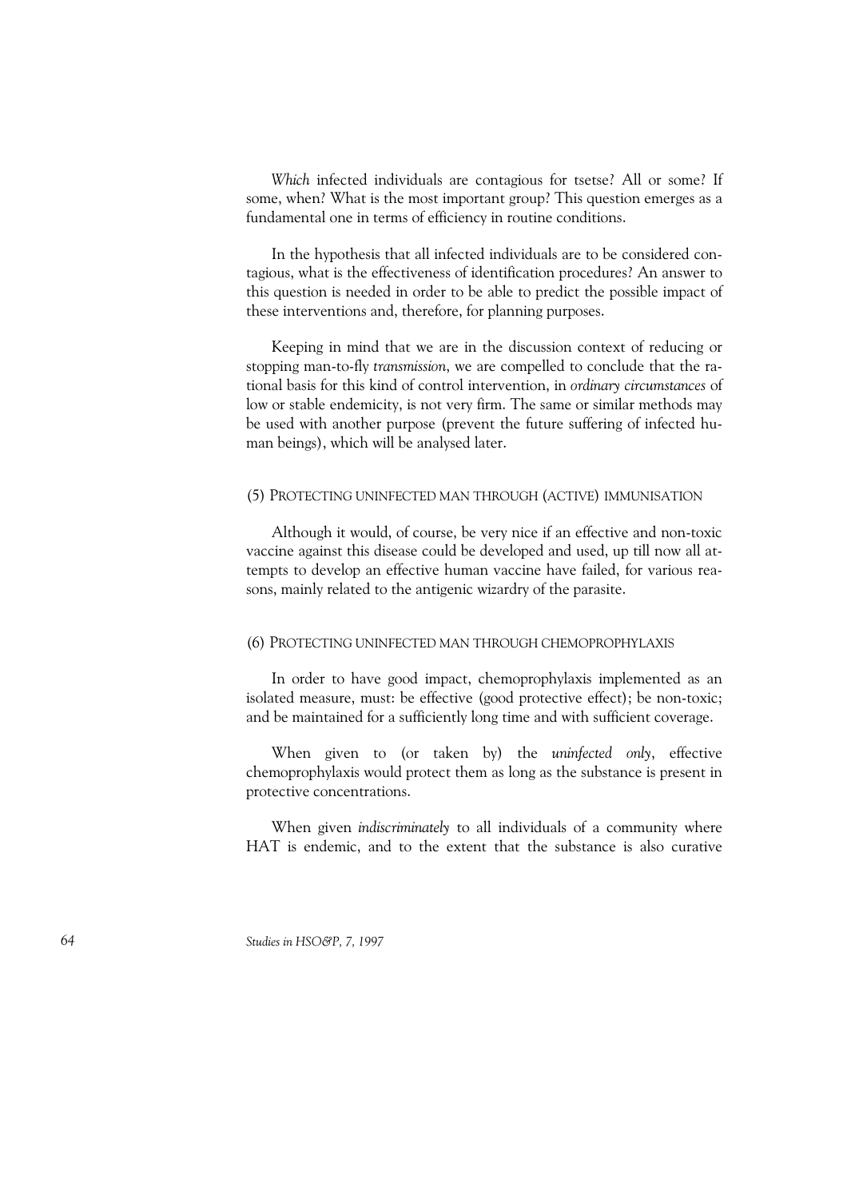*Which* infected individuals are contagious for tsetse? All or some? If some, when? What is the most important group? This question emerges as a fundamental one in terms of efficiency in routine conditions.

In the hypothesis that all infected individuals are to be considered contagious, what is the effectiveness of identification procedures? An answer to this question is needed in order to be able to predict the possible impact of these interventions and, therefore, for planning purposes.

Keeping in mind that we are in the discussion context of reducing or stopping man-to-fly *transmission*, we are compelled to conclude that the rational basis for this kind of control intervention, in *ordinary circumstances* of low or stable endemicity, is not very firm. The same or similar methods may be used with another purpose (prevent the future suffering of infected human beings), which will be analysed later.

### (5) Protecting uninfected man through (active) immunisation

Although it would, of course, be very nice if an effective and non-toxic vaccine against this disease could be developed and used, up till now all attempts to develop an effective human vaccine have failed, for various reasons, mainly related to the antigenic wizardry of the parasite.

### (6) Protecting uninfected man through chemoprophylaxis

In order to have good impact, chemoprophylaxis implemented as an isolated measure, must: be effective (good protective effect); be non-toxic; and be maintained for a sufficiently long time and with sufficient coverage.

When given to (or taken by) the *uninfected only*, effective chemoprophylaxis would protect them as long as the substance is present in protective concentrations.

When given *indiscriminately* to all individuals of a community where HAT is endemic, and to the extent that the substance is also curative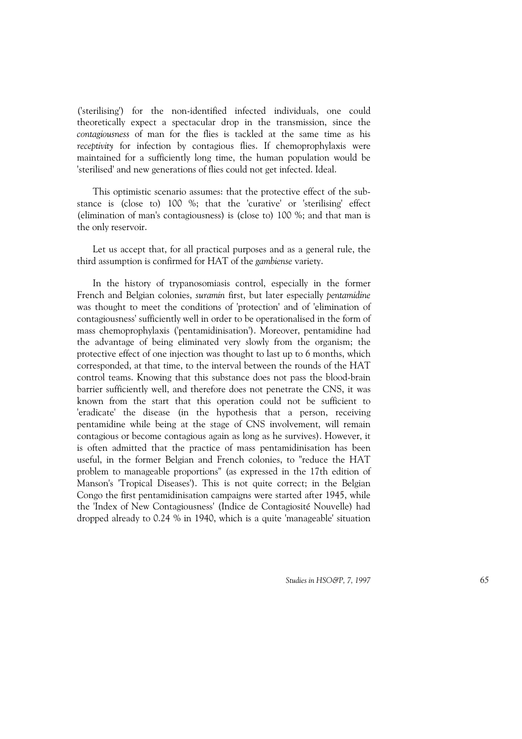('sterilising') for the non-identified infected individuals, one could theoretically expect a spectacular drop in the transmission, since the *contagiousness* of man for the flies is tackled at the same time as his *receptivity* for infection by contagious flies. If chemoprophylaxis were maintained for a sufficiently long time, the human population would be 'sterilised' and new generations of flies could not get infected. Ideal.

This optimistic scenario assumes: that the protective effect of the substance is (close to) 100 %; that the 'curative' or 'sterilising' effect (elimination of man's contagiousness) is (close to) 100 %; and that man is the only reservoir.

Let us accept that, for all practical purposes and as a general rule, the third assumption is confirmed for HAT of the *gambiense* variety.

In the history of trypanosomiasis control, especially in the former French and Belgian colonies, *suramin* first, but later especially *pentamidine* was thought to meet the conditions of 'protection' and of 'elimination of contagiousness' sufficiently well in order to be operationalised in the form of mass chemoprophylaxis ('pentamidinisation'). Moreover, pentamidine had the advantage of being eliminated very slowly from the organism; the protective effect of one injection was thought to last up to 6 months, which corresponded, at that time, to the interval between the rounds of the HAT control teams. Knowing that this substance does not pass the blood-brain barrier sufficiently well, and therefore does not penetrate the CNS, it was known from the start that this operation could not be sufficient to 'eradicate' the disease (in the hypothesis that a person, receiving pentamidine while being at the stage of CNS involvement, will remain contagious or become contagious again as long as he survives). However, it is often admitted that the practice of mass pentamidinisation has been useful, in the former Belgian and French colonies, to "reduce the HAT problem to manageable proportions" (as expressed in the 17th edition of Manson's 'Tropical Diseases'). This is not quite correct; in the Belgian Congo the first pentamidinisation campaigns were started after 1945, while the 'Index of New Contagiousness' (Indice de Contagiosité Nouvelle) had dropped already to 0.24 % in 1940, which is a quite 'manageable' situation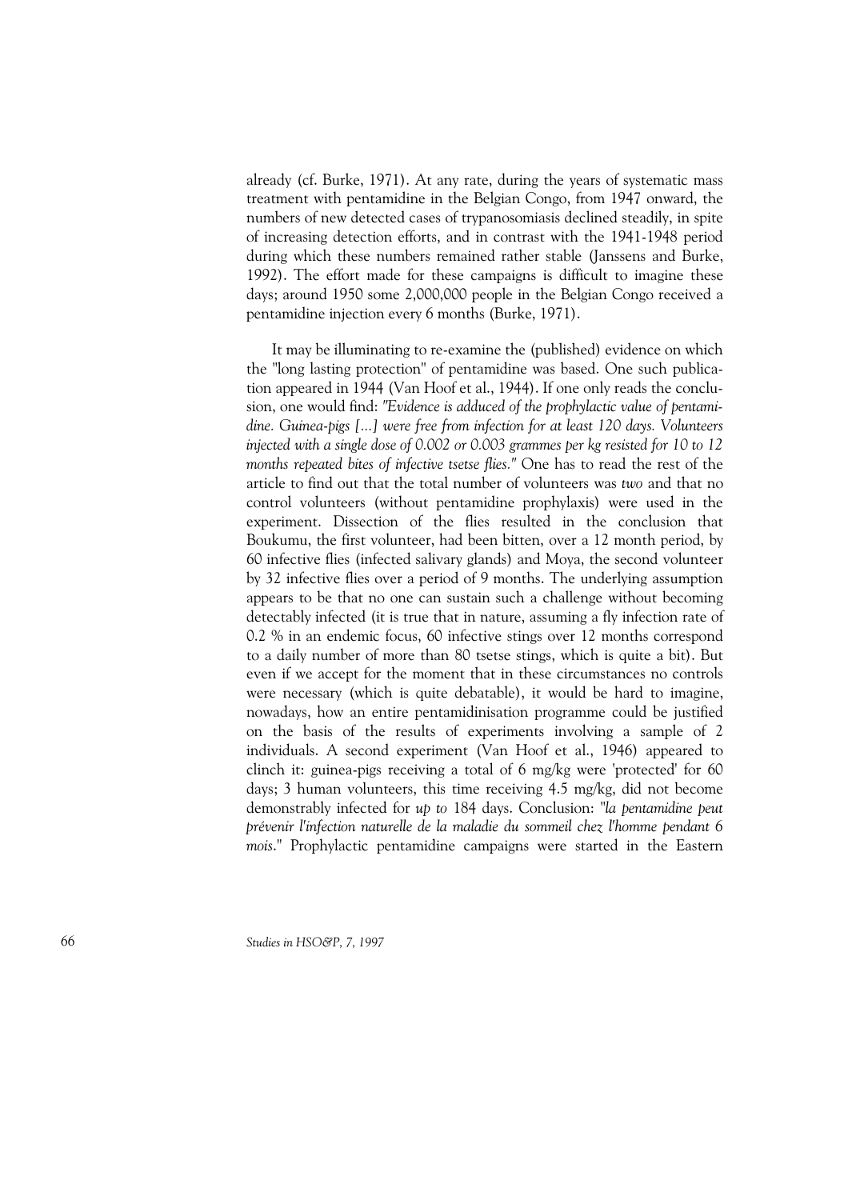already (cf. Burke, 1971). At any rate, during the years of systematic mass treatment with pentamidine in the Belgian Congo, from 1947 onward, the numbers of new detected cases of trypanosomiasis declined steadily, in spite of increasing detection efforts, and in contrast with the 1941-1948 period during which these numbers remained rather stable (Janssens and Burke, 1992). The effort made for these campaigns is difficult to imagine these days; around 1950 some 2,000,000 people in the Belgian Congo received a pentamidine injection every 6 months (Burke, 1971).

It may be illuminating to re-examine the (published) evidence on which the "long lasting protection" of pentamidine was based. One such publication appeared in 1944 (Van Hoof et al., 1944). If one only reads the conclusion, one would find: *"Evidence is adduced of the prophylactic value of pentamidine. Guinea-pigs [...] were free from infection for at least 120 days. Volunteers injected with a single dose of 0.002 or 0.003 grammes per kg resisted for 10 to 12 months repeated bites of infective tsetse flies."* One has to read the rest of the article to find out that the total number of volunteers was *two* and that no control volunteers (without pentamidine prophylaxis) were used in the experiment. Dissection of the flies resulted in the conclusion that Boukumu, the first volunteer, had been bitten, over a 12 month period, by 60 infective flies (infected salivary glands) and Moya, the second volunteer by 32 infective flies over a period of 9 months. The underlying assumption appears to be that no one can sustain such a challenge without becoming detectably infected (it is true that in nature, assuming a fly infection rate of 0.2 % in an endemic focus, 60 infective stings over 12 months correspond to a daily number of more than 80 tsetse stings, which is quite a bit). But even if we accept for the moment that in these circumstances no controls were necessary (which is quite debatable), it would be hard to imagine, nowadays, how an entire pentamidinisation programme could be justified on the basis of the results of experiments involving a sample of 2 individuals. A second experiment (Van Hoof et al., 1946) appeared to clinch it: guinea-pigs receiving a total of 6 mg/kg were 'protected' for 60 days; 3 human volunteers, this time receiving 4.5 mg/kg, did not become demonstrably infected for *up to* 184 days. Conclusion: "*la pentamidine peut prévenir l'infection naturelle de la maladie du sommeil chez l'homme pendant 6 mois*." Prophylactic pentamidine campaigns were started in the Eastern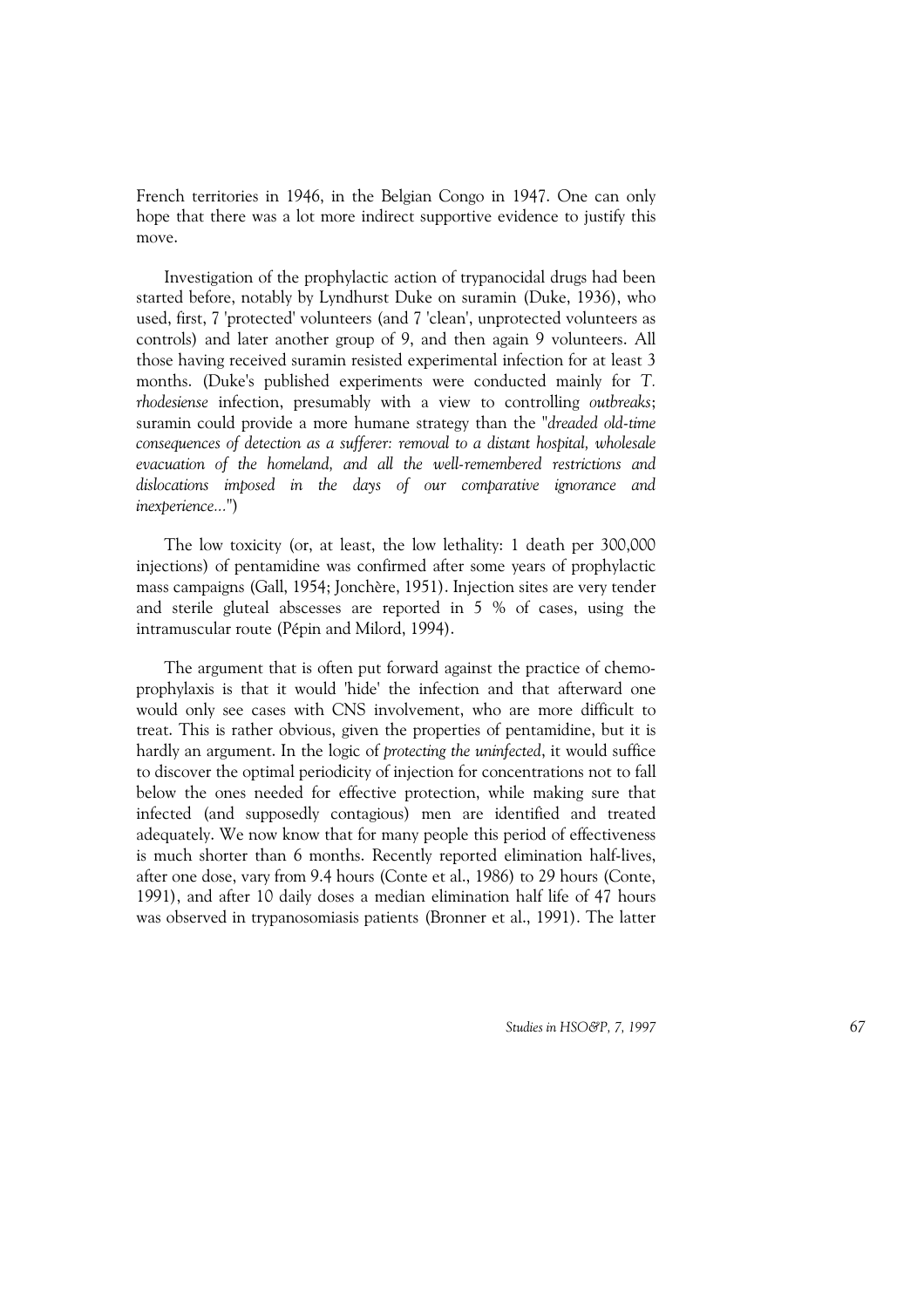French territories in 1946, in the Belgian Congo in 1947. One can only hope that there was a lot more indirect supportive evidence to justify this move.

Investigation of the prophylactic action of trypanocidal drugs had been started before, notably by Lyndhurst Duke on suramin (Duke, 1936), who used, first, 7 'protected' volunteers (and 7 'clean', unprotected volunteers as controls) and later another group of 9, and then again 9 volunteers. All those having received suramin resisted experimental infection for at least 3 months. (Duke's published experiments were conducted mainly for *T. rhodesiense* infection, presumably with a view to controlling *outbreaks*; suramin could provide a more humane strategy than the "*dreaded old-time consequences of detection as a sufferer: removal to a distant hospital, wholesale evacuation of the homeland, and all the well-remembered restrictions and dislocations imposed in the days of our comparative ignorance and inexperience...*")

The low toxicity (or, at least, the low lethality: 1 death per 300,000 injections) of pentamidine was confirmed after some years of prophylactic mass campaigns (Gall, 1954; Jonchère, 1951). Injection sites are very tender and sterile gluteal abscesses are reported in 5 % of cases, using the intramuscular route (Pépin and Milord, 1994).

The argument that is often put forward against the practice of chemo-prophylaxis is that it would 'hide' the infection and that afterward one would only see cases with CNS involvement, who are more difficult to treat. This is rather obvious, given the properties of pentamidine, but it is hardly an argument. In the logic of *protecting the uninfected*, it would suffice to discover the optimal periodicity of injection for concentrations not to fall below the ones needed for effective protection, while making sure that infected (and supposedly contagious) men are identified and treated adequately. We now know that for many people this period of effectiveness is much shorter than 6 months. Recently reported elimination half-lives, after one dose, vary from 9.4 hours (Conte et al., 1986) to 29 hours (Conte, 1991), and after 10 daily doses a median elimination half life of 47 hours was observed in trypanosomiasis patients (Bronner et al., 1991). The latter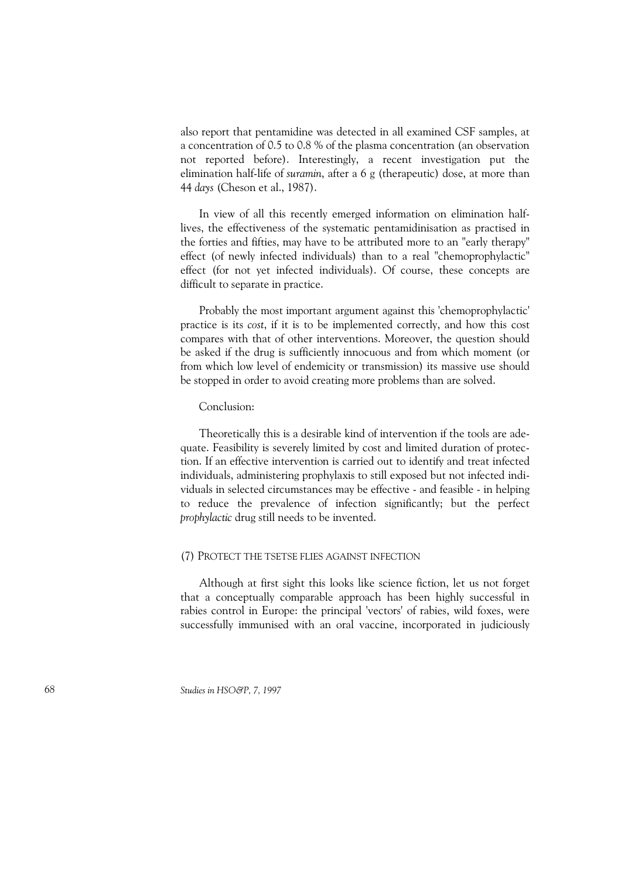also report that pentamidine was detected in all examined CSF samples, at a concentration of 0.5 to 0.8 % of the plasma concentration (an observation not reported before). Interestingly, a recent investigation put the elimination half-life of *suramin*, after a 6 g (therapeutic) dose, at more than 44 *days* (Cheson et al., 1987).

In view of all this recently emerged information on elimination half-lives, the effectiveness of the systematic pentamidinisation as practised in the forties and fifties, may have to be attributed more to an "early therapy" effect (of newly infected individuals) than to a real "chemoprophylactic" effect (for not yet infected individuals). Of course, these concepts are difficult to separate in practice.

Probably the most important argument against this 'chemoprophylactic' practice is its *cost*, if it is to be implemented correctly, and how this cost compares with that of other interventions. Moreover, the question should be asked if the drug is sufficiently innocuous and from which moment (or from which low level of endemicity or transmission) its massive use should be stopped in order to avoid creating more problems than are solved.

Conclusion:

Theoretically this is a desirable kind of intervention if the tools are adequate. Feasibility is severely limited by cost and limited duration of protection. If an effective intervention is carried out to identify and treat infected individuals, administering prophylaxis to still exposed but not infected individuals in selected circumstances may be effective - and feasible - in helping to reduce the prevalence of infection significantly; but the perfect *prophylactic* drug still needs to be invented.

### (7) Protect the tsetse flies against infection

Although at first sight this looks like science fiction, let us not forget that a conceptually comparable approach has been highly successful in rabies control in Europe: the principal 'vectors' of rabies, wild foxes, were successfully immunised with an oral vaccine, incorporated in judiciously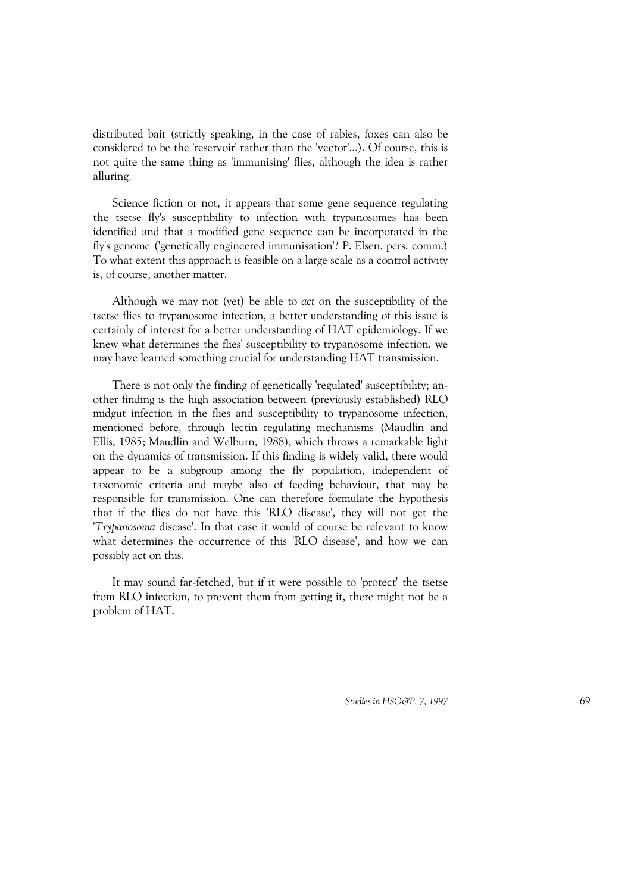distributed bait (strictly speaking, in the case of rabies, foxes can also be considered to be the 'reservoir' rather than the 'vector'...). Of course, this is not quite the same thing as 'immunising' flies, although the idea is rather alluring.

Science fiction or not, it appears that some gene sequence regulating the tsetse fly's susceptibility to infection with trypanosomes has been identified and that a modified gene sequence can be incorporated in the fly's genome ('genetically engineered immunisation'? P. Elsen, pers. comm.) To what extent this approach is feasible on a large scale as a control activity is, of course, another matter.

Although we may not (yet) be able to *act* on the susceptibility of the tsetse flies to trypanosome infection, a better understanding of this issue is certainly of interest for a better understanding of HAT epidemiology. If we knew what determines the flies' susceptibility to trypanosome infection, we may have learned something crucial for understanding HAT transmission.

There is not only the finding of genetically 'regulated' susceptibility; another finding is the high association between (previously established) RLO midgut infection in the flies and susceptibility to trypanosome infection, mentioned before, through lectin regulating mechanisms (Maudlin and Ellis, 1985; Maudlin and Welburn, 1988), which throws a remarkable light on the dynamics of transmission. If this finding is widely valid, there would appear to be a subgroup among the fly population, independent of taxonomic criteria and maybe also of feeding behaviour, that may be responsible for transmission. One can therefore formulate the hypothesis that if the flies do not have this 'RLO disease', they will not get the '*Trypanosoma* disease'. In that case it would of course be relevant to know what determines the occurrence of this 'RLO disease', and how we can possibly act on this.

It may sound far-fetched, but if it were possible to 'protect' the tsetse from RLO infection, to prevent them from getting it, there might not be a problem of HAT.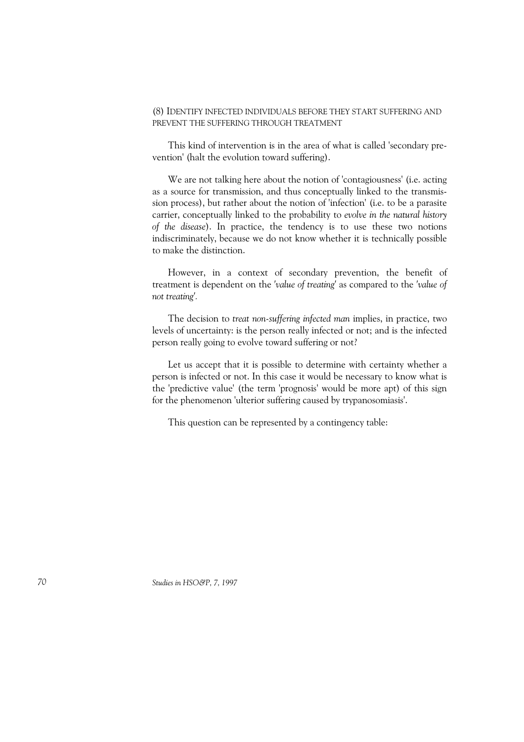### (8) Identify infected individuals before they start suffering and prevent the suffering through treatment

This kind of intervention is in the area of what is called 'secondary prevention' (halt the evolution toward suffering).

We are not talking here about the notion of 'contagiousness' (i.e. acting as a source for transmission, and thus conceptually linked to the transmission process), but rather about the notion of 'infection' (i.e. to be a parasite carrier, conceptually linked to the probability to *evolve in the natural history of the disease*). In practice, the tendency is to use these two notions indiscriminately, because we do not know whether it is technically possible to make the distinction.

However, in a context of secondary prevention, the benefit of treatment is dependent on the *'value of treating'* as compared to the *'value of not treating'*.

The decision to *treat non-suffering infected man* implies, in practice, two levels of uncertainty: is the person really infected or not; and is the infected person really going to evolve toward suffering or not?

Let us accept that it is possible to determine with certainty whether a person is infected or not. In this case it would be necessary to know what is the 'predictive value' (the term 'prognosis' would be more apt) of this sign for the phenomenon 'ulterior suffering caused by trypanosomiasis'.

This question can be represented by a contingency table: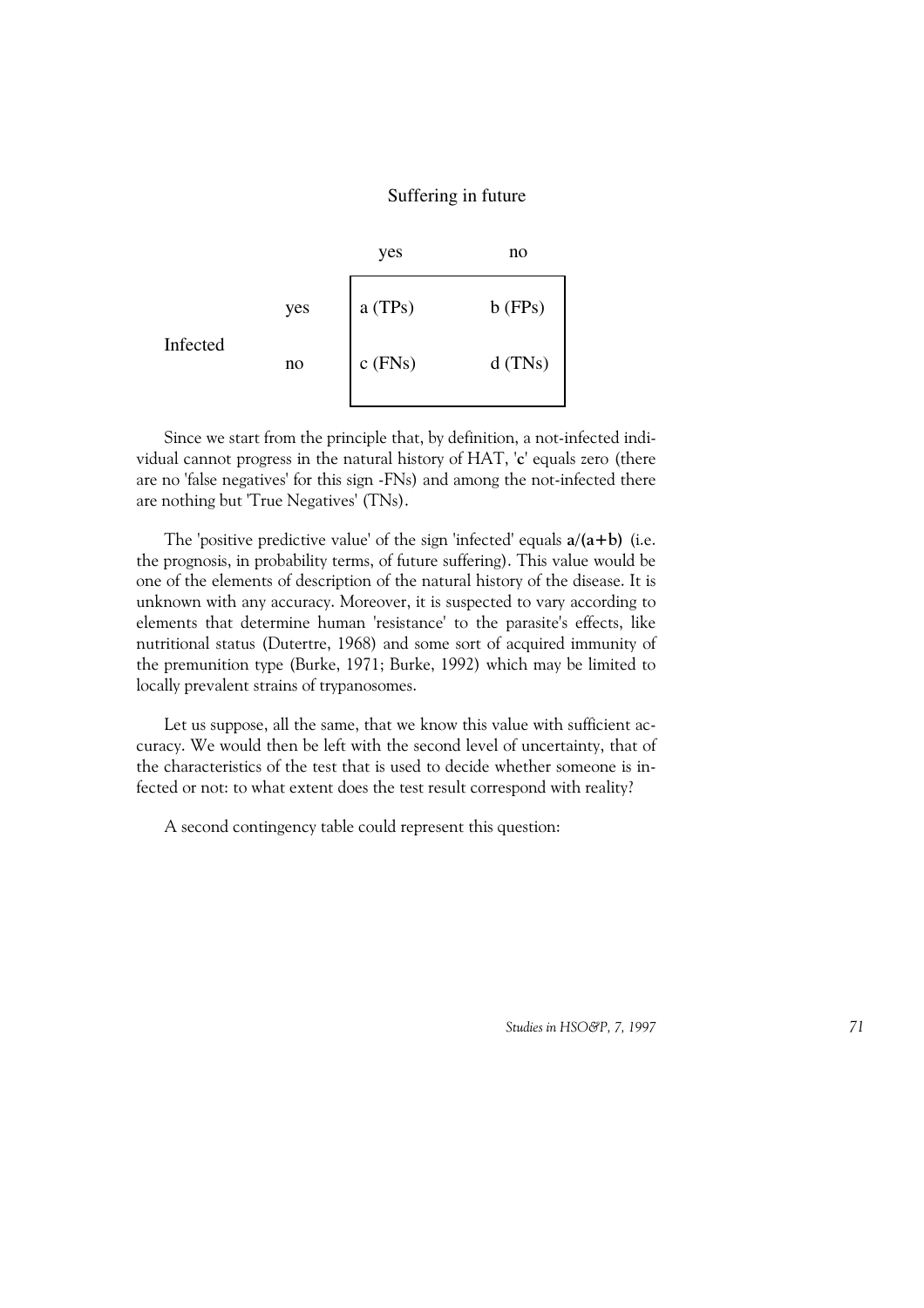|  |  | Suffering in future |  |
|---|---|---|---|
|  |  | yes | no |
| Infected | yes | a (TPs) | b (FPs) |
|  | no | c (FNs) | d (TNs) |

Since we start from the principle that, by definition, a not-infected individual cannot progress in the natural history of HAT, '**c**' equals zero (there are no 'false negatives' for this sign -FNs) and among the not-infected there are nothing but 'True Negatives' (TNs).

The 'positive predictive value' of the sign 'infected' equals **a/(a+b)** (i.e. the prognosis, in probability terms, of future suffering). This value would be one of the elements of description of the natural history of the disease. It is unknown with any accuracy. Moreover, it is suspected to vary according to elements that determine human 'resistance' to the parasite's effects, like nutritional status (Dutertre, 1968) and some sort of acquired immunity of the premunition type (Burke, 1971; Burke, 1992) which may be limited to locally prevalent strains of trypanosomes.

Let us suppose, all the same, that we know this value with sufficient accuracy. We would then be left with the second level of uncertainty, that of the characteristics of the test that is used to decide whether someone is infected or not: to what extent does the test result correspond with reality?

A second contingency table could represent this question: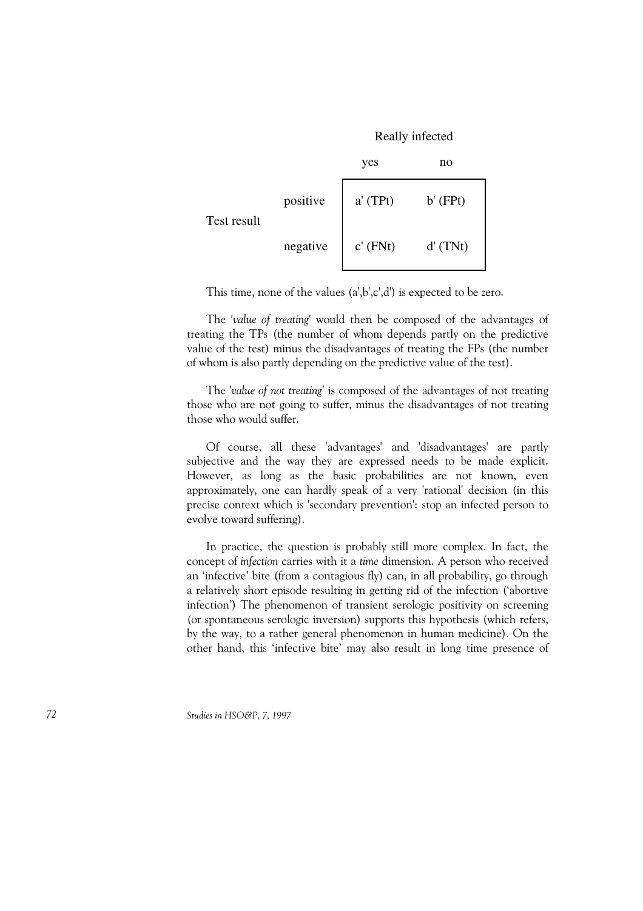| | | Really infected | |
|---|---|---|---|
| | | yes | no |
| Test result | positive | a' (TPt) | b' (FPt) |
| | negative | c' (FNt) | d' (TNt) |

This time, none of the values (a',b',c',d') is expected to be zero.

The *'value of treating'* would then be composed of the advantages of treating the TPs (the number of whom depends partly on the predictive value of the test) minus the disadvantages of treating the FPs (the number of whom is also partly depending on the predictive value of the test).

The *'value of not treating'* is composed of the advantages of not treating those who are not going to suffer, minus the disadvantages of not treating those who would suffer.

Of course, all these 'advantages' and 'disadvantages' are partly subjective and the way they are expressed needs to be made explicit. However, as long as the basic probabilities are not known, even approximately, one can hardly speak of a very 'rational' decision (in this precise context which is 'secondary prevention': stop an infected person to evolve toward suffering).

In practice, the question is probably still more complex. In fact, the concept of *infection* carries with it a *time* dimension. A person who received an 'infective' bite (from a contagious fly) can, in all probability, go through a relatively short episode resulting in getting rid of the infection ('abortive infection') The phenomenon of transient serologic positivity on screening (or spontaneous serologic inversion) supports this hypothesis (which refers, by the way, to a rather general phenomenon in human medicine). On the other hand, this 'infective bite' may also result in long time presence of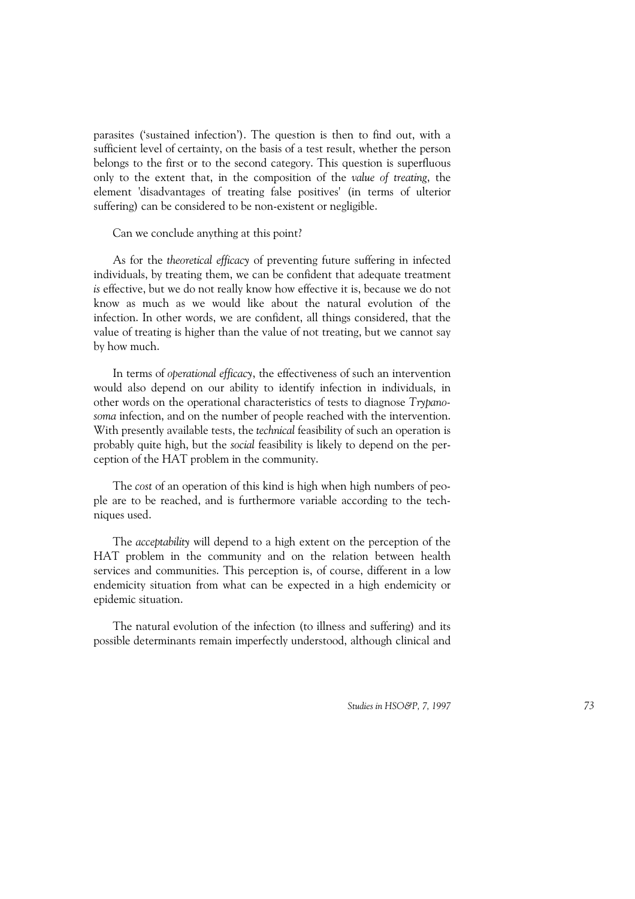parasites ('sustained infection'). The question is then to find out, with a sufficient level of certainty, on the basis of a test result, whether the person belongs to the first or to the second category. This question is superfluous only to the extent that, in the composition of the *value of treating*, the element 'disadvantages of treating false positives' (in terms of ulterior suffering) can be considered to be non-existent or negligible.

Can we conclude anything at this point?

As for the *theoretical efficacy* of preventing future suffering in infected individuals, by treating them, we can be confident that adequate treatment *is* effective, but we do not really know how effective it is, because we do not know as much as we would like about the natural evolution of the infection. In other words, we are confident, all things considered, that the value of treating is higher than the value of not treating, but we cannot say by how much.

In terms of *operational efficacy*, the effectiveness of such an intervention would also depend on our ability to identify infection in individuals, in other words on the operational characteristics of tests to diagnose *Trypanosoma* infection, and on the number of people reached with the intervention. With presently available tests, the *technical* feasibility of such an operation is probably quite high, but the *social* feasibility is likely to depend on the perception of the HAT problem in the community.

The *cost* of an operation of this kind is high when high numbers of people are to be reached, and is furthermore variable according to the techniques used.

The *acceptability* will depend to a high extent on the perception of the HAT problem in the community and on the relation between health services and communities. This perception is, of course, different in a low endemicity situation from what can be expected in a high endemicity or epidemic situation.

The natural evolution of the infection (to illness and suffering) and its possible determinants remain imperfectly understood, although clinical and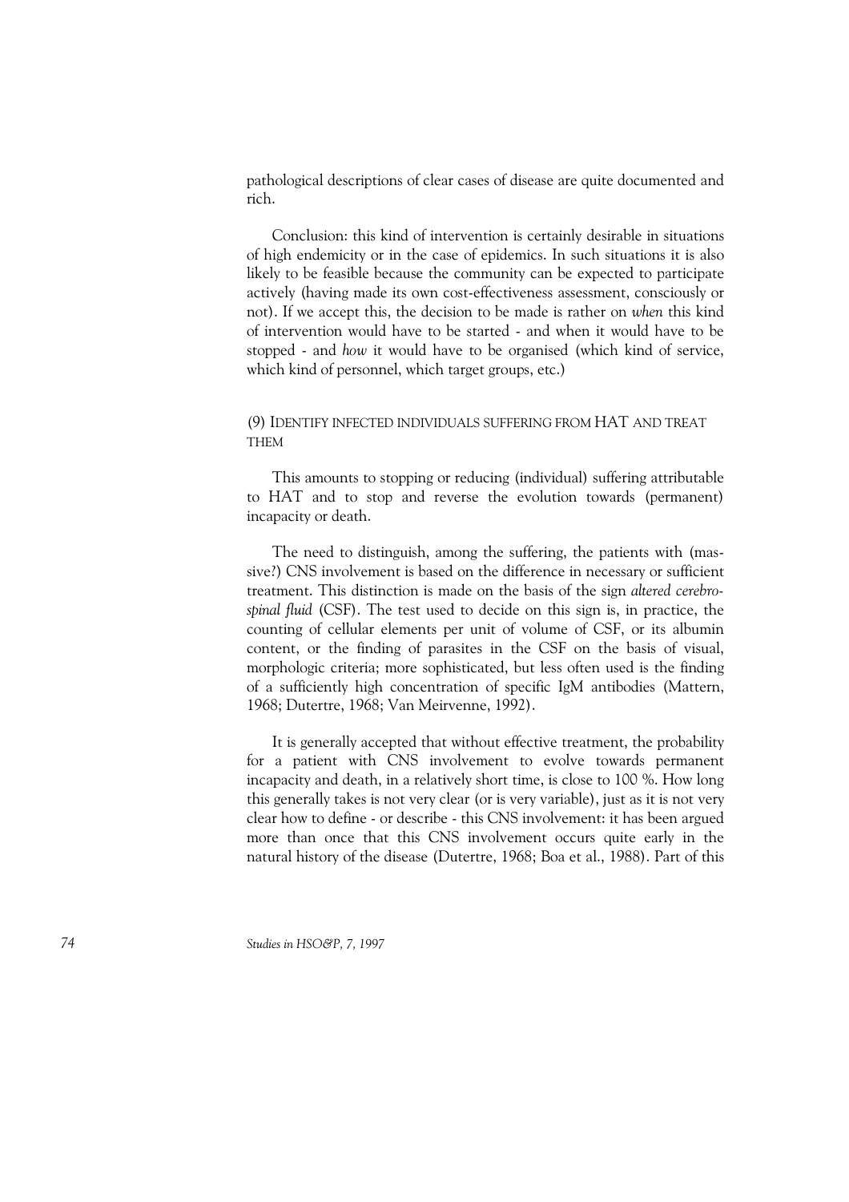pathological descriptions of clear cases of disease are quite documented and rich.

Conclusion: this kind of intervention is certainly desirable in situations of high endemicity or in the case of epidemics. In such situations it is also likely to be feasible because the community can be expected to participate actively (having made its own cost-effectiveness assessment, consciously or not). If we accept this, the decision to be made is rather on *when* this kind of intervention would have to be started - and when it would have to be stopped - and *how* it would have to be organised (which kind of service, which kind of personnel, which target groups, etc.)

### (9) Identify infected individuals suffering from HAT and treat them

This amounts to stopping or reducing (individual) suffering attributable to HAT and to stop and reverse the evolution towards (permanent) incapacity or death.

The need to distinguish, among the suffering, the patients with (massive?) CNS involvement is based on the difference in necessary or sufficient treatment. This distinction is made on the basis of the sign *altered cerebrospinal fluid* (CSF). The test used to decide on this sign is, in practice, the counting of cellular elements per unit of volume of CSF, or its albumin content, or the finding of parasites in the CSF on the basis of visual, morphologic criteria; more sophisticated, but less often used is the finding of a sufficiently high concentration of specific IgM antibodies (Mattern, 1968; Dutertre, 1968; Van Meirvenne, 1992).

It is generally accepted that without effective treatment, the probability for a patient with CNS involvement to evolve towards permanent incapacity and death, in a relatively short time, is close to 100 %. How long this generally takes is not very clear (or is very variable), just as it is not very clear how to define - or describe - this CNS involvement: it has been argued more than once that this CNS involvement occurs quite early in the natural history of the disease (Dutertre, 1968; Boa et al., 1988). Part of this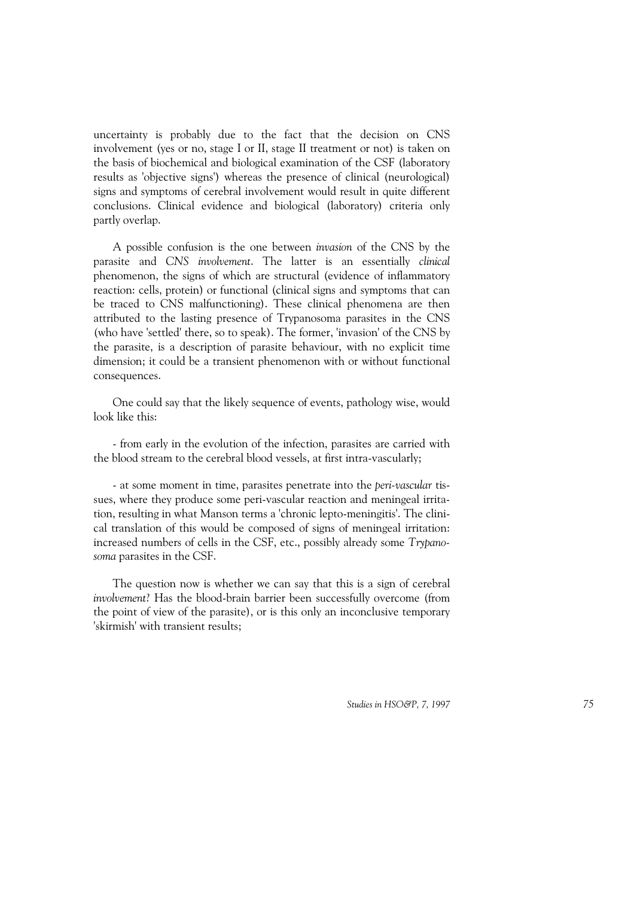uncertainty is probably due to the fact that the decision on CNS involvement (yes or no, stage I or II, stage II treatment or not) is taken on the basis of biochemical and biological examination of the CSF (laboratory results as 'objective signs') whereas the presence of clinical (neurological) signs and symptoms of cerebral involvement would result in quite different conclusions. Clinical evidence and biological (laboratory) criteria only partly overlap.

A possible confusion is the one between *invasion* of the CNS by the parasite and *CNS involvement*. The latter is an essentially *clinical* phenomenon, the signs of which are structural (evidence of inflammatory reaction: cells, protein) or functional (clinical signs and symptoms that can be traced to CNS malfunctioning). These clinical phenomena are then attributed to the lasting presence of Trypanosoma parasites in the CNS (who have 'settled' there, so to speak). The former, 'invasion' of the CNS by the parasite, is a description of parasite behaviour, with no explicit time dimension; it could be a transient phenomenon with or without functional consequences.

One could say that the likely sequence of events, pathology wise, would look like this:

- from early in the evolution of the infection, parasites are carried with the blood stream to the cerebral blood vessels, at first intra-vascularly;

- at some moment in time, parasites penetrate into the *peri-vascular* tissues, where they produce some peri-vascular reaction and meningeal irritation, resulting in what Manson terms a 'chronic lepto-meningitis'. The clinical translation of this would be composed of signs of meningeal irritation: increased numbers of cells in the CSF, etc., possibly already some *Trypanosoma* parasites in the CSF.

The question now is whether we can say that this is a sign of cerebral *involvement*? Has the blood-brain barrier been successfully overcome (from the point of view of the parasite), or is this only an inconclusive temporary 'skirmish' with transient results;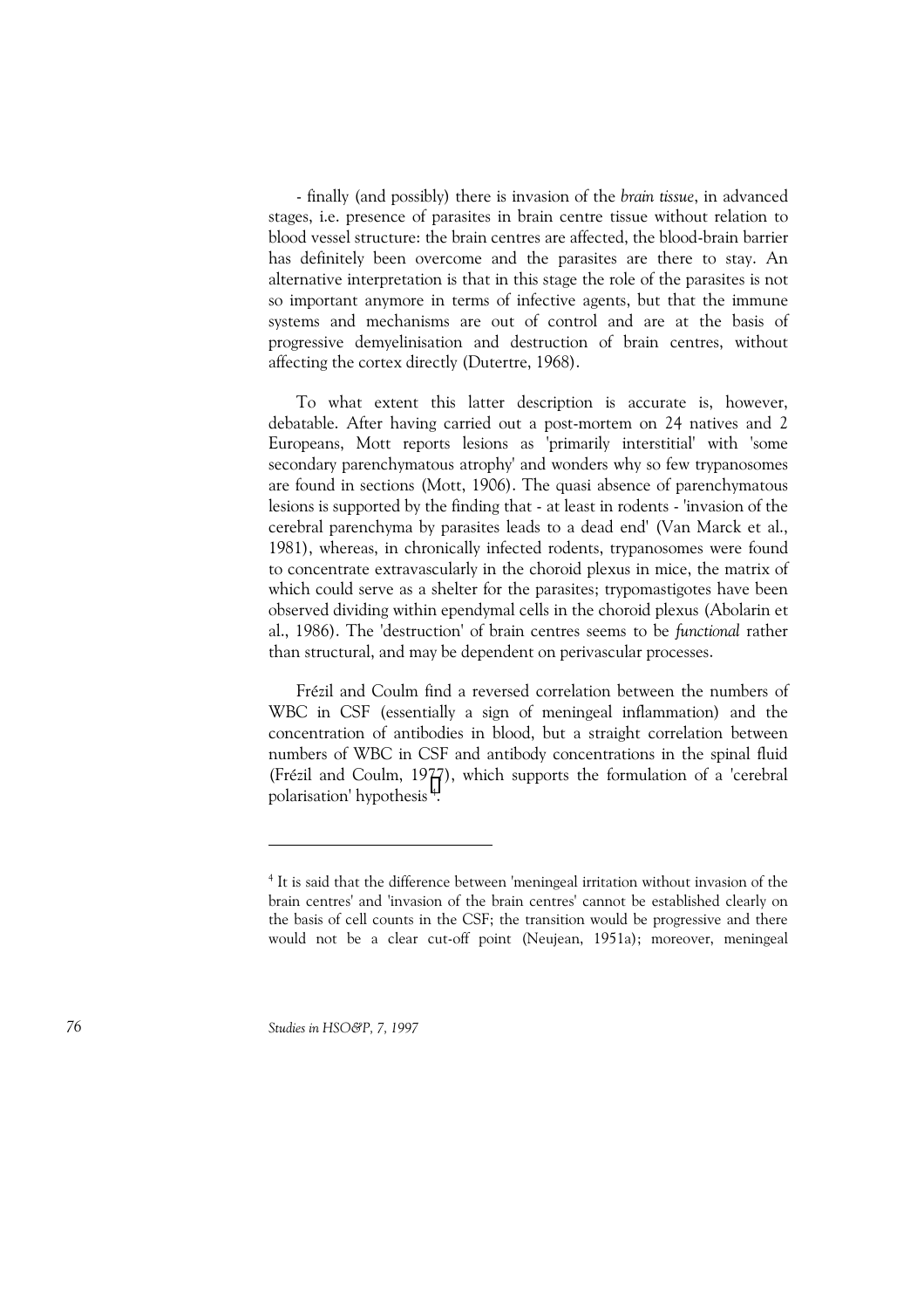- finally (and possibly) there is invasion of the *brain tissue*, in advanced stages, i.e. presence of parasites in brain centre tissue without relation to blood vessel structure: the brain centres are affected, the blood-brain barrier has definitely been overcome and the parasites are there to stay. An alternative interpretation is that in this stage the role of the parasites is not so important anymore in terms of infective agents, but that the immune systems and mechanisms are out of control and are at the basis of progressive demyelinisation and destruction of brain centres, without affecting the cortex directly (Dutertre, 1968).

To what extent this latter description is accurate is, however, debatable. After having carried out a post-mortem on 24 natives and 2 Europeans, Mott reports lesions as 'primarily interstitial' with 'some secondary parenchymatous atrophy' and wonders why so few trypanosomes are found in sections (Mott, 1906). The quasi absence of parenchymatous lesions is supported by the finding that - at least in rodents - 'invasion of the cerebral parenchyma by parasites leads to a dead end' (Van Marck et al., 1981), whereas, in chronically infected rodents, trypanosomes were found to concentrate extravascularly in the choroid plexus in mice, the matrix of which could serve as a shelter for the parasites; trypomastigotes have been observed dividing within ependymal cells in the choroid plexus (Abolarin et al., 1986). The 'destruction' of brain centres seems to be *functional* rather than structural, and may be dependent on perivascular processes.

Frézil and Coulm find a reversed correlation between the numbers of WBC in CSF (essentially a sign of meningeal inflammation) and the concentration of antibodies in blood, but a straight correlation between numbers of WBC in CSF and antibody concentrations in the spinal fluid (Frézil and Coulm, 1977), which supports the formulation of a 'cerebral polarisation' hypothesis [4].

---

[4] It is said that the difference between 'meningeal irritation without invasion of the brain centres' and 'invasion of the brain centres' cannot be established clearly on the basis of cell counts in the CSF; the transition would be progressive and there would not be a clear cut-off point (Neujean, 1951a); moreover, meningeal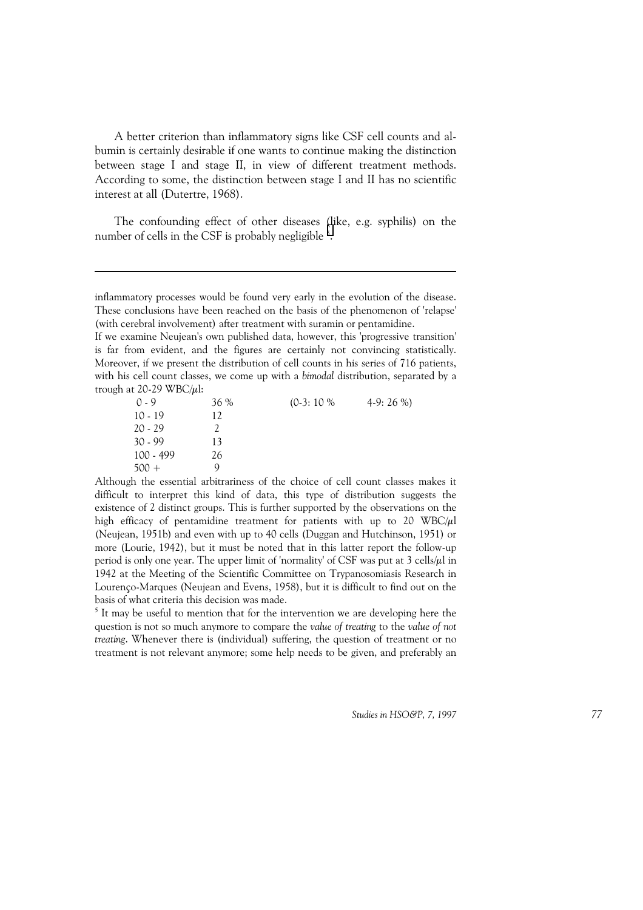A better criterion than inflammatory signs like CSF cell counts and albumin is certainly desirable if one wants to continue making the distinction between stage I and stage II, in view of different treatment methods. According to some, the distinction between stage I and II has no scientific interest at all (Dutertre, 1968).

The confounding effect of other diseases (like, e.g. syphilis) on the number of cells in the CSF is probably negligible [5].

---

inflammatory processes would be found very early in the evolution of the disease. These conclusions have been reached on the basis of the phenomenon of 'relapse' (with cerebral involvement) after treatment with suramin or pentamidine.

If we examine Neujean's own published data, however, this 'progressive transition' is far from evident, and the figures are certainly not convincing statistically. Moreover, if we present the distribution of cell counts in his series of 716 patients, with his cell count classes, we come up with a *bimodal* distribution, separated by a trough at 20-29 WBC/µl:

| | | | |
|---|---|---|---|
| 0 - 9 | 36 % | (0-3: 10 % | 4-9: 26 %) |
| 10 - 19 | 12 | | |
| 20 - 29 | 2 | | |
| 30 - 99 | 13 | | |
| 100 - 499 | 26 | | |
| 500 + | 9 | | |

Although the essential arbitrariness of the choice of cell count classes makes it difficult to interpret this kind of data, this type of distribution suggests the existence of 2 distinct groups. This is further supported by the observations on the high efficacy of pentamidine treatment for patients with up to 20 WBC/µl (Neujean, 1951b) and even with up to 40 cells (Duggan and Hutchinson, 1951) or more (Lourie, 1942), but it must be noted that in this latter report the follow-up period is only one year. The upper limit of 'normality' of CSF was put at 3 cells/µl in 1942 at the Meeting of the Scientific Committee on Trypanosomiasis Research in Lourenço-Marques (Neujean and Evens, 1958), but it is difficult to find out on the basis of what criteria this decision was made.

[5] It may be useful to mention that for the intervention we are developing here the question is not so much anymore to compare the *value of treating* to the *value of not treating*. Whenever there is (individual) suffering, the question of treatment or no treatment is not relevant anymore; some help needs to be given, and preferably an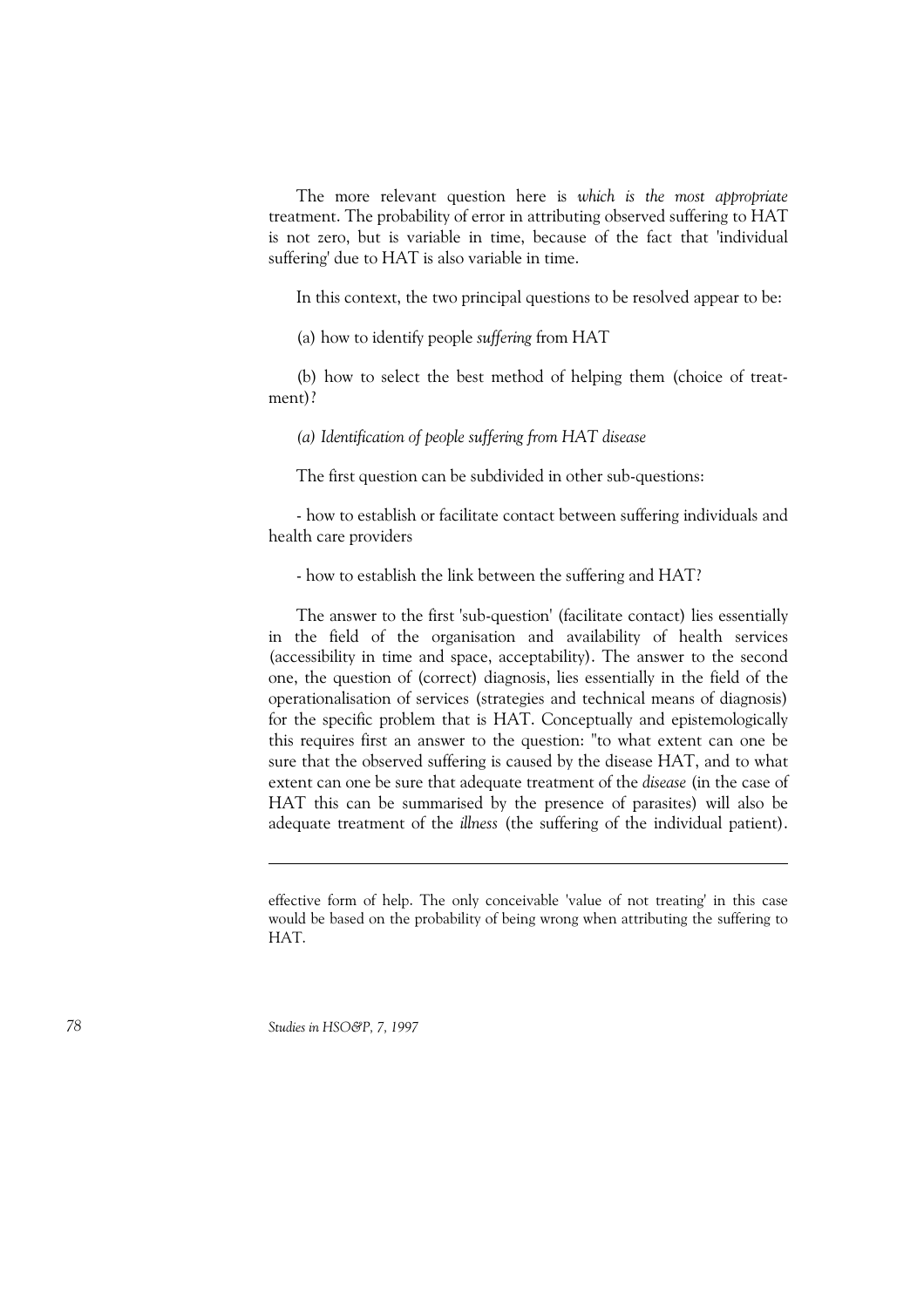The more relevant question here is *which is the most appropriate* treatment. The probability of error in attributing observed suffering to HAT is not zero, but is variable in time, because of the fact that 'individual suffering' due to HAT is also variable in time.

In this context, the two principal questions to be resolved appear to be:

(a) how to identify people *suffering* from HAT

(b) how to select the best method of helping them (choice of treatment)?

*(a) Identification of people suffering from HAT disease*

The first question can be subdivided in other sub-questions:

- how to establish or facilitate contact between suffering individuals and health care providers

- how to establish the link between the suffering and HAT?

The answer to the first 'sub-question' (facilitate contact) lies essentially in the field of the organisation and availability of health services (accessibility in time and space, acceptability). The answer to the second one, the question of (correct) diagnosis, lies essentially in the field of the operationalisation of services (strategies and technical means of diagnosis) for the specific problem that is HAT. Conceptually and epistemologically this requires first an answer to the question: "to what extent can one be sure that the observed suffering is caused by the disease HAT, and to what extent can one be sure that adequate treatment of the *disease* (in the case of HAT this can be summarised by the presence of parasites) will also be adequate treatment of the *illness* (the suffering of the individual patient).

---

effective form of help. The only conceivable 'value of not treating' in this case would be based on the probability of being wrong when attributing the suffering to HAT.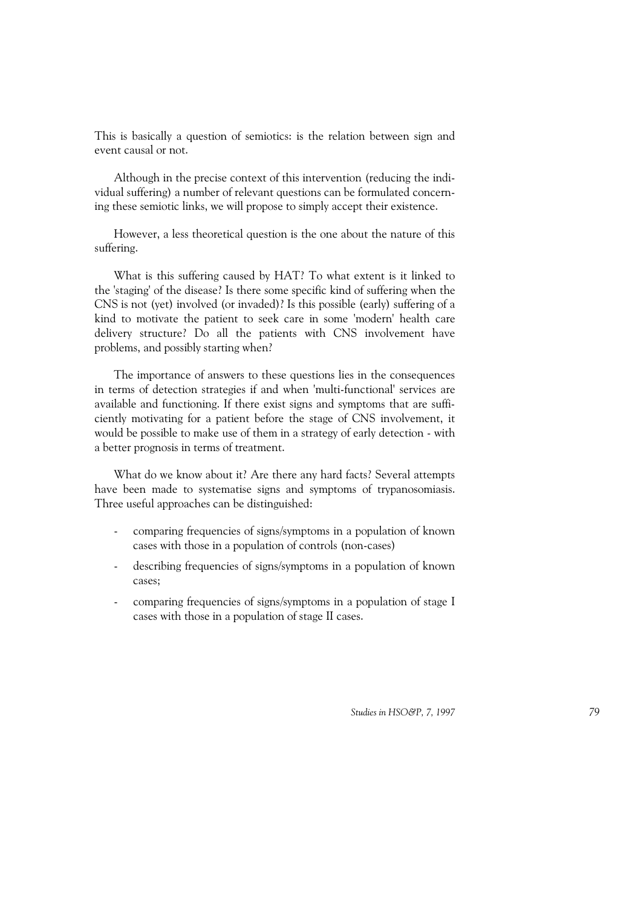This is basically a question of semiotics: is the relation between sign and event causal or not.

Although in the precise context of this intervention (reducing the individual suffering) a number of relevant questions can be formulated concerning these semiotic links, we will propose to simply accept their existence.

However, a less theoretical question is the one about the nature of this suffering.

What is this suffering caused by HAT? To what extent is it linked to the 'staging' of the disease? Is there some specific kind of suffering when the CNS is not (yet) involved (or invaded)? Is this possible (early) suffering of a kind to motivate the patient to seek care in some 'modern' health care delivery structure? Do all the patients with CNS involvement have problems, and possibly starting when?

The importance of answers to these questions lies in the consequences in terms of detection strategies if and when 'multi-functional' services are available and functioning. If there exist signs and symptoms that are sufficiently motivating for a patient before the stage of CNS involvement, it would be possible to make use of them in a strategy of early detection - with a better prognosis in terms of treatment.

What do we know about it? Are there any hard facts? Several attempts have been made to systematise signs and symptoms of trypanosomiasis. Three useful approaches can be distinguished:

- comparing frequencies of signs/symptoms in a population of known cases with those in a population of controls (non-cases)
- describing frequencies of signs/symptoms in a population of known cases;
- comparing frequencies of signs/symptoms in a population of stage I cases with those in a population of stage II cases.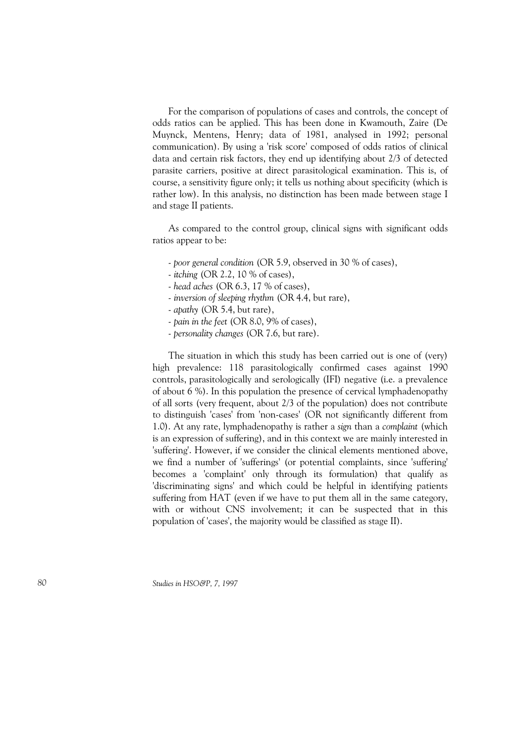For the comparison of populations of cases and controls, the concept of odds ratios can be applied. This has been done in Kwamouth, Zaire (De Muynck, Mentens, Henry; data of 1981, analysed in 1992; personal communication). By using a 'risk score' composed of odds ratios of clinical data and certain risk factors, they end up identifying about 2/3 of detected parasite carriers, positive at direct parasitological examination. This is, of course, a sensitivity figure only; it tells us nothing about specificity (which is rather low). In this analysis, no distinction has been made between stage I and stage II patients.

As compared to the control group, clinical signs with significant odds ratios appear to be:

- *poor general condition* (OR 5.9, observed in 30 % of cases),
- *itching* (OR 2.2, 10 % of cases),
- *head aches* (OR 6.3, 17 % of cases),
- *inversion of sleeping rhythm* (OR 4.4, but rare),
- *apathy* (OR 5.4, but rare),
- *pain in the feet* (OR 8.0, 9% of cases),
- *personality changes* (OR 7.6, but rare).

The situation in which this study has been carried out is one of (very) high prevalence: 118 parasitologically confirmed cases against 1990 controls, parasitologically and serologically (IFI) negative (i.e. a prevalence of about 6 %). In this population the presence of cervical lymphadenopathy of all sorts (very frequent, about 2/3 of the population) does not contribute to distinguish 'cases' from 'non-cases' (OR not significantly different from 1.0). At any rate, lymphadenopathy is rather a *sign* than a *complaint* (which is an expression of suffering), and in this context we are mainly interested in 'suffering'. However, if we consider the clinical elements mentioned above, we find a number of 'sufferings' (or potential complaints, since 'suffering' becomes a 'complaint' only through its formulation) that qualify as 'discriminating signs' and which could be helpful in identifying patients suffering from HAT (even if we have to put them all in the same category, with or without CNS involvement; it can be suspected that in this population of 'cases', the majority would be classified as stage II).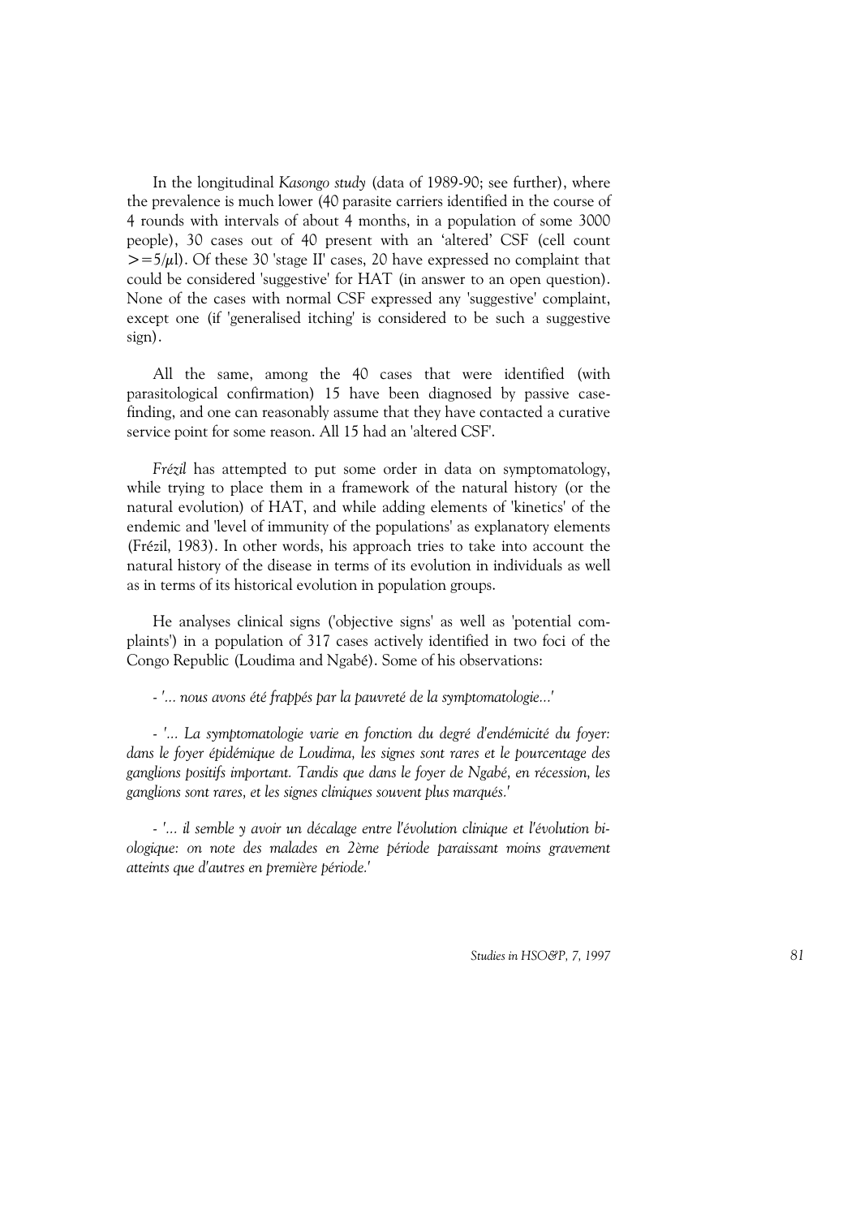In the longitudinal *Kasongo study* (data of 1989-90; see further), where the prevalence is much lower (40 parasite carriers identified in the course of 4 rounds with intervals of about 4 months, in a population of some 3000 people), 30 cases out of 40 present with an 'altered' CSF (cell count $>=5/\mu l$). Of these 30 'stage II' cases, 20 have expressed no complaint that could be considered 'suggestive' for HAT (in answer to an open question). None of the cases with normal CSF expressed any 'suggestive' complaint, except one (if 'generalised itching' is considered to be such a suggestive sign).

All the same, among the 40 cases that were identified (with parasitological confirmation) 15 have been diagnosed by passive case-finding, and one can reasonably assume that they have contacted a curative service point for some reason. All 15 had an 'altered CSF'.

*Frézil* has attempted to put some order in data on symptomatology, while trying to place them in a framework of the natural history (or the natural evolution) of HAT, and while adding elements of 'kinetics' of the endemic and 'level of immunity of the populations' as explanatory elements (Frézil, 1983). In other words, his approach tries to take into account the natural history of the disease in terms of its evolution in individuals as well as in terms of its historical evolution in population groups.

He analyses clinical signs ('objective signs' as well as 'potential complaints') in a population of 317 cases actively identified in two foci of the Congo Republic (Loudima and Ngabé). Some of his observations:

- *'... nous avons été frappés par la pauvreté de la symptomatologie...'*

- *'... La symptomatologie varie en fonction du degré d'endémicité du foyer: dans le foyer épidémique de Loudima, les signes sont rares et le pourcentage des ganglions positifs important. Tandis que dans le foyer de Ngabé, en récession, les ganglions sont rares, et les signes cliniques souvent plus marqués.'*

- *'... il semble y avoir un décalage entre l'évolution clinique et l'évolution biologique: on note des malades en 2ème période paraissant moins gravement atteints que d'autres en première période.'*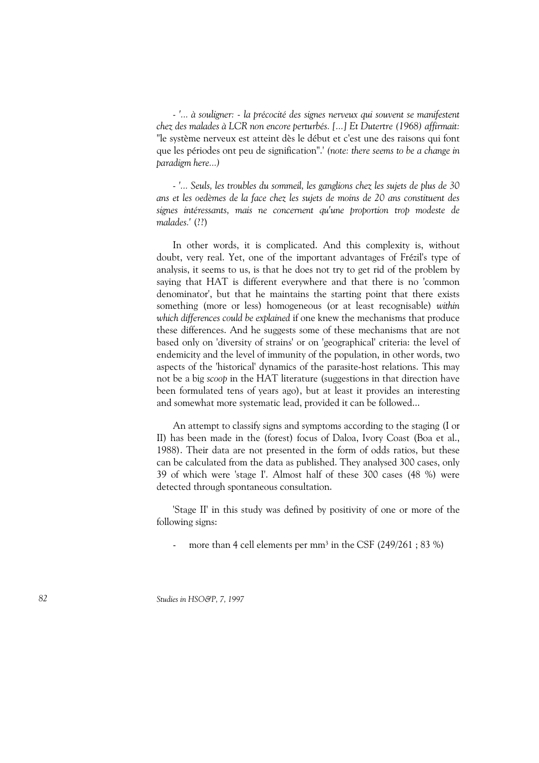- *'... à souligner: - la précocité des signes nerveux qui souvent se manifestent chez des malades à LCR non encore perturbés. [...] Et Dutertre (1968) affirmait:* "le système nerveux est atteint dès le début et c'est une des raisons qui font que les périodes ont peu de signification".' *(note: there seems to be a change in paradigm here...)*

- *'... Seuls, les troubles du sommeil, les ganglions chez les sujets de plus de 30 ans et les oedèmes de la face chez les sujets de moins de 20 ans constituent des signes intéressants, mais ne concernent qu'une proportion trop modeste de malades.'* (??)

In other words, it is complicated. And this complexity is, without doubt, very real. Yet, one of the important advantages of Frézil's type of analysis, it seems to us, is that he does not try to get rid of the problem by saying that HAT is different everywhere and that there is no 'common denominator', but that he maintains the starting point that there exists something (more or less) homogeneous (or at least recognisable) *within which differences could be explained* if one knew the mechanisms that produce these differences. And he suggests some of these mechanisms that are not based only on 'diversity of strains' or on 'geographical' criteria: the level of endemicity and the level of immunity of the population, in other words, two aspects of the 'historical' dynamics of the parasite-host relations. This may not be a big *scoop* in the HAT literature (suggestions in that direction have been formulated tens of years ago), but at least it provides an interesting and somewhat more systematic lead, provided it can be followed...

An attempt to classify signs and symptoms according to the staging (I or II) has been made in the (forest) focus of Daloa, Ivory Coast (Boa et al., 1988). Their data are not presented in the form of odds ratios, but these can be calculated from the data as published. They analysed 300 cases, only 39 of which were 'stage I'. Almost half of these 300 cases (48 %) were detected through spontaneous consultation.

'Stage II' in this study was defined by positivity of one or more of the following signs:

- more than 4 cell elements per $mm^3$ in the CSF (249/261 ; 83 %)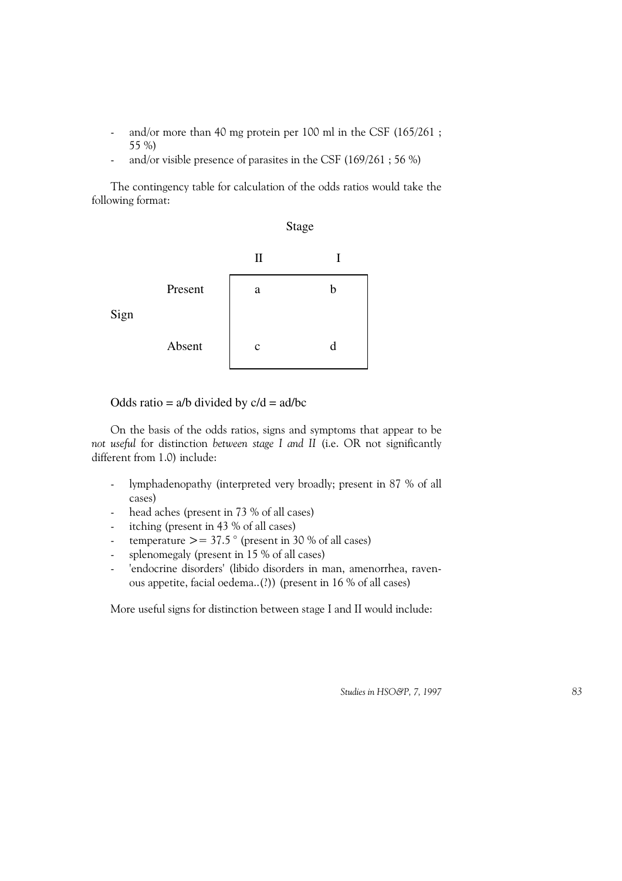- and/or more than 40 mg protein per 100 ml in the CSF (165/261 ; 55 %)
- and/or visible presence of parasites in the CSF (169/261 ; 56 %)

The contingency table for calculation of the odds ratios would take the following format:

| | | Stage | |
|---|---|---|---|
| | | II | I |
| Sign | Present | a | b |
| | Absent | c | d |

Odds ratio = a/b divided by c/d = ad/bc

On the basis of the odds ratios, signs and symptoms that appear to be *not useful* for distinction *between stage I and II* (i.e. OR not significantly different from 1.0) include:

- lymphadenopathy (interpreted very broadly; present in 87 % of all cases)
- head aches (present in 73 % of all cases)
- itching (present in 43 % of all cases)
- temperature >= 37.5 ° (present in 30 % of all cases)
- splenomegaly (present in 15 % of all cases)
- 'endocrine disorders' (libido disorders in man, amenorrhea, ravenous appetite, facial oedema..(?)) (present in 16 % of all cases)

More useful signs for distinction between stage I and II would include: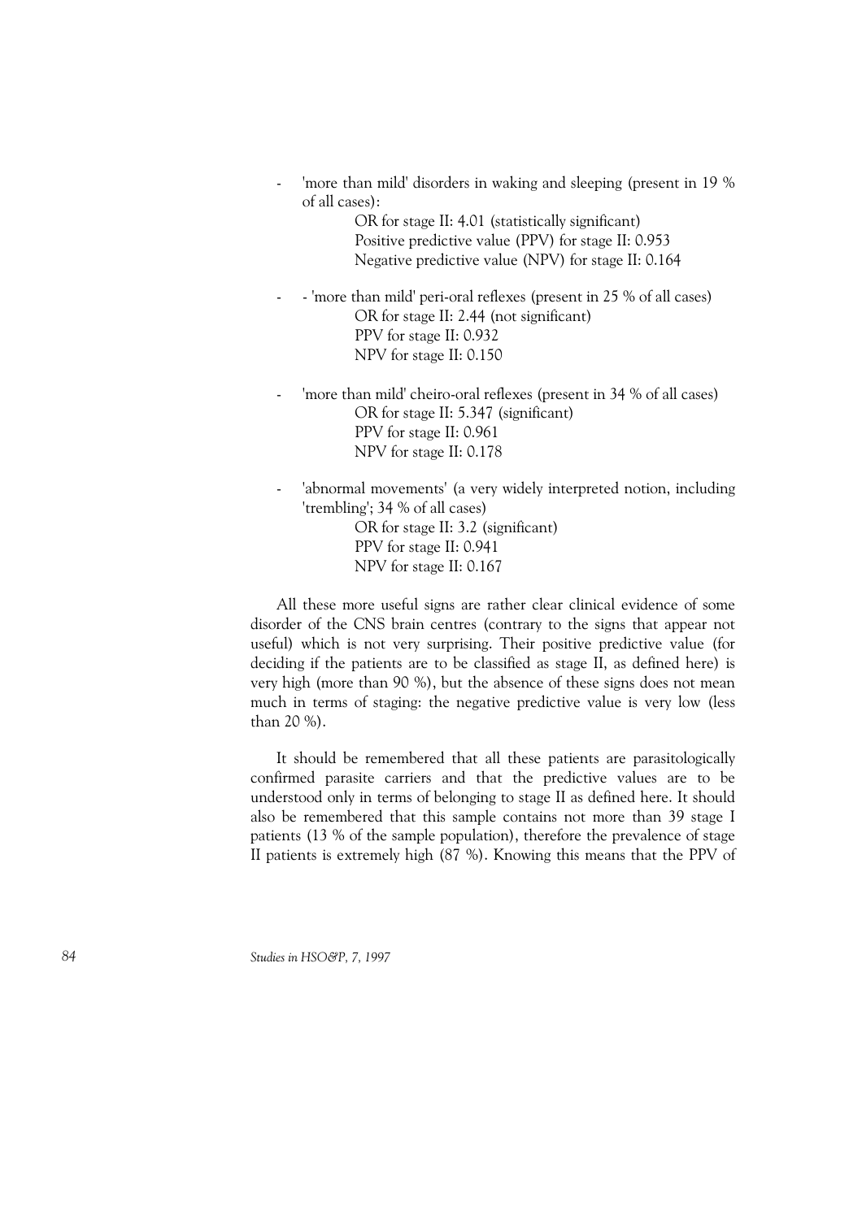- 'more than mild' disorders in waking and sleeping (present in 19 % of all cases):

  OR for stage II: 4.01 (statistically significant)
  Positive predictive value (PPV) for stage II: 0.953
  Negative predictive value (NPV) for stage II: 0.164

- - 'more than mild' peri-oral reflexes (present in 25 % of all cases)

  OR for stage II: 2.44 (not significant)
  PPV for stage II: 0.932
  NPV for stage II: 0.150

- 'more than mild' cheiro-oral reflexes (present in 34 % of all cases)

  OR for stage II: 5.347 (significant)
  PPV for stage II: 0.961
  NPV for stage II: 0.178

- 'abnormal movements' (a very widely interpreted notion, including 'trembling'; 34 % of all cases)

  OR for stage II: 3.2 (significant)
  PPV for stage II: 0.941
  NPV for stage II: 0.167

All these more useful signs are rather clear clinical evidence of some disorder of the CNS brain centres (contrary to the signs that appear not useful) which is not very surprising. Their positive predictive value (for deciding if the patients are to be classified as stage II, as defined here) is very high (more than 90 %), but the absence of these signs does not mean much in terms of staging: the negative predictive value is very low (less than 20 %).

It should be remembered that all these patients are parasitologically confirmed parasite carriers and that the predictive values are to be understood only in terms of belonging to stage II as defined here. It should also be remembered that this sample contains not more than 39 stage I patients (13 % of the sample population), therefore the prevalence of stage II patients is extremely high (87 %). Knowing this means that the PPV of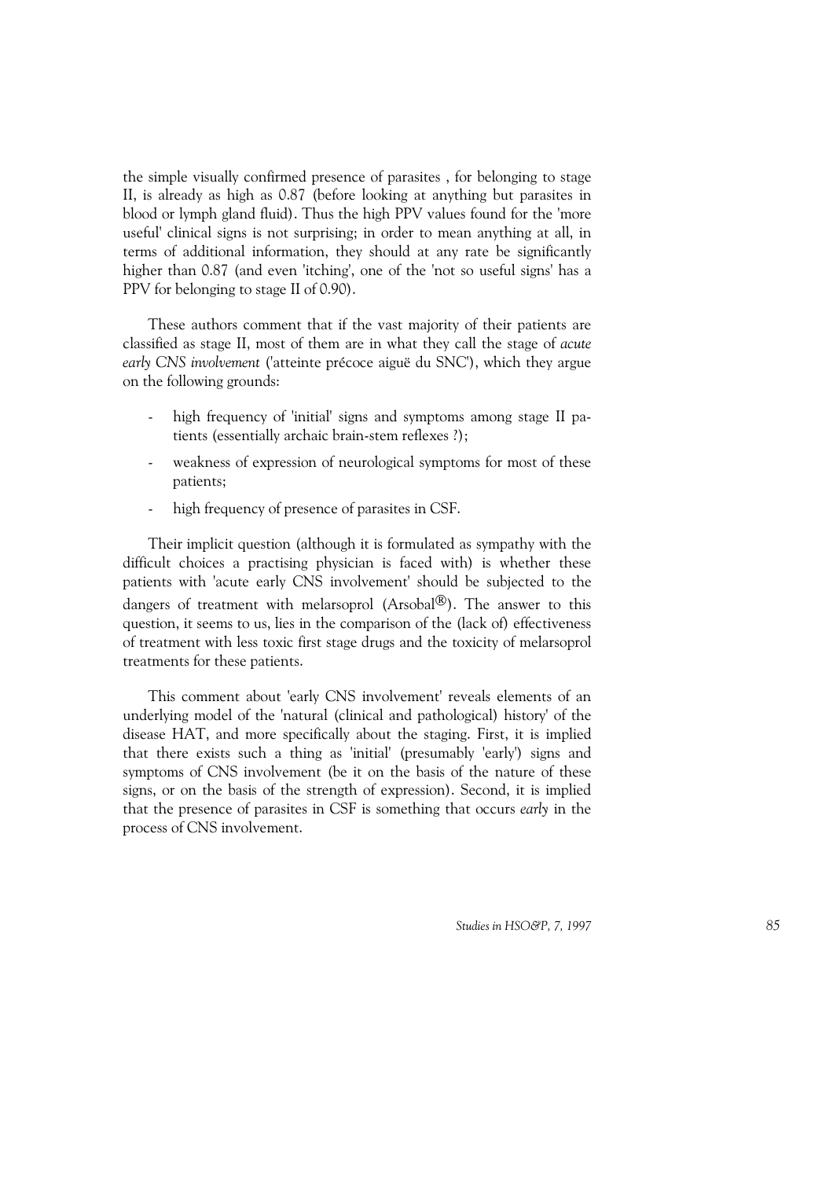the simple visually confirmed presence of parasites , for belonging to stage II, is already as high as 0.87 (before looking at anything but parasites in blood or lymph gland fluid). Thus the high PPV values found for the 'more useful' clinical signs is not surprising; in order to mean anything at all, in terms of additional information, they should at any rate be significantly higher than 0.87 (and even 'itching', one of the 'not so useful signs' has a PPV for belonging to stage II of 0.90).

These authors comment that if the vast majority of their patients are classified as stage II, most of them are in what they call the stage of *acute early CNS involvement* ('atteinte précoce aiguë du SNC'), which they argue on the following grounds:

- high frequency of 'initial' signs and symptoms among stage II patients (essentially archaic brain-stem reflexes ?);
- weakness of expression of neurological symptoms for most of these patients;
- high frequency of presence of parasites in CSF.

Their implicit question (although it is formulated as sympathy with the difficult choices a practising physician is faced with) is whether these patients with 'acute early CNS involvement' should be subjected to the dangers of treatment with melarsoprol (Arsobal®). The answer to this question, it seems to us, lies in the comparison of the (lack of) effectiveness of treatment with less toxic first stage drugs and the toxicity of melarsoprol treatments for these patients.

This comment about 'early CNS involvement' reveals elements of an underlying model of the 'natural (clinical and pathological) history' of the disease HAT, and more specifically about the staging. First, it is implied that there exists such a thing as 'initial' (presumably 'early') signs and symptoms of CNS involvement (be it on the basis of the nature of these signs, or on the basis of the strength of expression). Second, it is implied that the presence of parasites in CSF is something that occurs *early* in the process of CNS involvement.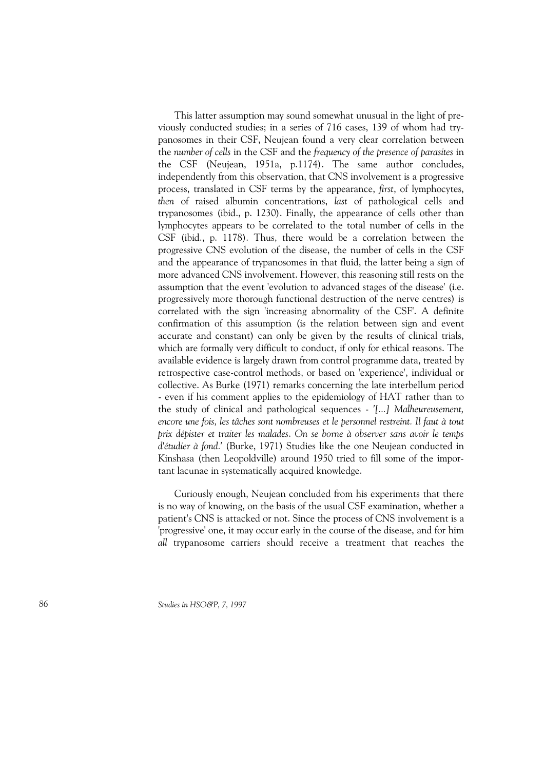This latter assumption may sound somewhat unusual in the light of previously conducted studies; in a series of 716 cases, 139 of whom had trypanosomes in their CSF, Neujean found a very clear correlation between the *number of cells* in the CSF and the *frequency of the presence of parasites* in the CSF (Neujean, 1951a, p.1174). The same author concludes, independently from this observation, that CNS involvement is a progressive process, translated in CSF terms by the appearance, *first*, of lymphocytes, *then* of raised albumin concentrations, *last* of pathological cells and trypanosomes (ibid., p. 1230). Finally, the appearance of cells other than lymphocytes appears to be correlated to the total number of cells in the CSF (ibid., p. 1178). Thus, there would be a correlation between the progressive CNS evolution of the disease, the number of cells in the CSF and the appearance of trypanosomes in that fluid, the latter being a sign of more advanced CNS involvement. However, this reasoning still rests on the assumption that the event 'evolution to advanced stages of the disease' (i.e. progressively more thorough functional destruction of the nerve centres) is correlated with the sign 'increasing abnormality of the CSF'. A definite confirmation of this assumption (is the relation between sign and event accurate and constant) can only be given by the results of clinical trials, which are formally very difficult to conduct, if only for ethical reasons. The available evidence is largely drawn from control programme data, treated by retrospective case-control methods, or based on 'experience', individual or collective. As Burke (1971) remarks concerning the late interbellum period - even if his comment applies to the epidemiology of HAT rather than to the study of clinical and pathological sequences - *'[...] Malheureusement, encore une fois, les tâches sont nombreuses et le personnel restreint. Il faut à tout prix dépister et traiter les malades. On se borne à observer sans avoir le temps d'étudier à fond.'* (Burke, 1971) Studies like the one Neujean conducted in Kinshasa (then Leopoldville) around 1950 tried to fill some of the important lacunae in systematically acquired knowledge.

Curiously enough, Neujean concluded from his experiments that there is no way of knowing, on the basis of the usual CSF examination, whether a patient's CNS is attacked or not. Since the process of CNS involvement is a 'progressive' one, it may occur early in the course of the disease, and for him *all* trypanosome carriers should receive a treatment that reaches the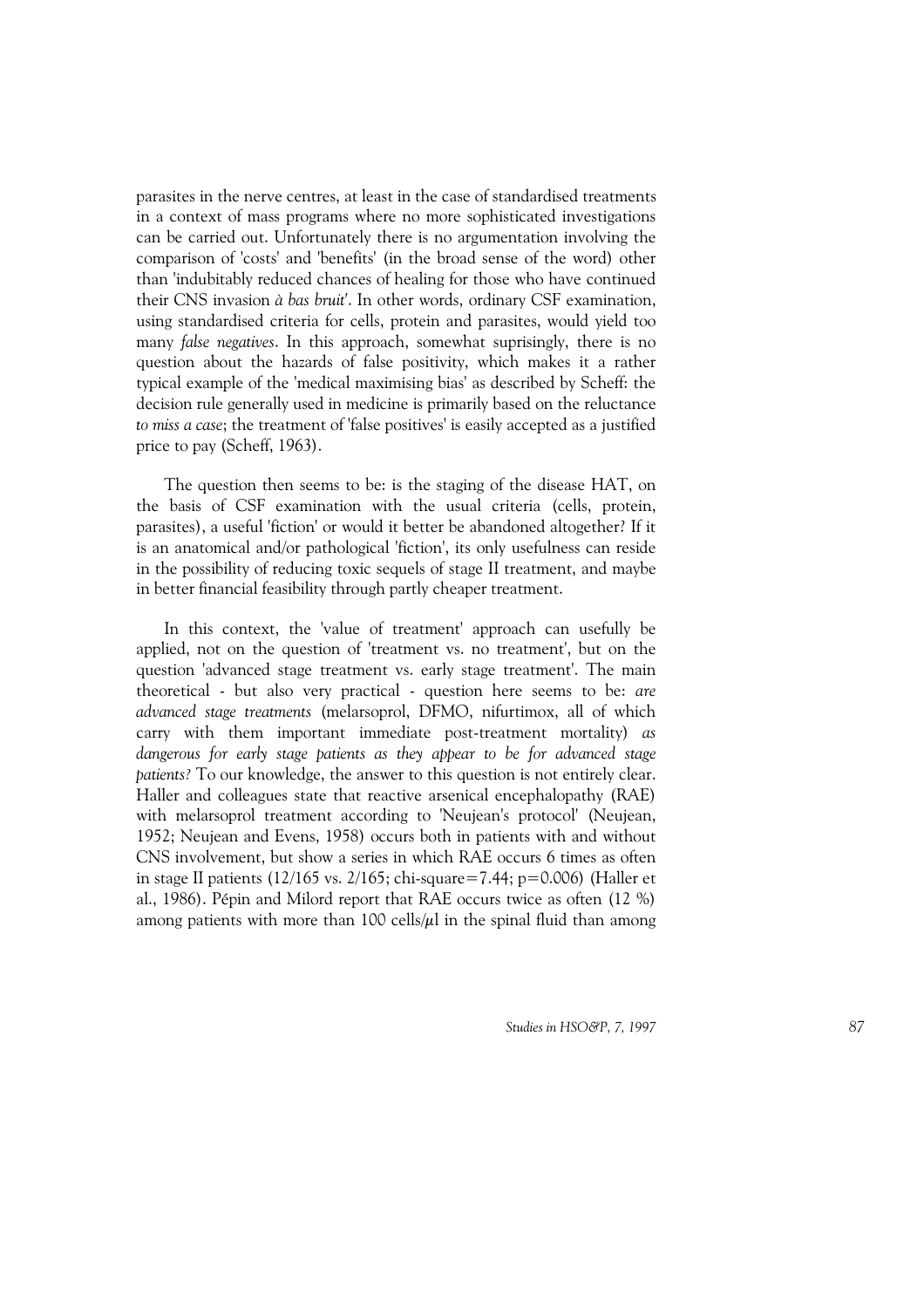parasites in the nerve centres, at least in the case of standardised treatments in a context of mass programs where no more sophisticated investigations can be carried out. Unfortunately there is no argumentation involving the comparison of 'costs' and 'benefits' (in the broad sense of the word) other than 'indubitably reduced chances of healing for those who have continued their CNS invasion *à bas bruit*'. In other words, ordinary CSF examination, using standardised criteria for cells, protein and parasites, would yield too many *false negatives*. In this approach, somewhat suprisingly, there is no question about the hazards of false positivity, which makes it a rather typical example of the 'medical maximising bias' as described by Scheff: the decision rule generally used in medicine is primarily based on the reluctance *to miss a case*; the treatment of 'false positives' is easily accepted as a justified price to pay (Scheff, 1963).

The question then seems to be: is the staging of the disease HAT, on the basis of CSF examination with the usual criteria (cells, protein, parasites), a useful 'fiction' or would it better be abandoned altogether? If it is an anatomical and/or pathological 'fiction', its only usefulness can reside in the possibility of reducing toxic sequels of stage II treatment, and maybe in better financial feasibility through partly cheaper treatment.

In this context, the 'value of treatment' approach can usefully be applied, not on the question of 'treatment vs. no treatment', but on the question 'advanced stage treatment vs. early stage treatment'. The main theoretical - but also very practical - question here seems to be: *are advanced stage treatments* (melarsoprol, DFMO, nifurtimox, all of which carry with them important immediate post-treatment mortality) *as dangerous for early stage patients as they appear to be for advanced stage patients?* To our knowledge, the answer to this question is not entirely clear. Haller and colleagues state that reactive arsenical encephalopathy (RAE) with melarsoprol treatment according to 'Neujean's protocol' (Neujean, 1952; Neujean and Evens, 1958) occurs both in patients with and without CNS involvement, but show a series in which RAE occurs 6 times as often in stage II patients (12/165 vs. 2/165; chi-square=7.44; p=0.006) (Haller et al., 1986). Pépin and Milord report that RAE occurs twice as often (12 %) among patients with more than 100 cells/μl in the spinal fluid than among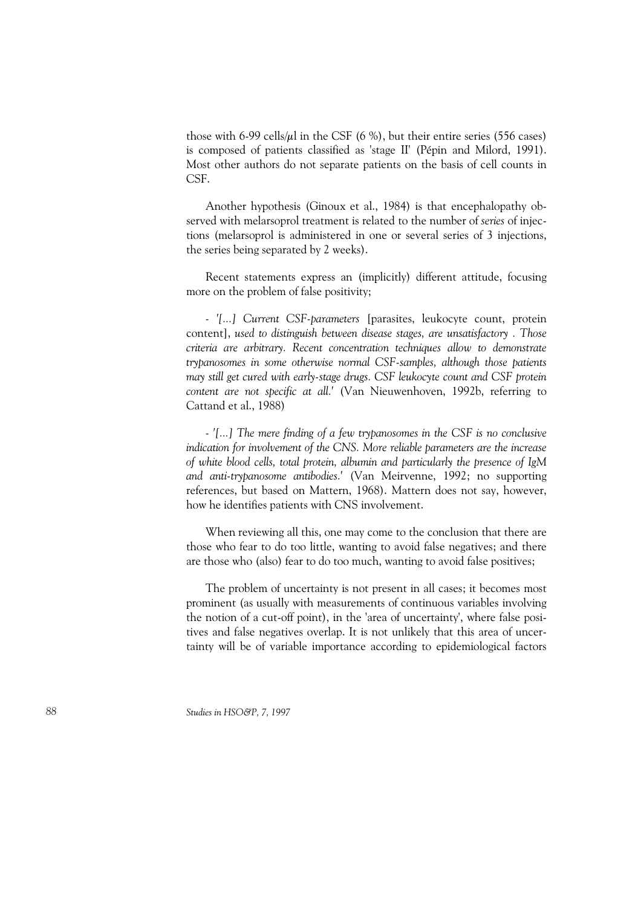those with 6-99 cells/μl in the CSF (6 %), but their entire series (556 cases) is composed of patients classified as 'stage II' (Pépin and Milord, 1991). Most other authors do not separate patients on the basis of cell counts in CSF.

Another hypothesis (Ginoux et al., 1984) is that encephalopathy observed with melarsoprol treatment is related to the number of *series* of injections (melarsoprol is administered in one or several series of 3 injections, the series being separated by 2 weeks).

Recent statements express an (implicitly) different attitude, focusing more on the problem of false positivity;

- *'[...] Current CSF-parameters* [parasites, leukocyte count, protein content], *used to distinguish between disease stages, are unsatisfactory . Those criteria are arbitrary. Recent concentration techniques allow to demonstrate trypanosomes in some otherwise normal CSF-samples, although those patients may still get cured with early-stage drugs. CSF leukocyte count and CSF protein content are not specific at all.'* (Van Nieuwenhoven, 1992b, referring to Cattand et al., 1988)

- *'[...] The mere finding of a few trypanosomes in the CSF is no conclusive indication for involvement of the CNS. More reliable parameters are the increase of white blood cells, total protein, albumin and particularly the presence of IgM and anti-trypanosome antibodies.'* (Van Meirvenne, 1992; no supporting references, but based on Mattern, 1968). Mattern does not say, however, how he identifies patients with CNS involvement.

When reviewing all this, one may come to the conclusion that there are those who fear to do too little, wanting to avoid false negatives; and there are those who (also) fear to do too much, wanting to avoid false positives;

The problem of uncertainty is not present in all cases; it becomes most prominent (as usually with measurements of continuous variables involving the notion of a cut-off point), in the 'area of uncertainty', where false positives and false negatives overlap. It is not unlikely that this area of uncertainty will be of variable importance according to epidemiological factors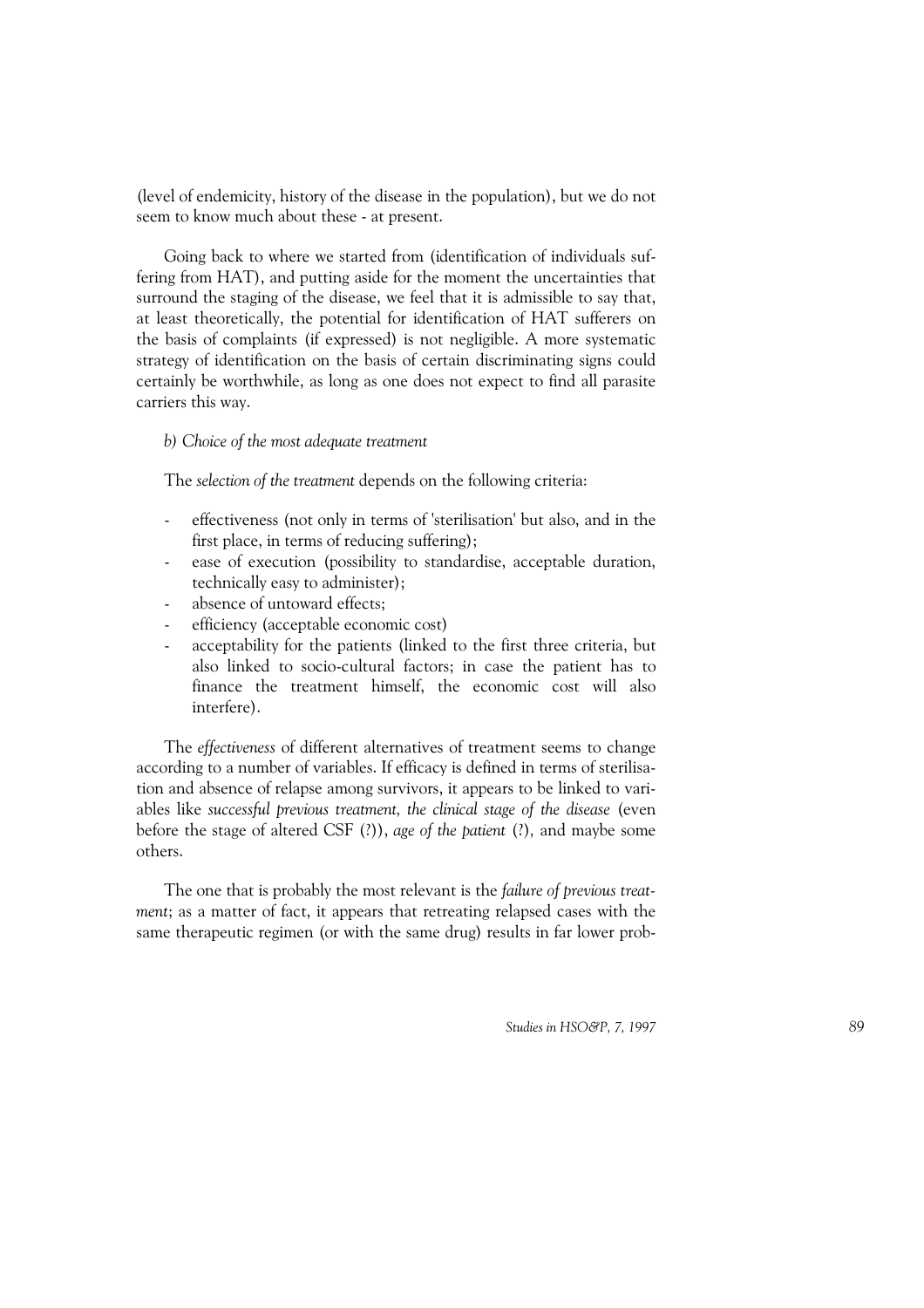(level of endemicity, history of the disease in the population), but we do not seem to know much about these - at present.

Going back to where we started from (identification of individuals suffering from HAT), and putting aside for the moment the uncertainties that surround the staging of the disease, we feel that it is admissible to say that, at least theoretically, the potential for identification of HAT sufferers on the basis of complaints (if expressed) is not negligible. A more systematic strategy of identification on the basis of certain discriminating signs could certainly be worthwhile, as long as one does not expect to find all parasite carriers this way.

*b) Choice of the most adequate treatment*

The *selection of the treatment* depends on the following criteria:

- effectiveness (not only in terms of 'sterilisation' but also, and in the first place, in terms of reducing suffering);
- ease of execution (possibility to standardise, acceptable duration, technically easy to administer);
- absence of untoward effects;
- efficiency (acceptable economic cost)
- acceptability for the patients (linked to the first three criteria, but also linked to socio-cultural factors; in case the patient has to finance the treatment himself, the economic cost will also interfere).

The *effectiveness* of different alternatives of treatment seems to change according to a number of variables. If efficacy is defined in terms of sterilisation and absence of relapse among survivors, it appears to be linked to variables like *successful previous treatment, the clinical stage of the disease* (even before the stage of altered CSF (?)), *age of the patient* (?), and maybe some others.

The one that is probably the most relevant is the *failure of previous treatment*; as a matter of fact, it appears that retreating relapsed cases with the same therapeutic regimen (or with the same drug) results in far lower prob-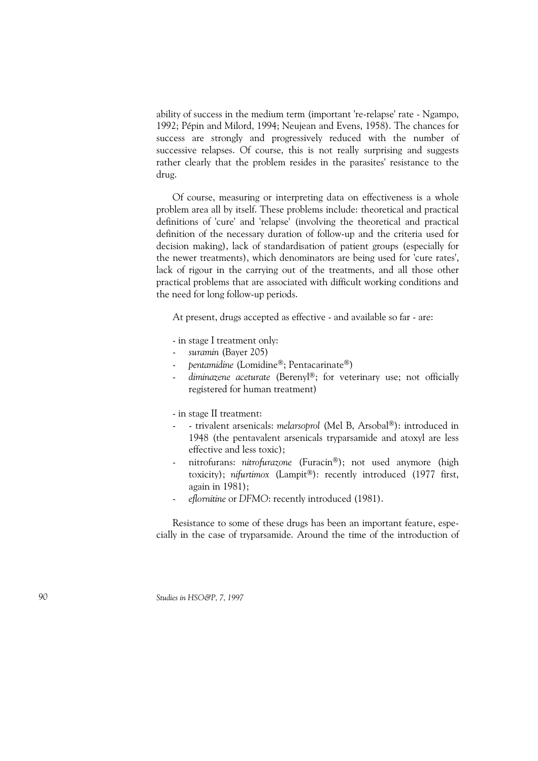ability of success in the medium term (important 're-relapse' rate - Ngampo, 1992; Pépin and Milord, 1994; Neujean and Evens, 1958). The chances for success are strongly and progressively reduced with the number of successive relapses. Of course, this is not really surprising and suggests rather clearly that the problem resides in the parasites' resistance to the drug.

Of course, measuring or interpreting data on effectiveness is a whole problem area all by itself. These problems include: theoretical and practical definitions of 'cure' and 'relapse' (involving the theoretical and practical definition of the necessary duration of follow-up and the criteria used for decision making), lack of standardisation of patient groups (especially for the newer treatments), which denominators are being used for 'cure rates', lack of rigour in the carrying out of the treatments, and all those other practical problems that are associated with difficult working conditions and the need for long follow-up periods.

At present, drugs accepted as effective - and available so far - are:

- in stage I treatment only:
  - *suramin* (Bayer 205)
  - *pentamidine* (Lomidine®; Pentacarinate®)
  - *diminazene aceturate* (Berenyl®; for veterinary use; not officially registered for human treatment)

- in stage II treatment:
  - - trivalent arsenicals: *melarsoprol* (Mel B, Arsobal®): introduced in 1948 (the pentavalent arsenicals tryparsamide and atoxyl are less effective and less toxic);
  - nitrofurans: *nitrofurazone* (Furacin®); not used anymore (high toxicity); *nifurtimox* (Lampit®): recently introduced (1977 first, again in 1981);
  - *eflornitine* or *DFMO*: recently introduced (1981).

Resistance to some of these drugs has been an important feature, especially in the case of tryparsamide. Around the time of the introduction of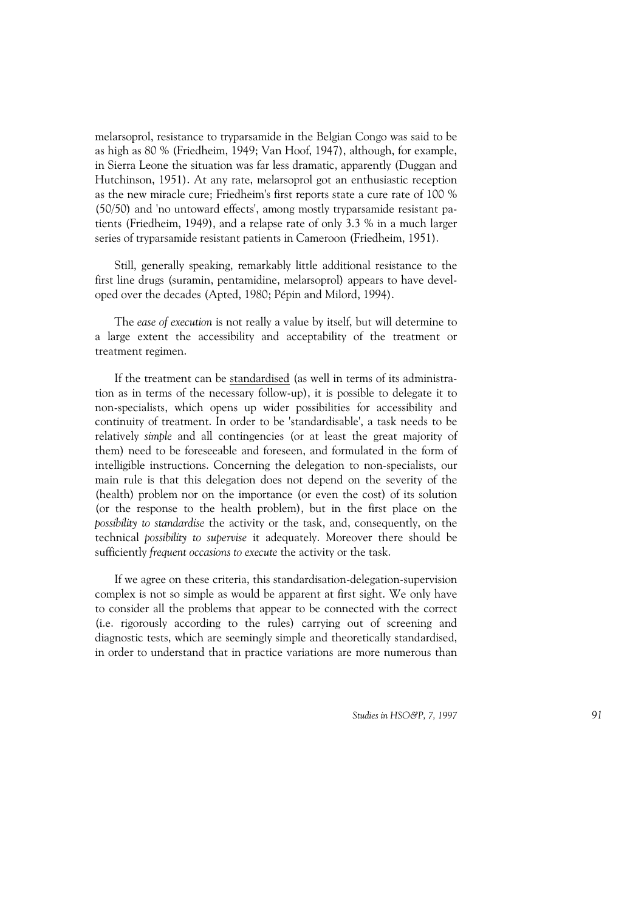melarsoprol, resistance to tryparsamide in the Belgian Congo was said to be as high as 80 % (Friedheim, 1949; Van Hoof, 1947), although, for example, in Sierra Leone the situation was far less dramatic, apparently (Duggan and Hutchinson, 1951). At any rate, melarsoprol got an enthusiastic reception as the new miracle cure; Friedheim's first reports state a cure rate of 100 % (50/50) and 'no untoward effects', among mostly tryparsamide resistant patients (Friedheim, 1949), and a relapse rate of only 3.3 % in a much larger series of tryparsamide resistant patients in Cameroon (Friedheim, 1951).

Still, generally speaking, remarkably little additional resistance to the first line drugs (suramin, pentamidine, melarsoprol) appears to have developed over the decades (Apted, 1980; Pépin and Milord, 1994).

The *ease of execution* is not really a value by itself, but will determine to a large extent the accessibility and acceptability of the treatment or treatment regimen.

If the treatment can be <u>standardised</u> (as well in terms of its administration as in terms of the necessary follow-up), it is possible to delegate it to non-specialists, which opens up wider possibilities for accessibility and continuity of treatment. In order to be 'standardisable', a task needs to be relatively *simple* and all contingencies (or at least the great majority of them) need to be foreseeable and foreseen, and formulated in the form of intelligible instructions. Concerning the delegation to non-specialists, our main rule is that this delegation does not depend on the severity of the (health) problem nor on the importance (or even the cost) of its solution (or the response to the health problem), but in the first place on the *possibility to standardise* the activity or the task, and, consequently, on the technical *possibility to supervise* it adequately. Moreover there should be sufficiently *frequent occasions to execute* the activity or the task.

If we agree on these criteria, this standardisation-delegation-supervision complex is not so simple as would be apparent at first sight. We only have to consider all the problems that appear to be connected with the correct (i.e. rigorously according to the rules) carrying out of screening and diagnostic tests, which are seemingly simple and theoretically standardised, in order to understand that in practice variations are more numerous than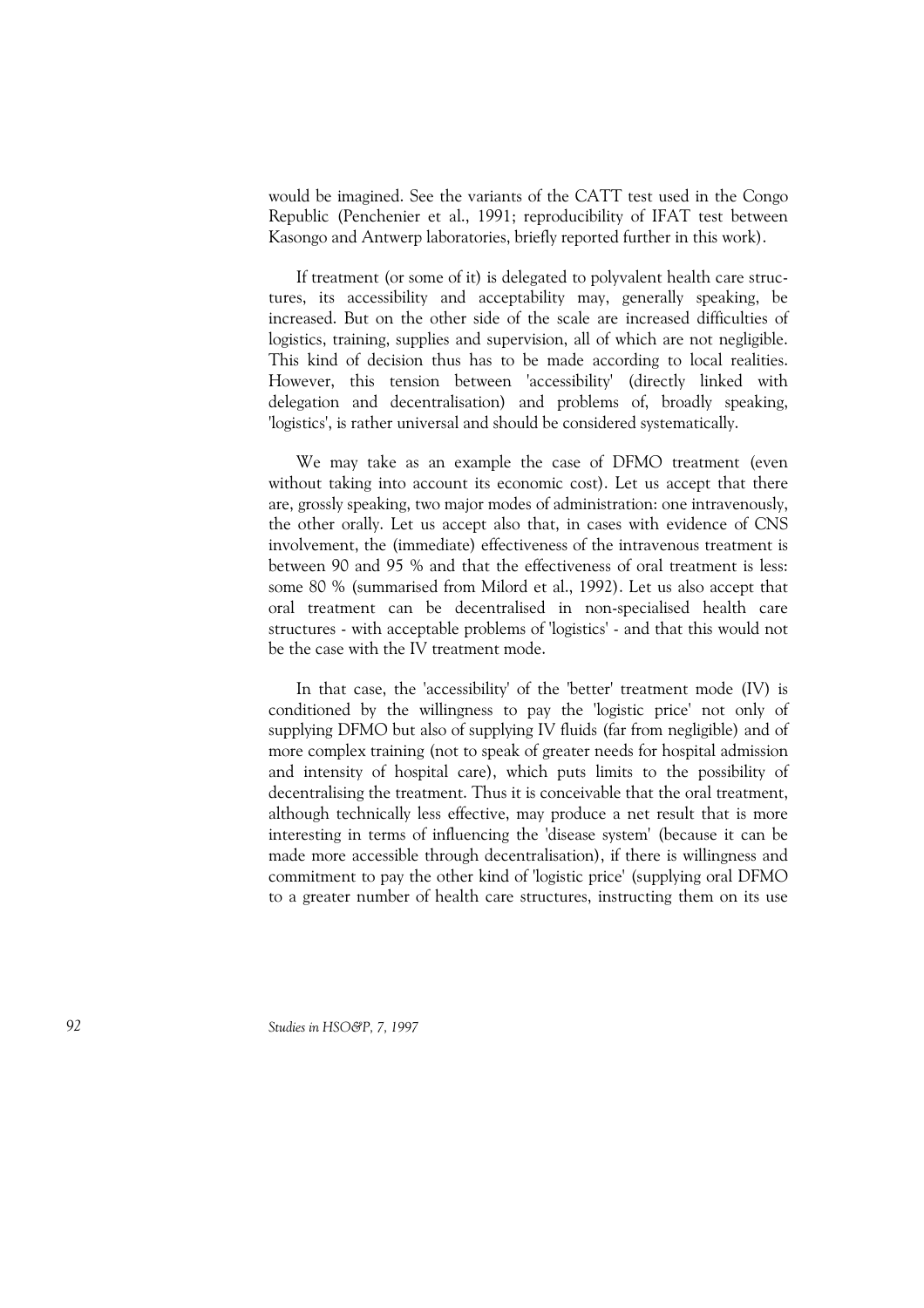would be imagined. See the variants of the CATT test used in the Congo Republic (Penchenier et al., 1991; reproducibility of IFAT test between Kasongo and Antwerp laboratories, briefly reported further in this work).

If treatment (or some of it) is delegated to polyvalent health care structures, its accessibility and acceptability may, generally speaking, be increased. But on the other side of the scale are increased difficulties of logistics, training, supplies and supervision, all of which are not negligible. This kind of decision thus has to be made according to local realities. However, this tension between 'accessibility' (directly linked with delegation and decentralisation) and problems of, broadly speaking, 'logistics', is rather universal and should be considered systematically.

We may take as an example the case of DFMO treatment (even without taking into account its economic cost). Let us accept that there are, grossly speaking, two major modes of administration: one intravenously, the other orally. Let us accept also that, in cases with evidence of CNS involvement, the (immediate) effectiveness of the intravenous treatment is between 90 and 95 % and that the effectiveness of oral treatment is less: some 80 % (summarised from Milord et al., 1992). Let us also accept that oral treatment can be decentralised in non-specialised health care structures - with acceptable problems of 'logistics' - and that this would not be the case with the IV treatment mode.

In that case, the 'accessibility' of the 'better' treatment mode (IV) is conditioned by the willingness to pay the 'logistic price' not only of supplying DFMO but also of supplying IV fluids (far from negligible) and of more complex training (not to speak of greater needs for hospital admission and intensity of hospital care), which puts limits to the possibility of decentralising the treatment. Thus it is conceivable that the oral treatment, although technically less effective, may produce a net result that is more interesting in terms of influencing the 'disease system' (because it can be made more accessible through decentralisation), if there is willingness and commitment to pay the other kind of 'logistic price' (supplying oral DFMO to a greater number of health care structures, instructing them on its use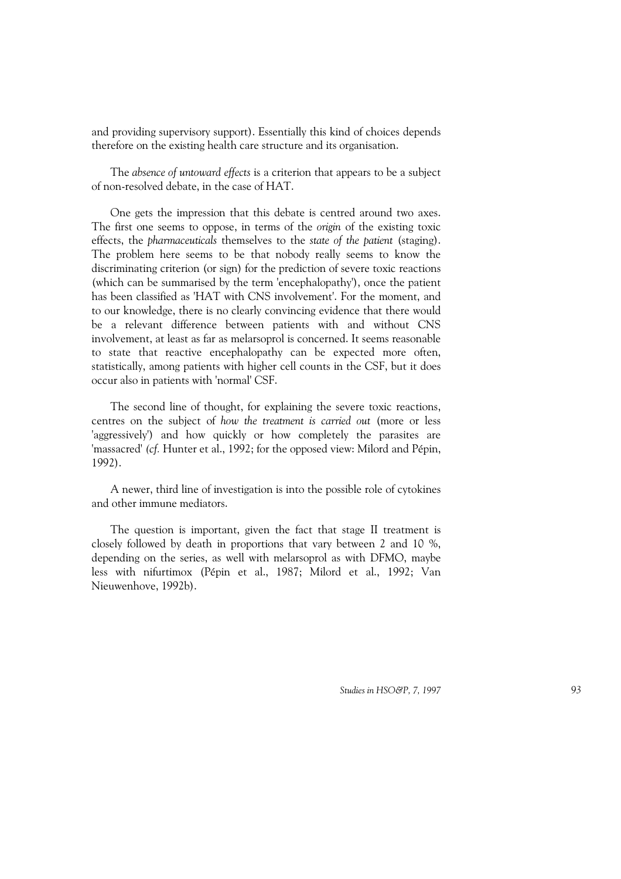and providing supervisory support). Essentially this kind of choices depends therefore on the existing health care structure and its organisation.

The *absence of untoward effects* is a criterion that appears to be a subject of non-resolved debate, in the case of HAT.

One gets the impression that this debate is centred around two axes. The first one seems to oppose, in terms of the *origin* of the existing toxic effects, the *pharmaceuticals* themselves to the *state of the patient* (staging). The problem here seems to be that nobody really seems to know the discriminating criterion (or sign) for the prediction of severe toxic reactions (which can be summarised by the term 'encephalopathy'), once the patient has been classified as 'HAT with CNS involvement'. For the moment, and to our knowledge, there is no clearly convincing evidence that there would be a relevant difference between patients with and without CNS involvement, at least as far as melarsoprol is concerned. It seems reasonable to state that reactive encephalopathy can be expected more often, statistically, among patients with higher cell counts in the CSF, but it does occur also in patients with 'normal' CSF.

The second line of thought, for explaining the severe toxic reactions, centres on the subject of *how the treatment is carried out* (more or less 'aggressively') and how quickly or how completely the parasites are 'massacred' (*cf.* Hunter et al., 1992; for the opposed view: Milord and Pépin, 1992).

A newer, third line of investigation is into the possible role of cytokines and other immune mediators.

The question is important, given the fact that stage II treatment is closely followed by death in proportions that vary between 2 and 10 %, depending on the series, as well with melarsoprol as with DFMO, maybe less with nifurtimox (Pépin et al., 1987; Milord et al., 1992; Van Nieuwenhove, 1992b).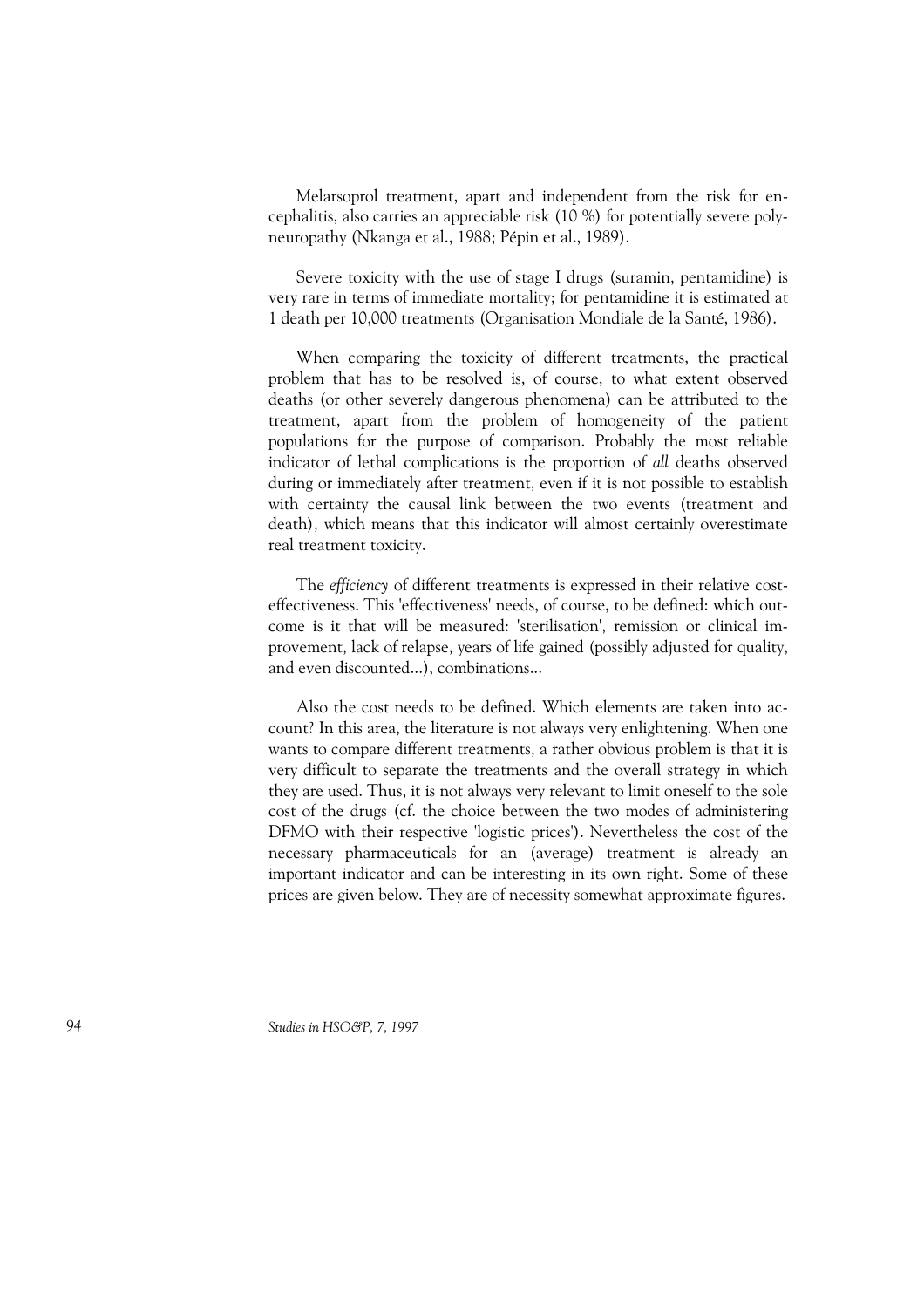Melarsoprol treatment, apart and independent from the risk for encephalitis, also carries an appreciable risk (10 %) for potentially severe polyneuropathy (Nkanga et al., 1988; Pépin et al., 1989).

Severe toxicity with the use of stage I drugs (suramin, pentamidine) is very rare in terms of immediate mortality; for pentamidine it is estimated at 1 death per 10,000 treatments (Organisation Mondiale de la Santé, 1986).

When comparing the toxicity of different treatments, the practical problem that has to be resolved is, of course, to what extent observed deaths (or other severely dangerous phenomena) can be attributed to the treatment, apart from the problem of homogeneity of the patient populations for the purpose of comparison. Probably the most reliable indicator of lethal complications is the proportion of *all* deaths observed during or immediately after treatment, even if it is not possible to establish with certainty the causal link between the two events (treatment and death), which means that this indicator will almost certainly overestimate real treatment toxicity.

The *efficiency* of different treatments is expressed in their relative cost-effectiveness. This 'effectiveness' needs, of course, to be defined: which outcome is it that will be measured: 'sterilisation', remission or clinical improvement, lack of relapse, years of life gained (possibly adjusted for quality, and even discounted...), combinations...

Also the cost needs to be defined. Which elements are taken into account? In this area, the literature is not always very enlightening. When one wants to compare different treatments, a rather obvious problem is that it is very difficult to separate the treatments and the overall strategy in which they are used. Thus, it is not always very relevant to limit oneself to the sole cost of the drugs (cf. the choice between the two modes of administering DFMO with their respective 'logistic prices'). Nevertheless the cost of the necessary pharmaceuticals for an (average) treatment is already an important indicator and can be interesting in its own right. Some of these prices are given below. They are of necessity somewhat approximate figures.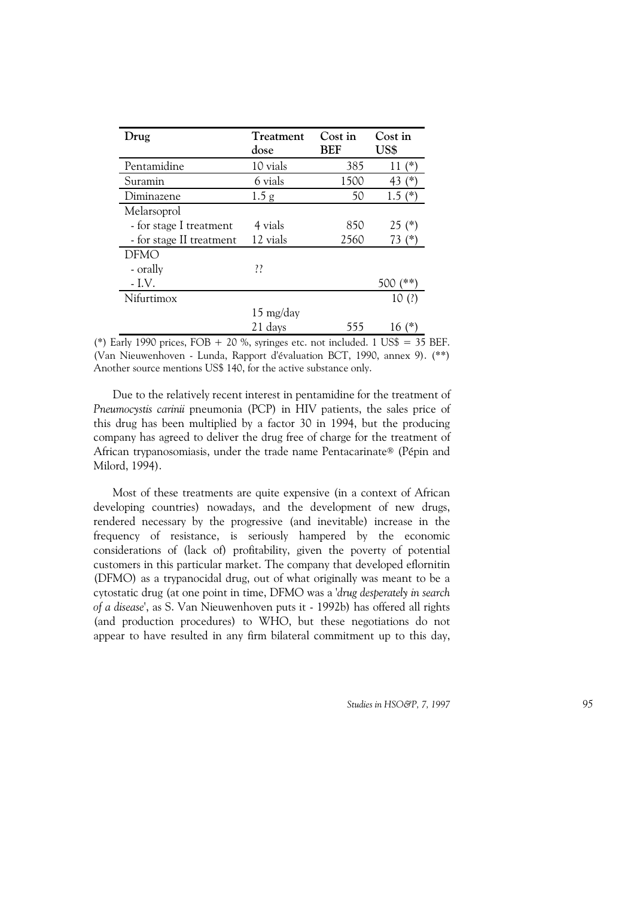| Drug | Treatment dose | Cost in BEF | Cost in US$ |
|---|---|---|---|
| Pentamidine | 10 vials | 385 | 11 (*) |
| Suramin | 6 vials | 1500 | 43 (*) |
| Diminazene | 1.5 g | 50 | 1.5 (*) |
| Melarsoprol | | | |
| - for stage I treatment | 4 vials | 850 | 25 (*) |
| - for stage II treatment | 12 vials | 2560 | 73 (*) |
| DFMO | | | |
| - orally | ?? | | |
| - I.V. | | | 500 (**) |
| Nifurtimox | | | 10 (?) |
| | 15 mg/day | | |
| | 21 days | 555 | 16 (*) |

(*) Early 1990 prices, FOB + 20 %, syringes etc. not included. 1 US$ = 35 BEF. (Van Nieuwenhoven - Lunda, Rapport d'évaluation BCT, 1990, annex 9). (**) Another source mentions US$ 140, for the active substance only.

Due to the relatively recent interest in pentamidine for the treatment of *Pneumocystis carinii* pneumonia (PCP) in HIV patients, the sales price of this drug has been multiplied by a factor 30 in 1994, but the producing company has agreed to deliver the drug free of charge for the treatment of African trypanosomiasis, under the trade name Pentacarinate® (Pépin and Milord, 1994).

Most of these treatments are quite expensive (in a context of African developing countries) nowadays, and the development of new drugs, rendered necessary by the progressive (and inevitable) increase in the frequency of resistance, is seriously hampered by the economic considerations of (lack of) profitability, given the poverty of potential customers in this particular market. The company that developed eflornitin (DFMO) as a trypanocidal drug, out of what originally was meant to be a cytostatic drug (at one point in time, DFMO was a '*drug desperately in search of a disease*', as S. Van Nieuwenhoven puts it - 1992b) has offered all rights (and production procedures) to WHO, but these negotiations do not appear to have resulted in any firm bilateral commitment up to this day,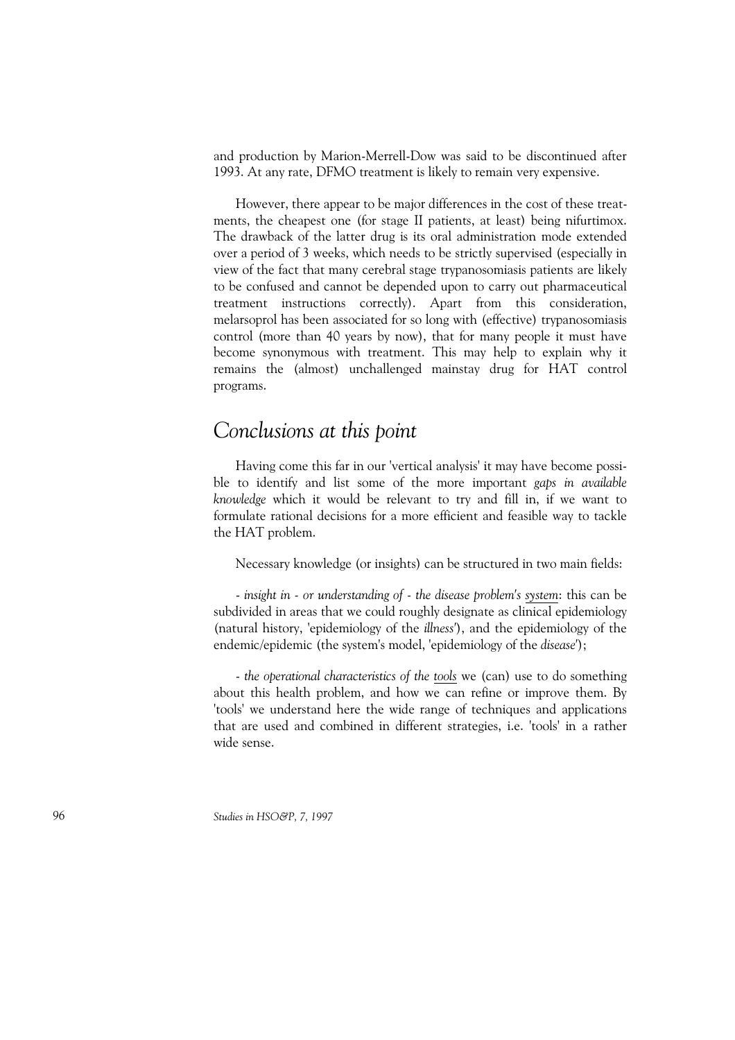and production by Marion-Merrell-Dow was said to be discontinued after 1993. At any rate, DFMO treatment is likely to remain very expensive.

However, there appear to be major differences in the cost of these treatments, the cheapest one (for stage II patients, at least) being nifurtimox. The drawback of the latter drug is its oral administration mode extended over a period of 3 weeks, which needs to be strictly supervised (especially in view of the fact that many cerebral stage trypanosomiasis patients are likely to be confused and cannot be depended upon to carry out pharmaceutical treatment instructions correctly). Apart from this consideration, melarsoprol has been associated for so long with (effective) trypanosomiasis control (more than 40 years by now), that for many people it must have become synonymous with treatment. This may help to explain why it remains the (almost) unchallenged mainstay drug for HAT control programs.

## *Conclusions at this point*

Having come this far in our 'vertical analysis' it may have become possible to identify and list some of the more important *gaps in available knowledge* which it would be relevant to try and fill in, if we want to formulate rational decisions for a more efficient and feasible way to tackle the HAT problem.

Necessary knowledge (or insights) can be structured in two main fields:

- *insight in - or understanding of - the disease problem's system*: this can be subdivided in areas that we could roughly designate as clinical epidemiology (natural history, 'epidemiology of the *illness*'), and the epidemiology of the endemic/epidemic (the system's model, 'epidemiology of the *disease*');

- *the operational characteristics of the tools* we (can) use to do something about this health problem, and how we can refine or improve them. By 'tools' we understand here the wide range of techniques and applications that are used and combined in different strategies, i.e. 'tools' in a rather wide sense.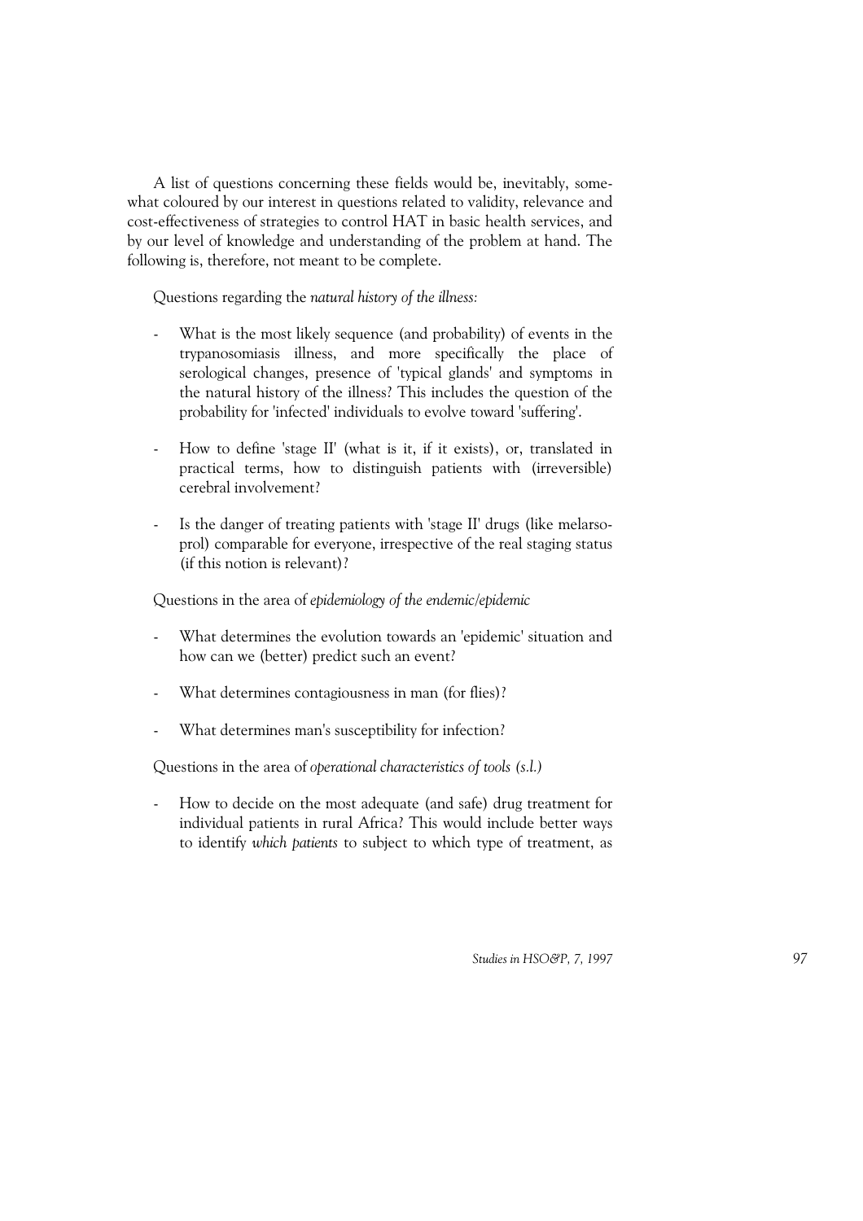A list of questions concerning these fields would be, inevitably, somewhat coloured by our interest in questions related to validity, relevance and cost-effectiveness of strategies to control HAT in basic health services, and by our level of knowledge and understanding of the problem at hand. The following is, therefore, not meant to be complete.

Questions regarding the *natural history of the illness:*

- What is the most likely sequence (and probability) of events in the trypanosomiasis illness, and more specifically the place of serological changes, presence of 'typical glands' and symptoms in the natural history of the illness? This includes the question of the probability for 'infected' individuals to evolve toward 'suffering'.

- How to define 'stage II' (what is it, if it exists), or, translated in practical terms, how to distinguish patients with (irreversible) cerebral involvement?

- Is the danger of treating patients with 'stage II' drugs (like melarsoprol) comparable for everyone, irrespective of the real staging status (if this notion is relevant)?

Questions in the area of *epidemiology of the endemic/epidemic*

- What determines the evolution towards an 'epidemic' situation and how can we (better) predict such an event?

- What determines contagiousness in man (for flies)?

- What determines man's susceptibility for infection?

Questions in the area of *operational characteristics of tools (s.l.)*

- How to decide on the most adequate (and safe) drug treatment for individual patients in rural Africa? This would include better ways to identify *which patients* to subject to which type of treatment, as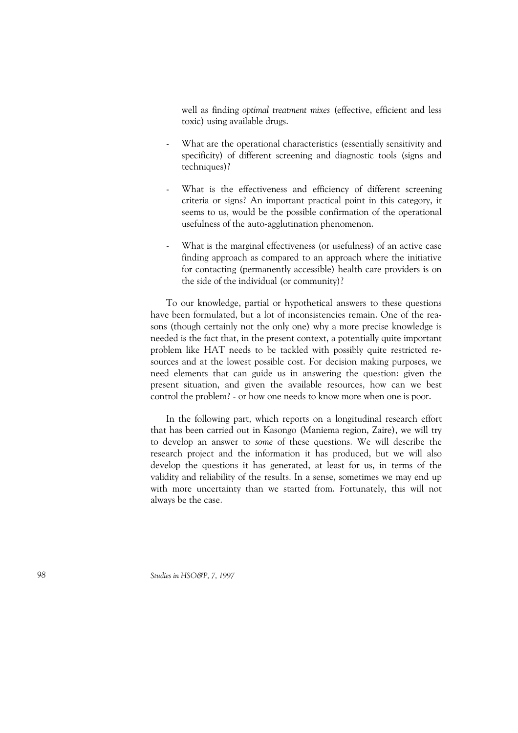well as finding *optimal treatment mixes* (effective, efficient and less toxic) using available drugs.

- What are the operational characteristics (essentially sensitivity and specificity) of different screening and diagnostic tools (signs and techniques)?

- What is the effectiveness and efficiency of different screening criteria or signs? An important practical point in this category, it seems to us, would be the possible confirmation of the operational usefulness of the auto-agglutination phenomenon.

- What is the marginal effectiveness (or usefulness) of an active case finding approach as compared to an approach where the initiative for contacting (permanently accessible) health care providers is on the side of the individual (or community)?

To our knowledge, partial or hypothetical answers to these questions have been formulated, but a lot of inconsistencies remain. One of the reasons (though certainly not the only one) why a more precise knowledge is needed is the fact that, in the present context, a potentially quite important problem like HAT needs to be tackled with possibly quite restricted resources and at the lowest possible cost. For decision making purposes, we need elements that can guide us in answering the question: given the present situation, and given the available resources, how can we best control the problem? - or how one needs to know more when one is poor.

In the following part, which reports on a longitudinal research effort that has been carried out in Kasongo (Maniema region, Zaire), we will try to develop an answer to *some* of these questions. We will describe the research project and the information it has produced, but we will also develop the questions it has generated, at least for us, in terms of the validity and reliability of the results. In a sense, sometimes we may end up with more uncertainty than we started from. Fortunately, this will not always be the case.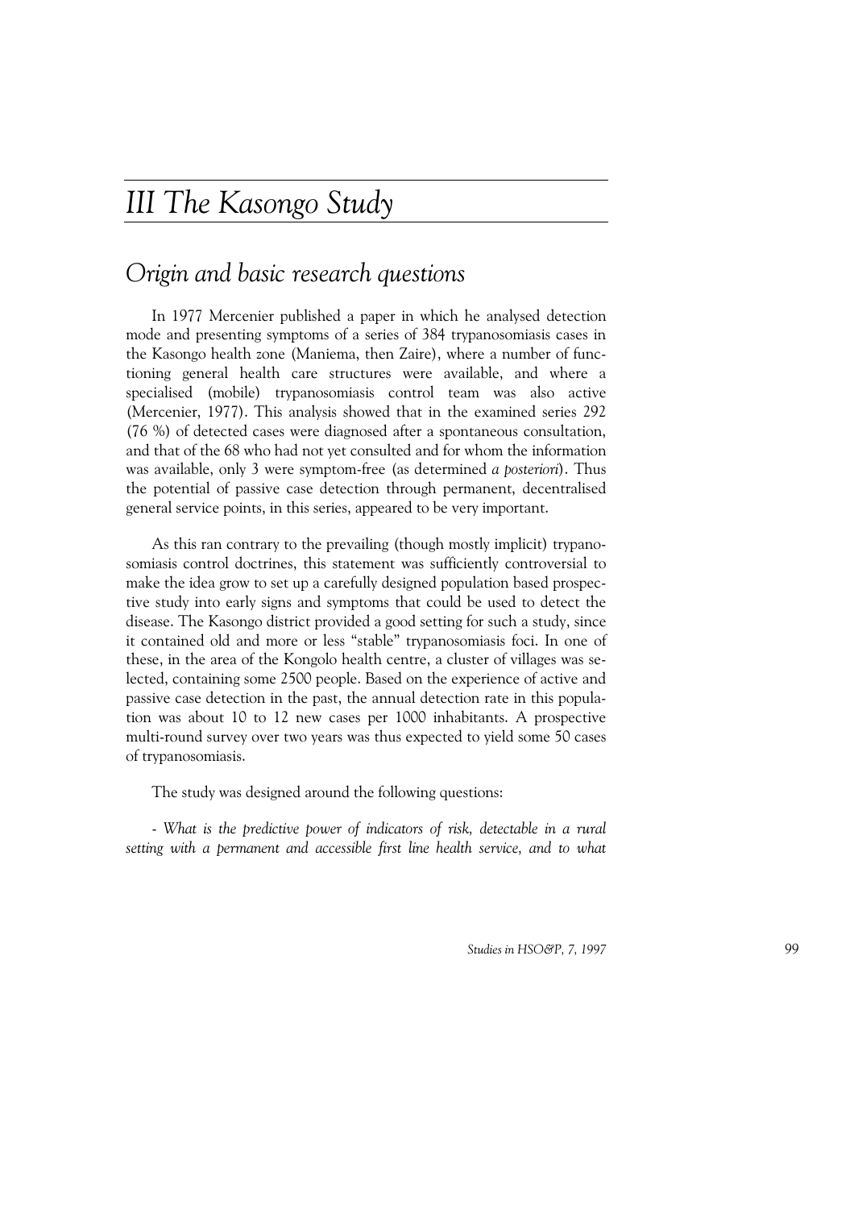# III The Kasongo Study

## Origin and basic research questions

In 1977 Mercenier published a paper in which he analysed detection mode and presenting symptoms of a series of 384 trypanosomiasis cases in the Kasongo health zone (Maniema, then Zaire), where a number of functioning general health care structures were available, and where a specialised (mobile) trypanosomiasis control team was also active (Mercenier, 1977). This analysis showed that in the examined series 292 (76 %) of detected cases were diagnosed after a spontaneous consultation, and that of the 68 who had not yet consulted and for whom the information was available, only 3 were symptom-free (as determined *a posteriori*). Thus the potential of passive case detection through permanent, decentralised general service points, in this series, appeared to be very important.

As this ran contrary to the prevailing (though mostly implicit) trypanosomiasis control doctrines, this statement was sufficiently controversial to make the idea grow to set up a carefully designed population based prospective study into early signs and symptoms that could be used to detect the disease. The Kasongo district provided a good setting for such a study, since it contained old and more or less "stable" trypanosomiasis foci. In one of these, in the area of the Kongolo health centre, a cluster of villages was selected, containing some 2500 people. Based on the experience of active and passive case detection in the past, the annual detection rate in this population was about 10 to 12 new cases per 1000 inhabitants. A prospective multi-round survey over two years was thus expected to yield some 50 cases of trypanosomiasis.

The study was designed around the following questions:

*- What is the predictive power of indicators of risk, detectable in a rural setting with a permanent and accessible first line health service, and to what*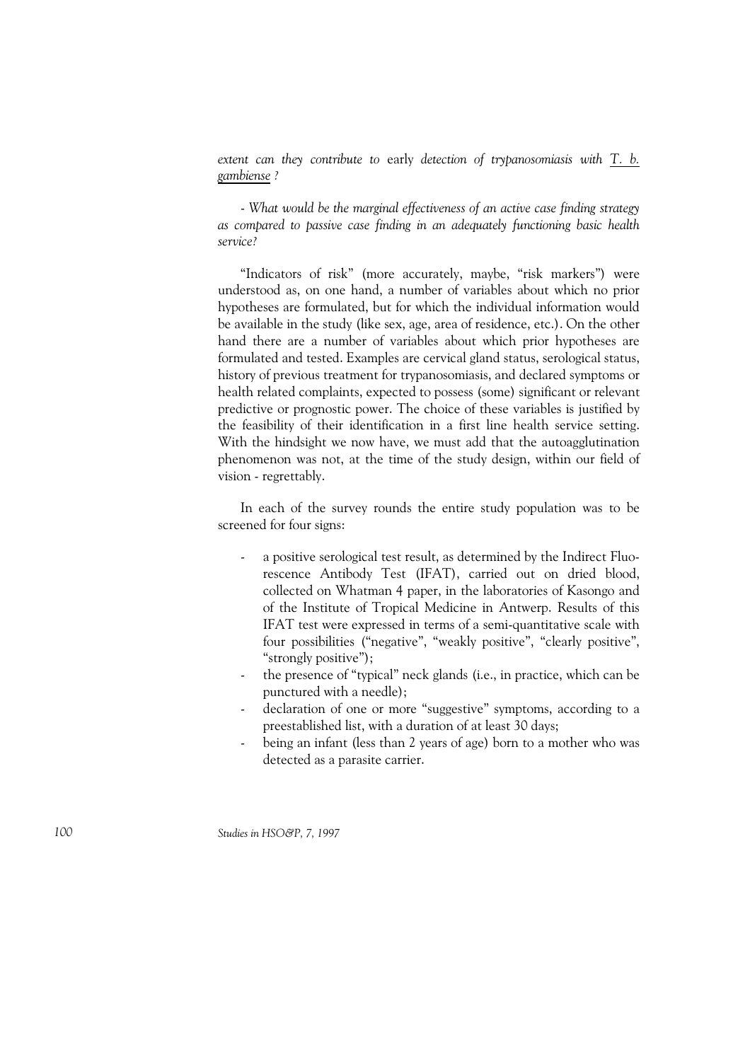*extent can they contribute to* early *detection of trypanosomiasis with* <u>*T. b. gambiense*</u> *?*

*- What would be the marginal effectiveness of an active case finding strategy as compared to passive case finding in an adequately functioning basic health service?*

"Indicators of risk" (more accurately, maybe, "risk markers") were understood as, on one hand, a number of variables about which no prior hypotheses are formulated, but for which the individual information would be available in the study (like sex, age, area of residence, etc.). On the other hand there are a number of variables about which prior hypotheses are formulated and tested. Examples are cervical gland status, serological status, history of previous treatment for trypanosomiasis, and declared symptoms or health related complaints, expected to possess (some) significant or relevant predictive or prognostic power. The choice of these variables is justified by the feasibility of their identification in a first line health service setting. With the hindsight we now have, we must add that the autoagglutination phenomenon was not, at the time of the study design, within our field of vision - regrettably.

In each of the survey rounds the entire study population was to be screened for four signs:

- a positive serological test result, as determined by the Indirect Fluorescence Antibody Test (IFAT), carried out on dried blood, collected on Whatman 4 paper, in the laboratories of Kasongo and of the Institute of Tropical Medicine in Antwerp. Results of this IFAT test were expressed in terms of a semi-quantitative scale with four possibilities ("negative", "weakly positive", "clearly positive", "strongly positive");
- the presence of "typical" neck glands (i.e., in practice, which can be punctured with a needle);
- declaration of one or more "suggestive" symptoms, according to a preestablished list, with a duration of at least 30 days;
- being an infant (less than 2 years of age) born to a mother who was detected as a parasite carrier.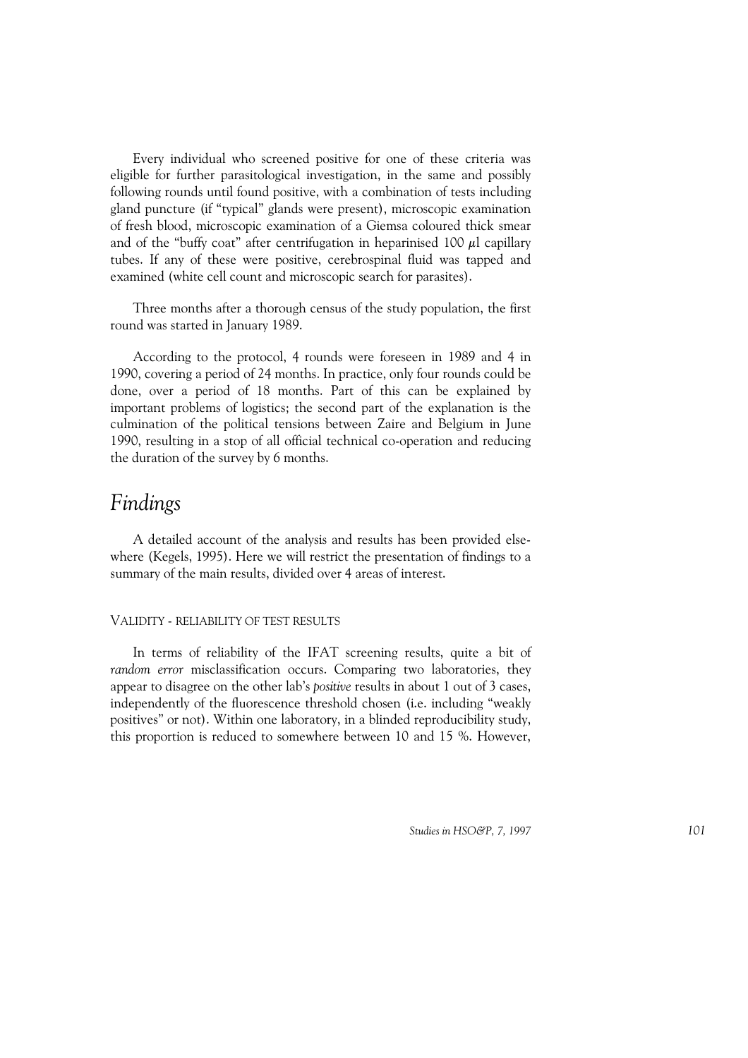Every individual who screened positive for one of these criteria was eligible for further parasitological investigation, in the same and possibly following rounds until found positive, with a combination of tests including gland puncture (if "typical" glands were present), microscopic examination of fresh blood, microscopic examination of a Giemsa coloured thick smear and of the "buffy coat" after centrifugation in heparinised 100 $\mu$l capillary tubes. If any of these were positive, cerebrospinal fluid was tapped and examined (white cell count and microscopic search for parasites).

Three months after a thorough census of the study population, the first round was started in January 1989.

According to the protocol, 4 rounds were foreseen in 1989 and 4 in 1990, covering a period of 24 months. In practice, only four rounds could be done, over a period of 18 months. Part of this can be explained by important problems of logistics; the second part of the explanation is the culmination of the political tensions between Zaire and Belgium in June 1990, resulting in a stop of all official technical co-operation and reducing the duration of the survey by 6 months.

# *Findings*

A detailed account of the analysis and results has been provided elsewhere (Kegels, 1995). Here we will restrict the presentation of findings to a summary of the main results, divided over 4 areas of interest.

### VALIDITY - RELIABILITY OF TEST RESULTS

In terms of reliability of the IFAT screening results, quite a bit of *random error* misclassification occurs. Comparing two laboratories, they appear to disagree on the other lab's *positive* results in about 1 out of 3 cases, independently of the fluorescence threshold chosen (i.e. including "weakly positives" or not). Within one laboratory, in a blinded reproducibility study, this proportion is reduced to somewhere between 10 and 15 %. However,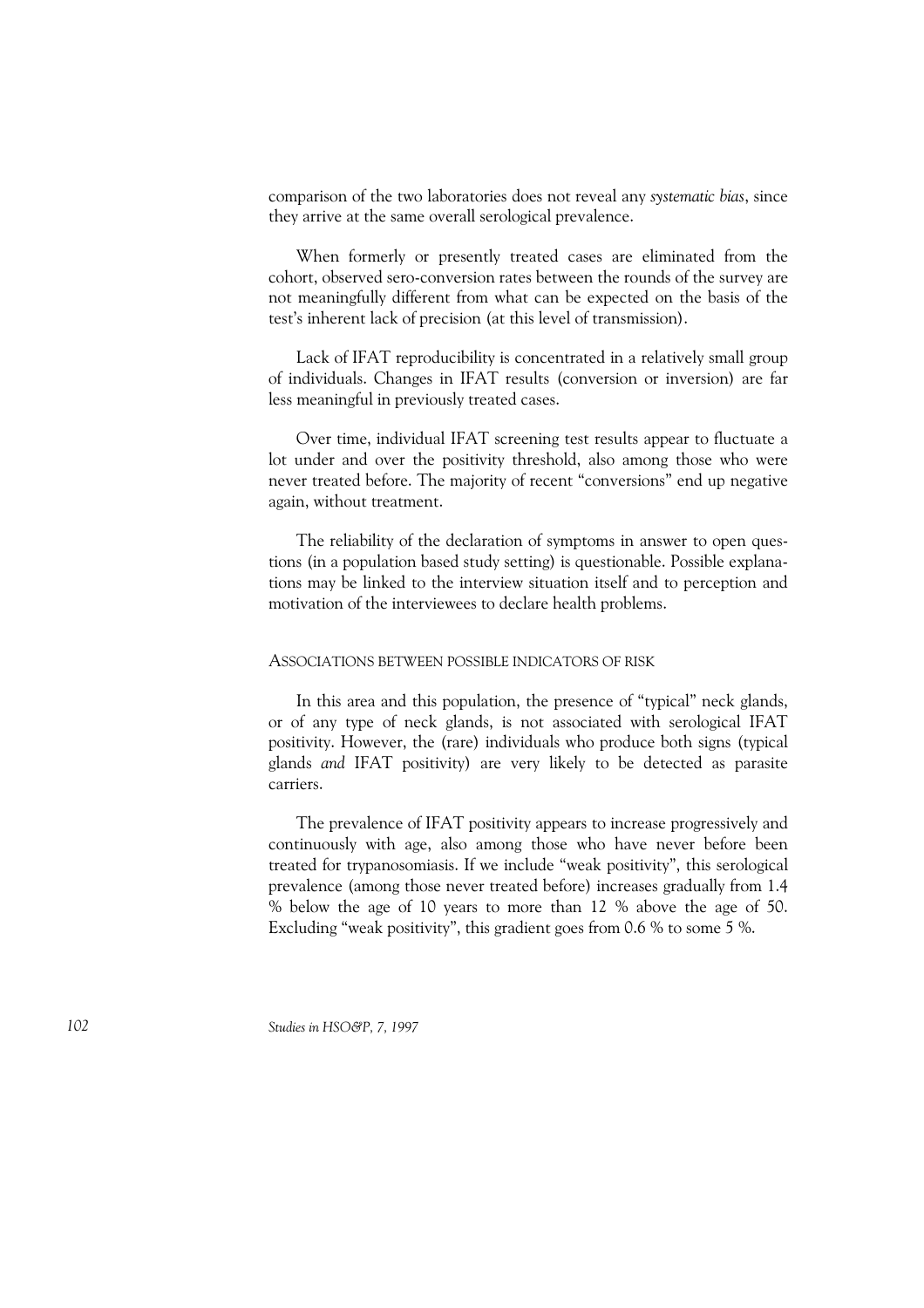comparison of the two laboratories does not reveal any *systematic bias*, since they arrive at the same overall serological prevalence.

When formerly or presently treated cases are eliminated from the cohort, observed sero-conversion rates between the rounds of the survey are not meaningfully different from what can be expected on the basis of the test's inherent lack of precision (at this level of transmission).

Lack of IFAT reproducibility is concentrated in a relatively small group of individuals. Changes in IFAT results (conversion or inversion) are far less meaningful in previously treated cases.

Over time, individual IFAT screening test results appear to fluctuate a lot under and over the positivity threshold, also among those who were never treated before. The majority of recent "conversions" end up negative again, without treatment.

The reliability of the declaration of symptoms in answer to open questions (in a population based study setting) is questionable. Possible explanations may be linked to the interview situation itself and to perception and motivation of the interviewees to declare health problems.

### ASSOCIATIONS BETWEEN POSSIBLE INDICATORS OF RISK

In this area and this population, the presence of "typical" neck glands, or of any type of neck glands, is not associated with serological IFAT positivity. However, the (rare) individuals who produce both signs (typical glands *and* IFAT positivity) are very likely to be detected as parasite carriers.

The prevalence of IFAT positivity appears to increase progressively and continuously with age, also among those who have never before been treated for trypanosomiasis. If we include "weak positivity", this serological prevalence (among those never treated before) increases gradually from 1.4 % below the age of 10 years to more than 12 % above the age of 50. Excluding "weak positivity", this gradient goes from 0.6 % to some 5 %.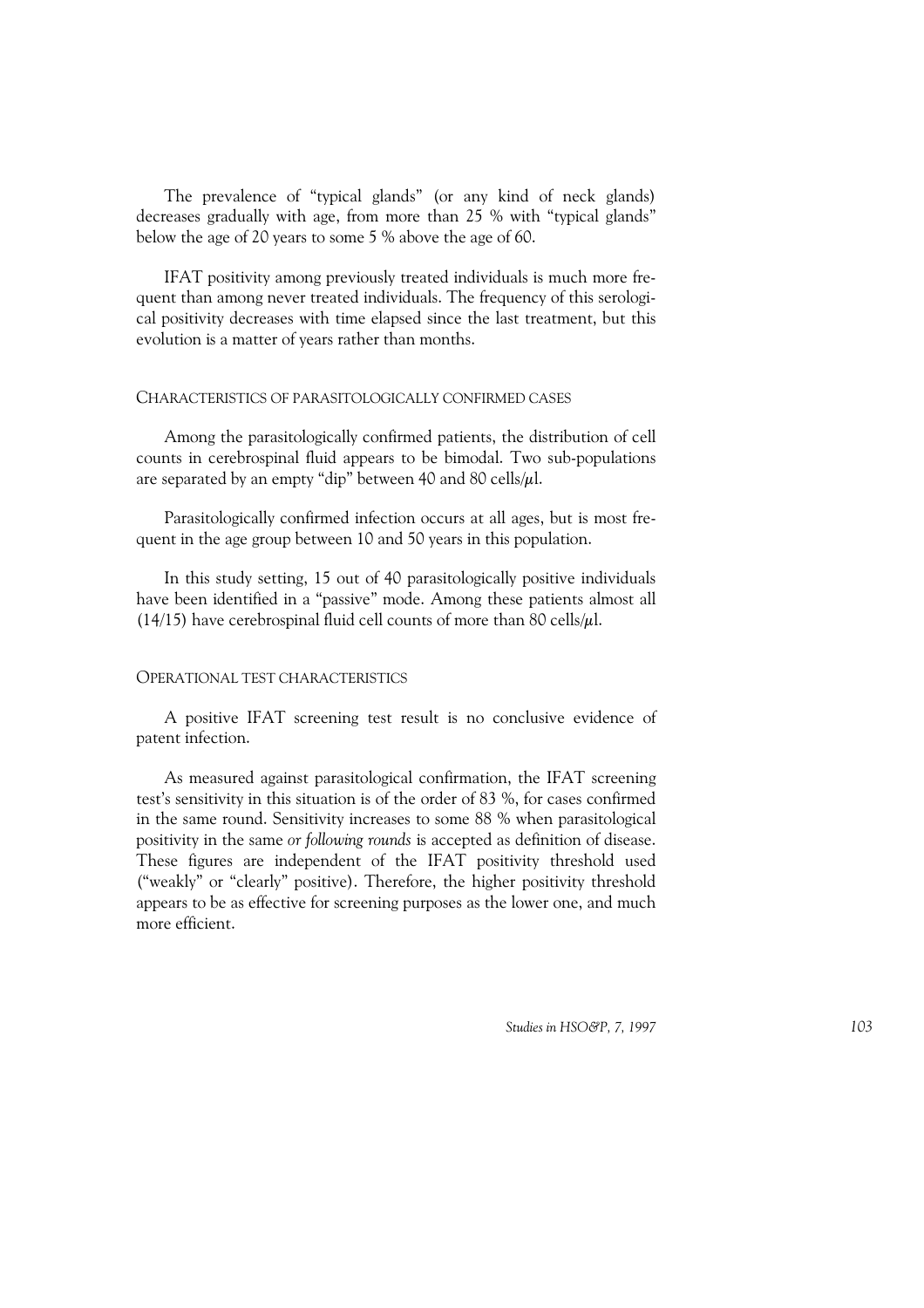The prevalence of "typical glands" (or any kind of neck glands) decreases gradually with age, from more than 25 % with "typical glands" below the age of 20 years to some 5 % above the age of 60.

IFAT positivity among previously treated individuals is much more frequent than among never treated individuals. The frequency of this serological positivity decreases with time elapsed since the last treatment, but this evolution is a matter of years rather than months.

## Characteristics of parasitologically confirmed cases

Among the parasitologically confirmed patients, the distribution of cell counts in cerebrospinal fluid appears to be bimodal. Two sub-populations are separated by an empty "dip" between 40 and 80 cells/µl.

Parasitologically confirmed infection occurs at all ages, but is most frequent in the age group between 10 and 50 years in this population.

In this study setting, 15 out of 40 parasitologically positive individuals have been identified in a "passive" mode. Among these patients almost all (14/15) have cerebrospinal fluid cell counts of more than 80 cells/µl.

## Operational test characteristics

A positive IFAT screening test result is no conclusive evidence of patent infection.

As measured against parasitological confirmation, the IFAT screening test's sensitivity in this situation is of the order of 83 %, for cases confirmed in the same round. Sensitivity increases to some 88 % when parasitological positivity in the same *or following rounds* is accepted as definition of disease. These figures are independent of the IFAT positivity threshold used ("weakly" or "clearly" positive). Therefore, the higher positivity threshold appears to be as effective for screening purposes as the lower one, and much more efficient.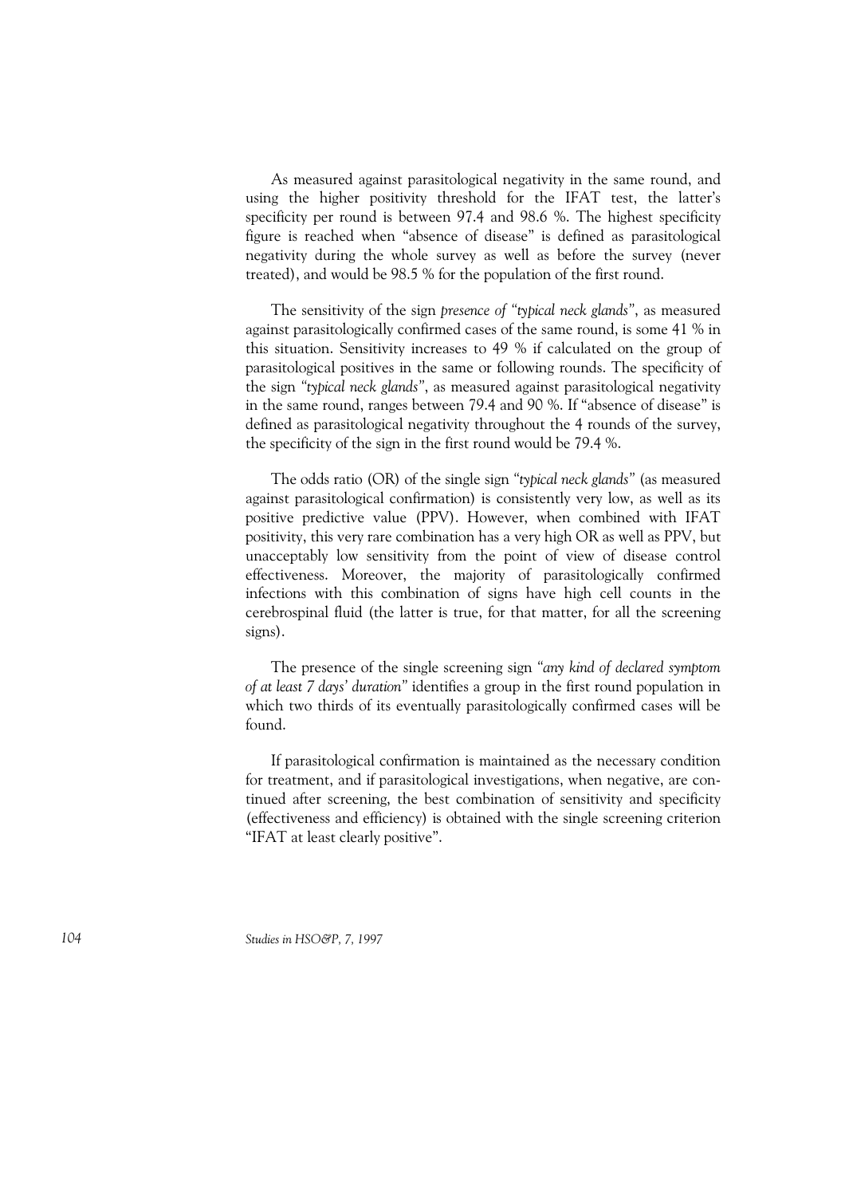As measured against parasitological negativity in the same round, and using the higher positivity threshold for the IFAT test, the latter's specificity per round is between 97.4 and 98.6 %. The highest specificity figure is reached when "absence of disease" is defined as parasitological negativity during the whole survey as well as before the survey (never treated), and would be 98.5 % for the population of the first round.

The sensitivity of the sign *presence of "typical neck glands"*, as measured against parasitologically confirmed cases of the same round, is some 41 % in this situation. Sensitivity increases to 49 % if calculated on the group of parasitological positives in the same or following rounds. The specificity of the sign *"typical neck glands"*, as measured against parasitological negativity in the same round, ranges between 79.4 and 90 %. If "absence of disease" is defined as parasitological negativity throughout the 4 rounds of the survey, the specificity of the sign in the first round would be 79.4 %.

The odds ratio (OR) of the single sign *"typical neck glands"* (as measured against parasitological confirmation) is consistently very low, as well as its positive predictive value (PPV). However, when combined with IFAT positivity, this very rare combination has a very high OR as well as PPV, but unacceptably low sensitivity from the point of view of disease control effectiveness. Moreover, the majority of parasitologically confirmed infections with this combination of signs have high cell counts in the cerebrospinal fluid (the latter is true, for that matter, for all the screening signs).

The presence of the single screening sign *"any kind of declared symptom of at least 7 days' duration"* identifies a group in the first round population in which two thirds of its eventually parasitologically confirmed cases will be found.

If parasitological confirmation is maintained as the necessary condition for treatment, and if parasitological investigations, when negative, are continued after screening, the best combination of sensitivity and specificity (effectiveness and efficiency) is obtained with the single screening criterion "IFAT at least clearly positive".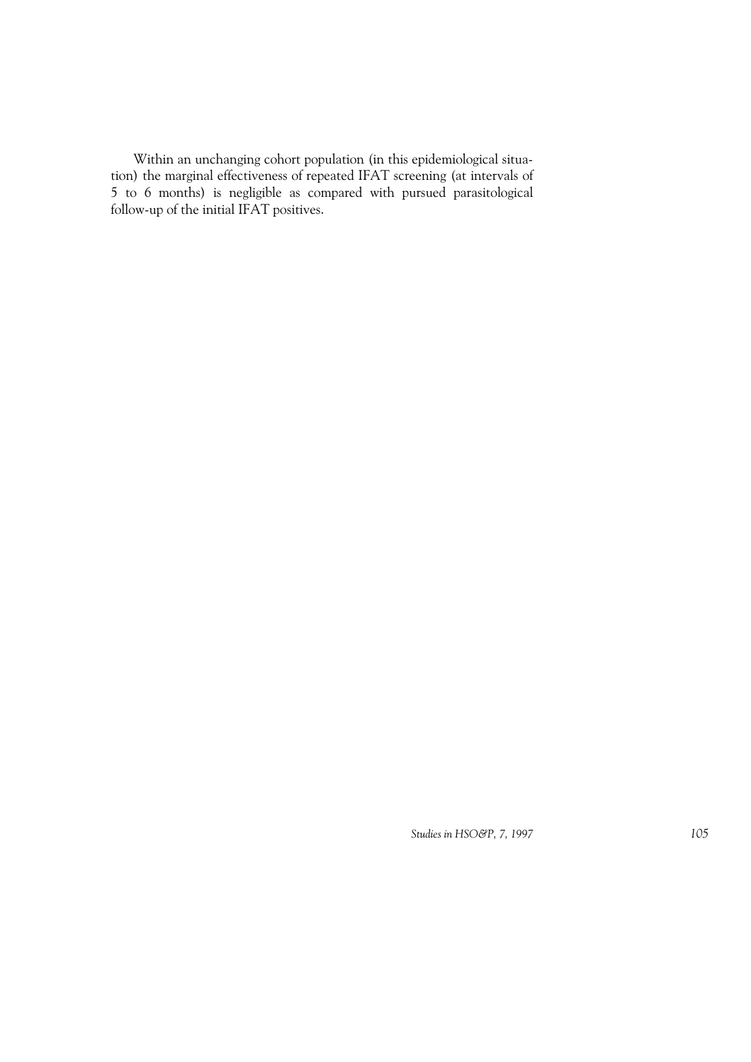Within an unchanging cohort population (in this epidemiological situation) the marginal effectiveness of repeated IFAT screening (at intervals of 5 to 6 months) is negligible as compared with pursued parasitological follow-up of the initial IFAT positives.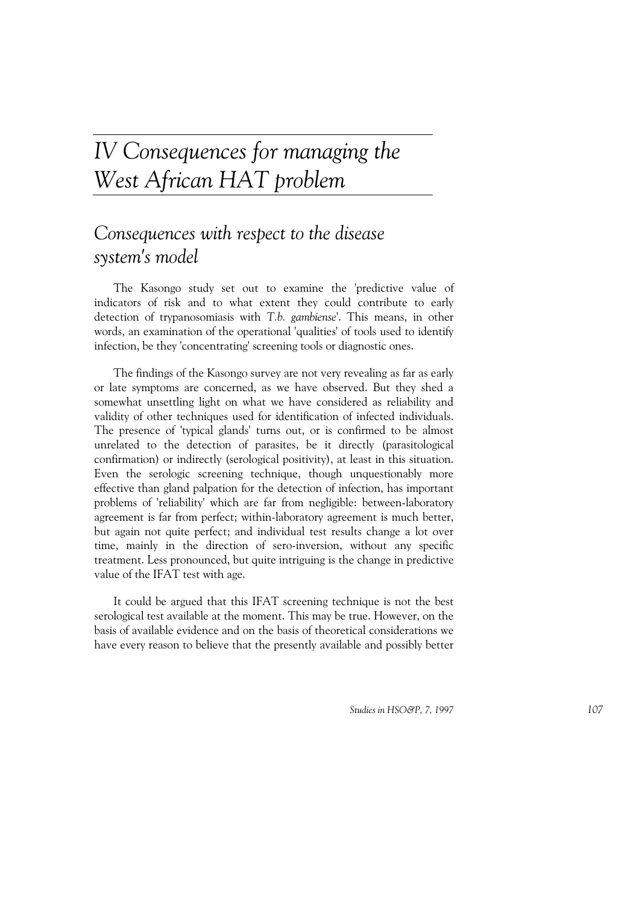# *IV Consequences for managing the West African HAT problem*

## *Consequences with respect to the disease system's model*

The Kasongo study set out to examine the 'predictive value of indicators of risk and to what extent they could contribute to early detection of trypanosomiasis with *T.b. gambiense*'. This means, in other words, an examination of the operational 'qualities' of tools used to identify infection, be they 'concentrating' screening tools or diagnostic ones.

The findings of the Kasongo survey are not very revealing as far as early or late symptoms are concerned, as we have observed. But they shed a somewhat unsettling light on what we have considered as reliability and validity of other techniques used for identification of infected individuals. The presence of 'typical glands' turns out, or is confirmed to be almost unrelated to the detection of parasites, be it directly (parasitological confirmation) or indirectly (serological positivity), at least in this situation. Even the serologic screening technique, though unquestionably more effective than gland palpation for the detection of infection, has important problems of 'reliability' which are far from negligible: between-laboratory agreement is far from perfect; within-laboratory agreement is much better, but again not quite perfect; and individual test results change a lot over time, mainly in the direction of sero-inversion, without any specific treatment. Less pronounced, but quite intriguing is the change in predictive value of the IFAT test with age.

It could be argued that this IFAT screening technique is not the best serological test available at the moment. This may be true. However, on the basis of available evidence and on the basis of theoretical considerations we have every reason to believe that the presently available and possibly better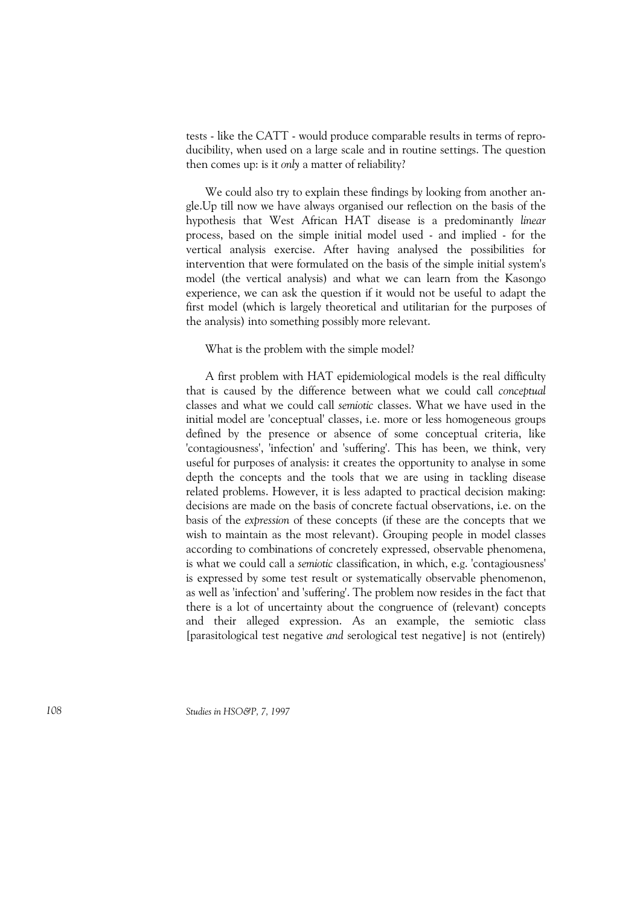tests - like the CATT - would produce comparable results in terms of reproducibility, when used on a large scale and in routine settings. The question then comes up: is it *only* a matter of reliability?

We could also try to explain these findings by looking from another angle.Up till now we have always organised our reflection on the basis of the hypothesis that West African HAT disease is a predominantly *linear* process, based on the simple initial model used - and implied - for the vertical analysis exercise. After having analysed the possibilities for intervention that were formulated on the basis of the simple initial system's model (the vertical analysis) and what we can learn from the Kasongo experience, we can ask the question if it would not be useful to adapt the first model (which is largely theoretical and utilitarian for the purposes of the analysis) into something possibly more relevant.

What is the problem with the simple model?

A first problem with HAT epidemiological models is the real difficulty that is caused by the difference between what we could call *conceptual* classes and what we could call *semiotic* classes. What we have used in the initial model are 'conceptual' classes, i.e. more or less homogeneous groups defined by the presence or absence of some conceptual criteria, like 'contagiousness', 'infection' and 'suffering'. This has been, we think, very useful for purposes of analysis: it creates the opportunity to analyse in some depth the concepts and the tools that we are using in tackling disease related problems. However, it is less adapted to practical decision making: decisions are made on the basis of concrete factual observations, i.e. on the basis of the *expression* of these concepts (if these are the concepts that we wish to maintain as the most relevant). Grouping people in model classes according to combinations of concretely expressed, observable phenomena, is what we could call a *semiotic* classification, in which, e.g. 'contagiousness' is expressed by some test result or systematically observable phenomenon, as well as 'infection' and 'suffering'. The problem now resides in the fact that there is a lot of uncertainty about the congruence of (relevant) concepts and their alleged expression. As an example, the semiotic class [parasitological test negative *and* serological test negative] is not (entirely)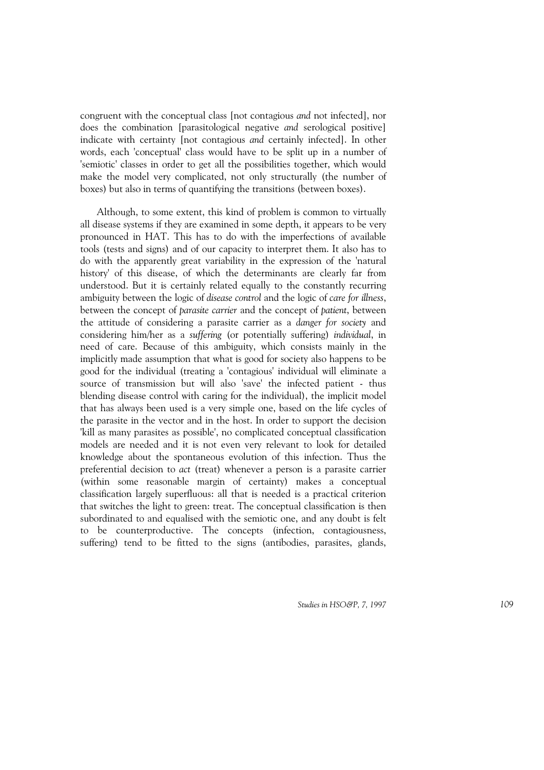congruent with the conceptual class [not contagious *and* not infected], nor does the combination [parasitological negative *and* serological positive] indicate with certainty [not contagious *and* certainly infected]. In other words, each 'conceptual' class would have to be split up in a number of 'semiotic' classes in order to get all the possibilities together, which would make the model very complicated, not only structurally (the number of boxes) but also in terms of quantifying the transitions (between boxes).

Although, to some extent, this kind of problem is common to virtually all disease systems if they are examined in some depth, it appears to be very pronounced in HAT. This has to do with the imperfections of available tools (tests and signs) and of our capacity to interpret them. It also has to do with the apparently great variability in the expression of the 'natural history' of this disease, of which the determinants are clearly far from understood. But it is certainly related equally to the constantly recurring ambiguity between the logic of *disease control* and the logic of *care for illness*, between the concept of *parasite carrier* and the concept of *patient*, between the attitude of considering a parasite carrier as a *danger for society* and considering him/her as a *suffering* (or potentially suffering) *individual*, in need of care. Because of this ambiguity, which consists mainly in the implicitly made assumption that what is good for society also happens to be good for the individual (treating a 'contagious' individual will eliminate a source of transmission but will also 'save' the infected patient - thus blending disease control with caring for the individual), the implicit model that has always been used is a very simple one, based on the life cycles of the parasite in the vector and in the host. In order to support the decision 'kill as many parasites as possible', no complicated conceptual classification models are needed and it is not even very relevant to look for detailed knowledge about the spontaneous evolution of this infection. Thus the preferential decision to *act* (treat) whenever a person is a parasite carrier (within some reasonable margin of certainty) makes a conceptual classification largely superfluous: all that is needed is a practical criterion that switches the light to green: treat. The conceptual classification is then subordinated to and equalised with the semiotic one, and any doubt is felt to be counterproductive. The concepts (infection, contagiousness, suffering) tend to be fitted to the signs (antibodies, parasites, glands,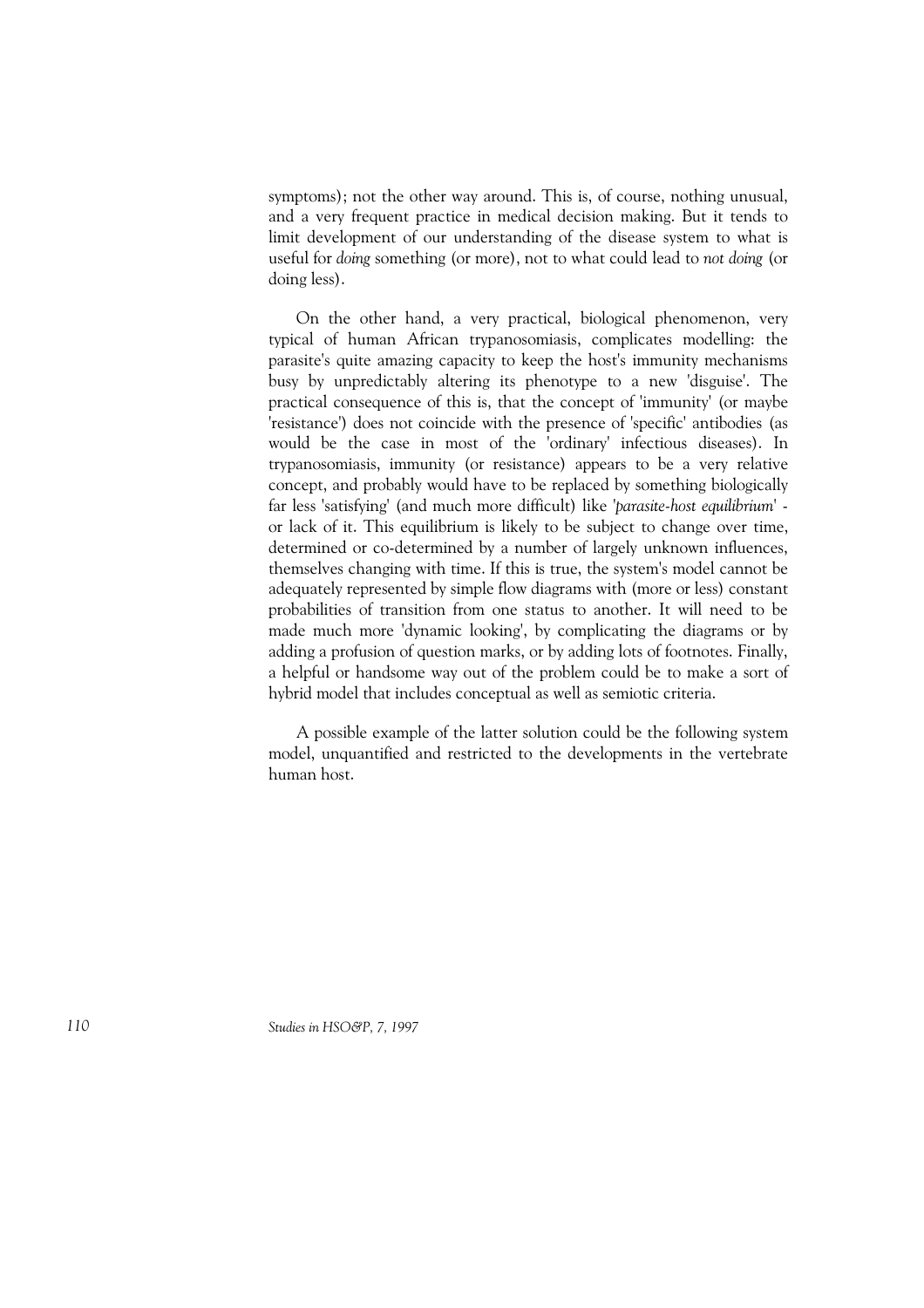symptoms); not the other way around. This is, of course, nothing unusual, and a very frequent practice in medical decision making. But it tends to limit development of our understanding of the disease system to what is useful for *doing* something (or more), not to what could lead to *not doing* (or doing less).

On the other hand, a very practical, biological phenomenon, very typical of human African trypanosomiasis, complicates modelling: the parasite's quite amazing capacity to keep the host's immunity mechanisms busy by unpredictably altering its phenotype to a new 'disguise'. The practical consequence of this is, that the concept of 'immunity' (or maybe 'resistance') does not coincide with the presence of 'specific' antibodies (as would be the case in most of the 'ordinary' infectious diseases). In trypanosomiasis, immunity (or resistance) appears to be a very relative concept, and probably would have to be replaced by something biologically far less 'satisfying' (and much more difficult) like '*parasite-host equilibrium*' - or lack of it. This equilibrium is likely to be subject to change over time, determined or co-determined by a number of largely unknown influences, themselves changing with time. If this is true, the system's model cannot be adequately represented by simple flow diagrams with (more or less) constant probabilities of transition from one status to another. It will need to be made much more 'dynamic looking', by complicating the diagrams or by adding a profusion of question marks, or by adding lots of footnotes. Finally, a helpful or handsome way out of the problem could be to make a sort of hybrid model that includes conceptual as well as semiotic criteria.

A possible example of the latter solution could be the following system model, unquantified and restricted to the developments in the vertebrate human host.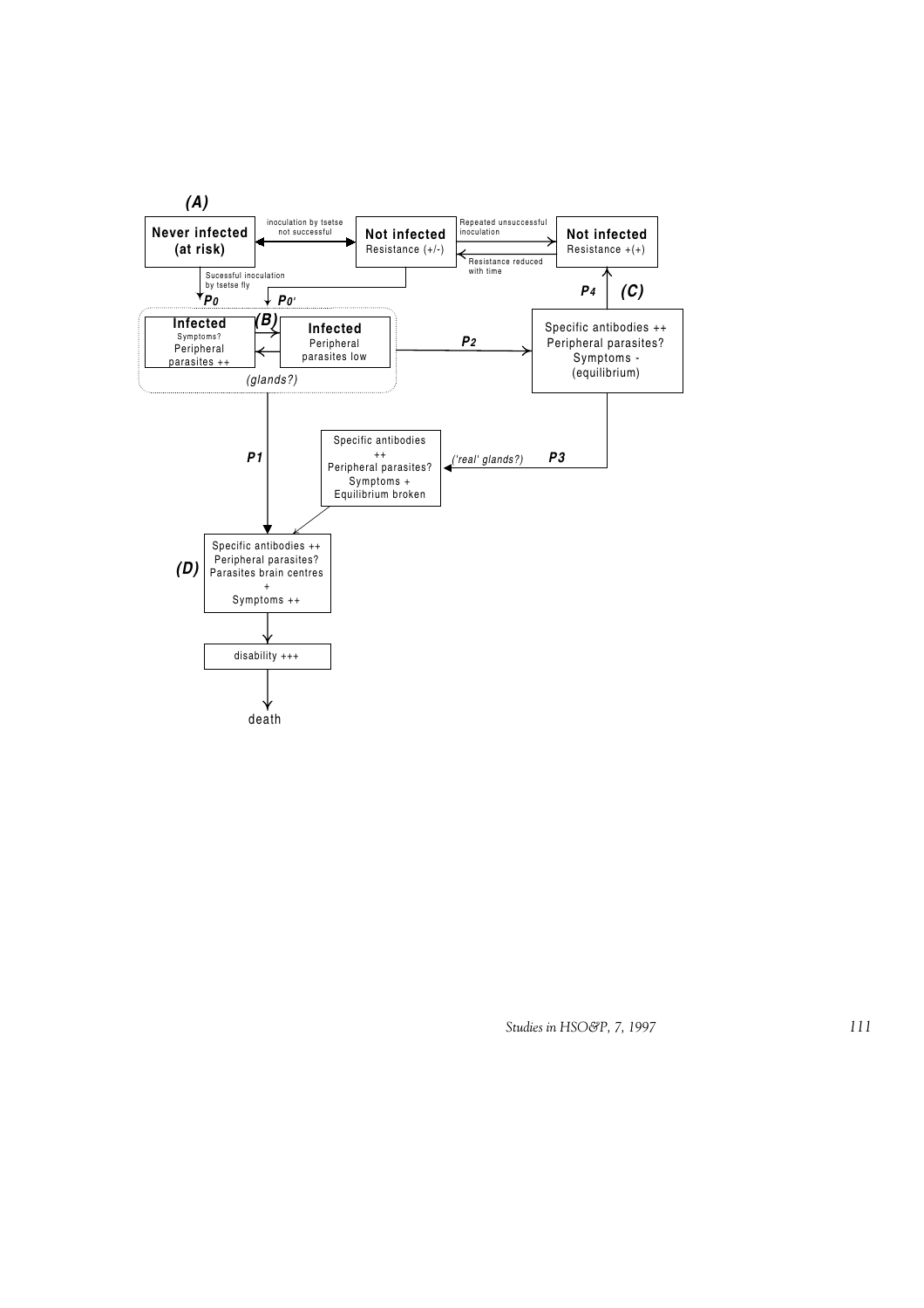**(A)**

**Never infected (at risk)**

inoculation by tsetse not successful

**Not infected**
Resistance (+/-)

Repeated unsuccessful inoculation

Resistance reduced with time

**Not infected**
Resistance +(+)

Sucessful inoculation by tsetse fly

***P0*** ***P0'***

**(B)**

**Infected**
Symptoms?
Peripheral parasites ++

**Infected**
Peripheral parasites low

*(glands?)*

***P2***

Specific antibodies ++
Peripheral parasites?
Symptoms -
(equilibrium)

***P4*** **(C)**

***P1***

Specific antibodies ++
Peripheral parasites?
Symptoms +
Equilibrium broken

*('real' glands?)* ***P3***

**(D)**

Specific antibodies ++
Peripheral parasites?
Parasites brain centres
+
Symptoms ++

disability +++

death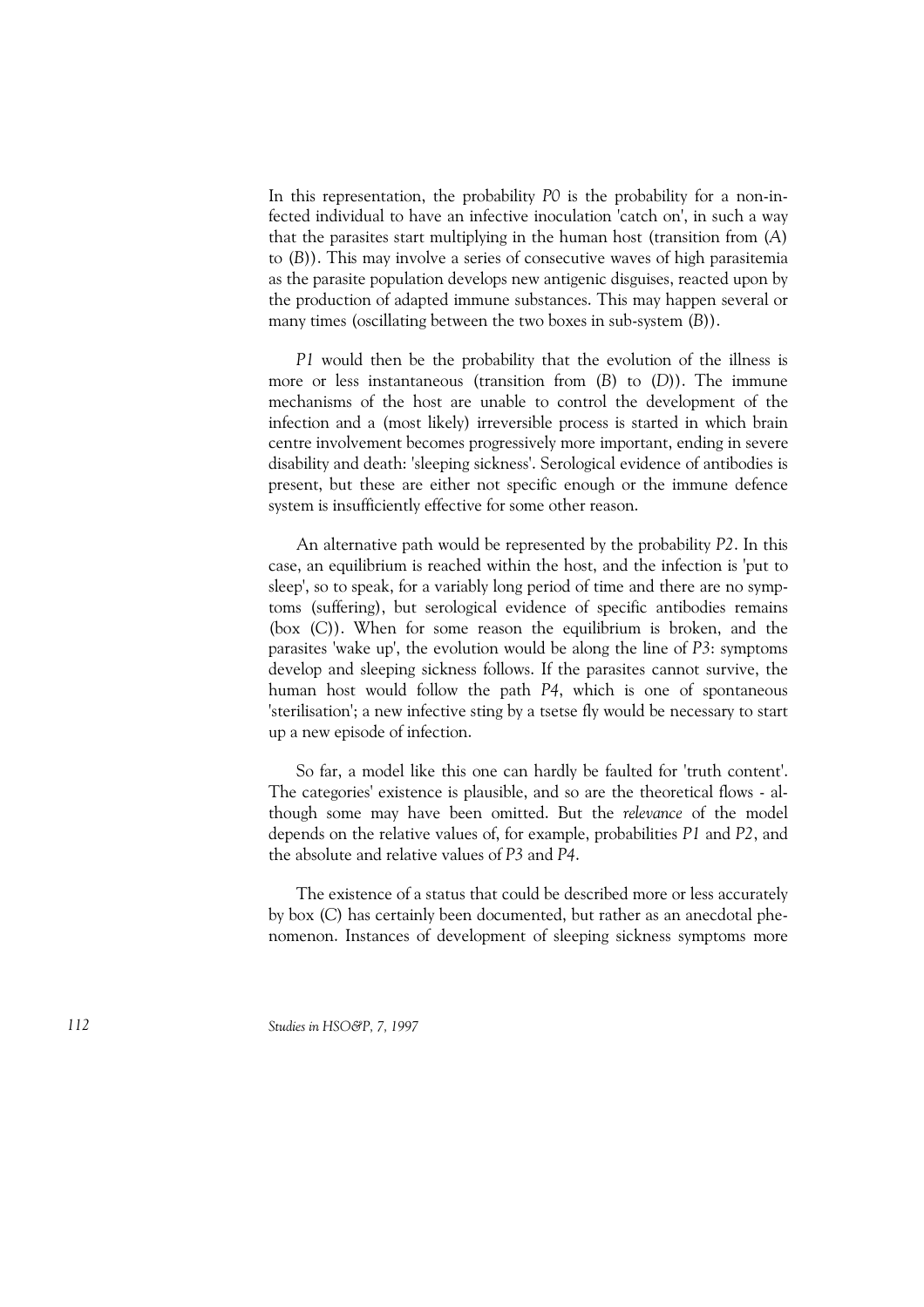In this representation, the probability *P0* is the probability for a non-infected individual to have an infective inoculation 'catch on', in such a way that the parasites start multiplying in the human host (transition from (*A*) to (*B*)). This may involve a series of consecutive waves of high parasitemia as the parasite population develops new antigenic disguises, reacted upon by the production of adapted immune substances. This may happen several or many times (oscillating between the two boxes in sub-system (*B*)).

*P1* would then be the probability that the evolution of the illness is more or less instantaneous (transition from (*B*) to (*D*)). The immune mechanisms of the host are unable to control the development of the infection and a (most likely) irreversible process is started in which brain centre involvement becomes progressively more important, ending in severe disability and death: 'sleeping sickness'. Serological evidence of antibodies is present, but these are either not specific enough or the immune defence system is insufficiently effective for some other reason.

An alternative path would be represented by the probability *P2*. In this case, an equilibrium is reached within the host, and the infection is 'put to sleep', so to speak, for a variably long period of time and there are no symptoms (suffering), but serological evidence of specific antibodies remains (box (*C*)). When for some reason the equilibrium is broken, and the parasites 'wake up', the evolution would be along the line of *P3*: symptoms develop and sleeping sickness follows. If the parasites cannot survive, the human host would follow the path *P4*, which is one of spontaneous 'sterilisation'; a new infective sting by a tsetse fly would be necessary to start up a new episode of infection.

So far, a model like this one can hardly be faulted for 'truth content'. The categories' existence is plausible, and so are the theoretical flows - although some may have been omitted. But the *relevance* of the model depends on the relative values of, for example, probabilities *P1* and *P2*, and the absolute and relative values of *P3* and *P4*.

The existence of a status that could be described more or less accurately by box (*C*) has certainly been documented, but rather as an anecdotal phenomenon. Instances of development of sleeping sickness symptoms more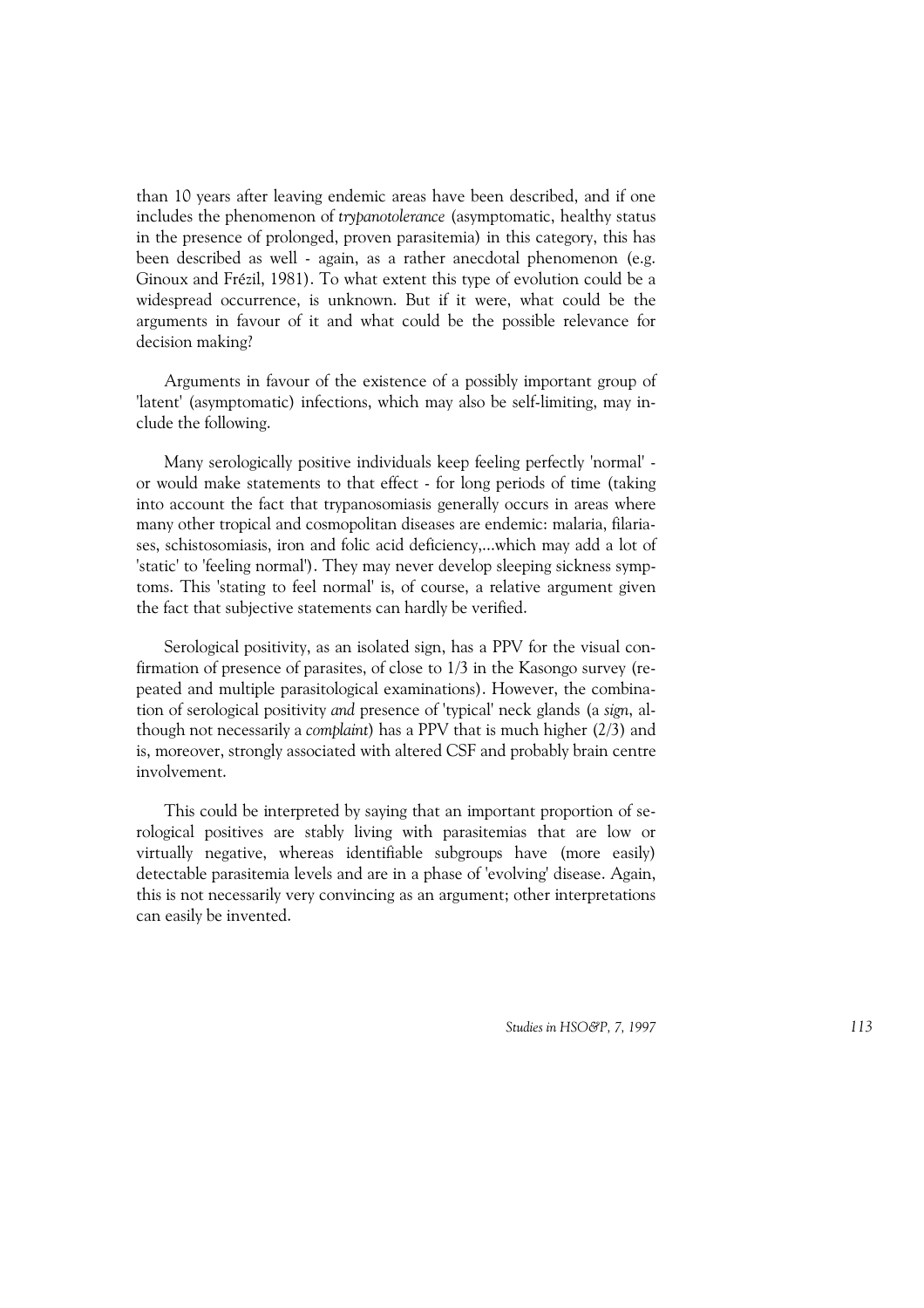than 10 years after leaving endemic areas have been described, and if one includes the phenomenon of *trypanotolerance* (asymptomatic, healthy status in the presence of prolonged, proven parasitemia) in this category, this has been described as well - again, as a rather anecdotal phenomenon (e.g. Ginoux and Frézil, 1981). To what extent this type of evolution could be a widespread occurrence, is unknown. But if it were, what could be the arguments in favour of it and what could be the possible relevance for decision making?

Arguments in favour of the existence of a possibly important group of 'latent' (asymptomatic) infections, which may also be self-limiting, may include the following.

Many serologically positive individuals keep feeling perfectly 'normal' - or would make statements to that effect - for long periods of time (taking into account the fact that trypanosomiasis generally occurs in areas where many other tropical and cosmopolitan diseases are endemic: malaria, filariases, schistosomiasis, iron and folic acid deficiency,...which may add a lot of 'static' to 'feeling normal'). They may never develop sleeping sickness symptoms. This 'stating to feel normal' is, of course, a relative argument given the fact that subjective statements can hardly be verified.

Serological positivity, as an isolated sign, has a PPV for the visual confirmation of presence of parasites, of close to 1/3 in the Kasongo survey (repeated and multiple parasitological examinations). However, the combination of serological positivity *and* presence of 'typical' neck glands (a *sign*, although not necessarily a *complaint*) has a PPV that is much higher (2/3) and is, moreover, strongly associated with altered CSF and probably brain centre involvement.

This could be interpreted by saying that an important proportion of serological positives are stably living with parasitemias that are low or virtually negative, whereas identifiable subgroups have (more easily) detectable parasitemia levels and are in a phase of 'evolving' disease. Again, this is not necessarily very convincing as an argument; other interpretations can easily be invented.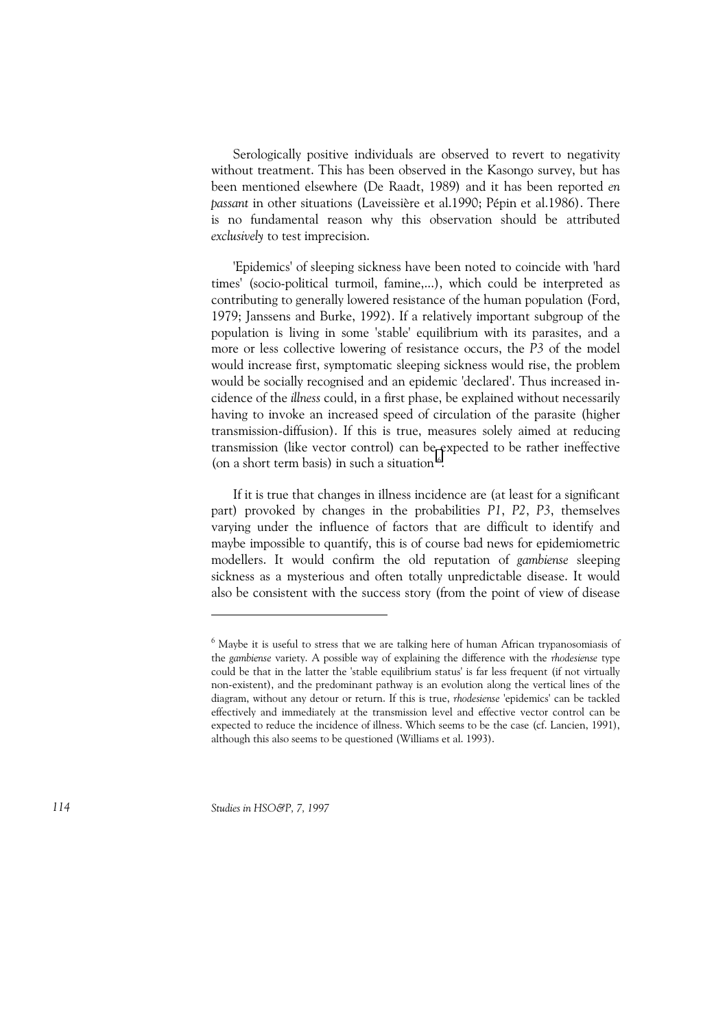Serologically positive individuals are observed to revert to negativity without treatment. This has been observed in the Kasongo survey, but has been mentioned elsewhere (De Raadt, 1989) and it has been reported *en passant* in other situations (Laveissière et al.1990; Pépin et al.1986). There is no fundamental reason why this observation should be attributed *exclusively* to test imprecision.

'Epidemics' of sleeping sickness have been noted to coincide with 'hard times' (socio-political turmoil, famine,...), which could be interpreted as contributing to generally lowered resistance of the human population (Ford, 1979; Janssens and Burke, 1992). If a relatively important subgroup of the population is living in some 'stable' equilibrium with its parasites, and a more or less collective lowering of resistance occurs, the *P3* of the model would increase first, symptomatic sleeping sickness would rise, the problem would be socially recognised and an epidemic 'declared'. Thus increased incidence of the *illness* could, in a first phase, be explained without necessarily having to invoke an increased speed of circulation of the parasite (higher transmission-diffusion). If this is true, measures solely aimed at reducing transmission (like vector control) can be expected to be rather ineffective (on a short term basis) in such a situation[6].

If it is true that changes in illness incidence are (at least for a significant part) provoked by changes in the probabilities *P1*, *P2*, *P3*, themselves varying under the influence of factors that are difficult to identify and maybe impossible to quantify, this is of course bad news for epidemiometric modellers. It would confirm the old reputation of *gambiense* sleeping sickness as a mysterious and often totally unpredictable disease. It would also be consistent with the success story (from the point of view of disease

---

[6] Maybe it is useful to stress that we are talking here of human African trypanosomiasis of the *gambiense* variety. A possible way of explaining the difference with the *rhodesiense* type could be that in the latter the 'stable equilibrium status' is far less frequent (if not virtually non-existent), and the predominant pathway is an evolution along the vertical lines of the diagram, without any detour or return. If this is true, *rhodesiense* 'epidemics' can be tackled effectively and immediately at the transmission level and effective vector control can be expected to reduce the incidence of illness. Which seems to be the case (cf. Lancien, 1991), although this also seems to be questioned (Williams et al. 1993).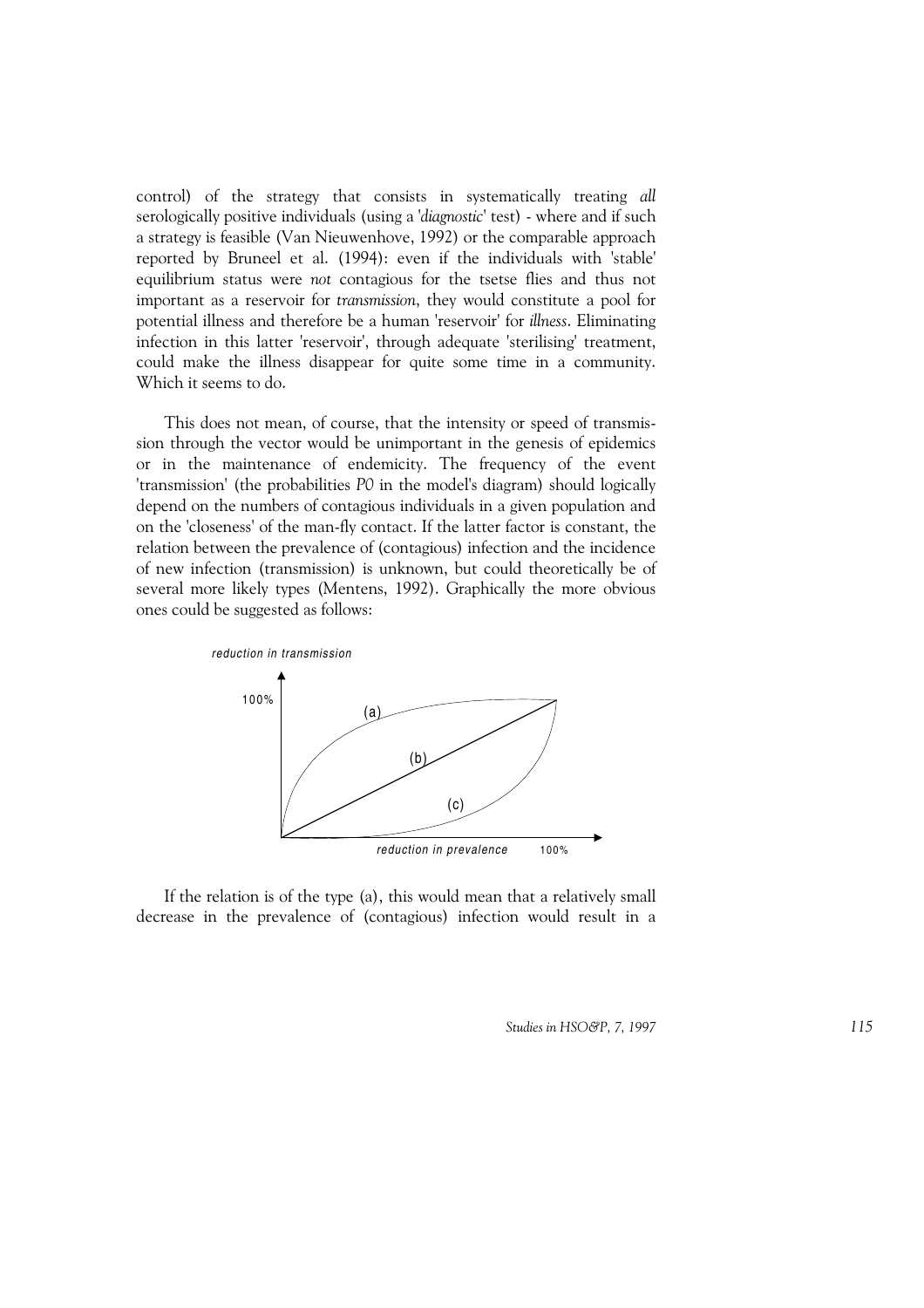control) of the strategy that consists in systematically treating *all* serologically positive individuals (using a '*diagnostic*' test) - where and if such a strategy is feasible (Van Nieuwenhove, 1992) or the comparable approach reported by Bruneel et al. (1994): even if the individuals with 'stable' equilibrium status were *not* contagious for the tsetse flies and thus not important as a reservoir for *transmission*, they would constitute a pool for potential illness and therefore be a human 'reservoir' for *illness*. Eliminating infection in this latter 'reservoir', through adequate 'sterilising' treatment, could make the illness disappear for quite some time in a community. Which it seems to do.

This does not mean, of course, that the intensity or speed of transmission through the vector would be unimportant in the genesis of epidemics or in the maintenance of endemicity. The frequency of the event 'transmission' (the probabilities *P0* in the model's diagram) should logically depend on the numbers of contagious individuals in a given population and on the 'closeness' of the man-fly contact. If the latter factor is constant, the relation between the prevalence of (contagious) infection and the incidence of new infection (transmission) is unknown, but could theoretically be of several more likely types (Mentens, 1992). Graphically the more obvious ones could be suggested as follows:

*reduction in transmission*

100%

(a)

(b)

(c)

*reduction in prevalence* 100%

If the relation is of the type (a), this would mean that a relatively small decrease in the prevalence of (contagious) infection would result in a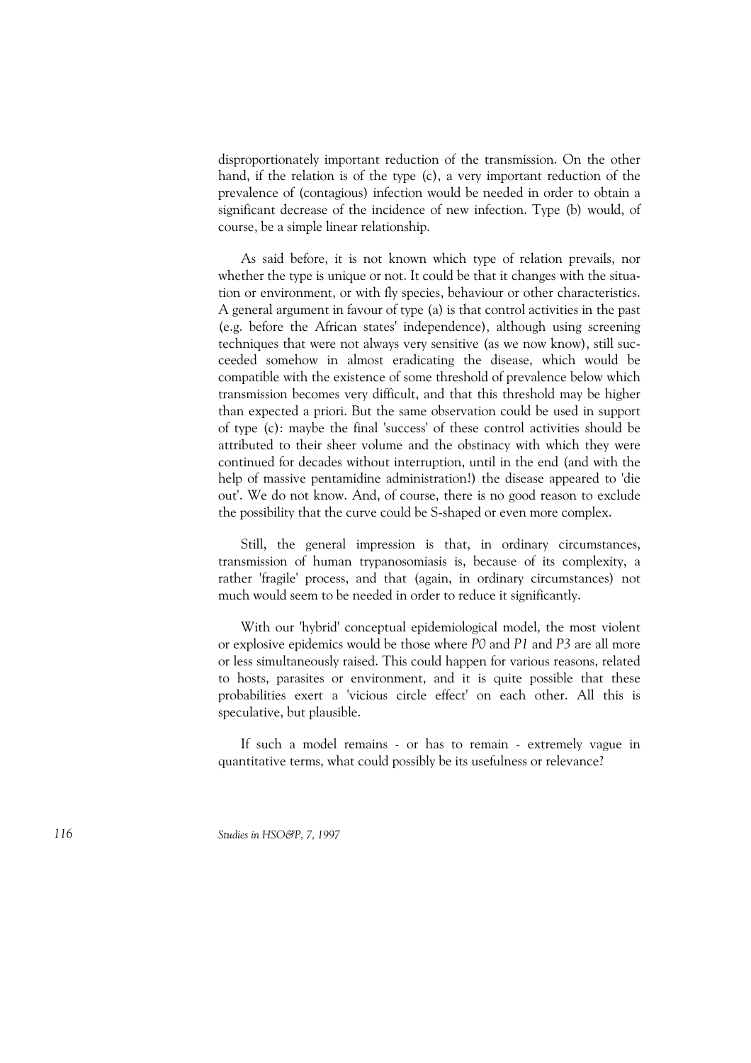disproportionately important reduction of the transmission. On the other hand, if the relation is of the type (c), a very important reduction of the prevalence of (contagious) infection would be needed in order to obtain a significant decrease of the incidence of new infection. Type (b) would, of course, be a simple linear relationship.

As said before, it is not known which type of relation prevails, nor whether the type is unique or not. It could be that it changes with the situation or environment, or with fly species, behaviour or other characteristics. A general argument in favour of type (a) is that control activities in the past (e.g. before the African states' independence), although using screening techniques that were not always very sensitive (as we now know), still succeeded somehow in almost eradicating the disease, which would be compatible with the existence of some threshold of prevalence below which transmission becomes very difficult, and that this threshold may be higher than expected a priori. But the same observation could be used in support of type (c): maybe the final 'success' of these control activities should be attributed to their sheer volume and the obstinacy with which they were continued for decades without interruption, until in the end (and with the help of massive pentamidine administration!) the disease appeared to 'die out'. We do not know. And, of course, there is no good reason to exclude the possibility that the curve could be S-shaped or even more complex.

Still, the general impression is that, in ordinary circumstances, transmission of human trypanosomiasis is, because of its complexity, a rather 'fragile' process, and that (again, in ordinary circumstances) not much would seem to be needed in order to reduce it significantly.

With our 'hybrid' conceptual epidemiological model, the most violent or explosive epidemics would be those where $P0$ and $P1$ and $P3$ are all more or less simultaneously raised. This could happen for various reasons, related to hosts, parasites or environment, and it is quite possible that these probabilities exert a 'vicious circle effect' on each other. All this is speculative, but plausible.

If such a model remains - or has to remain - extremely vague in quantitative terms, what could possibly be its usefulness or relevance?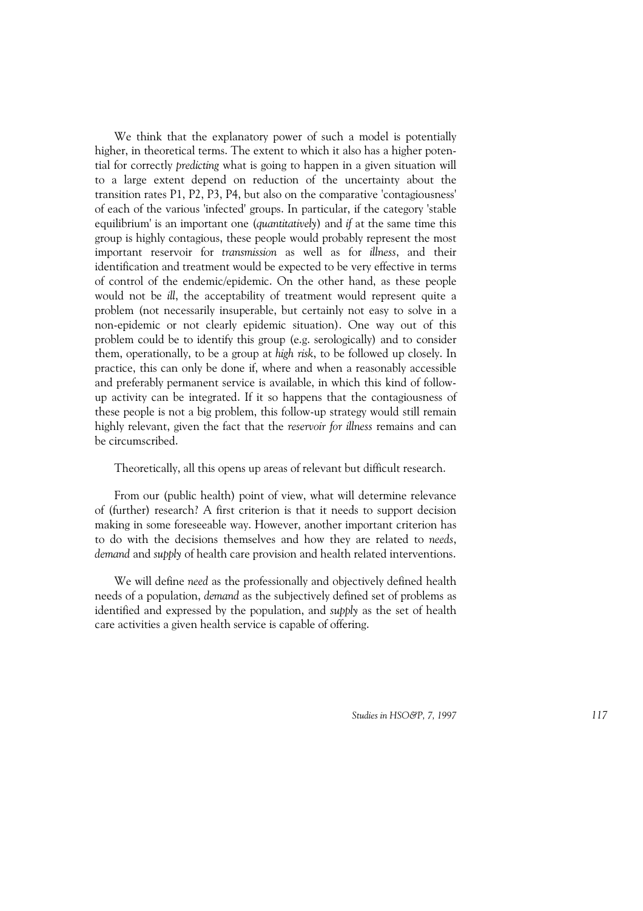We think that the explanatory power of such a model is potentially higher, in theoretical terms. The extent to which it also has a higher potential for correctly *predicting* what is going to happen in a given situation will to a large extent depend on reduction of the uncertainty about the transition rates P1, P2, P3, P4, but also on the comparative 'contagiousness' of each of the various 'infected' groups. In particular, if the category 'stable equilibrium' is an important one (*quantitatively*) and *if* at the same time this group is highly contagious, these people would probably represent the most important reservoir for *transmission* as well as for *illness*, and their identification and treatment would be expected to be very effective in terms of control of the endemic/epidemic. On the other hand, as these people would not be *ill*, the acceptability of treatment would represent quite a problem (not necessarily insuperable, but certainly not easy to solve in a non-epidemic or not clearly epidemic situation). One way out of this problem could be to identify this group (e.g. serologically) and to consider them, operationally, to be a group at *high risk*, to be followed up closely. In practice, this can only be done if, where and when a reasonably accessible and preferably permanent service is available, in which this kind of follow-up activity can be integrated. If it so happens that the contagiousness of these people is not a big problem, this follow-up strategy would still remain highly relevant, given the fact that the *reservoir for illness* remains and can be circumscribed.

Theoretically, all this opens up areas of relevant but difficult research.

From our (public health) point of view, what will determine relevance of (further) research? A first criterion is that it needs to support decision making in some foreseeable way. However, another important criterion has to do with the decisions themselves and how they are related to *needs*, *demand* and *supply* of health care provision and health related interventions.

We will define *need* as the professionally and objectively defined health needs of a population, *demand* as the subjectively defined set of problems as identified and expressed by the population, and *supply* as the set of health care activities a given health service is capable of offering.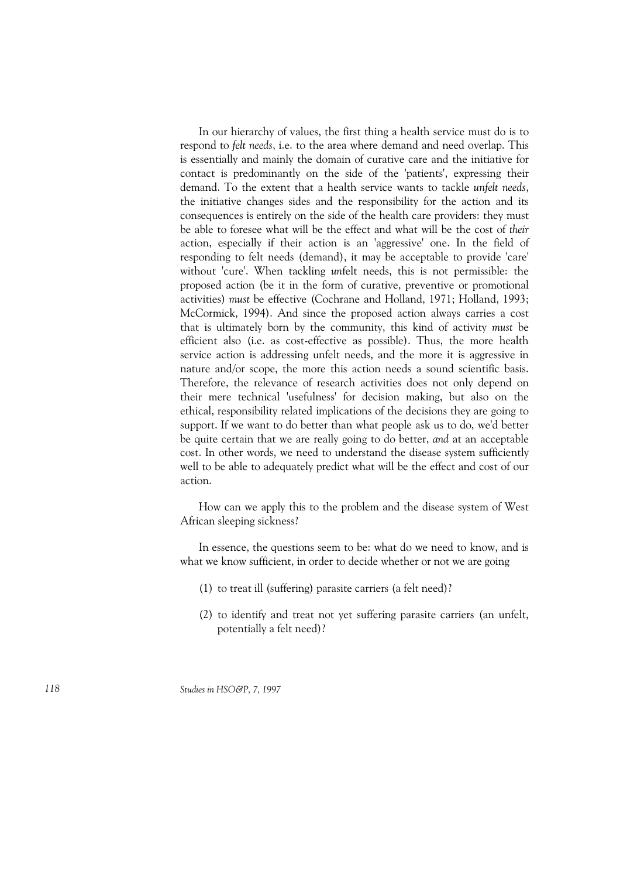In our hierarchy of values, the first thing a health service must do is to respond to *felt needs*, i.e. to the area where demand and need overlap. This is essentially and mainly the domain of curative care and the initiative for contact is predominantly on the side of the 'patients', expressing their demand. To the extent that a health service wants to tackle *unfelt needs*, the initiative changes sides and the responsibility for the action and its consequences is entirely on the side of the health care providers: they must be able to foresee what will be the effect and what will be the cost of *their* action, especially if their action is an 'aggressive' one. In the field of responding to felt needs (demand), it may be acceptable to provide 'care' without 'cure'. When tackling *un*felt needs, this is not permissible: the proposed action (be it in the form of curative, preventive or promotional activities) *must* be effective (Cochrane and Holland, 1971; Holland, 1993; McCormick, 1994). And since the proposed action always carries a cost that is ultimately born by the community, this kind of activity *must* be efficient also (i.e. as cost-effective as possible). Thus, the more health service action is addressing unfelt needs, and the more it is aggressive in nature and/or scope, the more this action needs a sound scientific basis. Therefore, the relevance of research activities does not only depend on their mere technical 'usefulness' for decision making, but also on the ethical, responsibility related implications of the decisions they are going to support. If we want to do better than what people ask us to do, we'd better be quite certain that we are really going to do better, *and* at an acceptable cost. In other words, we need to understand the disease system sufficiently well to be able to adequately predict what will be the effect and cost of our action.

How can we apply this to the problem and the disease system of West African sleeping sickness?

In essence, the questions seem to be: what do we need to know, and is what we know sufficient, in order to decide whether or not we are going

(1) to treat ill (suffering) parasite carriers (a felt need)?

(2) to identify and treat not yet suffering parasite carriers (an unfelt, potentially a felt need)?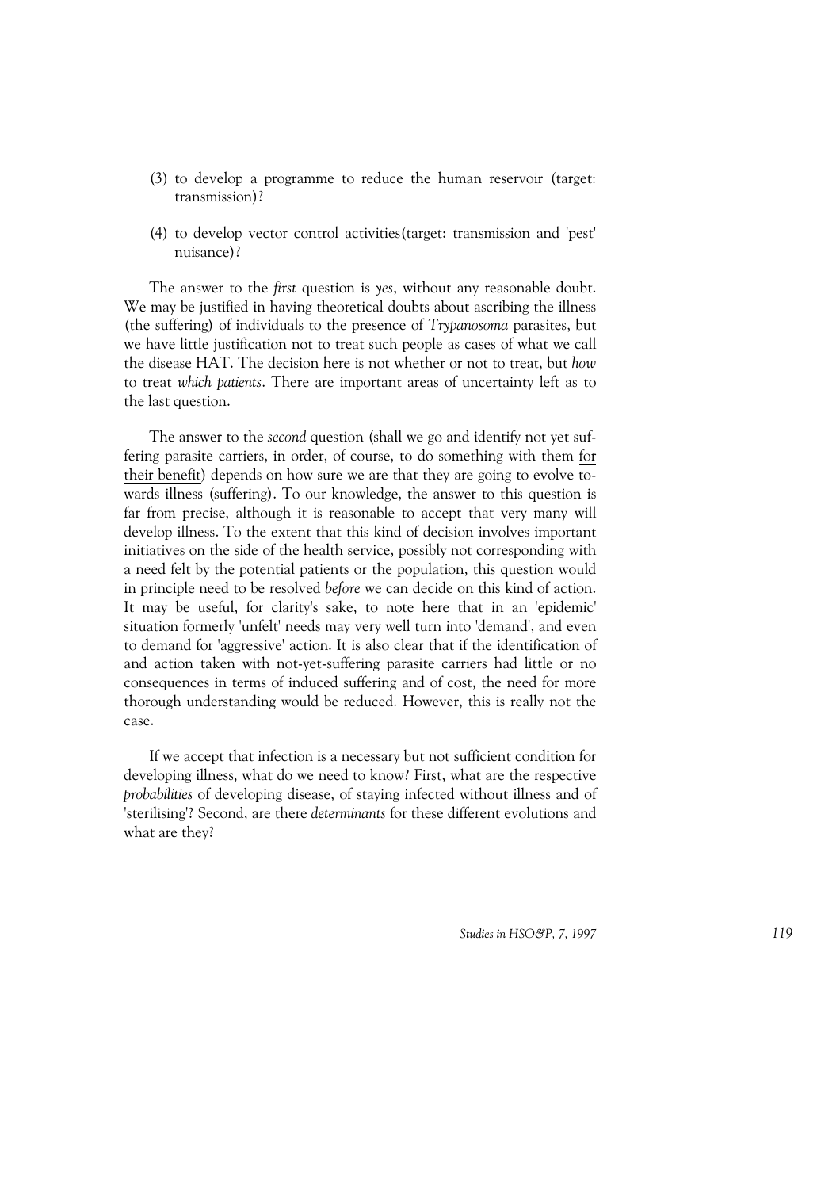(3) to develop a programme to reduce the human reservoir (target: transmission)?

(4) to develop vector control activities(target: transmission and 'pest' nuisance)?

The answer to the *first* question is *yes*, without any reasonable doubt. We may be justified in having theoretical doubts about ascribing the illness (the suffering) of individuals to the presence of *Trypanosoma* parasites, but we have little justification not to treat such people as cases of what we call the disease HAT. The decision here is not whether or not to treat, but *how* to treat *which patients*. There are important areas of uncertainty left as to the last question.

The answer to the *second* question (shall we go and identify not yet suffering parasite carriers, in order, of course, to do something with them <u>for their benefit</u>) depends on how sure we are that they are going to evolve towards illness (suffering). To our knowledge, the answer to this question is far from precise, although it is reasonable to accept that very many will develop illness. To the extent that this kind of decision involves important initiatives on the side of the health service, possibly not corresponding with a need felt by the potential patients or the population, this question would in principle need to be resolved *before* we can decide on this kind of action. It may be useful, for clarity's sake, to note here that in an 'epidemic' situation formerly 'unfelt' needs may very well turn into 'demand', and even to demand for 'aggressive' action. It is also clear that if the identification of and action taken with not-yet-suffering parasite carriers had little or no consequences in terms of induced suffering and of cost, the need for more thorough understanding would be reduced. However, this is really not the case.

If we accept that infection is a necessary but not sufficient condition for developing illness, what do we need to know? First, what are the respective *probabilities* of developing disease, of staying infected without illness and of 'sterilising'? Second, are there *determinants* for these different evolutions and what are they?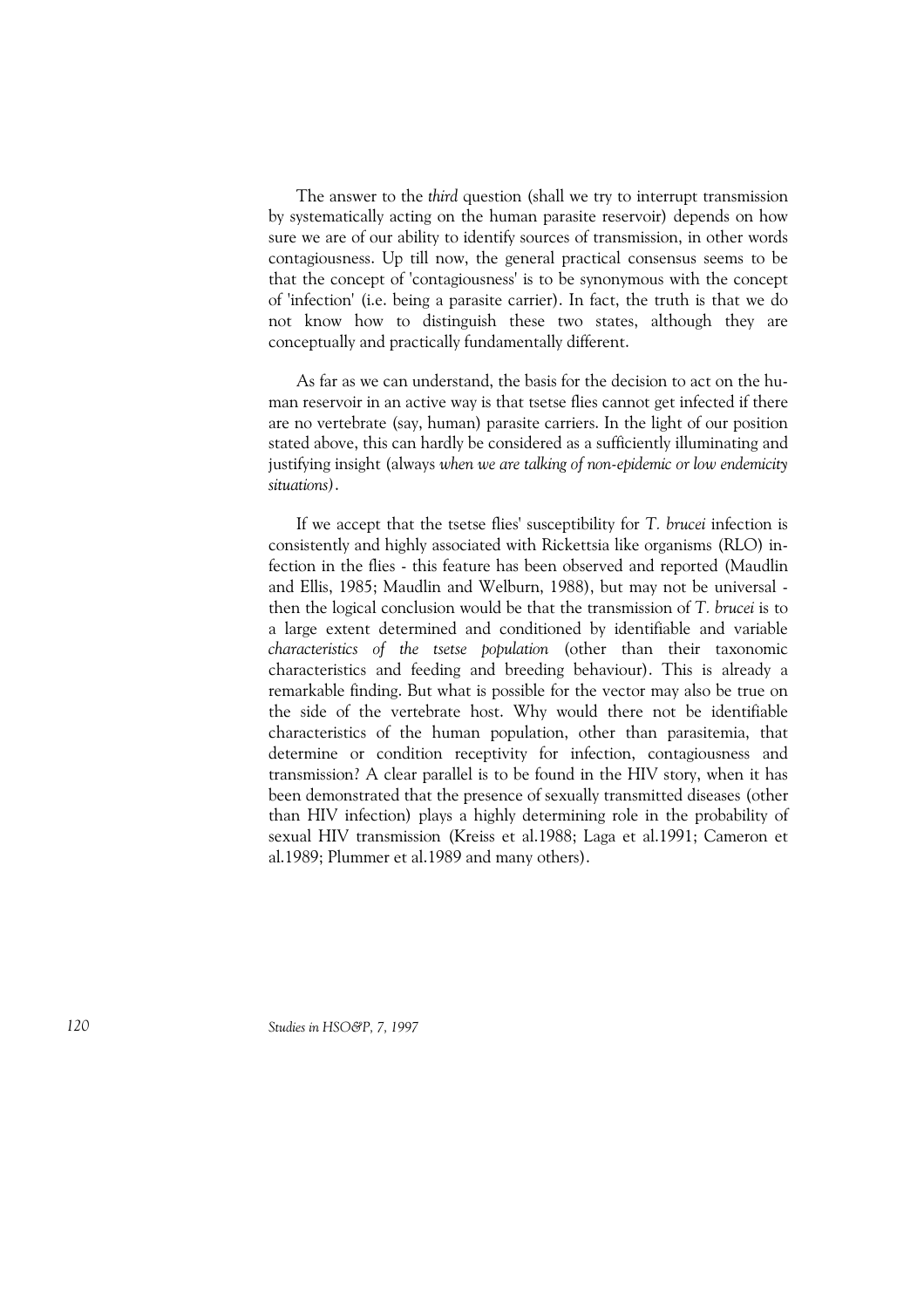The answer to the *third* question (shall we try to interrupt transmission by systematically acting on the human parasite reservoir) depends on how sure we are of our ability to identify sources of transmission, in other words contagiousness. Up till now, the general practical consensus seems to be that the concept of 'contagiousness' is to be synonymous with the concept of 'infection' (i.e. being a parasite carrier). In fact, the truth is that we do not know how to distinguish these two states, although they are conceptually and practically fundamentally different.

As far as we can understand, the basis for the decision to act on the human reservoir in an active way is that tsetse flies cannot get infected if there are no vertebrate (say, human) parasite carriers. In the light of our position stated above, this can hardly be considered as a sufficiently illuminating and justifying insight (always *when we are talking of non-epidemic or low endemicity situations)*.

If we accept that the tsetse flies' susceptibility for *T. brucei* infection is consistently and highly associated with Rickettsia like organisms (RLO) infection in the flies - this feature has been observed and reported (Maudlin and Ellis, 1985; Maudlin and Welburn, 1988), but may not be universal - then the logical conclusion would be that the transmission of *T. brucei* is to a large extent determined and conditioned by identifiable and variable *characteristics of the tsetse population* (other than their taxonomic characteristics and feeding and breeding behaviour). This is already a remarkable finding. But what is possible for the vector may also be true on the side of the vertebrate host. Why would there not be identifiable characteristics of the human population, other than parasitemia, that determine or condition receptivity for infection, contagiousness and transmission? A clear parallel is to be found in the HIV story, when it has been demonstrated that the presence of sexually transmitted diseases (other than HIV infection) plays a highly determining role in the probability of sexual HIV transmission (Kreiss et al.1988; Laga et al.1991; Cameron et al.1989; Plummer et al.1989 and many others).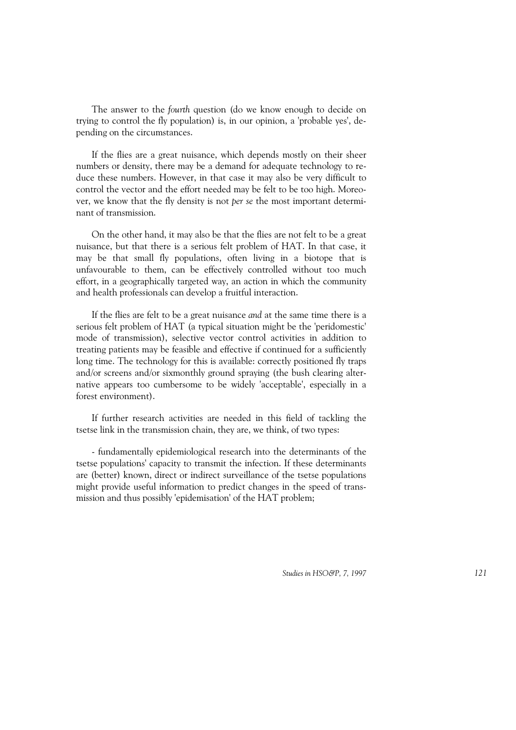The answer to the *fourth* question (do we know enough to decide on trying to control the fly population) is, in our opinion, a 'probable yes', depending on the circumstances.

If the flies are a great nuisance, which depends mostly on their sheer numbers or density, there may be a demand for adequate technology to reduce these numbers. However, in that case it may also be very difficult to control the vector and the effort needed may be felt to be too high. Moreover, we know that the fly density is not *per se* the most important determinant of transmission.

On the other hand, it may also be that the flies are not felt to be a great nuisance, but that there is a serious felt problem of HAT. In that case, it may be that small fly populations, often living in a biotope that is unfavourable to them, can be effectively controlled without too much effort, in a geographically targeted way, an action in which the community and health professionals can develop a fruitful interaction.

If the flies are felt to be a great nuisance *and* at the same time there is a serious felt problem of HAT (a typical situation might be the 'peridomestic' mode of transmission), selective vector control activities in addition to treating patients may be feasible and effective if continued for a sufficiently long time. The technology for this is available: correctly positioned fly traps and/or screens and/or sixmonthly ground spraying (the bush clearing alternative appears too cumbersome to be widely 'acceptable', especially in a forest environment).

If further research activities are needed in this field of tackling the tsetse link in the transmission chain, they are, we think, of two types:

- fundamentally epidemiological research into the determinants of the tsetse populations' capacity to transmit the infection. If these determinants are (better) known, direct or indirect surveillance of the tsetse populations might provide useful information to predict changes in the speed of transmission and thus possibly 'epidemisation' of the HAT problem;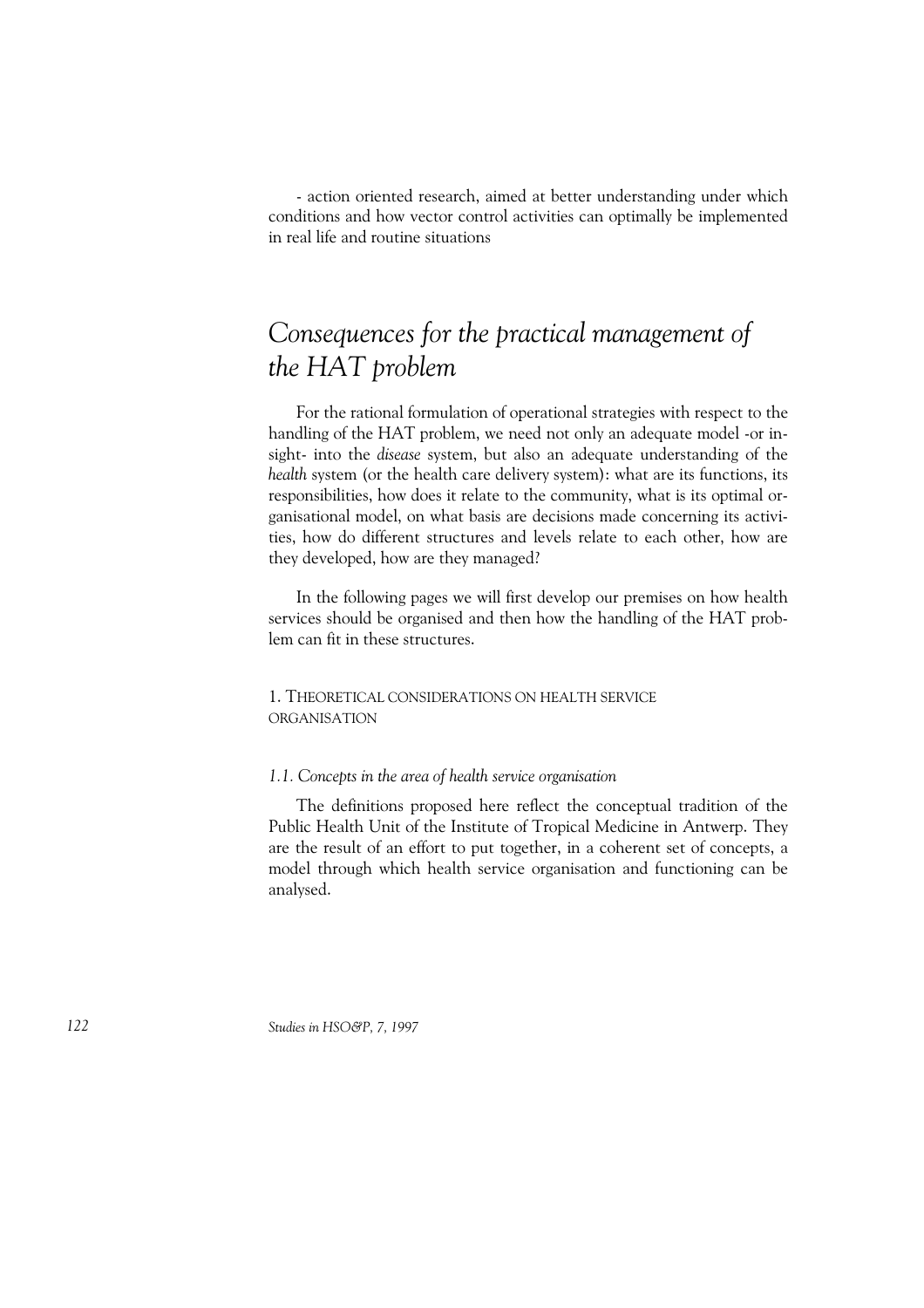- action oriented research, aimed at better understanding under which conditions and how vector control activities can optimally be implemented in real life and routine situations

# *Consequences for the practical management of the HAT problem*

For the rational formulation of operational strategies with respect to the handling of the HAT problem, we need not only an adequate model -or insight- into the *disease* system, but also an adequate understanding of the *health* system (or the health care delivery system): what are its functions, its responsibilities, how does it relate to the community, what is its optimal organisational model, on what basis are decisions made concerning its activities, how do different structures and levels relate to each other, how are they developed, how are they managed?

In the following pages we will first develop our premises on how health services should be organised and then how the handling of the HAT problem can fit in these structures.

## 1. Theoretical considerations on health service organisation

### *1.1. Concepts in the area of health service organisation*

The definitions proposed here reflect the conceptual tradition of the Public Health Unit of the Institute of Tropical Medicine in Antwerp. They are the result of an effort to put together, in a coherent set of concepts, a model through which health service organisation and functioning can be analysed.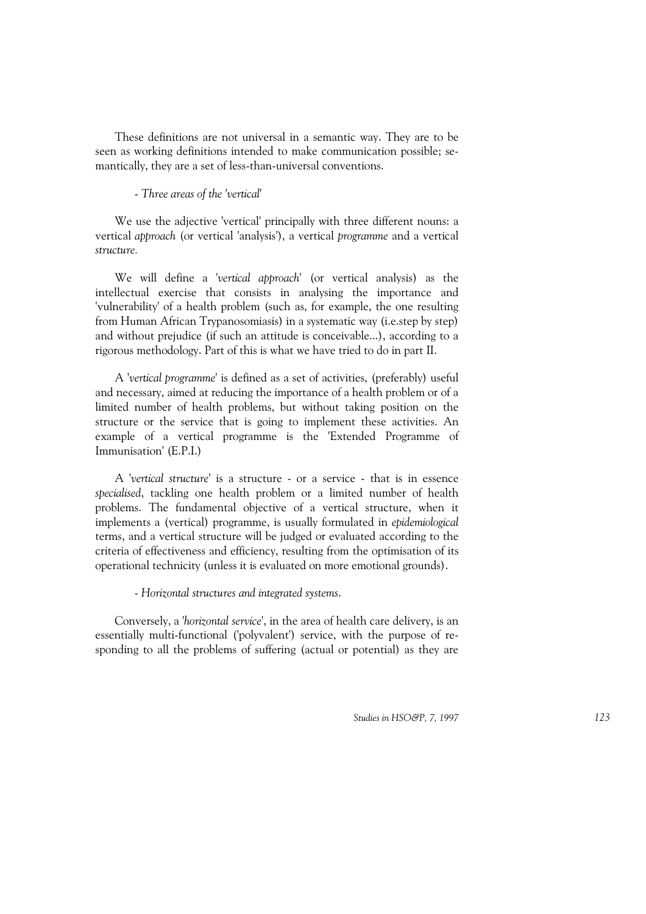These definitions are not universal in a semantic way. They are to be seen as working definitions intended to make communication possible; semantically, they are a set of less-than-universal conventions.

*- Three areas of the 'vertical'*

We use the adjective 'vertical' principally with three different nouns: a vertical *approach* (or vertical 'analysis'), a vertical *programme* and a vertical *structure.*

We will define a '*vertical approach*' (or vertical analysis) as the intellectual exercise that consists in analysing the importance and 'vulnerability' of a health problem (such as, for example, the one resulting from Human African Trypanosomiasis) in a systematic way (i.e.step by step) and without prejudice (if such an attitude is conceivable...), according to a rigorous methodology. Part of this is what we have tried to do in part II.

A '*vertical programme*' is defined as a set of activities, (preferably) useful and necessary, aimed at reducing the importance of a health problem or of a limited number of health problems, but without taking position on the structure or the service that is going to implement these activities. An example of a vertical programme is the 'Extended Programme of Immunisation' (E.P.I.)

A '*vertical structure*' is a structure - or a service - that is in essence *specialised*, tackling one health problem or a limited number of health problems. The fundamental objective of a vertical structure, when it implements a (vertical) programme, is usually formulated in *epidemiological* terms, and a vertical structure will be judged or evaluated according to the criteria of effectiveness and efficiency, resulting from the optimisation of its operational technicity (unless it is evaluated on more emotional grounds).

*- Horizontal structures and integrated systems.*

Conversely, a '*horizontal service*', in the area of health care delivery, is an essentially multi-functional ('polyvalent') service, with the purpose of responding to all the problems of suffering (actual or potential) as they are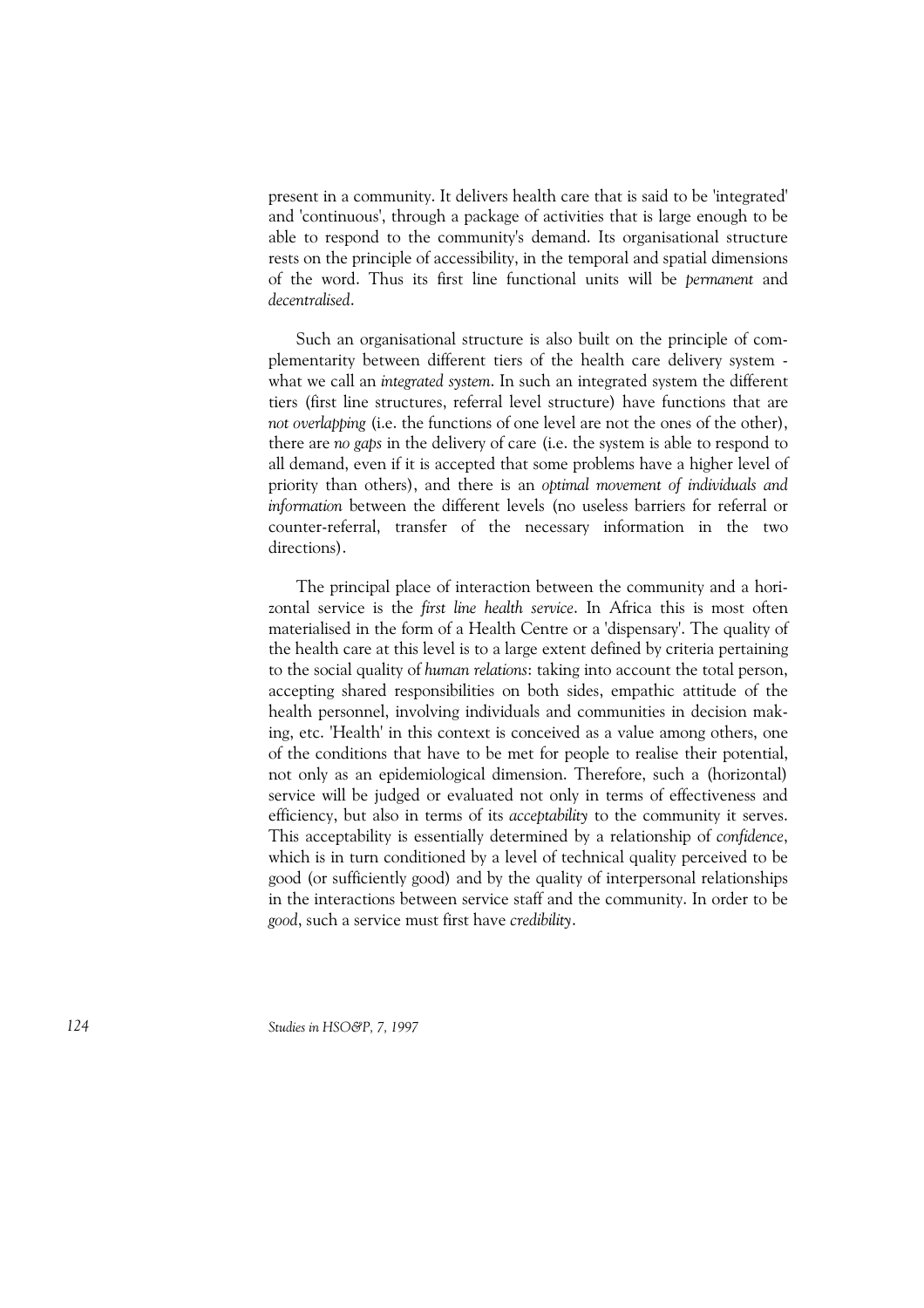present in a community. It delivers health care that is said to be 'integrated' and 'continuous', through a package of activities that is large enough to be able to respond to the community's demand. Its organisational structure rests on the principle of accessibility, in the temporal and spatial dimensions of the word. Thus its first line functional units will be *permanent* and *decentralised*.

Such an organisational structure is also built on the principle of complementarity between different tiers of the health care delivery system - what we call an *integrated system*. In such an integrated system the different tiers (first line structures, referral level structure) have functions that are *not overlapping* (i.e. the functions of one level are not the ones of the other), there are *no gaps* in the delivery of care (i.e. the system is able to respond to all demand, even if it is accepted that some problems have a higher level of priority than others), and there is an *optimal movement of individuals and information* between the different levels (no useless barriers for referral or counter-referral, transfer of the necessary information in the two directions).

The principal place of interaction between the community and a horizontal service is the *first line health service*. In Africa this is most often materialised in the form of a Health Centre or a 'dispensary'. The quality of the health care at this level is to a large extent defined by criteria pertaining to the social quality of *human relations*: taking into account the total person, accepting shared responsibilities on both sides, empathic attitude of the health personnel, involving individuals and communities in decision making, etc. 'Health' in this context is conceived as a value among others, one of the conditions that have to be met for people to realise their potential, not only as an epidemiological dimension. Therefore, such a (horizontal) service will be judged or evaluated not only in terms of effectiveness and efficiency, but also in terms of its *acceptability* to the community it serves. This acceptability is essentially determined by a relationship of *confidence*, which is in turn conditioned by a level of technical quality perceived to be good (or sufficiently good) and by the quality of interpersonal relationships in the interactions between service staff and the community. In order to be *good*, such a service must first have *credibility*.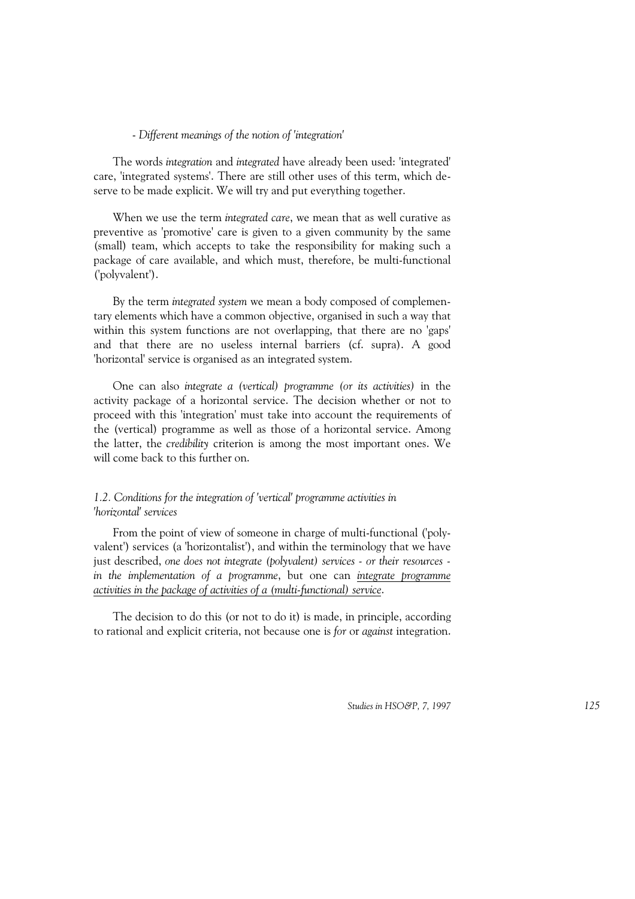*- Different meanings of the notion of 'integration'*

The words *integration* and *integrated* have already been used: 'integrated' care, 'integrated systems'. There are still other uses of this term, which deserve to be made explicit. We will try and put everything together.

When we use the term *integrated care*, we mean that as well curative as preventive as 'promotive' care is given to a given community by the same (small) team, which accepts to take the responsibility for making such a package of care available, and which must, therefore, be multi-functional ('polyvalent').

By the term *integrated system* we mean a body composed of complementary elements which have a common objective, organised in such a way that within this system functions are not overlapping, that there are no 'gaps' and that there are no useless internal barriers (cf. supra). A good 'horizontal' service is organised as an integrated system.

One can also *integrate a (vertical) programme (or its activities)* in the activity package of a horizontal service. The decision whether or not to proceed with this 'integration' must take into account the requirements of the (vertical) programme as well as those of a horizontal service. Among the latter, the *credibility* criterion is among the most important ones. We will come back to this further on.

### *1.2. Conditions for the integration of 'vertical' programme activities in 'horizontal' services*

From the point of view of someone in charge of multi-functional ('polyvalent') services (a 'horizontalist'), and within the terminology that we have just described, *one does not integrate (polyvalent) services - or their resources - in the implementation of a programme*, but one can *integrate programme activities in the package of activities of a (multi-functional) service*.

The decision to do this (or not to do it) is made, in principle, according to rational and explicit criteria, not because one is *for* or *against* integration.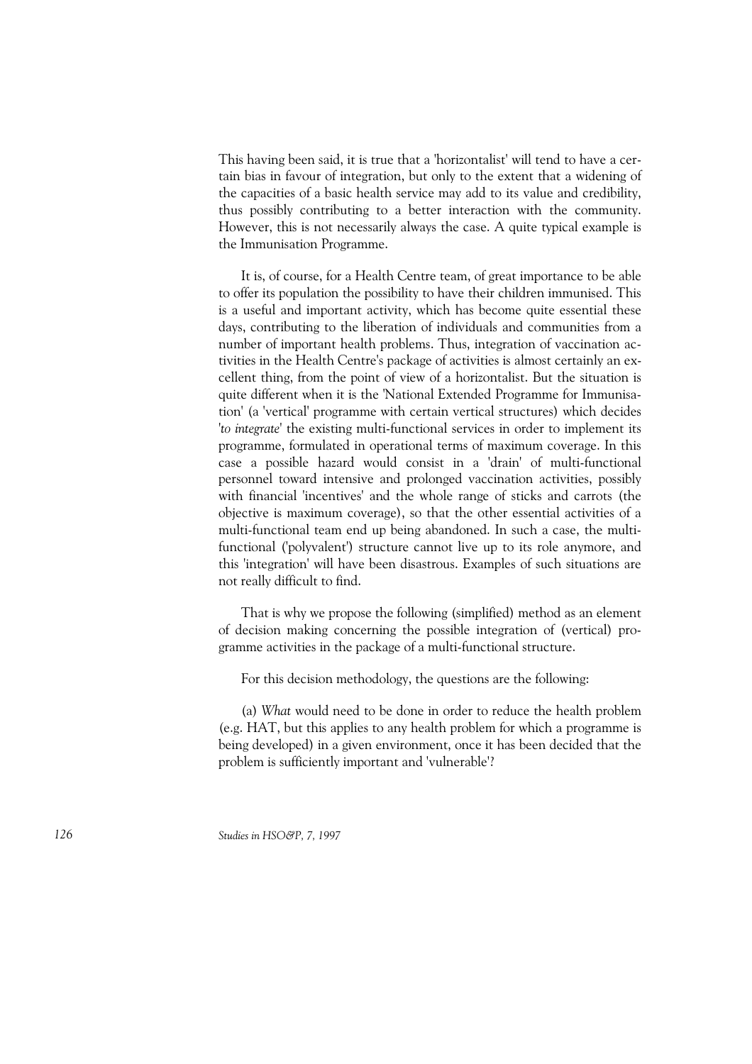This having been said, it is true that a 'horizontalist' will tend to have a certain bias in favour of integration, but only to the extent that a widening of the capacities of a basic health service may add to its value and credibility, thus possibly contributing to a better interaction with the community. However, this is not necessarily always the case. A quite typical example is the Immunisation Programme.

It is, of course, for a Health Centre team, of great importance to be able to offer its population the possibility to have their children immunised. This is a useful and important activity, which has become quite essential these days, contributing to the liberation of individuals and communities from a number of important health problems. Thus, integration of vaccination activities in the Health Centre's package of activities is almost certainly an excellent thing, from the point of view of a horizontalist. But the situation is quite different when it is the 'National Extended Programme for Immunisation' (a 'vertical' programme with certain vertical structures) which decides '*to integrate*' the existing multi-functional services in order to implement its programme, formulated in operational terms of maximum coverage. In this case a possible hazard would consist in a 'drain' of multi-functional personnel toward intensive and prolonged vaccination activities, possibly with financial 'incentives' and the whole range of sticks and carrots (the objective is maximum coverage), so that the other essential activities of a multi-functional team end up being abandoned. In such a case, the multi-functional ('polyvalent') structure cannot live up to its role anymore, and this 'integration' will have been disastrous. Examples of such situations are not really difficult to find.

That is why we propose the following (simplified) method as an element of decision making concerning the possible integration of (vertical) programme activities in the package of a multi-functional structure.

For this decision methodology, the questions are the following:

(a) *What* would need to be done in order to reduce the health problem (e.g. HAT, but this applies to any health problem for which a programme is being developed) in a given environment, once it has been decided that the problem is sufficiently important and 'vulnerable'?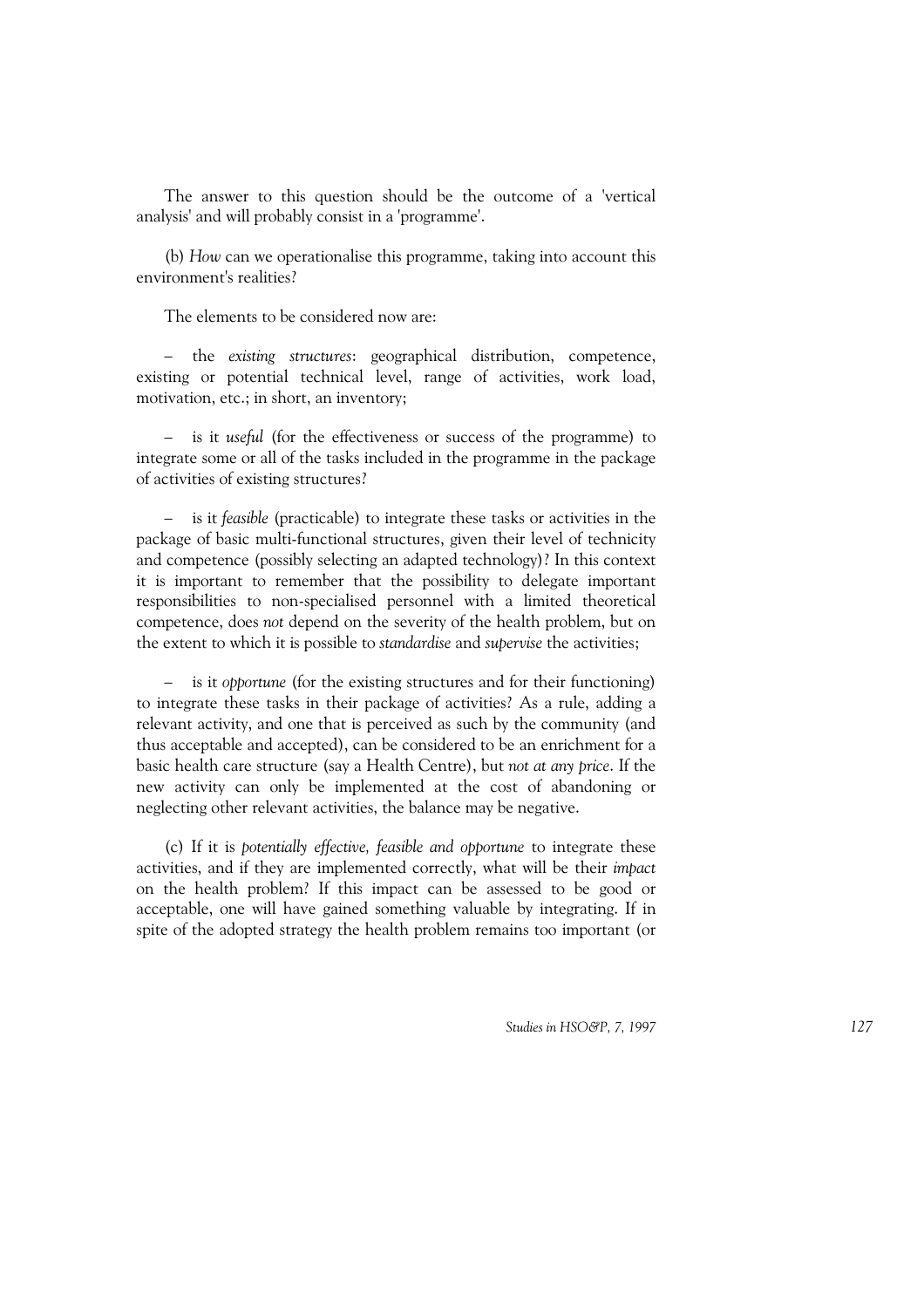The answer to this question should be the outcome of a 'vertical analysis' and will probably consist in a 'programme'.

(b) *How* can we operationalise this programme, taking into account this environment's realities?

The elements to be considered now are:

– the *existing structures*: geographical distribution, competence, existing or potential technical level, range of activities, work load, motivation, etc.; in short, an inventory;

– is it *useful* (for the effectiveness or success of the programme) to integrate some or all of the tasks included in the programme in the package of activities of existing structures?

– is it *feasible* (practicable) to integrate these tasks or activities in the package of basic multi-functional structures, given their level of technicity and competence (possibly selecting an adapted technology)? In this context it is important to remember that the possibility to delegate important responsibilities to non-specialised personnel with a limited theoretical competence, does *not* depend on the severity of the health problem, but on the extent to which it is possible to *standardise* and *supervise* the activities;

– is it *opportune* (for the existing structures and for their functioning) to integrate these tasks in their package of activities? As a rule, adding a relevant activity, and one that is perceived as such by the community (and thus acceptable and accepted), can be considered to be an enrichment for a basic health care structure (say a Health Centre), but *not at any price*. If the new activity can only be implemented at the cost of abandoning or neglecting other relevant activities, the balance may be negative.

(c) If it is *potentially effective, feasible and opportune* to integrate these activities, and if they are implemented correctly, what will be their *impact* on the health problem? If this impact can be assessed to be good or acceptable, one will have gained something valuable by integrating. If in spite of the adopted strategy the health problem remains too important (or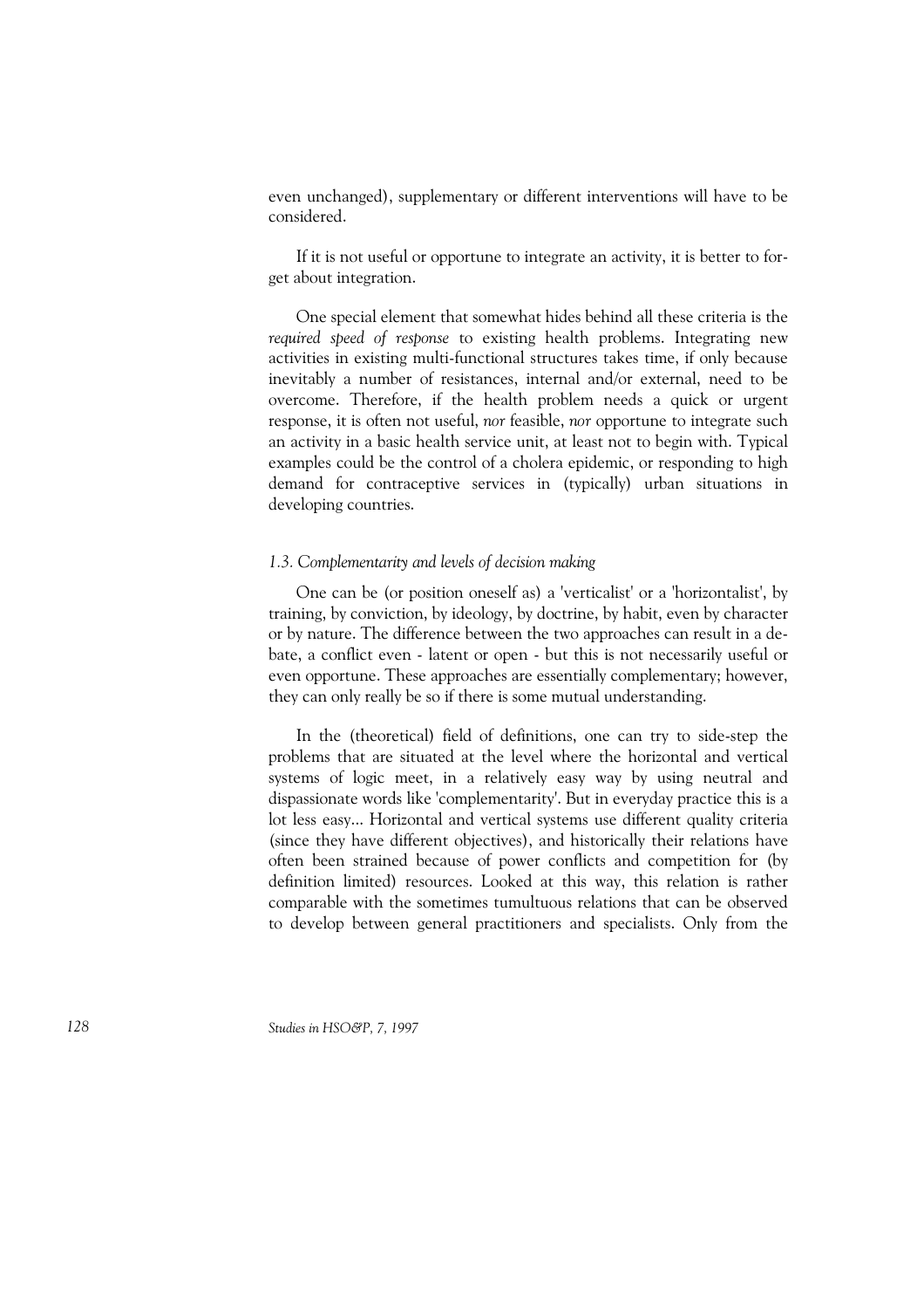even unchanged), supplementary or different interventions will have to be considered.

If it is not useful or opportune to integrate an activity, it is better to forget about integration.

One special element that somewhat hides behind all these criteria is the *required speed of response* to existing health problems. Integrating new activities in existing multi-functional structures takes time, if only because inevitably a number of resistances, internal and/or external, need to be overcome. Therefore, if the health problem needs a quick or urgent response, it is often not useful, *nor* feasible, *nor* opportune to integrate such an activity in a basic health service unit, at least not to begin with. Typical examples could be the control of a cholera epidemic, or responding to high demand for contraceptive services in (typically) urban situations in developing countries.

### *1.3. Complementarity and levels of decision making*

One can be (or position oneself as) a 'verticalist' or a 'horizontalist', by training, by conviction, by ideology, by doctrine, by habit, even by character or by nature. The difference between the two approaches can result in a debate, a conflict even - latent or open - but this is not necessarily useful or even opportune. These approaches are essentially complementary; however, they can only really be so if there is some mutual understanding.

In the (theoretical) field of definitions, one can try to side-step the problems that are situated at the level where the horizontal and vertical systems of logic meet, in a relatively easy way by using neutral and dispassionate words like 'complementarity'. But in everyday practice this is a lot less easy... Horizontal and vertical systems use different quality criteria (since they have different objectives), and historically their relations have often been strained because of power conflicts and competition for (by definition limited) resources. Looked at this way, this relation is rather comparable with the sometimes tumultuous relations that can be observed to develop between general practitioners and specialists. Only from the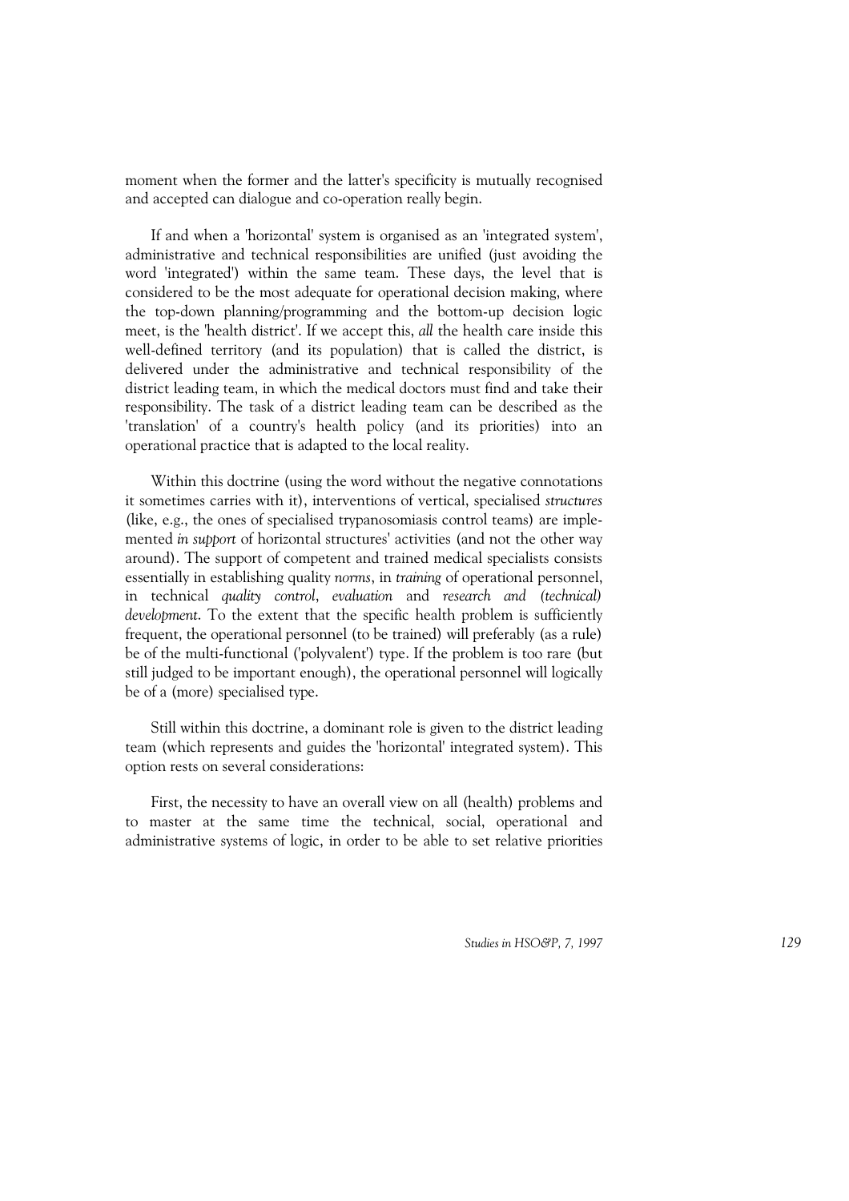moment when the former and the latter's specificity is mutually recognised and accepted can dialogue and co-operation really begin.

If and when a 'horizontal' system is organised as an 'integrated system', administrative and technical responsibilities are unified (just avoiding the word 'integrated') within the same team. These days, the level that is considered to be the most adequate for operational decision making, where the top-down planning/programming and the bottom-up decision logic meet, is the 'health district'. If we accept this, *all* the health care inside this well-defined territory (and its population) that is called the district, is delivered under the administrative and technical responsibility of the district leading team, in which the medical doctors must find and take their responsibility. The task of a district leading team can be described as the 'translation' of a country's health policy (and its priorities) into an operational practice that is adapted to the local reality.

Within this doctrine (using the word without the negative connotations it sometimes carries with it), interventions of vertical, specialised *structures* (like, e.g., the ones of specialised trypanosomiasis control teams) are implemented *in support* of horizontal structures' activities (and not the other way around). The support of competent and trained medical specialists consists essentially in establishing quality *norms*, in *training* of operational personnel, in technical *quality control*, *evaluation* and *research and (technical) development*. To the extent that the specific health problem is sufficiently frequent, the operational personnel (to be trained) will preferably (as a rule) be of the multi-functional ('polyvalent') type. If the problem is too rare (but still judged to be important enough), the operational personnel will logically be of a (more) specialised type.

Still within this doctrine, a dominant role is given to the district leading team (which represents and guides the 'horizontal' integrated system). This option rests on several considerations:

First, the necessity to have an overall view on all (health) problems and to master at the same time the technical, social, operational and administrative systems of logic, in order to be able to set relative priorities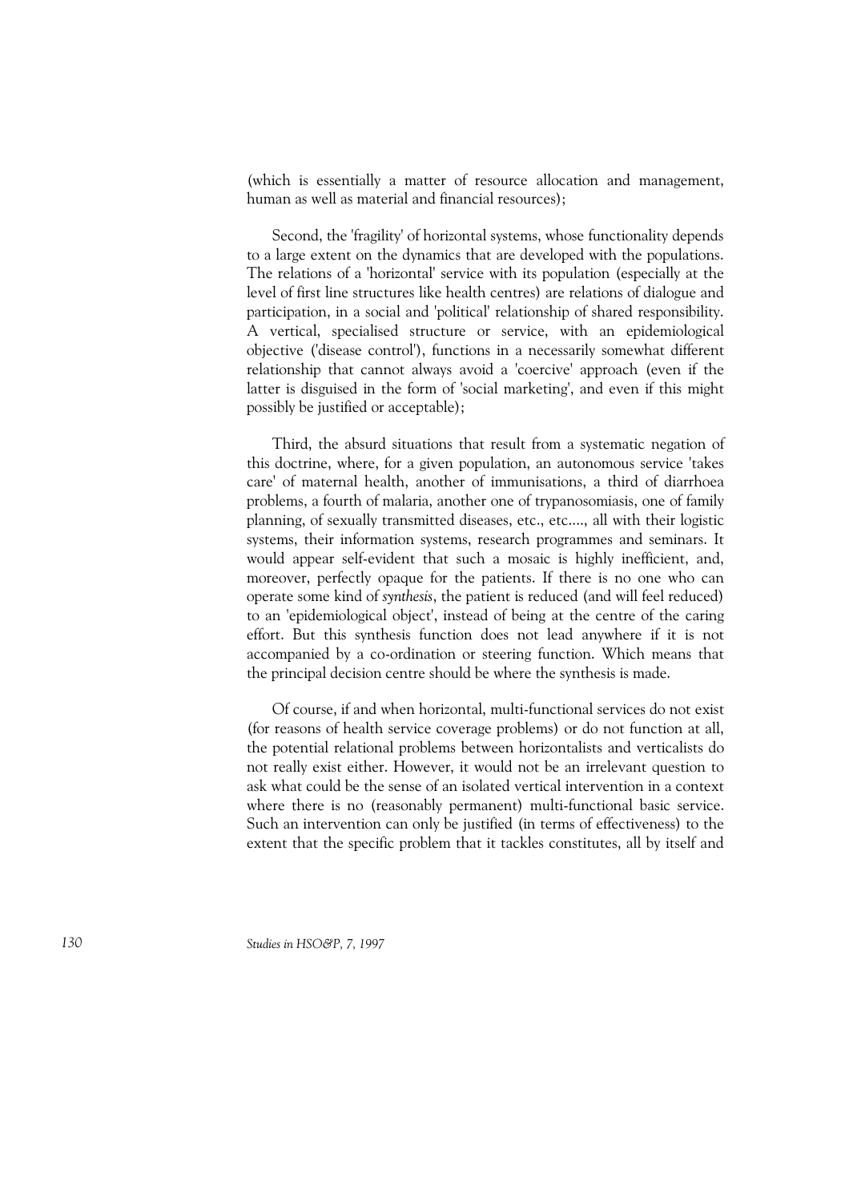(which is essentially a matter of resource allocation and management, human as well as material and financial resources);

Second, the 'fragility' of horizontal systems, whose functionality depends to a large extent on the dynamics that are developed with the populations. The relations of a 'horizontal' service with its population (especially at the level of first line structures like health centres) are relations of dialogue and participation, in a social and 'political' relationship of shared responsibility. A vertical, specialised structure or service, with an epidemiological objective ('disease control'), functions in a necessarily somewhat different relationship that cannot always avoid a 'coercive' approach (even if the latter is disguised in the form of 'social marketing', and even if this might possibly be justified or acceptable);

Third, the absurd situations that result from a systematic negation of this doctrine, where, for a given population, an autonomous service 'takes care' of maternal health, another of immunisations, a third of diarrhoea problems, a fourth of malaria, another one of trypanosomiasis, one of family planning, of sexually transmitted diseases, etc., etc...., all with their logistic systems, their information systems, research programmes and seminars. It would appear self-evident that such a mosaic is highly inefficient, and, moreover, perfectly opaque for the patients. If there is no one who can operate some kind of *synthesis*, the patient is reduced (and will feel reduced) to an 'epidemiological object', instead of being at the centre of the caring effort. But this synthesis function does not lead anywhere if it is not accompanied by a co-ordination or steering function. Which means that the principal decision centre should be where the synthesis is made.

Of course, if and when horizontal, multi-functional services do not exist (for reasons of health service coverage problems) or do not function at all, the potential relational problems between horizontalists and verticalists do not really exist either. However, it would not be an irrelevant question to ask what could be the sense of an isolated vertical intervention in a context where there is no (reasonably permanent) multi-functional basic service. Such an intervention can only be justified (in terms of effectiveness) to the extent that the specific problem that it tackles constitutes, all by itself and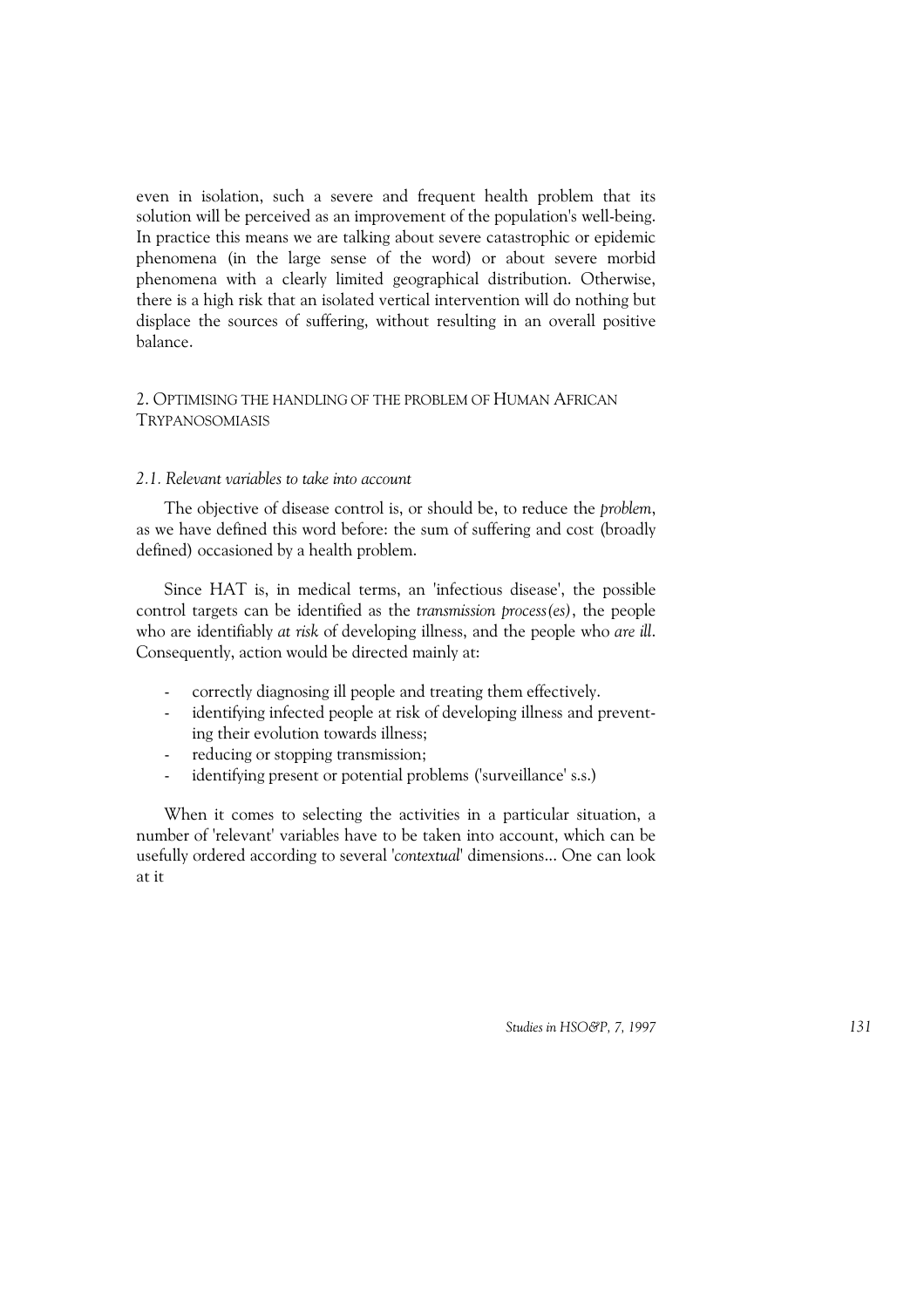even in isolation, such a severe and frequent health problem that its solution will be perceived as an improvement of the population's well-being. In practice this means we are talking about severe catastrophic or epidemic phenomena (in the large sense of the word) or about severe morbid phenomena with a clearly limited geographical distribution. Otherwise, there is a high risk that an isolated vertical intervention will do nothing but displace the sources of suffering, without resulting in an overall positive balance.

## 2. Optimising the handling of the problem of Human African Trypanosomiasis

### *2.1. Relevant variables to take into account*

The objective of disease control is, or should be, to reduce the *problem*, as we have defined this word before: the sum of suffering and cost (broadly defined) occasioned by a health problem.

Since HAT is, in medical terms, an 'infectious disease', the possible control targets can be identified as the *transmission process(es)*, the people who are identifiably *at risk* of developing illness, and the people who *are ill*. Consequently, action would be directed mainly at:

- correctly diagnosing ill people and treating them effectively.
- identifying infected people at risk of developing illness and preventing their evolution towards illness;
- reducing or stopping transmission;
- identifying present or potential problems ('surveillance' s.s.)

When it comes to selecting the activities in a particular situation, a number of 'relevant' variables have to be taken into account, which can be usefully ordered according to several '*contextual*' dimensions... One can look at it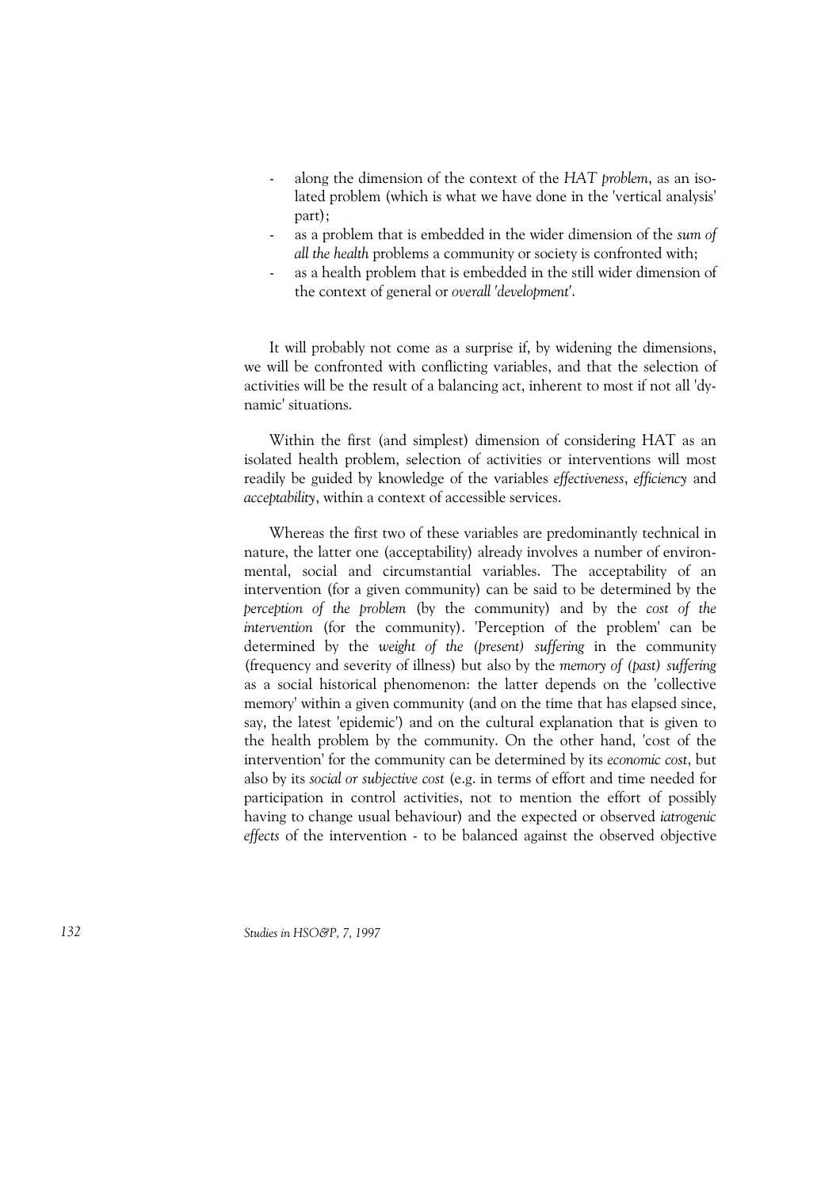- along the dimension of the context of the *HAT problem*, as an isolated problem (which is what we have done in the 'vertical analysis' part);
- as a problem that is embedded in the wider dimension of the *sum of all the health* problems a community or society is confronted with;
- as a health problem that is embedded in the still wider dimension of the context of general or *overall 'development'*.

It will probably not come as a surprise if, by widening the dimensions, we will be confronted with conflicting variables, and that the selection of activities will be the result of a balancing act, inherent to most if not all 'dynamic' situations.

Within the first (and simplest) dimension of considering HAT as an isolated health problem, selection of activities or interventions will most readily be guided by knowledge of the variables *effectiveness*, *efficiency* and *acceptability*, within a context of accessible services.

Whereas the first two of these variables are predominantly technical in nature, the latter one (acceptability) already involves a number of environmental, social and circumstantial variables. The acceptability of an intervention (for a given community) can be said to be determined by the *perception of the problem* (by the community) and by the *cost of the intervention* (for the community). 'Perception of the problem' can be determined by the *weight of the (present) suffering* in the community (frequency and severity of illness) but also by the *memory of (past) suffering* as a social historical phenomenon: the latter depends on the 'collective memory' within a given community (and on the time that has elapsed since, say, the latest 'epidemic') and on the cultural explanation that is given to the health problem by the community. On the other hand, 'cost of the intervention' for the community can be determined by its *economic cost*, but also by its *social or subjective cost* (e.g. in terms of effort and time needed for participation in control activities, not to mention the effort of possibly having to change usual behaviour) and the expected or observed *iatrogenic effects* of the intervention - to be balanced against the observed objective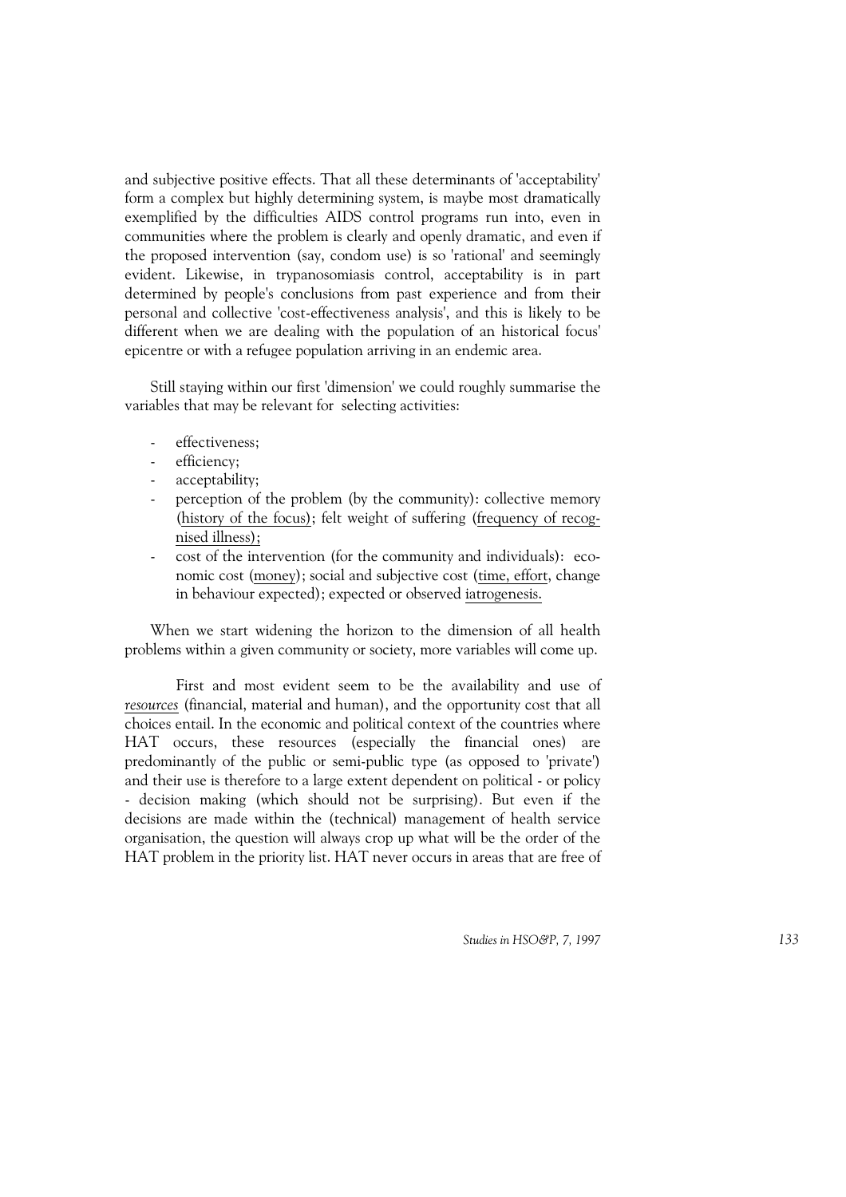and subjective positive effects. That all these determinants of 'acceptability' form a complex but highly determining system, is maybe most dramatically exemplified by the difficulties AIDS control programs run into, even in communities where the problem is clearly and openly dramatic, and even if the proposed intervention (say, condom use) is so 'rational' and seemingly evident. Likewise, in trypanosomiasis control, acceptability is in part determined by people's conclusions from past experience and from their personal and collective 'cost-effectiveness analysis', and this is likely to be different when we are dealing with the population of an historical focus' epicentre or with a refugee population arriving in an endemic area.

Still staying within our first 'dimension' we could roughly summarise the variables that may be relevant for selecting activities:

- effectiveness;
- efficiency;
- acceptability;
- perception of the problem (by the community): collective memory (<u>history of the focus</u>); felt weight of suffering (<u>frequency of recognised illness);</u>
- cost of the intervention (for the community and individuals): economic cost (<u>money</u>); social and subjective cost (<u>time, effort</u>, change in behaviour expected); expected or observed <u>iatrogenesis.</u>

When we start widening the horizon to the dimension of all health problems within a given community or society, more variables will come up.

First and most evident seem to be the availability and use of <u>*resources*</u> (financial, material and human), and the opportunity cost that all choices entail. In the economic and political context of the countries where HAT occurs, these resources (especially the financial ones) are predominantly of the public or semi-public type (as opposed to 'private') and their use is therefore to a large extent dependent on political - or policy - decision making (which should not be surprising). But even if the decisions are made within the (technical) management of health service organisation, the question will always crop up what will be the order of the HAT problem in the priority list. HAT never occurs in areas that are free of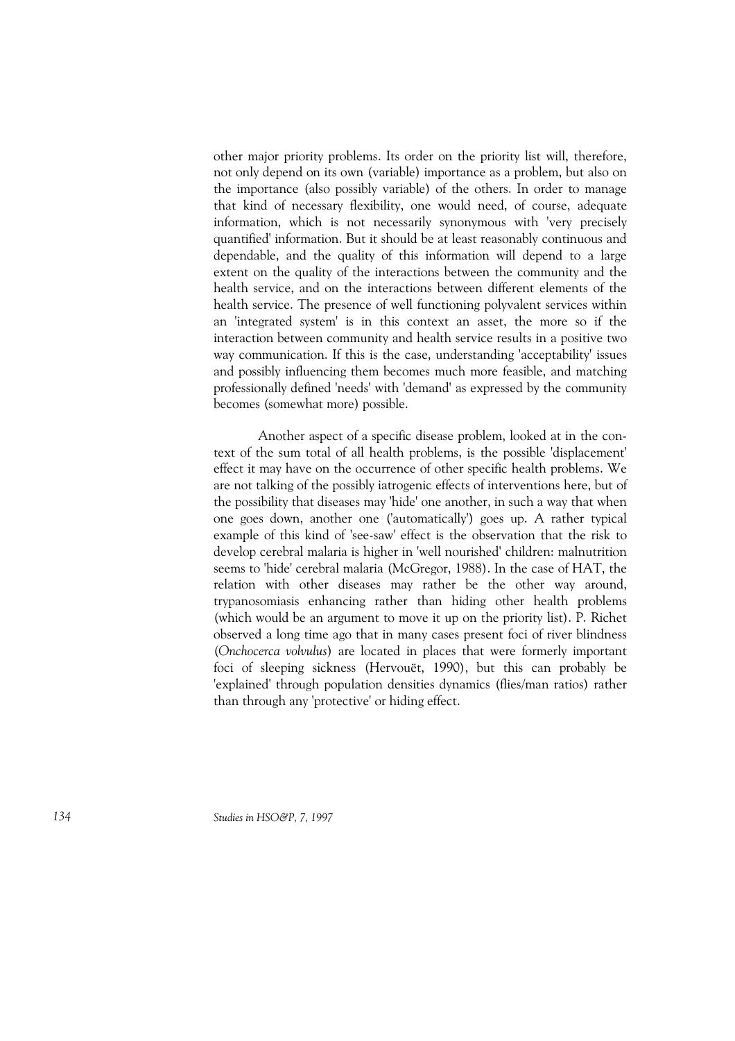other major priority problems. Its order on the priority list will, therefore, not only depend on its own (variable) importance as a problem, but also on the importance (also possibly variable) of the others. In order to manage that kind of necessary flexibility, one would need, of course, adequate information, which is not necessarily synonymous with 'very precisely quantified' information. But it should be at least reasonably continuous and dependable, and the quality of this information will depend to a large extent on the quality of the interactions between the community and the health service, and on the interactions between different elements of the health service. The presence of well functioning polyvalent services within an 'integrated system' is in this context an asset, the more so if the interaction between community and health service results in a positive two way communication. If this is the case, understanding 'acceptability' issues and possibly influencing them becomes much more feasible, and matching professionally defined 'needs' with 'demand' as expressed by the community becomes (somewhat more) possible.

Another aspect of a specific disease problem, looked at in the context of the sum total of all health problems, is the possible 'displacement' effect it may have on the occurrence of other specific health problems. We are not talking of the possibly iatrogenic effects of interventions here, but of the possibility that diseases may 'hide' one another, in such a way that when one goes down, another one ('automatically') goes up. A rather typical example of this kind of 'see-saw' effect is the observation that the risk to develop cerebral malaria is higher in 'well nourished' children: malnutrition seems to 'hide' cerebral malaria (McGregor, 1988). In the case of HAT, the relation with other diseases may rather be the other way around, trypanosomiasis enhancing rather than hiding other health problems (which would be an argument to move it up on the priority list). P. Richet observed a long time ago that in many cases present foci of river blindness (*Onchocerca volvulus*) are located in places that were formerly important foci of sleeping sickness (Hervouët, 1990), but this can probably be 'explained' through population densities dynamics (flies/man ratios) rather than through any 'protective' or hiding effect.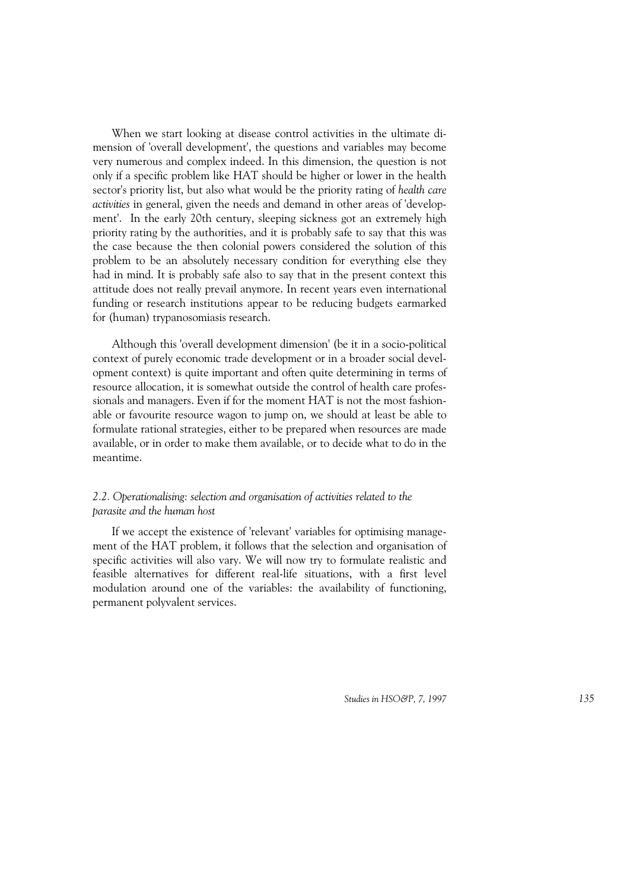When we start looking at disease control activities in the ultimate dimension of 'overall development', the questions and variables may become very numerous and complex indeed. In this dimension, the question is not only if a specific problem like HAT should be higher or lower in the health sector's priority list, but also what would be the priority rating of *health care activities* in general, given the needs and demand in other areas of 'development'. In the early 20th century, sleeping sickness got an extremely high priority rating by the authorities, and it is probably safe to say that this was the case because the then colonial powers considered the solution of this problem to be an absolutely necessary condition for everything else they had in mind. It is probably safe also to say that in the present context this attitude does not really prevail anymore. In recent years even international funding or research institutions appear to be reducing budgets earmarked for (human) trypanosomiasis research.

Although this 'overall development dimension' (be it in a socio-political context of purely economic trade development or in a broader social development context) is quite important and often quite determining in terms of resource allocation, it is somewhat outside the control of health care professionals and managers. Even if for the moment HAT is not the most fashionable or favourite resource wagon to jump on, we should at least be able to formulate rational strategies, either to be prepared when resources are made available, or in order to make them available, or to decide what to do in the meantime.

### *2.2. Operationalising: selection and organisation of activities related to the parasite and the human host*

If we accept the existence of 'relevant' variables for optimising management of the HAT problem, it follows that the selection and organisation of specific activities will also vary. We will now try to formulate realistic and feasible alternatives for different real-life situations, with a first level modulation around one of the variables: the availability of functioning, permanent polyvalent services.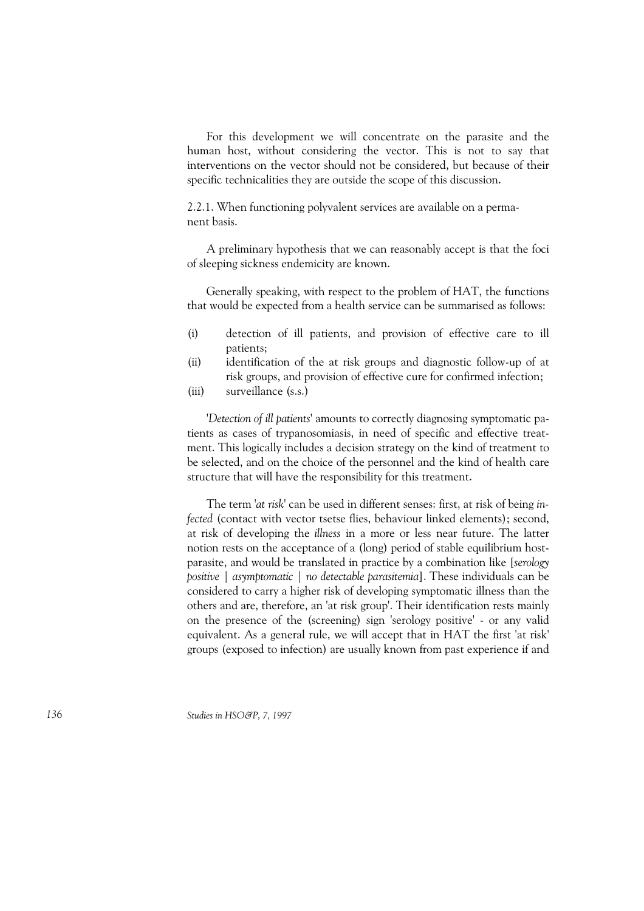For this development we will concentrate on the parasite and the human host, without considering the vector. This is not to say that interventions on the vector should not be considered, but because of their specific technicalities they are outside the scope of this discussion.

2.2.1. When functioning polyvalent services are available on a permanent basis.

A preliminary hypothesis that we can reasonably accept is that the foci of sleeping sickness endemicity are known.

Generally speaking, with respect to the problem of HAT, the functions that would be expected from a health service can be summarised as follows:

(i) detection of ill patients, and provision of effective care to ill patients;
(ii) identification of the at risk groups and diagnostic follow-up of at risk groups, and provision of effective cure for confirmed infection;
(iii) surveillance (s.s.)

'*Detection of ill patients*' amounts to correctly diagnosing symptomatic patients as cases of trypanosomiasis, in need of specific and effective treatment. This logically includes a decision strategy on the kind of treatment to be selected, and on the choice of the personnel and the kind of health care structure that will have the responsibility for this treatment.

The term '*at risk*' can be used in different senses: first, at risk of being *infected* (contact with vector tsetse flies, behaviour linked elements); second, at risk of developing the *illness* in a more or less near future. The latter notion rests on the acceptance of a (long) period of stable equilibrium host-parasite, and would be translated in practice by a combination like [*serology positive* | *asymptomatic* | *no detectable parasitemia*]. These individuals can be considered to carry a higher risk of developing symptomatic illness than the others and are, therefore, an 'at risk group'. Their identification rests mainly on the presence of the (screening) sign 'serology positive' - or any valid equivalent. As a general rule, we will accept that in HAT the first 'at risk' groups (exposed to infection) are usually known from past experience if and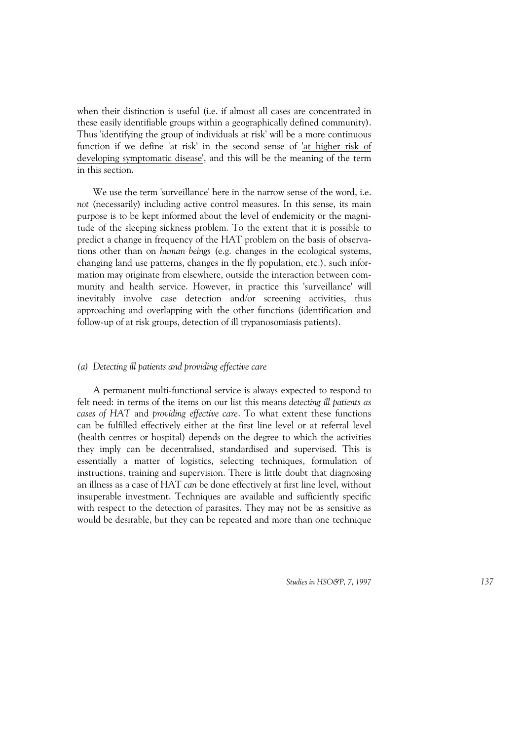when their distinction is useful (i.e. if almost all cases are concentrated in these easily identifiable groups within a geographically defined community). Thus 'identifying the group of individuals at risk' will be a more continuous function if we define 'at risk' in the second sense of 'at higher risk of developing symptomatic disease', and this will be the meaning of the term in this section.

We use the term 'surveillance' here in the narrow sense of the word, i.e. *not* (necessarily) including active control measures. In this sense, its main purpose is to be kept informed about the level of endemicity or the magnitude of the sleeping sickness problem. To the extent that it is possible to predict a change in frequency of the HAT problem on the basis of observations other than on *human beings* (e.g. changes in the ecological systems, changing land use patterns, changes in the fly population, etc.), such information may originate from elsewhere, outside the interaction between community and health service. However, in practice this 'surveillance' will inevitably involve case detection and/or screening activities, thus approaching and overlapping with the other functions (identification and follow-up of at risk groups, detection of ill trypanosomiasis patients).

#### *(a) Detecting ill patients and providing effective care*

A permanent multi-functional service is always expected to respond to felt need: in terms of the items on our list this means *detecting ill patients as cases of HAT* and *providing effective care*. To what extent these functions can be fulfilled effectively either at the first line level or at referral level (health centres or hospital) depends on the degree to which the activities they imply can be decentralised, standardised and supervised. This is essentially a matter of logistics, selecting techniques, formulation of instructions, training and supervision. There is little doubt that diagnosing an illness as a case of HAT *can* be done effectively at first line level, without insuperable investment. Techniques are available and sufficiently specific with respect to the detection of parasites. They may not be as sensitive as would be desirable, but they can be repeated and more than one technique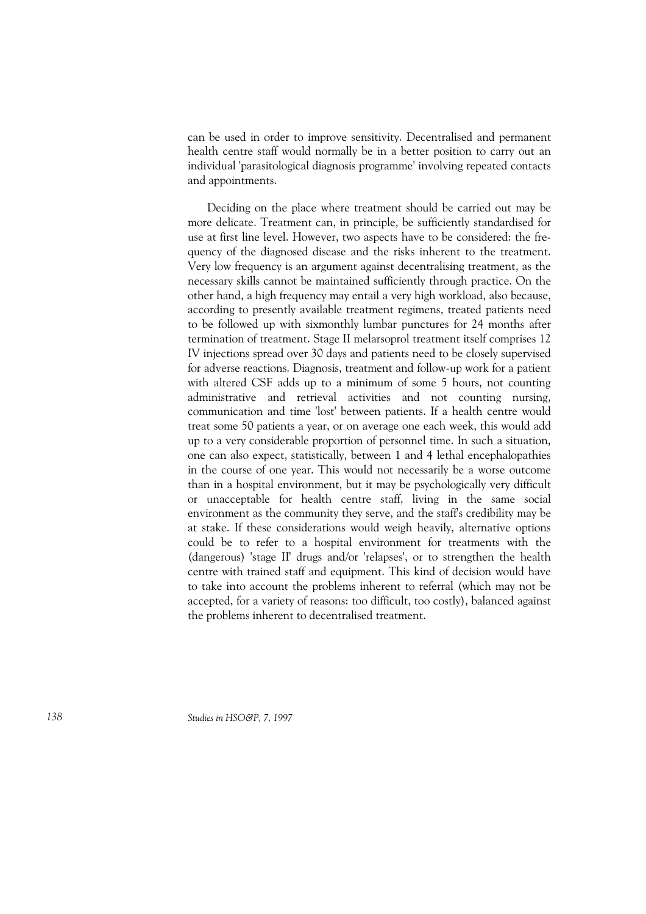can be used in order to improve sensitivity. Decentralised and permanent health centre staff would normally be in a better position to carry out an individual 'parasitological diagnosis programme' involving repeated contacts and appointments.

Deciding on the place where treatment should be carried out may be more delicate. Treatment can, in principle, be sufficiently standardised for use at first line level. However, two aspects have to be considered: the frequency of the diagnosed disease and the risks inherent to the treatment. Very low frequency is an argument against decentralising treatment, as the necessary skills cannot be maintained sufficiently through practice. On the other hand, a high frequency may entail a very high workload, also because, according to presently available treatment regimens, treated patients need to be followed up with sixmonthly lumbar punctures for 24 months after termination of treatment. Stage II melarsoprol treatment itself comprises 12 IV injections spread over 30 days and patients need to be closely supervised for adverse reactions. Diagnosis, treatment and follow-up work for a patient with altered CSF adds up to a minimum of some 5 hours, not counting administrative and retrieval activities and not counting nursing, communication and time 'lost' between patients. If a health centre would treat some 50 patients a year, or on average one each week, this would add up to a very considerable proportion of personnel time. In such a situation, one can also expect, statistically, between 1 and 4 lethal encephalopathies in the course of one year. This would not necessarily be a worse outcome than in a hospital environment, but it may be psychologically very difficult or unacceptable for health centre staff, living in the same social environment as the community they serve, and the staff's credibility may be at stake. If these considerations would weigh heavily, alternative options could be to refer to a hospital environment for treatments with the (dangerous) 'stage II' drugs and/or 'relapses', or to strengthen the health centre with trained staff and equipment. This kind of decision would have to take into account the problems inherent to referral (which may not be accepted, for a variety of reasons: too difficult, too costly), balanced against the problems inherent to decentralised treatment.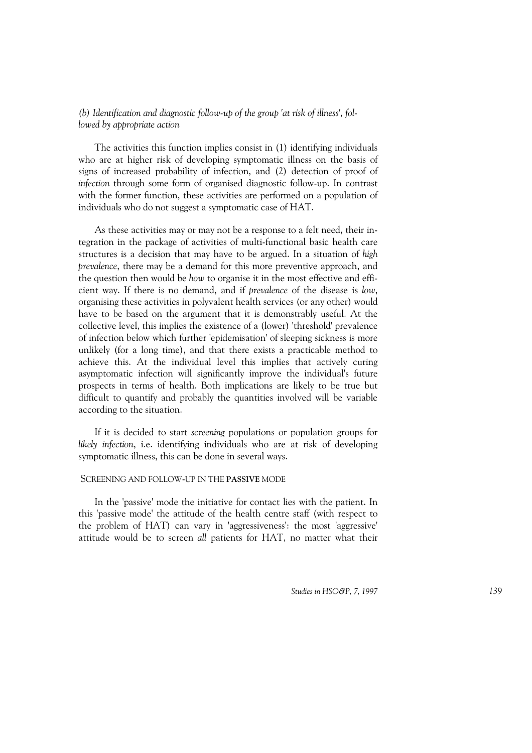*(b) Identification and diagnostic follow-up of the group 'at risk of illness', followed by appropriate action*

The activities this function implies consist in (1) identifying individuals who are at higher risk of developing symptomatic illness on the basis of signs of increased probability of infection, and (2) detection of proof of *infection* through some form of organised diagnostic follow-up. In contrast with the former function, these activities are performed on a population of individuals who do not suggest a symptomatic case of HAT.

As these activities may or may not be a response to a felt need, their integration in the package of activities of multi-functional basic health care structures is a decision that may have to be argued. In a situation of *high prevalence*, there may be a demand for this more preventive approach, and the question then would be *how* to organise it in the most effective and efficient way. If there is no demand, and if *prevalence* of the disease is *low*, organising these activities in polyvalent health services (or any other) would have to be based on the argument that it is demonstrably useful. At the collective level, this implies the existence of a (lower) 'threshold' prevalence of infection below which further 'epidemisation' of sleeping sickness is more unlikely (for a long time), and that there exists a practicable method to achieve this. At the individual level this implies that actively curing asymptomatic infection will significantly improve the individual's future prospects in terms of health. Both implications are likely to be true but difficult to quantify and probably the quantities involved will be variable according to the situation.

If it is decided to start *screening* populations or population groups for *likely infection*, i.e. identifying individuals who are at risk of developing symptomatic illness, this can be done in several ways.

#### SCREENING AND FOLLOW-UP IN THE **PASSIVE** MODE

In the 'passive' mode the initiative for contact lies with the patient. In this 'passive mode' the attitude of the health centre staff (with respect to the problem of HAT) can vary in 'aggressiveness': the most 'aggressive' attitude would be to screen *all* patients for HAT, no matter what their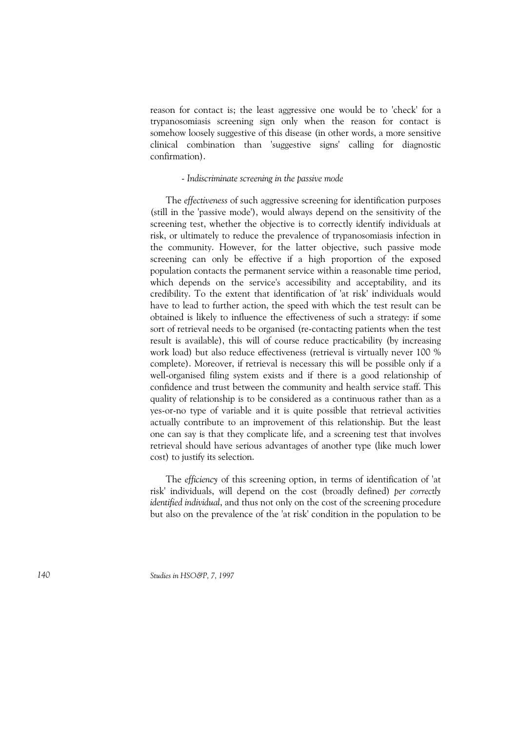reason for contact is; the least aggressive one would be to 'check' for a trypanosomiasis screening sign only when the reason for contact is somehow loosely suggestive of this disease (in other words, a more sensitive clinical combination than 'suggestive signs' calling for diagnostic confirmation).

*- Indiscriminate screening in the passive mode*

The *effectiveness* of such aggressive screening for identification purposes (still in the 'passive mode'), would always depend on the sensitivity of the screening test, whether the objective is to correctly identify individuals at risk, or ultimately to reduce the prevalence of trypanosomiasis infection in the community. However, for the latter objective, such passive mode screening can only be effective if a high proportion of the exposed population contacts the permanent service within a reasonable time period, which depends on the service's accessibility and acceptability, and its credibility. To the extent that identification of 'at risk' individuals would have to lead to further action, the speed with which the test result can be obtained is likely to influence the effectiveness of such a strategy: if some sort of retrieval needs to be organised (re-contacting patients when the test result is available), this will of course reduce practicability (by increasing work load) but also reduce effectiveness (retrieval is virtually never 100 % complete). Moreover, if retrieval is necessary this will be possible only if a well-organised filing system exists and if there is a good relationship of confidence and trust between the community and health service staff. This quality of relationship is to be considered as a continuous rather than as a yes-or-no type of variable and it is quite possible that retrieval activities actually contribute to an improvement of this relationship. But the least one can say is that they complicate life, and a screening test that involves retrieval should have serious advantages of another type (like much lower cost) to justify its selection.

The *efficiency* of this screening option, in terms of identification of 'at risk' individuals, will depend on the cost (broadly defined) *per correctly identified individual*, and thus not only on the cost of the screening procedure but also on the prevalence of the 'at risk' condition in the population to be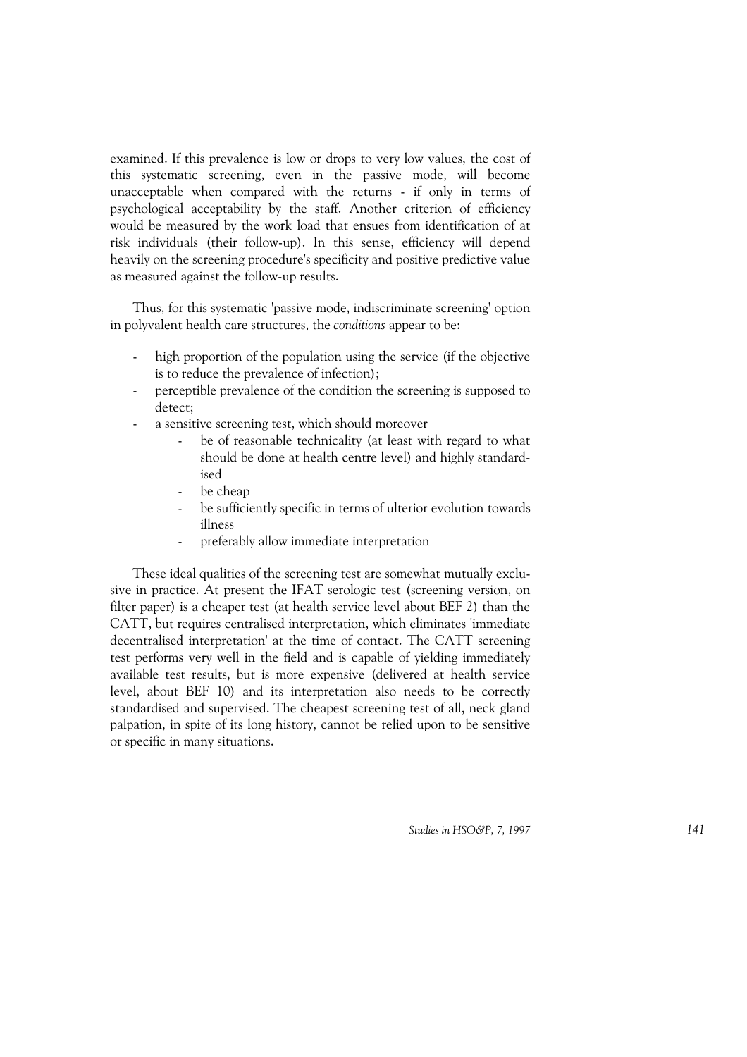examined. If this prevalence is low or drops to very low values, the cost of this systematic screening, even in the passive mode, will become unacceptable when compared with the returns - if only in terms of psychological acceptability by the staff. Another criterion of efficiency would be measured by the work load that ensues from identification of at risk individuals (their follow-up). In this sense, efficiency will depend heavily on the screening procedure's specificity and positive predictive value as measured against the follow-up results.

Thus, for this systematic 'passive mode, indiscriminate screening' option in polyvalent health care structures, the *conditions* appear to be:

- high proportion of the population using the service (if the objective is to reduce the prevalence of infection);
- perceptible prevalence of the condition the screening is supposed to detect;
- a sensitive screening test, which should moreover
    - be of reasonable technicality (at least with regard to what should be done at health centre level) and highly standardised
    - be cheap
    - be sufficiently specific in terms of ulterior evolution towards illness
    - preferably allow immediate interpretation

These ideal qualities of the screening test are somewhat mutually exclusive in practice. At present the IFAT serologic test (screening version, on filter paper) is a cheaper test (at health service level about BEF 2) than the CATT, but requires centralised interpretation, which eliminates 'immediate decentralised interpretation' at the time of contact. The CATT screening test performs very well in the field and is capable of yielding immediately available test results, but is more expensive (delivered at health service level, about BEF 10) and its interpretation also needs to be correctly standardised and supervised. The cheapest screening test of all, neck gland palpation, in spite of its long history, cannot be relied upon to be sensitive or specific in many situations.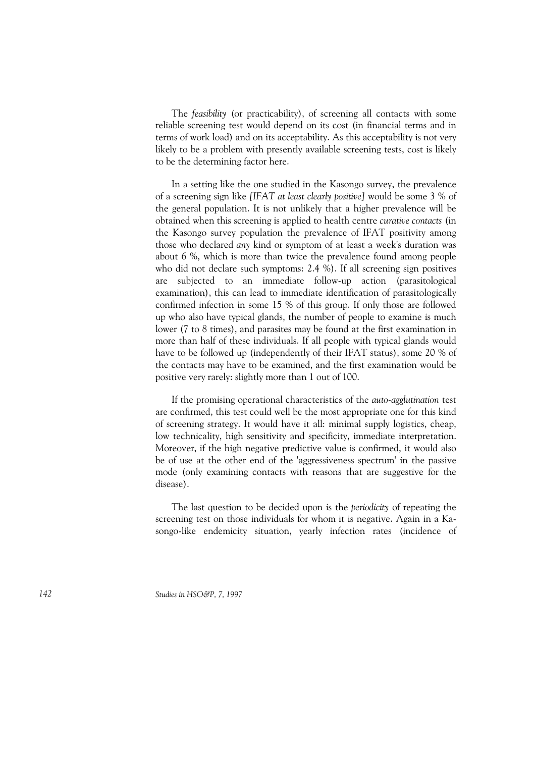The *feasibility* (or practicability), of screening all contacts with some reliable screening test would depend on its cost (in financial terms and in terms of work load) and on its acceptability. As this acceptability is not very likely to be a problem with presently available screening tests, cost is likely to be the determining factor here.

In a setting like the one studied in the Kasongo survey, the prevalence of a screening sign like *[IFAT at least clearly positive]* would be some 3 % of the general population. It is not unlikely that a higher prevalence will be obtained when this screening is applied to health centre *curative contacts* (in the Kasongo survey population the prevalence of IFAT positivity among those who declared *any* kind or symptom of at least a week's duration was about 6 %, which is more than twice the prevalence found among people who did not declare such symptoms: 2.4 %). If all screening sign positives are subjected to an immediate follow-up action (parasitological examination), this can lead to immediate identification of parasitologically confirmed infection in some 15 % of this group. If only those are followed up who also have typical glands, the number of people to examine is much lower (7 to 8 times), and parasites may be found at the first examination in more than half of these individuals. If all people with typical glands would have to be followed up (independently of their IFAT status), some 20 % of the contacts may have to be examined, and the first examination would be positive very rarely: slightly more than 1 out of 100.

If the promising operational characteristics of the *auto-agglutination* test are confirmed, this test could well be the most appropriate one for this kind of screening strategy. It would have it all: minimal supply logistics, cheap, low technicality, high sensitivity and specificity, immediate interpretation. Moreover, if the high negative predictive value is confirmed, it would also be of use at the other end of the 'aggressiveness spectrum' in the passive mode (only examining contacts with reasons that are suggestive for the disease).

The last question to be decided upon is the *periodicity* of repeating the screening test on those individuals for whom it is negative. Again in a Kasongo-like endemicity situation, yearly infection rates (incidence of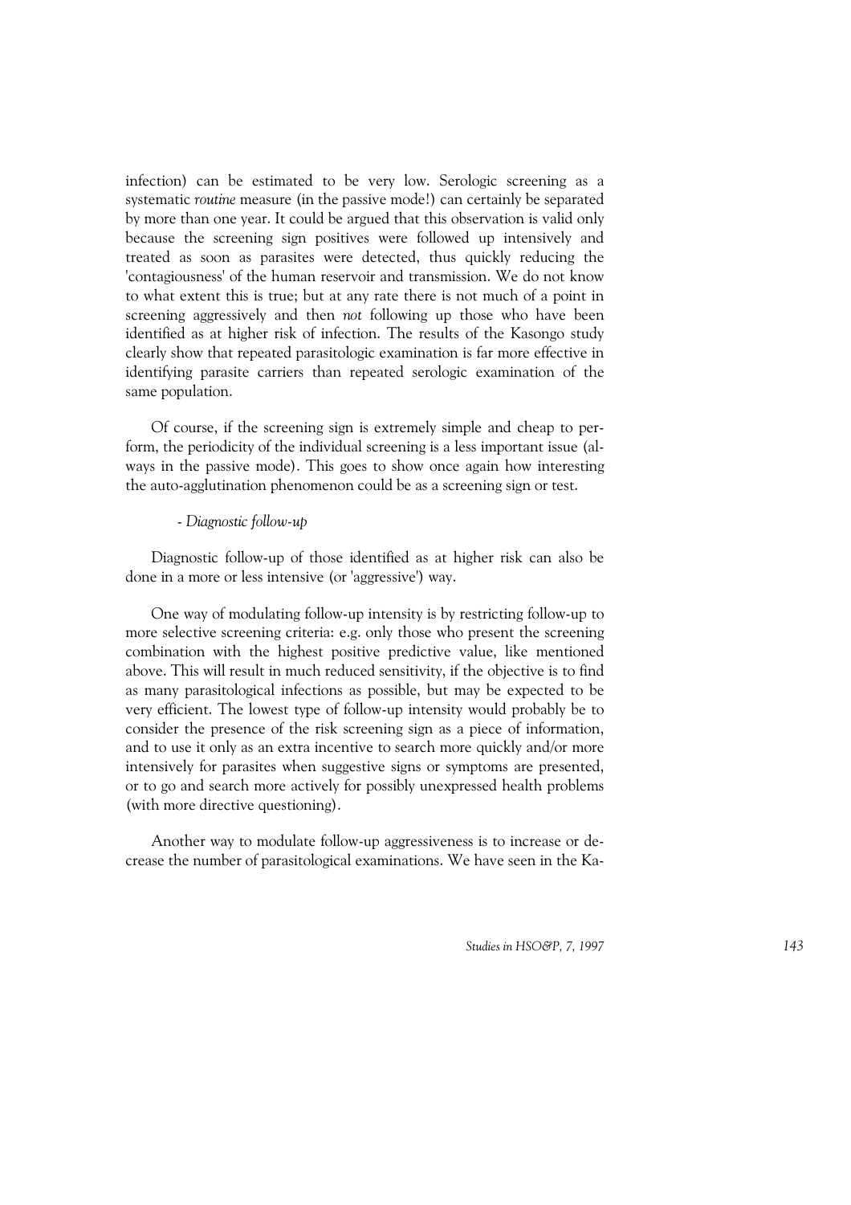infection) can be estimated to be very low. Serologic screening as a systematic *routine* measure (in the passive mode!) can certainly be separated by more than one year. It could be argued that this observation is valid only because the screening sign positives were followed up intensively and treated as soon as parasites were detected, thus quickly reducing the 'contagiousness' of the human reservoir and transmission. We do not know to what extent this is true; but at any rate there is not much of a point in screening aggressively and then *not* following up those who have been identified as at higher risk of infection. The results of the Kasongo study clearly show that repeated parasitologic examination is far more effective in identifying parasite carriers than repeated serologic examination of the same population.

Of course, if the screening sign is extremely simple and cheap to perform, the periodicity of the individual screening is a less important issue (always in the passive mode). This goes to show once again how interesting the auto-agglutination phenomenon could be as a screening sign or test.

*- Diagnostic follow-up*

Diagnostic follow-up of those identified as at higher risk can also be done in a more or less intensive (or 'aggressive') way.

One way of modulating follow-up intensity is by restricting follow-up to more selective screening criteria: e.g. only those who present the screening combination with the highest positive predictive value, like mentioned above. This will result in much reduced sensitivity, if the objective is to find as many parasitological infections as possible, but may be expected to be very efficient. The lowest type of follow-up intensity would probably be to consider the presence of the risk screening sign as a piece of information, and to use it only as an extra incentive to search more quickly and/or more intensively for parasites when suggestive signs or symptoms are presented, or to go and search more actively for possibly unexpressed health problems (with more directive questioning).

Another way to modulate follow-up aggressiveness is to increase or decrease the number of parasitological examinations. We have seen in the Ka-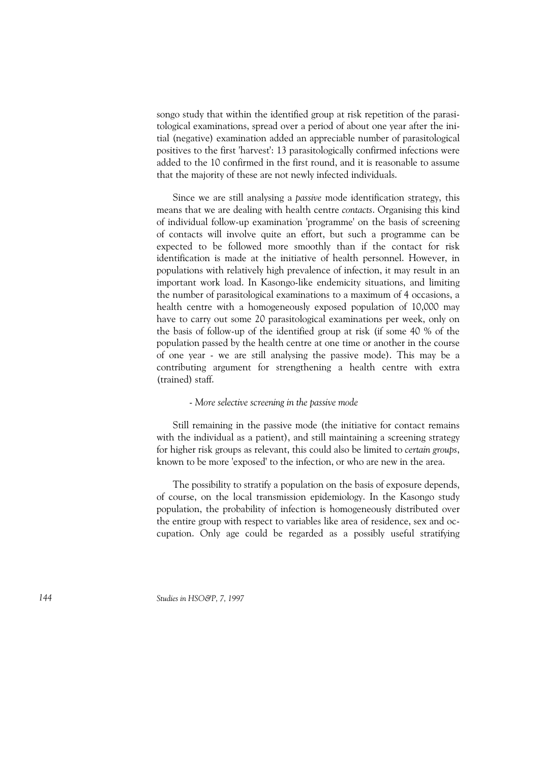songo study that within the identified group at risk repetition of the parasitological examinations, spread over a period of about one year after the initial (negative) examination added an appreciable number of parasitological positives to the first 'harvest': 13 parasitologically confirmed infections were added to the 10 confirmed in the first round, and it is reasonable to assume that the majority of these are not newly infected individuals.

Since we are still analysing a *passive* mode identification strategy, this means that we are dealing with health centre *contacts*. Organising this kind of individual follow-up examination 'programme' on the basis of screening of contacts will involve quite an effort, but such a programme can be expected to be followed more smoothly than if the contact for risk identification is made at the initiative of health personnel. However, in populations with relatively high prevalence of infection, it may result in an important work load. In Kasongo-like endemicity situations, and limiting the number of parasitological examinations to a maximum of 4 occasions, a health centre with a homogeneously exposed population of 10,000 may have to carry out some 20 parasitological examinations per week, only on the basis of follow-up of the identified group at risk (if some 40 % of the population passed by the health centre at one time or another in the course of one year - we are still analysing the passive mode). This may be a contributing argument for strengthening a health centre with extra (trained) staff.

*- More selective screening in the passive mode*

Still remaining in the passive mode (the initiative for contact remains with the individual as a patient), and still maintaining a screening strategy for higher risk groups as relevant, this could also be limited to *certain groups*, known to be more 'exposed' to the infection, or who are new in the area.

The possibility to stratify a population on the basis of exposure depends, of course, on the local transmission epidemiology. In the Kasongo study population, the probability of infection is homogeneously distributed over the entire group with respect to variables like area of residence, sex and occupation. Only age could be regarded as a possibly useful stratifying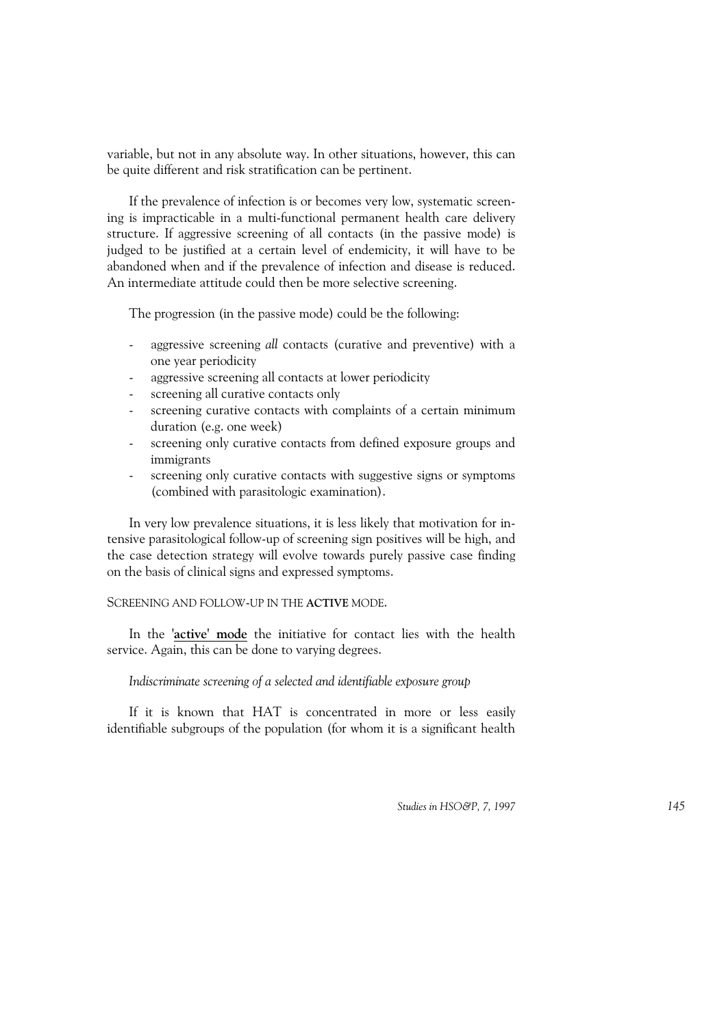variable, but not in any absolute way. In other situations, however, this can be quite different and risk stratification can be pertinent.

If the prevalence of infection is or becomes very low, systematic screening is impracticable in a multi-functional permanent health care delivery structure. If aggressive screening of all contacts (in the passive mode) is judged to be justified at a certain level of endemicity, it will have to be abandoned when and if the prevalence of infection and disease is reduced. An intermediate attitude could then be more selective screening.

The progression (in the passive mode) could be the following:

- aggressive screening *all* contacts (curative and preventive) with a one year periodicity
- aggressive screening all contacts at lower periodicity
- screening all curative contacts only
- screening curative contacts with complaints of a certain minimum duration (e.g. one week)
- screening only curative contacts from defined exposure groups and immigrants
- screening only curative contacts with suggestive signs or symptoms (combined with parasitologic examination).

In very low prevalence situations, it is less likely that motivation for intensive parasitological follow-up of screening sign positives will be high, and the case detection strategy will evolve towards purely passive case finding on the basis of clinical signs and expressed symptoms.

SCREENING AND FOLLOW-UP IN THE **ACTIVE** MODE.

In the '**active' mode** the initiative for contact lies with the health service. Again, this can be done to varying degrees.

*Indiscriminate screening of a selected and identifiable exposure group*

If it is known that HAT is concentrated in more or less easily identifiable subgroups of the population (for whom it is a significant health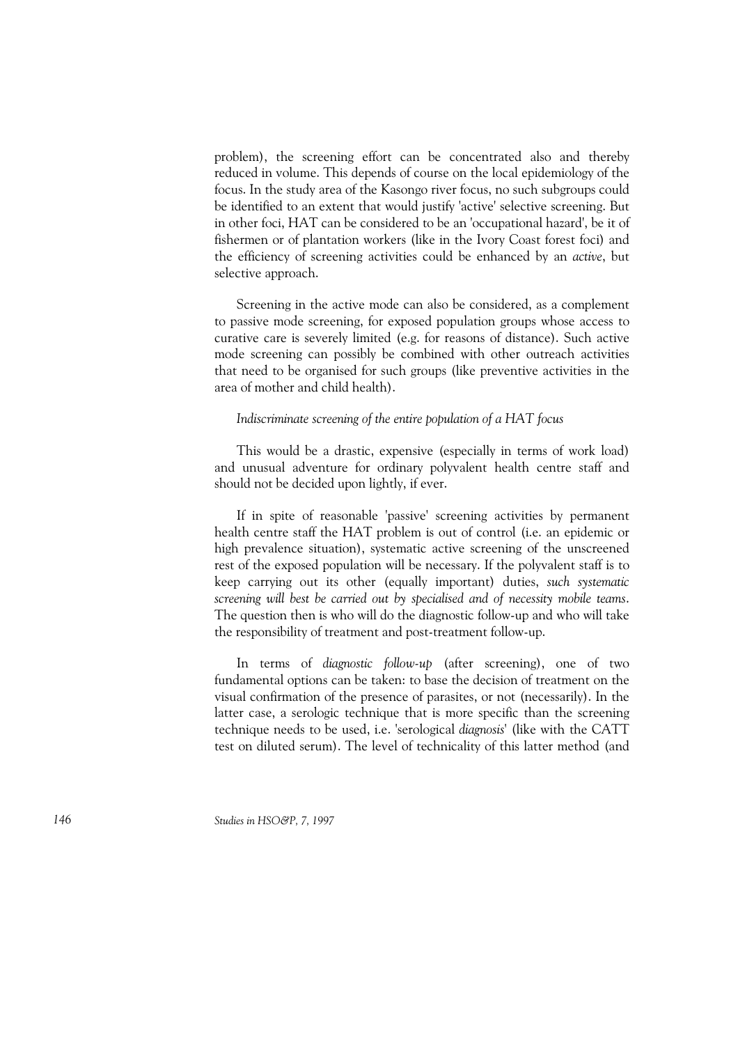problem), the screening effort can be concentrated also and thereby reduced in volume. This depends of course on the local epidemiology of the focus. In the study area of the Kasongo river focus, no such subgroups could be identified to an extent that would justify 'active' selective screening. But in other foci, HAT can be considered to be an 'occupational hazard', be it of fishermen or of plantation workers (like in the Ivory Coast forest foci) and the efficiency of screening activities could be enhanced by an *active*, but selective approach.

Screening in the active mode can also be considered, as a complement to passive mode screening, for exposed population groups whose access to curative care is severely limited (e.g. for reasons of distance). Such active mode screening can possibly be combined with other outreach activities that need to be organised for such groups (like preventive activities in the area of mother and child health).

*Indiscriminate screening of the entire population of a HAT focus*

This would be a drastic, expensive (especially in terms of work load) and unusual adventure for ordinary polyvalent health centre staff and should not be decided upon lightly, if ever.

If in spite of reasonable 'passive' screening activities by permanent health centre staff the HAT problem is out of control (i.e. an epidemic or high prevalence situation), systematic active screening of the unscreened rest of the exposed population will be necessary. If the polyvalent staff is to keep carrying out its other (equally important) duties, *such systematic screening will best be carried out by specialised and of necessity mobile teams*. The question then is who will do the diagnostic follow-up and who will take the responsibility of treatment and post-treatment follow-up.

In terms of *diagnostic follow-up* (after screening), one of two fundamental options can be taken: to base the decision of treatment on the visual confirmation of the presence of parasites, or not (necessarily). In the latter case, a serologic technique that is more specific than the screening technique needs to be used, i.e. 'serological *diagnosis*' (like with the CATT test on diluted serum). The level of technicality of this latter method (and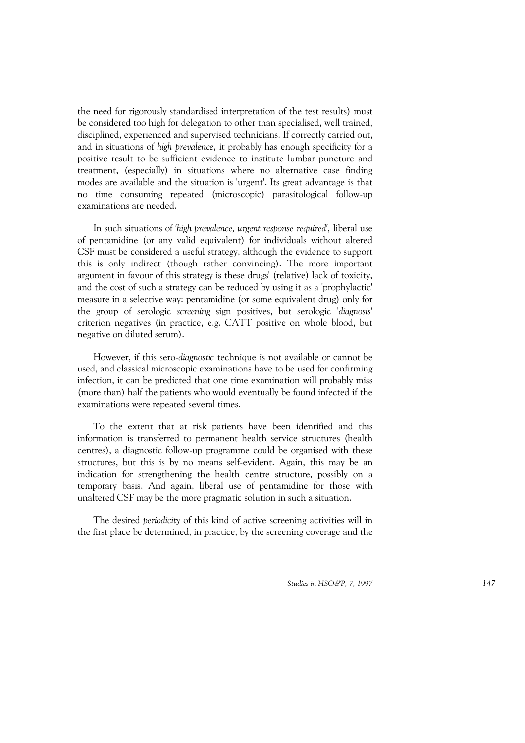the need for rigorously standardised interpretation of the test results) must be considered too high for delegation to other than specialised, well trained, disciplined, experienced and supervised technicians. If correctly carried out, and in situations of *high prevalence*, it probably has enough specificity for a positive result to be sufficient evidence to institute lumbar puncture and treatment, (especially) in situations where no alternative case finding modes are available and the situation is 'urgent'. Its great advantage is that no time consuming repeated (microscopic) parasitological follow-up examinations are needed.

In such situations of *'high prevalence, urgent response required',* liberal use of pentamidine (or any valid equivalent) for individuals without altered CSF must be considered a useful strategy, although the evidence to support this is only indirect (though rather convincing). The more important argument in favour of this strategy is these drugs' (relative) lack of toxicity, and the cost of such a strategy can be reduced by using it as a 'prophylactic' measure in a selective way: pentamidine (or some equivalent drug) only for the group of serologic *screening* sign positives, but serologic *'diagnosis'* criterion negatives (in practice, e.g. CATT positive on whole blood, but negative on diluted serum).

However, if this sero-*diagnostic* technique is not available or cannot be used, and classical microscopic examinations have to be used for confirming infection, it can be predicted that one time examination will probably miss (more than) half the patients who would eventually be found infected if the examinations were repeated several times.

To the extent that at risk patients have been identified and this information is transferred to permanent health service structures (health centres), a diagnostic follow-up programme could be organised with these structures, but this is by no means self-evident. Again, this may be an indication for strengthening the health centre structure, possibly on a temporary basis. And again, liberal use of pentamidine for those with unaltered CSF may be the more pragmatic solution in such a situation.

The desired *periodicity* of this kind of active screening activities will in the first place be determined, in practice, by the screening coverage and the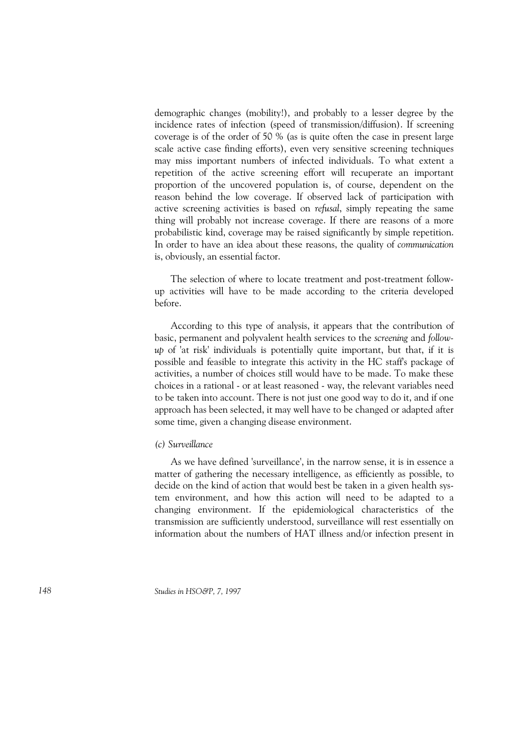demographic changes (mobility!), and probably to a lesser degree by the incidence rates of infection (speed of transmission/diffusion). If screening coverage is of the order of 50 % (as is quite often the case in present large scale active case finding efforts), even very sensitive screening techniques may miss important numbers of infected individuals. To what extent a repetition of the active screening effort will recuperate an important proportion of the uncovered population is, of course, dependent on the reason behind the low coverage. If observed lack of participation with active screening activities is based on *refusal*, simply repeating the same thing will probably not increase coverage. If there are reasons of a more probabilistic kind, coverage may be raised significantly by simple repetition. In order to have an idea about these reasons, the quality of *communication* is, obviously, an essential factor.

The selection of where to locate treatment and post-treatment follow-up activities will have to be made according to the criteria developed before.

According to this type of analysis, it appears that the contribution of basic, permanent and polyvalent health services to the *screening* and *follow-up* of 'at risk' individuals is potentially quite important, but that, if it is possible and feasible to integrate this activity in the HC staff's package of activities, a number of choices still would have to be made. To make these choices in a rational - or at least reasoned - way, the relevant variables need to be taken into account. There is not just one good way to do it, and if one approach has been selected, it may well have to be changed or adapted after some time, given a changing disease environment.

*(c) Surveillance*

As we have defined 'surveillance', in the narrow sense, it is in essence a matter of gathering the necessary intelligence, as efficiently as possible, to decide on the kind of action that would best be taken in a given health system environment, and how this action will need to be adapted to a changing environment. If the epidemiological characteristics of the transmission are sufficiently understood, surveillance will rest essentially on information about the numbers of HAT illness and/or infection present in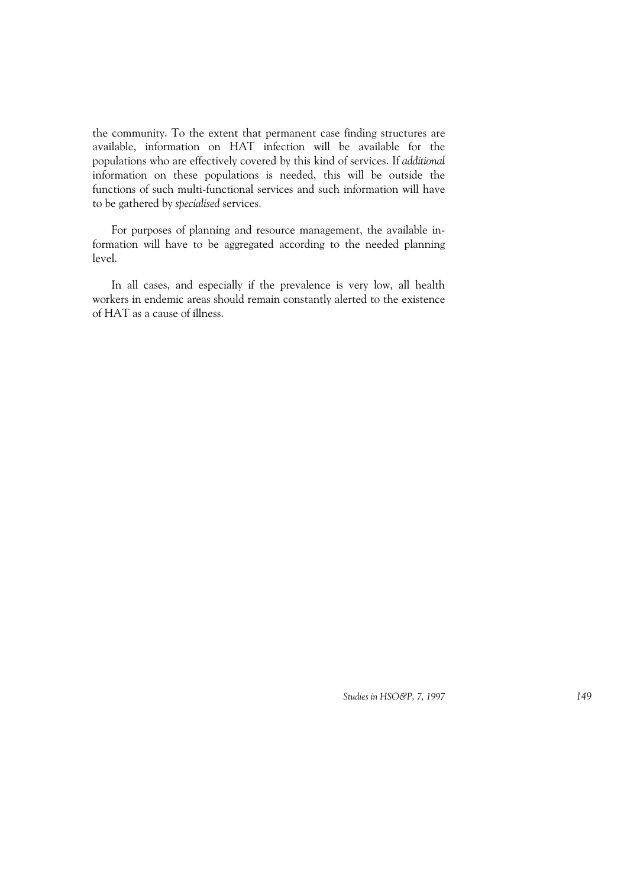the community. To the extent that permanent case finding structures are available, information on HAT infection will be available for the populations who are effectively covered by this kind of services. If *additional* information on these populations is needed, this will be outside the functions of such multi-functional services and such information will have to be gathered by *specialised* services.

For purposes of planning and resource management, the available information will have to be aggregated according to the needed planning level.

In all cases, and especially if the prevalence is very low, all health workers in endemic areas should remain constantly alerted to the existence of HAT as a cause of illness.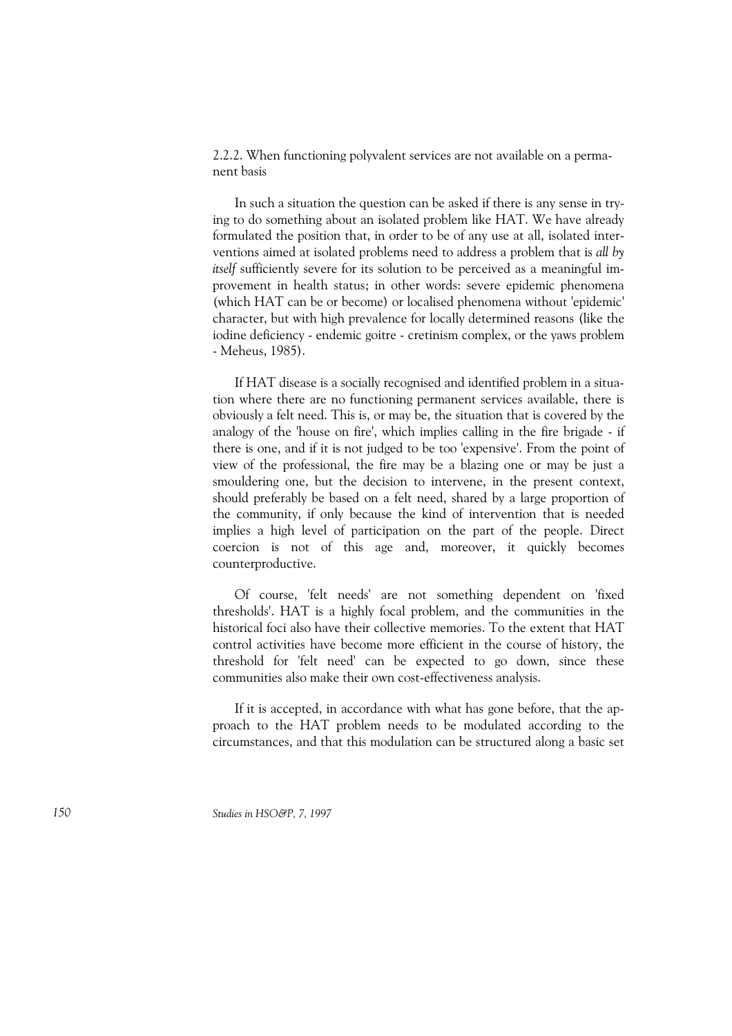### 2.2.2. When functioning polyvalent services are not available on a permanent basis

In such a situation the question can be asked if there is any sense in trying to do something about an isolated problem like HAT. We have already formulated the position that, in order to be of any use at all, isolated interventions aimed at isolated problems need to address a problem that is *all by itself* sufficiently severe for its solution to be perceived as a meaningful improvement in health status; in other words: severe epidemic phenomena (which HAT can be or become) or localised phenomena without 'epidemic' character, but with high prevalence for locally determined reasons (like the iodine deficiency - endemic goitre - cretinism complex, or the yaws problem - Meheus, 1985).

If HAT disease is a socially recognised and identified problem in a situation where there are no functioning permanent services available, there is obviously a felt need. This is, or may be, the situation that is covered by the analogy of the 'house on fire', which implies calling in the fire brigade - if there is one, and if it is not judged to be too 'expensive'. From the point of view of the professional, the fire may be a blazing one or may be just a smouldering one, but the decision to intervene, in the present context, should preferably be based on a felt need, shared by a large proportion of the community, if only because the kind of intervention that is needed implies a high level of participation on the part of the people. Direct coercion is not of this age and, moreover, it quickly becomes counterproductive.

Of course, 'felt needs' are not something dependent on 'fixed thresholds'. HAT is a highly focal problem, and the communities in the historical foci also have their collective memories. To the extent that HAT control activities have become more efficient in the course of history, the threshold for 'felt need' can be expected to go down, since these communities also make their own cost-effectiveness analysis.

If it is accepted, in accordance with what has gone before, that the approach to the HAT problem needs to be modulated according to the circumstances, and that this modulation can be structured along a basic set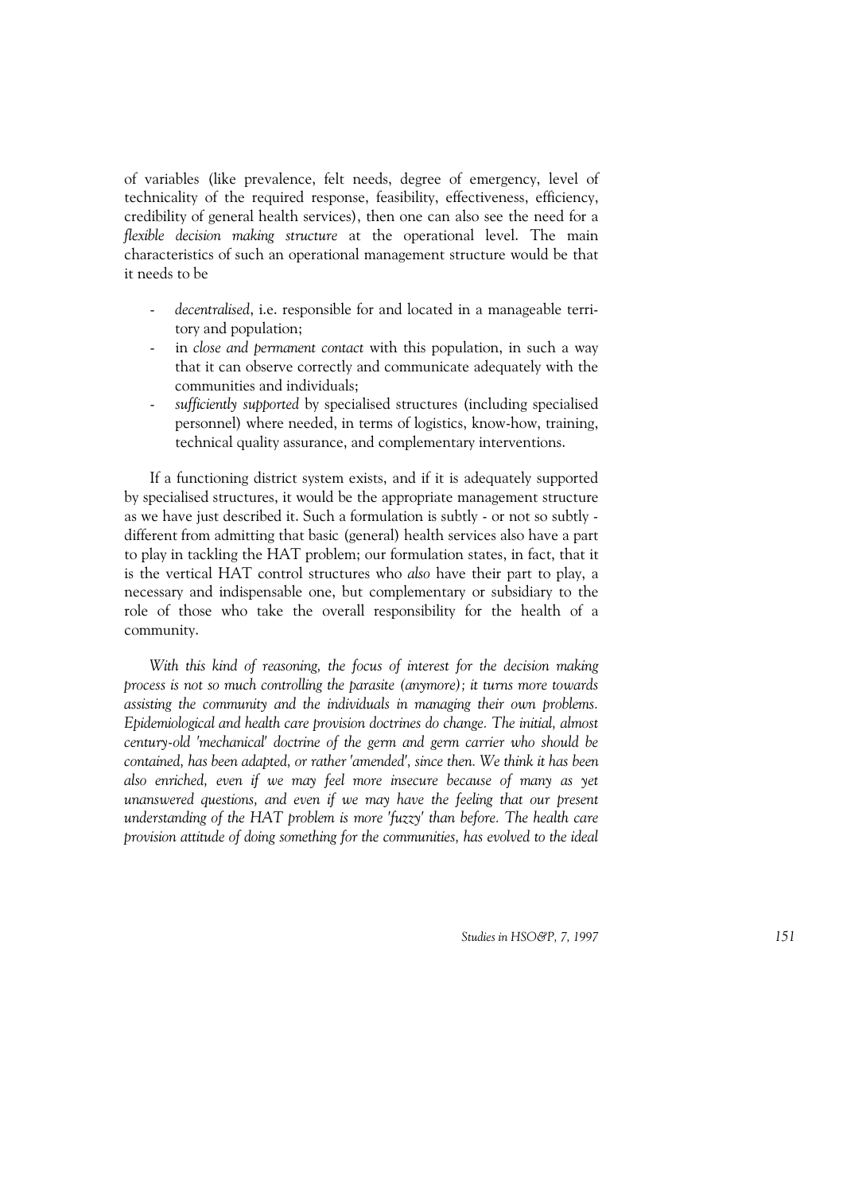of variables (like prevalence, felt needs, degree of emergency, level of technicality of the required response, feasibility, effectiveness, efficiency, credibility of general health services), then one can also see the need for a *flexible decision making structure* at the operational level. The main characteristics of such an operational management structure would be that it needs to be

- *decentralised*, i.e. responsible for and located in a manageable territory and population;
- in *close and permanent contact* with this population, in such a way that it can observe correctly and communicate adequately with the communities and individuals;
- *sufficiently supported* by specialised structures (including specialised personnel) where needed, in terms of logistics, know-how, training, technical quality assurance, and complementary interventions.

If a functioning district system exists, and if it is adequately supported by specialised structures, it would be the appropriate management structure as we have just described it. Such a formulation is subtly - or not so subtly - different from admitting that basic (general) health services also have a part to play in tackling the HAT problem; our formulation states, in fact, that it is the vertical HAT control structures who *also* have their part to play, a necessary and indispensable one, but complementary or subsidiary to the role of those who take the overall responsibility for the health of a community.

*With this kind of reasoning, the focus of interest for the decision making process is not so much controlling the parasite (anymore); it turns more towards assisting the community and the individuals in managing their own problems. Epidemiological and health care provision doctrines do change. The initial, almost century-old 'mechanical' doctrine of the germ and germ carrier who should be contained, has been adapted, or rather 'amended', since then. We think it has been also enriched, even if we may feel more insecure because of many as yet unanswered questions, and even if we may have the feeling that our present understanding of the HAT problem is more 'fuzzy' than before. The health care provision attitude of doing something for the communities, has evolved to the ideal*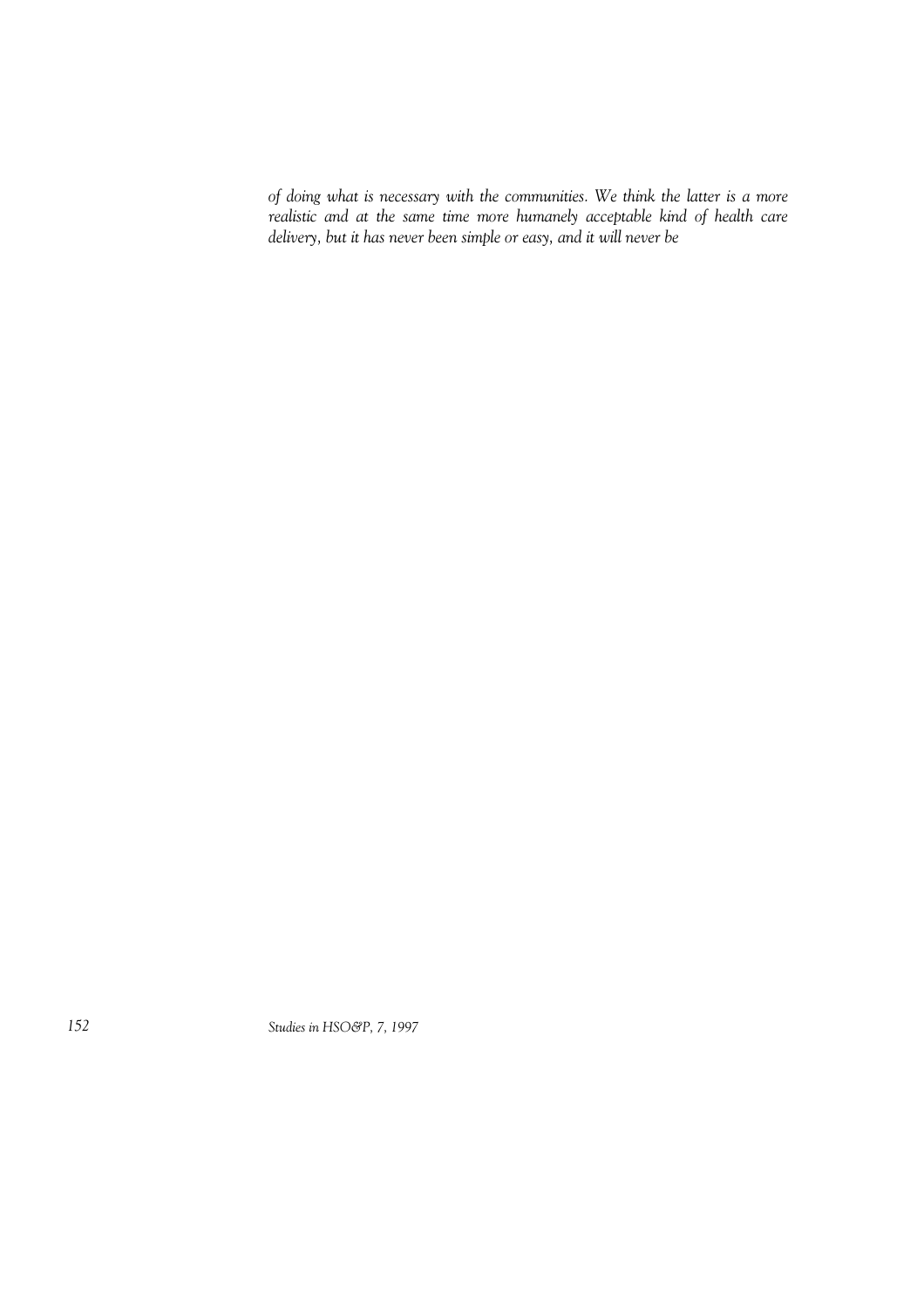*of doing what is necessary with the communities. We think the latter is a more realistic and at the same time more humanely acceptable kind of health care delivery, but it has never been simple or easy, and it will never be*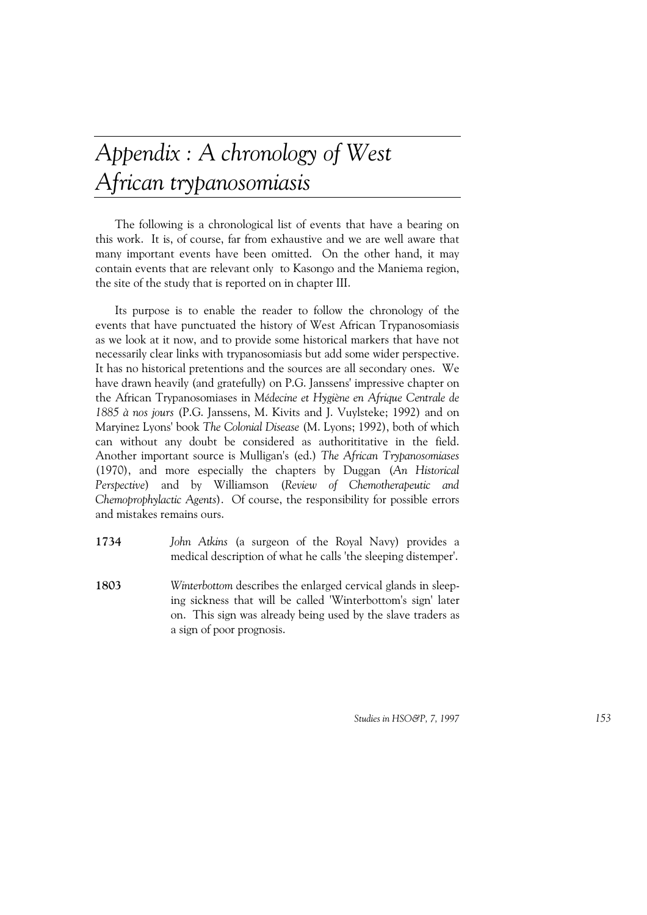# *Appendix : A chronology of West African trypanosomiasis*

The following is a chronological list of events that have a bearing on this work. It is, of course, far from exhaustive and we are well aware that many important events have been omitted. On the other hand, it may contain events that are relevant only to Kasongo and the Maniema region, the site of the study that is reported on in chapter III.

Its purpose is to enable the reader to follow the chronology of the events that have punctuated the history of West African Trypanosomiasis as we look at it now, and to provide some historical markers that have not necessarily clear links with trypanosomiasis but add some wider perspective. It has no historical pretentions and the sources are all secondary ones. We have drawn heavily (and gratefully) on P.G. Janssens' impressive chapter on the African Trypanosomiases in *Médecine et Hygiène en Afrique Centrale de 1885 à nos jours* (P.G. Janssens, M. Kivits and J. Vuylsteke; 1992) and on Maryinez Lyons' book *The Colonial Disease* (M. Lyons; 1992), both of which can without any doubt be considered as authorititative in the field. Another important source is Mulligan's (ed.) *The African Trypanosomiases* (1970), and more especially the chapters by Duggan (*An Historical Perspective*) and by Williamson (*Review of Chemotherapeutic and Chemoprophylactic Agents*). Of course, the responsibility for possible errors and mistakes remains ours.

**1734** *John Atkins* (a surgeon of the Royal Navy) provides a medical description of what he calls 'the sleeping distemper'.

**1803** *Winterbottom* describes the enlarged cervical glands in sleeping sickness that will be called 'Winterbottom's sign' later on. This sign was already being used by the slave traders as a sign of poor prognosis.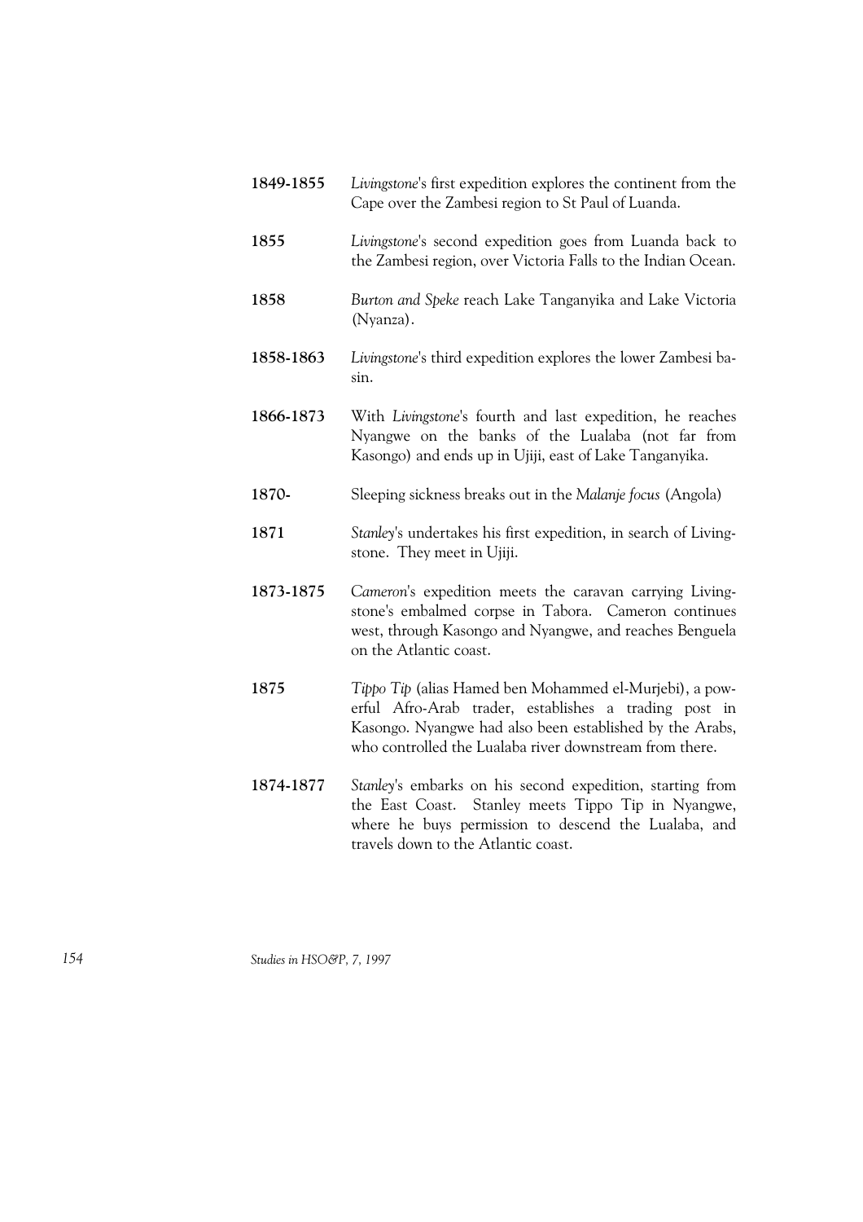**1849-1855** *Livingstone*'s first expedition explores the continent from the Cape over the Zambesi region to St Paul of Luanda.

**1855** *Livingstone*'s second expedition goes from Luanda back to the Zambesi region, over Victoria Falls to the Indian Ocean.

**1858** *Burton and Speke* reach Lake Tanganyika and Lake Victoria (Nyanza).

**1858-1863** *Livingstone*'s third expedition explores the lower Zambesi basin.

**1866-1873** With *Livingstone*'s fourth and last expedition, he reaches Nyangwe on the banks of the Lualaba (not far from Kasongo) and ends up in Ujiji, east of Lake Tanganyika.

**1870-** Sleeping sickness breaks out in the *Malanje focus* (Angola)

**1871** *Stanley*'s undertakes his first expedition, in search of Livingstone. They meet in Ujiji.

**1873-1875** *Cameron*'s expedition meets the caravan carrying Livingstone's embalmed corpse in Tabora. Cameron continues west, through Kasongo and Nyangwe, and reaches Benguela on the Atlantic coast.

**1875** *Tippo Tip* (alias Hamed ben Mohammed el-Murjebi), a powerful Afro-Arab trader, establishes a trading post in Kasongo. Nyangwe had also been established by the Arabs, who controlled the Lualaba river downstream from there.

**1874-1877** *Stanley*'s embarks on his second expedition, starting from the East Coast. Stanley meets Tippo Tip in Nyangwe, where he buys permission to descend the Lualaba, and travels down to the Atlantic coast.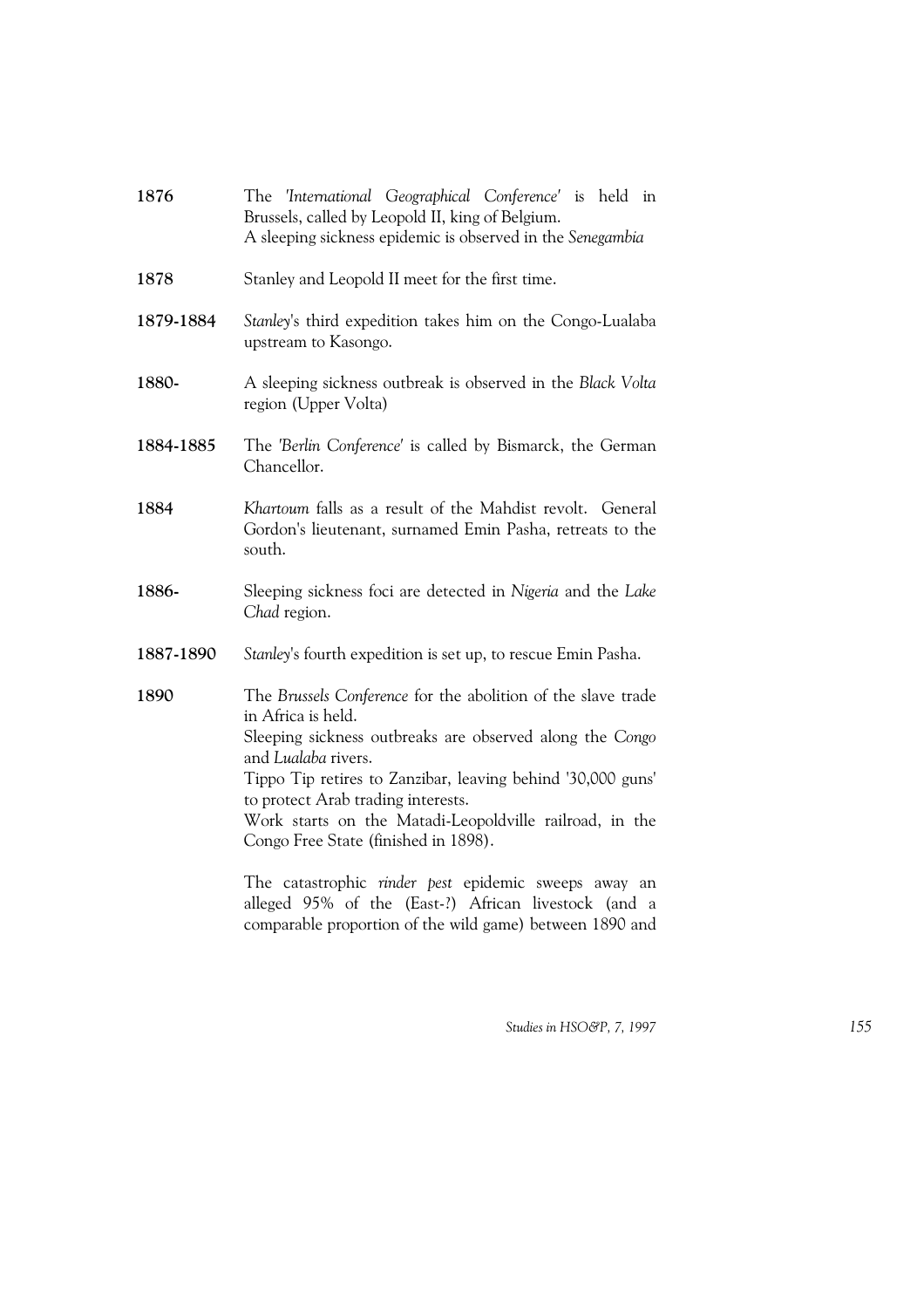| | |
|---|---|
| **1876** | The *'International Geographical Conference'* is held in Brussels, called by Leopold II, king of Belgium.<br>A sleeping sickness epidemic is observed in the *Senegambia* |
| **1878** | Stanley and Leopold II meet for the first time. |
| **1879-1884** | *Stanley*'s third expedition takes him on the Congo-Lualaba upstream to Kasongo. |
| **1880-** | A sleeping sickness outbreak is observed in the *Black Volta* region (Upper Volta) |
| **1884-1885** | The *'Berlin Conference'* is called by Bismarck, the German Chancellor. |
| **1884** | *Khartoum* falls as a result of the Mahdist revolt. General Gordon's lieutenant, surnamed Emin Pasha, retreats to the south. |
| **1886-** | Sleeping sickness foci are detected in *Nigeria* and the *Lake Chad* region. |
| **1887-1890** | *Stanley*'s fourth expedition is set up, to rescue Emin Pasha. |
| **1890** | The *Brussels Conference* for the abolition of the slave trade in Africa is held.<br>Sleeping sickness outbreaks are observed along the *Congo* and *Lualaba* rivers.<br>Tippo Tip retires to Zanzibar, leaving behind '30,000 guns' to protect Arab trading interests.<br>Work starts on the Matadi-Leopoldville railroad, in the Congo Free State (finished in 1898).<br><br>The catastrophic *rinder pest* epidemic sweeps away an alleged 95% of the (East-?) African livestock (and a comparable proportion of the wild game) between 1890 and |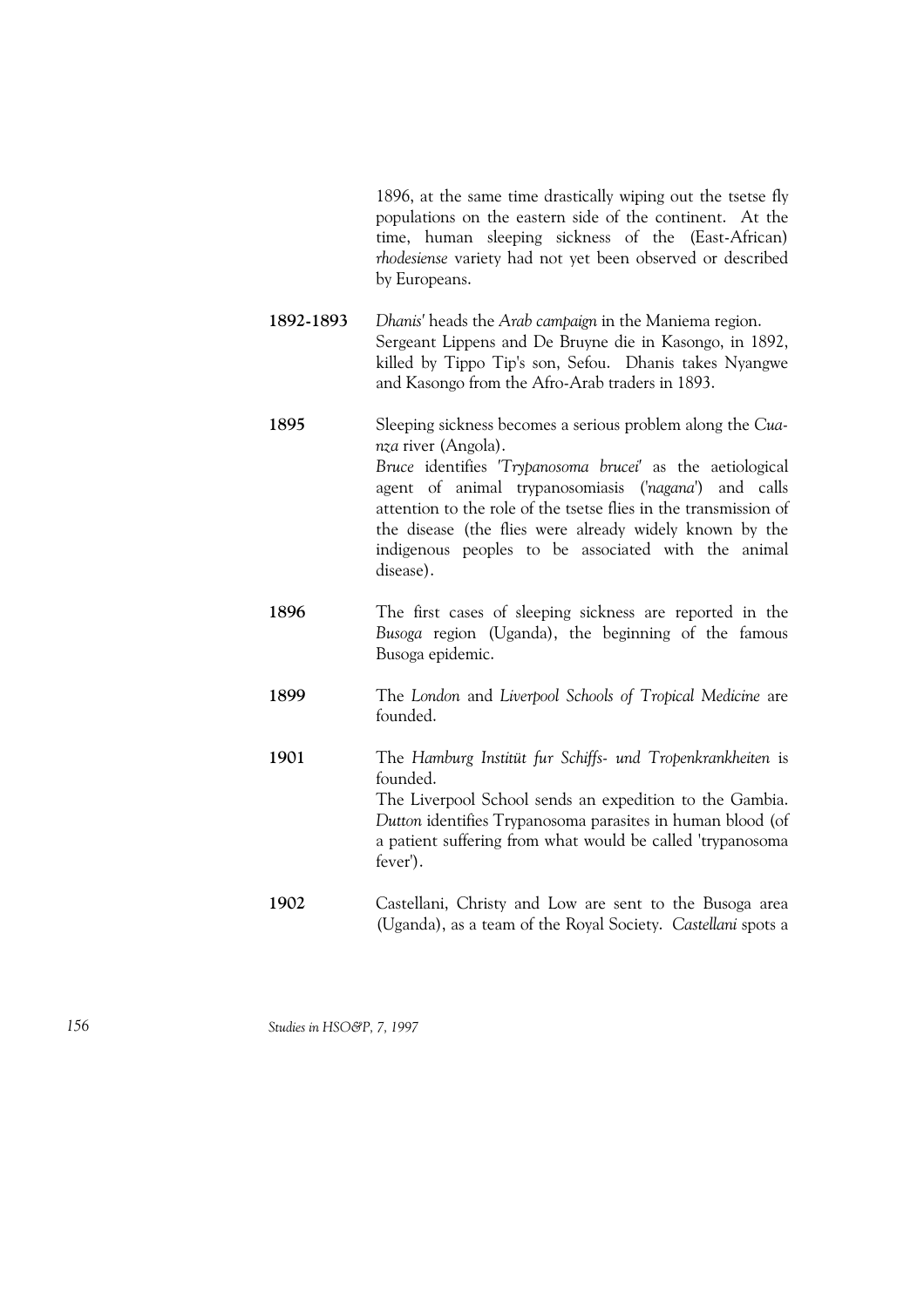1896, at the same time drastically wiping out the tsetse fly populations on the eastern side of the continent. At the time, human sleeping sickness of the (East-African) *rhodesiense* variety had not yet been observed or described by Europeans.

**1892-1893** *Dhanis'* heads the *Arab campaign* in the Maniema region. Sergeant Lippens and De Bruyne die in Kasongo, in 1892, killed by Tippo Tip's son, Sefou. Dhanis takes Nyangwe and Kasongo from the Afro-Arab traders in 1893.

**1895** Sleeping sickness becomes a serious problem along the *Cuanza* river (Angola).
*Bruce* identifies *'Trypanosoma brucei'* as the aetiological agent of animal trypanosomiasis (*'nagana'*) and calls attention to the role of the tsetse flies in the transmission of the disease (the flies were already widely known by the indigenous peoples to be associated with the animal disease).

**1896** The first cases of sleeping sickness are reported in the *Busoga* region (Uganda), the beginning of the famous Busoga epidemic.

**1899** The *London* and *Liverpool Schools of Tropical Medicine* are founded.

**1901** The *Hamburg Institüt fur Schiffs- und Tropenkrankheiten* is founded.
The Liverpool School sends an expedition to the Gambia. *Dutton* identifies Trypanosoma parasites in human blood (of a patient suffering from what would be called 'trypanosoma fever').

**1902** Castellani, Christy and Low are sent to the Busoga area (Uganda), as a team of the Royal Society. *Castellani* spots a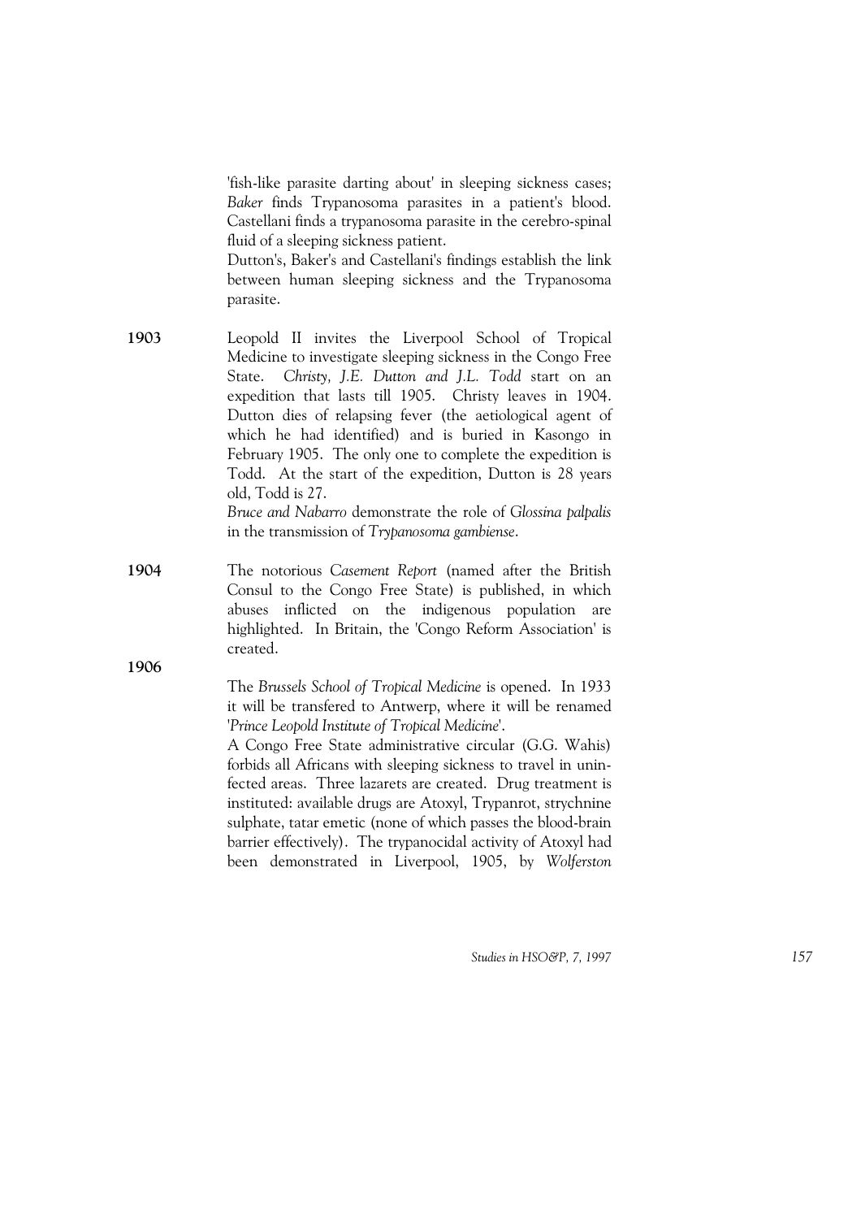'fish-like parasite darting about' in sleeping sickness cases; *Baker* finds Trypanosoma parasites in a patient's blood. Castellani finds a trypanosoma parasite in the cerebro-spinal fluid of a sleeping sickness patient.
Dutton's, Baker's and Castellani's findings establish the link between human sleeping sickness and the Trypanosoma parasite.

**1903** Leopold II invites the Liverpool School of Tropical Medicine to investigate sleeping sickness in the Congo Free State. *Christy, J.E. Dutton and J.L. Todd* start on an expedition that lasts till 1905. Christy leaves in 1904. Dutton dies of relapsing fever (the aetiological agent of which he had identified) and is buried in Kasongo in February 1905. The only one to complete the expedition is Todd. At the start of the expedition, Dutton is 28 years old, Todd is 27.
*Bruce and Nabarro* demonstrate the role of *Glossina palpalis* in the transmission of *Trypanosoma gambiense*.

**1904** The notorious *Casement Report* (named after the British Consul to the Congo Free State) is published, in which abuses inflicted on the indigenous population are highlighted. In Britain, the 'Congo Reform Association' is created.

**1906** The *Brussels School of Tropical Medicine* is opened. In 1933 it will be transfered to Antwerp, where it will be renamed '*Prince Leopold Institute of Tropical Medicine*'.
A Congo Free State administrative circular (G.G. Wahis) forbids all Africans with sleeping sickness to travel in uninfected areas. Three lazarets are created. Drug treatment is instituted: available drugs are Atoxyl, Trypanrot, strychnine sulphate, tatar emetic (none of which passes the blood-brain barrier effectively). The trypanocidal activity of Atoxyl had been demonstrated in Liverpool, 1905, by *Wolferston*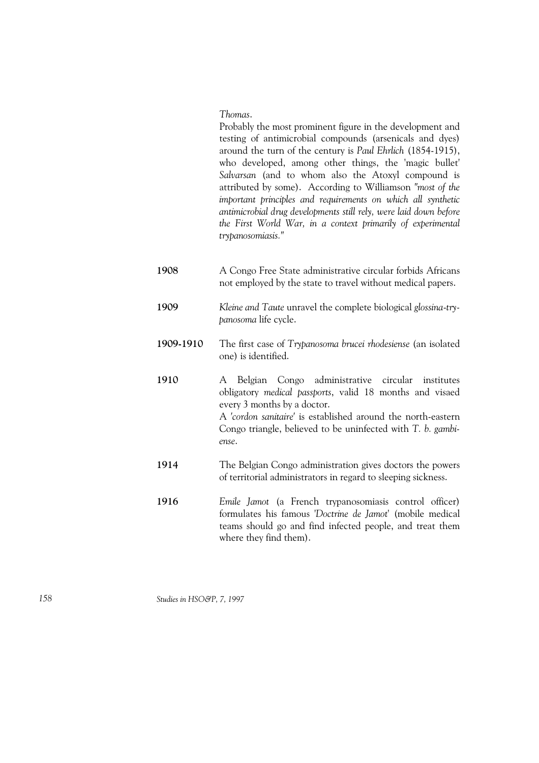*Thomas*.

Probably the most prominent figure in the development and testing of antimicrobial compounds (arsenicals and dyes) around the turn of the century is *Paul Ehrlich* (1854-1915), who developed, among other things, the 'magic bullet' *Salvarsan* (and to whom also the Atoxyl compound is attributed by some). According to Williamson *"most of the important principles and requirements on which all synthetic antimicrobial drug developments still rely, were laid down before the First World War, in a context primarily of experimental trypanosomiasis."*

**1908** A Congo Free State administrative circular forbids Africans not employed by the state to travel without medical papers.

**1909** *Kleine and Taute* unravel the complete biological *glossina-trypanosoma* life cycle.

**1909-1910** The first case of *Trypanosoma brucei rhodesiense* (an isolated one) is identified.

**1910** A Belgian Congo administrative circular institutes obligatory *medical passports*, valid 18 months and visaed every 3 months by a doctor.
A *'cordon sanitaire'* is established around the north-eastern Congo triangle, believed to be uninfected with *T. b. gambiense*.

**1914** The Belgian Congo administration gives doctors the powers of territorial administrators in regard to sleeping sickness.

**1916** *Emile Jamot* (a French trypanosomiasis control officer) formulates his famous *'Doctrine de Jamot'* (mobile medical teams should go and find infected people, and treat them where they find them).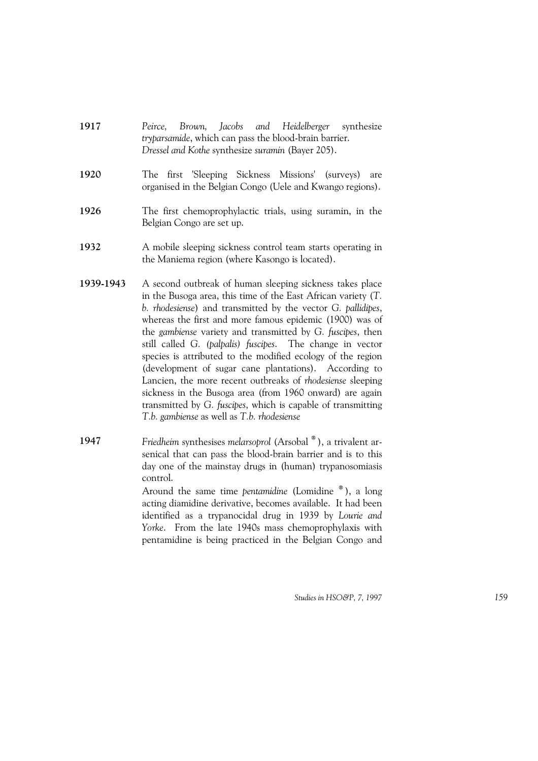**1917** *Peirce, Brown, Jacobs and Heidelberger* synthesize *tryparsamide*, which can pass the blood-brain barrier. *Dressel and Kothe* synthesize *suramin* (Bayer 205).

**1920** The first 'Sleeping Sickness Missions' (surveys) are organised in the Belgian Congo (Uele and Kwango regions).

**1926** The first chemoprophylactic trials, using suramin, in the Belgian Congo are set up.

**1932** A mobile sleeping sickness control team starts operating in the Maniema region (where Kasongo is located).

**1939-1943** A second outbreak of human sleeping sickness takes place in the Busoga area, this time of the East African variety (*T. b. rhodesiense*) and transmitted by the vector *G. pallidipes*, whereas the first and more famous epidemic (1900) was of the *gambiense* variety and transmitted by *G. fuscipes*, then still called *G. (palpalis) fuscipes*. The change in vector species is attributed to the modified ecology of the region (development of sugar cane plantations). According to Lancien, the more recent outbreaks of *rhodesiense* sleeping sickness in the Busoga area (from 1960 onward) are again transmitted by *G. fuscipes*, which is capable of transmitting *T.b. gambiense* as well as *T.b. rhodesiense*

**1947** *Friedheim* synthesises *melarsoprol* (Arsobal ®), a trivalent arsenical that can pass the blood-brain barrier and is to this day one of the mainstay drugs in (human) trypanosomiasis control.
Around the same time *pentamidine* (Lomidine ®), a long acting diamidine derivative, becomes available. It had been identified as a trypanocidal drug in 1939 by *Lourie and Yorke*. From the late 1940s mass chemoprophylaxis with pentamidine is being practiced in the Belgian Congo and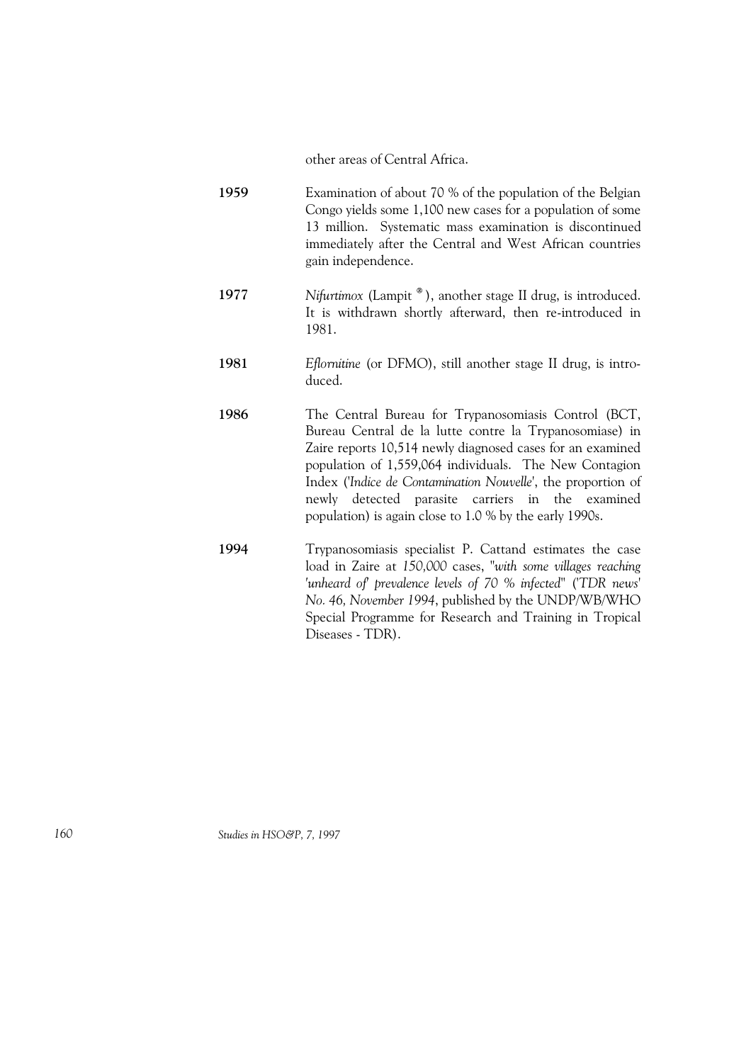other areas of Central Africa.

**1959** Examination of about 70 % of the population of the Belgian Congo yields some 1,100 new cases for a population of some 13 million. Systematic mass examination is discontinued immediately after the Central and West African countries gain independence.

**1977** *Nifurtimox* (Lampit ®), another stage II drug, is introduced. It is withdrawn shortly afterward, then re-introduced in 1981.

**1981** *Eflornitine* (or DFMO), still another stage II drug, is introduced.

**1986** The Central Bureau for Trypanosomiasis Control (BCT, Bureau Central de la lutte contre la Trypanosomiase) in Zaire reports 10,514 newly diagnosed cases for an examined population of 1,559,064 individuals. The New Contagion Index (*'Indice de Contamination Nouvelle'*, the proportion of newly detected parasite carriers in the examined population) is again close to 1.0 % by the early 1990s.

**1994** Trypanosomiasis specialist P. Cattand estimates the case load in Zaire at *150,000* cases, "*with some villages reaching 'unheard of' prevalence levels of 70 % infected*" (*'TDR news' No. 46, November 1994*, published by the UNDP/WB/WHO Special Programme for Research and Training in Tropical Diseases - TDR).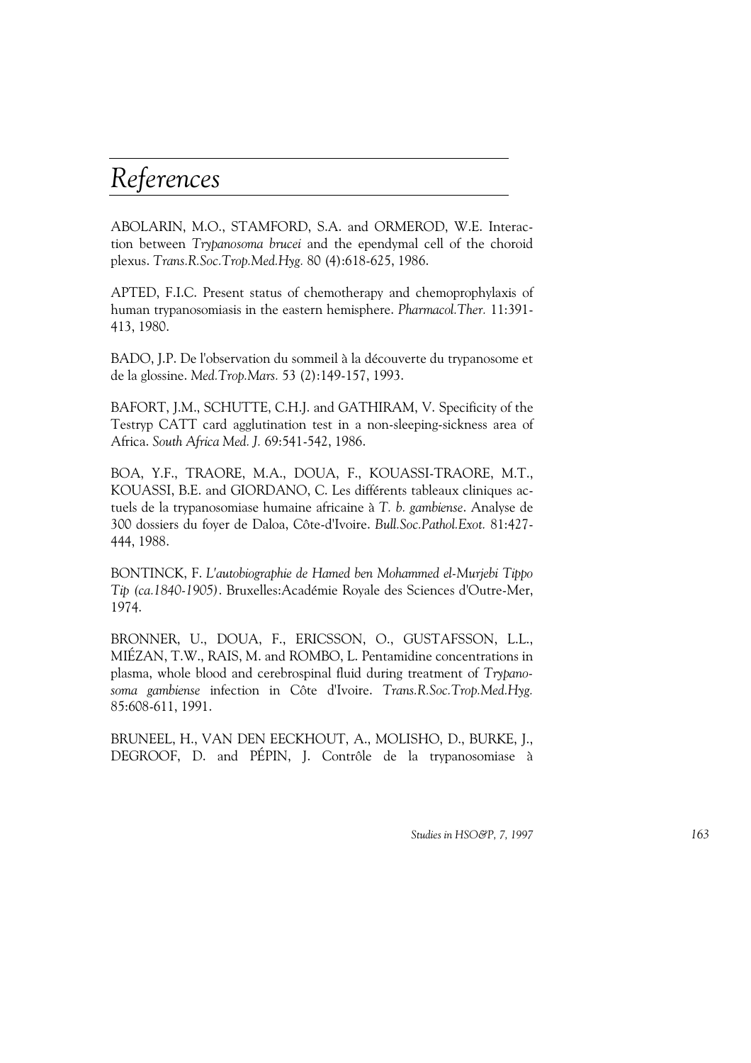# References

ABOLARIN, M.O., STAMFORD, S.A. and ORMEROD, W.E. Interaction between *Trypanosoma brucei* and the ependymal cell of the choroid plexus. *Trans.R.Soc.Trop.Med.Hyg.* 80 (4):618-625, 1986.

APTED, F.I.C. Present status of chemotherapy and chemoprophylaxis of human trypanosomiasis in the eastern hemisphere. *Pharmacol.Ther.* 11:391-413, 1980.

BADO, J.P. De l'observation du sommeil à la découverte du trypanosome et de la glossine. *Med.Trop.Mars.* 53 (2):149-157, 1993.

BAFORT, J.M., SCHUTTE, C.H.J. and GATHIRAM, V. Specificity of the Testryp CATT card agglutination test in a non-sleeping-sickness area of Africa. *South Africa Med. J.* 69:541-542, 1986.

BOA, Y.F., TRAORE, M.A., DOUA, F., KOUASSI-TRAORE, M.T., KOUASSI, B.E. and GIORDANO, C. Les différents tableaux cliniques actuels de la trypanosomiase humaine africaine à *T. b. gambiense*. Analyse de 300 dossiers du foyer de Daloa, Côte-d'Ivoire. *Bull.Soc.Pathol.Exot.* 81:427-444, 1988.

BONTINCK, F. *L'autobiographie de Hamed ben Mohammed el-Murjebi Tippo Tip (ca.1840-1905)*. Bruxelles:Académie Royale des Sciences d'Outre-Mer, 1974.

BRONNER, U., DOUA, F., ERICSSON, O., GUSTAFSSON, L.L., MIÉZAN, T.W., RAIS, M. and ROMBO, L. Pentamidine concentrations in plasma, whole blood and cerebrospinal fluid during treatment of *Trypanosoma gambiense* infection in Côte d'Ivoire. *Trans.R.Soc.Trop.Med.Hyg.* 85:608-611, 1991.

BRUNEEL, H., VAN DEN EECKHOUT, A., MOLISHO, D., BURKE, J., DEGROOF, D. and PÉPIN, J. Contrôle de la trypanosomiase à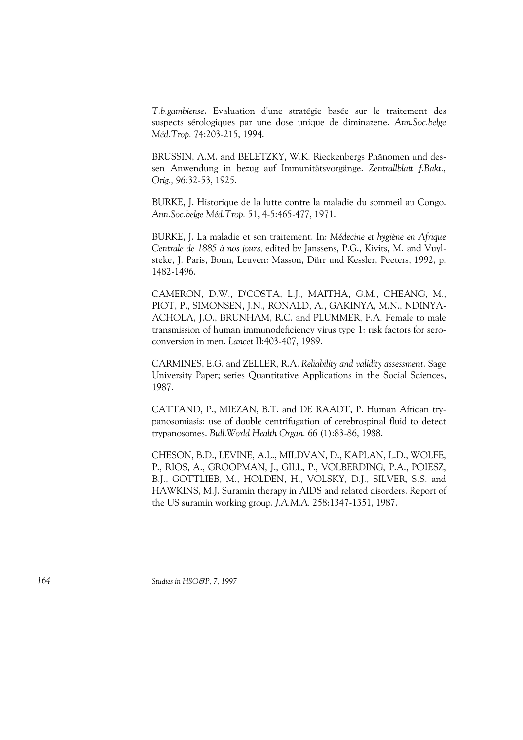*T.b.gambiense*. Evaluation d'une stratégie basée sur le traitement des suspects sérologiques par une dose unique de diminazene. *Ann.Soc.belge Méd.Trop.* 74:203-215, 1994.

BRUSSIN, A.M. and BELETZKY, W.K. Rieckenbergs Phänomen und dessen Anwendung in bezug auf Immunitätsvorgänge. *Zentrallblatt f.Bakt., Orig.,* 96:32-53, 1925.

BURKE, J. Historique de la lutte contre la maladie du sommeil au Congo. *Ann.Soc.belge Méd.Trop.* 51, 4-5:465-477, 1971.

BURKE, J. La maladie et son traitement. In: *Médecine et hygiène en Afrique Centrale de 1885 à nos jours*, edited by Janssens, P.G., Kivits, M. and Vuylsteke, J. Paris, Bonn, Leuven: Masson, Dürr und Kessler, Peeters, 1992, p. 1482-1496.

CAMERON, D.W., D'COSTA, L.J., MAITHA, G.M., CHEANG, M., PIOT, P., SIMONSEN, J.N., RONALD, A., GAKINYA, M.N., NDINYA-ACHOLA, J.O., BRUNHAM, R.C. and PLUMMER, F.A. Female to male transmission of human immunodeficiency virus type 1: risk factors for seroconversion in men. *Lancet* II:403-407, 1989.

CARMINES, E.G. and ZELLER, R.A. *Reliability and validity assessment*. Sage University Paper; series Quantitative Applications in the Social Sciences, 1987.

CATTAND, P., MIEZAN, B.T. and DE RAADT, P. Human African trypanosomiasis: use of double centrifugation of cerebrospinal fluid to detect trypanosomes. *Bull.World Health Organ.* 66 (1):83-86, 1988.

CHESON, B.D., LEVINE, A.L., MILDVAN, D., KAPLAN, L.D., WOLFE, P., RIOS, A., GROOPMAN, J., GILL, P., VOLBERDING, P.A., POIESZ, B.J., GOTTLIEB, M., HOLDEN, H., VOLSKY, D.J., SILVER, S.S. and HAWKINS, M.J. Suramin therapy in AIDS and related disorders. Report of the US suramin working group. *J.A.M.A.* 258:1347-1351, 1987.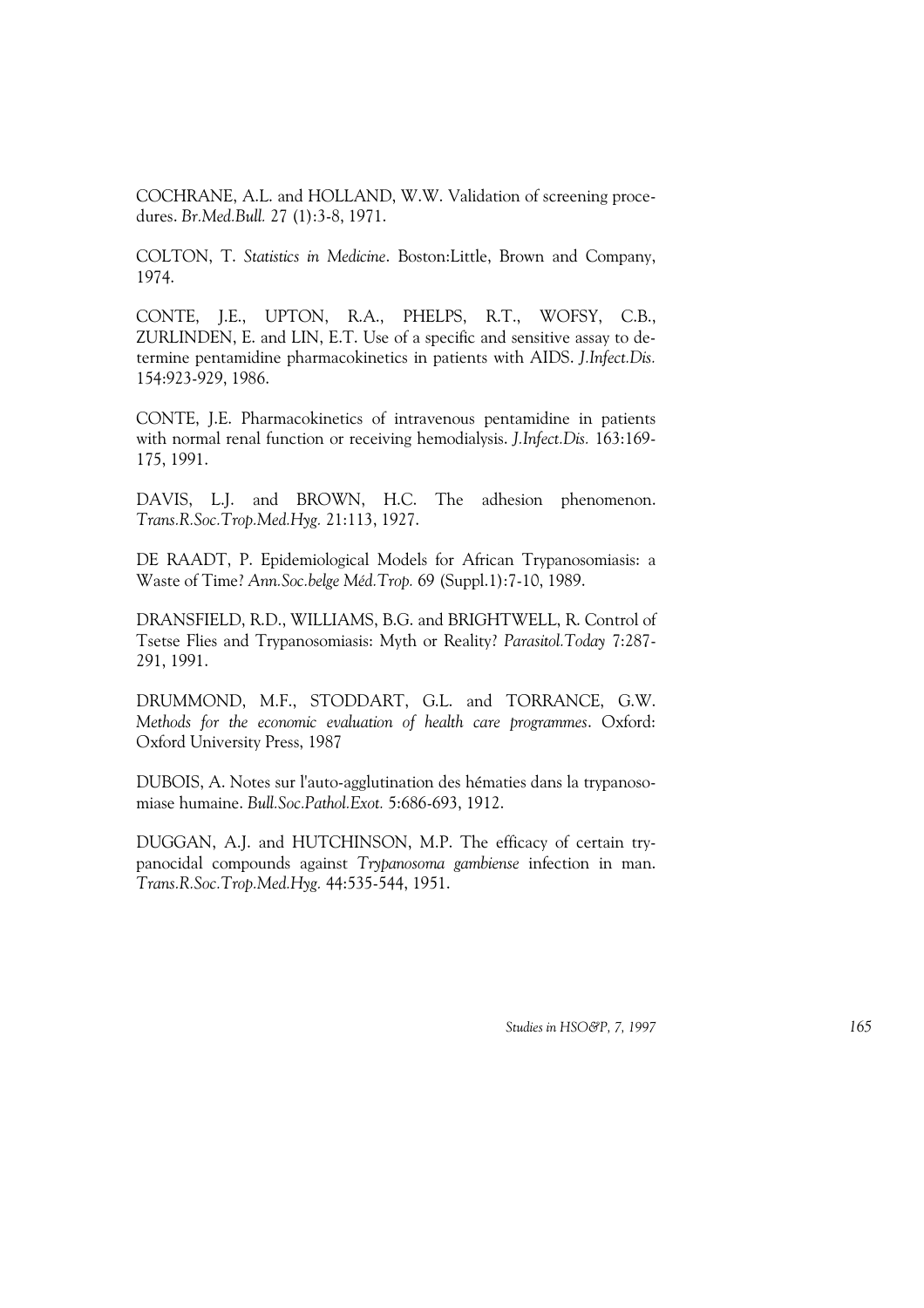COCHRANE, A.L. and HOLLAND, W.W. Validation of screening procedures. *Br.Med.Bull.* 27 (1):3-8, 1971.

COLTON, T. *Statistics in Medicine*. Boston:Little, Brown and Company, 1974.

CONTE, J.E., UPTON, R.A., PHELPS, R.T., WOFSY, C.B., ZURLINDEN, E. and LIN, E.T. Use of a specific and sensitive assay to determine pentamidine pharmacokinetics in patients with AIDS. *J.Infect.Dis.* 154:923-929, 1986.

CONTE, J.E. Pharmacokinetics of intravenous pentamidine in patients with normal renal function or receiving hemodialysis. *J.Infect.Dis.* 163:169-175, 1991.

DAVIS, L.J. and BROWN, H.C. The adhesion phenomenon. *Trans.R.Soc.Trop.Med.Hyg.* 21:113, 1927.

DE RAADT, P. Epidemiological Models for African Trypanosomiasis: a Waste of Time? *Ann.Soc.belge Méd.Trop.* 69 (Suppl.1):7-10, 1989.

DRANSFIELD, R.D., WILLIAMS, B.G. and BRIGHTWELL, R. Control of Tsetse Flies and Trypanosomiasis: Myth or Reality? *Parasitol.Today* 7:287-291, 1991.

DRUMMOND, M.F., STODDART, G.L. and TORRANCE, G.W. *Methods for the economic evaluation of health care programmes*. Oxford: Oxford University Press, 1987

DUBOIS, A. Notes sur l'auto-agglutination des hématies dans la trypanosomiase humaine. *Bull.Soc.Pathol.Exot.* 5:686-693, 1912.

DUGGAN, A.J. and HUTCHINSON, M.P. The efficacy of certain trypanocidal compounds against *Trypanosoma gambiense* infection in man. *Trans.R.Soc.Trop.Med.Hyg.* 44:535-544, 1951.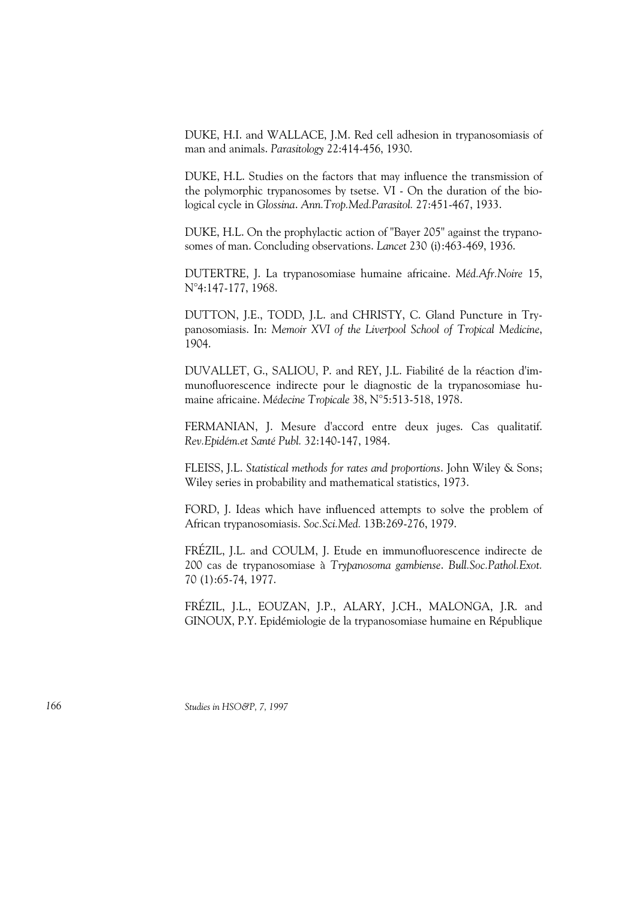DUKE, H.I. and WALLACE, J.M. Red cell adhesion in trypanosomiasis of man and animals. *Parasitology* 22:414-456, 1930.

DUKE, H.L. Studies on the factors that may influence the transmission of the polymorphic trypanosomes by tsetse. VI - On the duration of the biological cycle in *Glossina*. *Ann.Trop.Med.Parasitol.* 27:451-467, 1933.

DUKE, H.L. On the prophylactic action of "Bayer 205" against the trypanosomes of man. Concluding observations. *Lancet* 230 (i):463-469, 1936.

DUTERTRE, J. La trypanosomiase humaine africaine. *Méd.Afr.Noire* 15, N°4:147-177, 1968.

DUTTON, J.E., TODD, J.L. and CHRISTY, C. Gland Puncture in Trypanosomiasis. In: *Memoir XVI of the Liverpool School of Tropical Medicine*, 1904.

DUVALLET, G., SALIOU, P. and REY, J.L. Fiabilité de la réaction d'immunofluorescence indirecte pour le diagnostic de la trypanosomiase humaine africaine. *Médecine Tropicale* 38, N°5:513-518, 1978.

FERMANIAN, J. Mesure d'accord entre deux juges. Cas qualitatif. *Rev.Epidém.et Santé Publ.* 32:140-147, 1984.

FLEISS, J.L. *Statistical methods for rates and proportions*. John Wiley & Sons; Wiley series in probability and mathematical statistics, 1973.

FORD, J. Ideas which have influenced attempts to solve the problem of African trypanosomiasis. *Soc.Sci.Med.* 13B:269-276, 1979.

FRÉZIL, J.L. and COULM, J. Etude en immunofluorescence indirecte de 200 cas de trypanosomiase à *Trypanosoma gambiense*. *Bull.Soc.Pathol.Exot.* 70 (1):65-74, 1977.

FRÉZIL, J.L., EOUZAN, J.P., ALARY, J.CH., MALONGA, J.R. and GINOUX, P.Y. Epidémiologie de la trypanosomiase humaine en République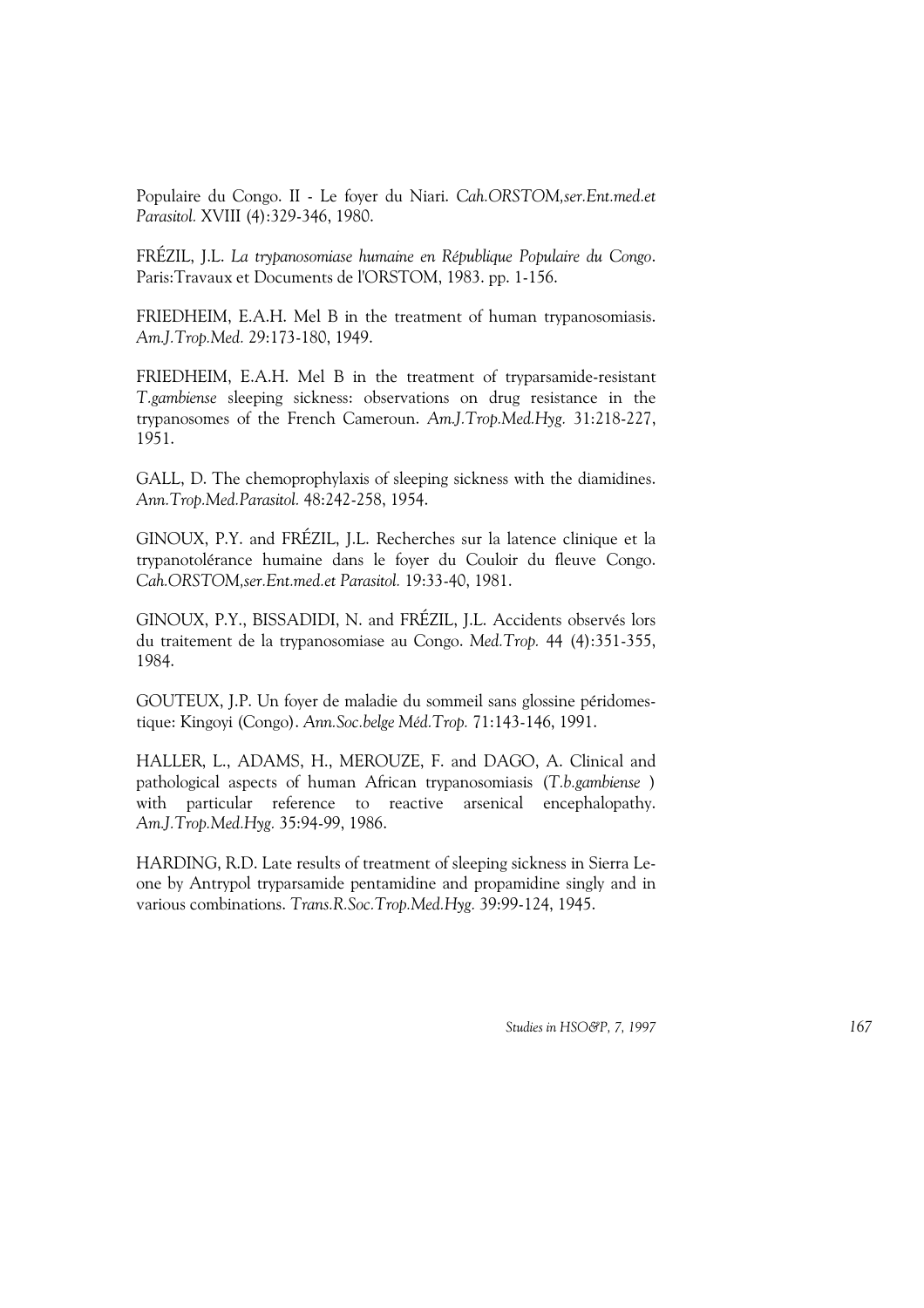Populaire du Congo. II - Le foyer du Niari. *Cah.ORSTOM,ser.Ent.med.et Parasitol.* XVIII (4):329-346, 1980.

FRÉZIL, J.L. *La trypanosomiase humaine en République Populaire du Congo*. Paris:Travaux et Documents de l'ORSTOM, 1983. pp. 1-156.

FRIEDHEIM, E.A.H. Mel B in the treatment of human trypanosomiasis. *Am.J.Trop.Med.* 29:173-180, 1949.

FRIEDHEIM, E.A.H. Mel B in the treatment of tryparsamide-resistant *T.gambiense* sleeping sickness: observations on drug resistance in the trypanosomes of the French Cameroun. *Am.J.Trop.Med.Hyg.* 31:218-227, 1951.

GALL, D. The chemoprophylaxis of sleeping sickness with the diamidines. *Ann.Trop.Med.Parasitol.* 48:242-258, 1954.

GINOUX, P.Y. and FRÉZIL, J.L. Recherches sur la latence clinique et la trypanotolérance humaine dans le foyer du Couloir du fleuve Congo. *Cah.ORSTOM,ser.Ent.med.et Parasitol.* 19:33-40, 1981.

GINOUX, P.Y., BISSADIDI, N. and FRÉZIL, J.L. Accidents observés lors du traitement de la trypanosomiase au Congo. *Med.Trop.* 44 (4):351-355, 1984.

GOUTEUX, J.P. Un foyer de maladie du sommeil sans glossine péridomestique: Kingoyi (Congo). *Ann.Soc.belge Méd.Trop.* 71:143-146, 1991.

HALLER, L., ADAMS, H., MEROUZE, F. and DAGO, A. Clinical and pathological aspects of human African trypanosomiasis (*T.b.gambiense* ) with particular reference to reactive arsenical encephalopathy. *Am.J.Trop.Med.Hyg.* 35:94-99, 1986.

HARDING, R.D. Late results of treatment of sleeping sickness in Sierra Leone by Antrypol tryparsamide pentamidine and propamidine singly and in various combinations. *Trans.R.Soc.Trop.Med.Hyg.* 39:99-124, 1945.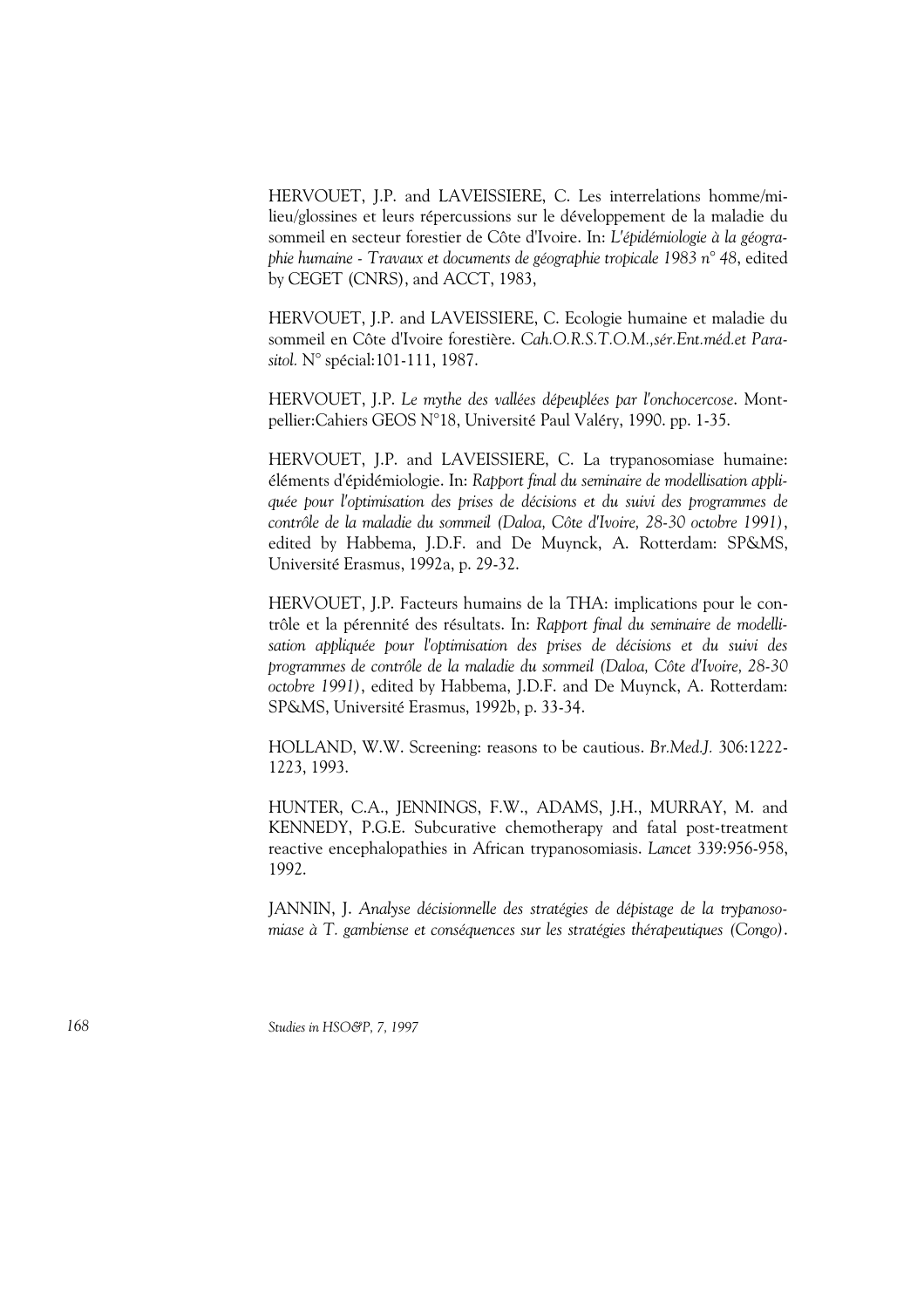HERVOUET, J.P. and LAVEISSIERE, C. Les interrelations homme/milieu/glossines et leurs répercussions sur le développement de la maladie du sommeil en secteur forestier de Côte d'Ivoire. In: *L'épidémiologie à la géographie humaine - Travaux et documents de géographie tropicale 1983 n° 48*, edited by CEGET (CNRS), and ACCT, 1983,

HERVOUET, J.P. and LAVEISSIERE, C. Ecologie humaine et maladie du sommeil en Côte d'Ivoire forestière. *Cah.O.R.S.T.O.M.,sér.Ent.méd.et Parasitol.* N° spécial:101-111, 1987.

HERVOUET, J.P. *Le mythe des vallées dépeuplées par l'onchocercose*. Montpellier:Cahiers GEOS N°18, Université Paul Valéry, 1990. pp. 1-35.

HERVOUET, J.P. and LAVEISSIERE, C. La trypanosomiase humaine: éléments d'épidémiologie. In: *Rapport final du seminaire de modellisation appliquée pour l'optimisation des prises de décisions et du suivi des programmes de contrôle de la maladie du sommeil (Daloa, Côte d'Ivoire, 28-30 octobre 1991)*, edited by Habbema, J.D.F. and De Muynck, A. Rotterdam: SP&MS, Université Erasmus, 1992a, p. 29-32.

HERVOUET, J.P. Facteurs humains de la THA: implications pour le contrôle et la pérennité des résultats. In: *Rapport final du seminaire de modellisation appliquée pour l'optimisation des prises de décisions et du suivi des programmes de contrôle de la maladie du sommeil (Daloa, Côte d'Ivoire, 28-30 octobre 1991)*, edited by Habbema, J.D.F. and De Muynck, A. Rotterdam: SP&MS, Université Erasmus, 1992b, p. 33-34.

HOLLAND, W.W. Screening: reasons to be cautious. *Br.Med.J.* 306:1222-1223, 1993.

HUNTER, C.A., JENNINGS, F.W., ADAMS, J.H., MURRAY, M. and KENNEDY, P.G.E. Subcurative chemotherapy and fatal post-treatment reactive encephalopathies in African trypanosomiasis. *Lancet* 339:956-958, 1992.

JANNIN, J. *Analyse décisionnelle des stratégies de dépistage de la trypanosomiase à T. gambiense et conséquences sur les stratégies thérapeutiques (Congo)*.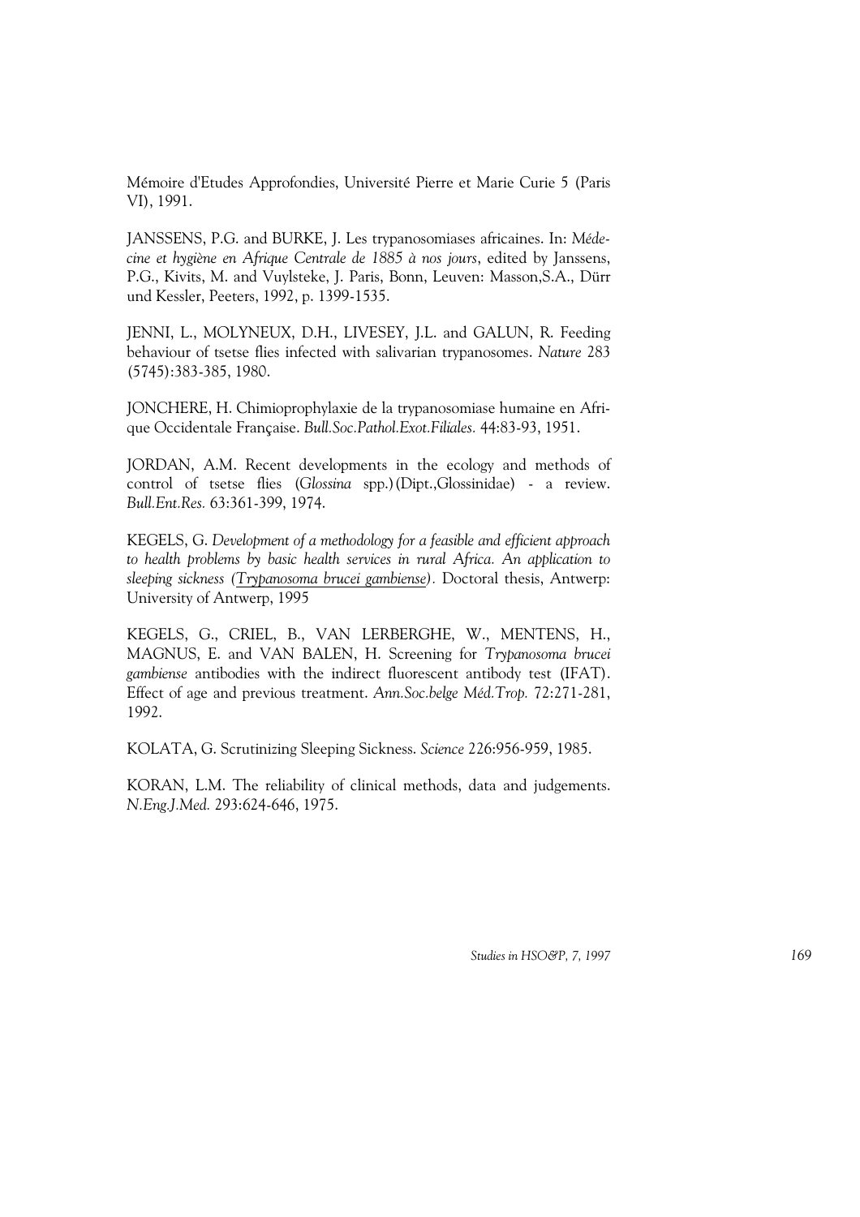Mémoire d'Etudes Approfondies, Université Pierre et Marie Curie 5 (Paris VI), 1991.

JANSSENS, P.G. and BURKE, J. Les trypanosomiases africaines. In: *Médecine et hygiène en Afrique Centrale de 1885 à nos jours*, edited by Janssens, P.G., Kivits, M. and Vuylsteke, J. Paris, Bonn, Leuven: Masson,S.A., Dürr und Kessler, Peeters, 1992, p. 1399-1535.

JENNI, L., MOLYNEUX, D.H., LIVESEY, J.L. and GALUN, R. Feeding behaviour of tsetse flies infected with salivarian trypanosomes. *Nature* 283 (5745):383-385, 1980.

JONCHERE, H. Chimioprophylaxie de la trypanosomiase humaine en Afrique Occidentale Française. *Bull.Soc.Pathol.Exot.Filiales.* 44:83-93, 1951.

JORDAN, A.M. Recent developments in the ecology and methods of control of tsetse flies (*Glossina* spp.)(Dipt.,Glossinidae) - a review. *Bull.Ent.Res.* 63:361-399, 1974.

KEGELS, G. *Development of a methodology for a feasible and efficient approach to health problems by basic health services in rural Africa. An application to sleeping sickness (Trypanosoma brucei gambiense).* Doctoral thesis, Antwerp: University of Antwerp, 1995

KEGELS, G., CRIEL, B., VAN LERBERGHE, W., MENTENS, H., MAGNUS, E. and VAN BALEN, H. Screening for *Trypanosoma brucei gambiense* antibodies with the indirect fluorescent antibody test (IFAT). Effect of age and previous treatment. *Ann.Soc.belge Méd.Trop.* 72:271-281, 1992.

KOLATA, G. Scrutinizing Sleeping Sickness. *Science* 226:956-959, 1985.

KORAN, L.M. The reliability of clinical methods, data and judgements. *N.Eng.J.Med.* 293:624-646, 1975.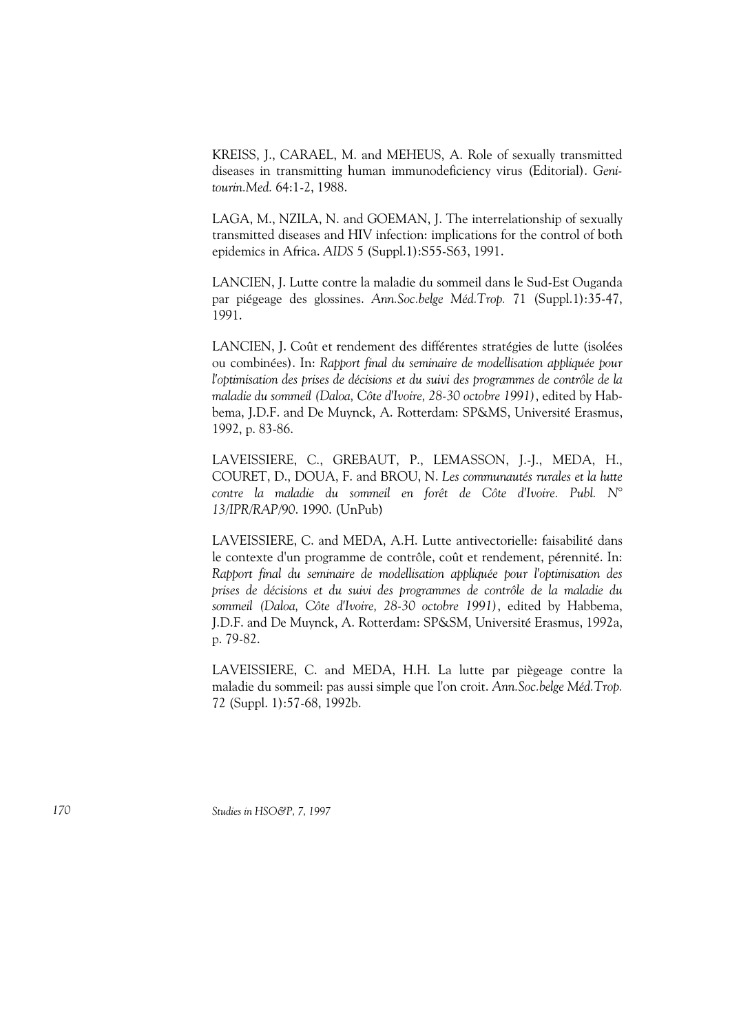KREISS, J., CARAEL, M. and MEHEUS, A. Role of sexually transmitted diseases in transmitting human immunodeficiency virus (Editorial). *Genitourin.Med.* 64:1-2, 1988.

LAGA, M., NZILA, N. and GOEMAN, J. The interrelationship of sexually transmitted diseases and HIV infection: implications for the control of both epidemics in Africa. *AIDS* 5 (Suppl.1):S55-S63, 1991.

LANCIEN, J. Lutte contre la maladie du sommeil dans le Sud-Est Ouganda par piégeage des glossines. *Ann.Soc.belge Méd.Trop.* 71 (Suppl.1):35-47, 1991.

LANCIEN, J. Coût et rendement des différentes stratégies de lutte (isolées ou combinées). In: *Rapport final du seminaire de modellisation appliquée pour l'optimisation des prises de décisions et du suivi des programmes de contrôle de la maladie du sommeil (Daloa, Côte d'Ivoire, 28-30 octobre 1991)*, edited by Habbema, J.D.F. and De Muynck, A. Rotterdam: SP&MS, Université Erasmus, 1992, p. 83-86.

LAVEISSIERE, C., GREBAUT, P., LEMASSON, J.-J., MEDA, H., COURET, D., DOUA, F. and BROU, N. *Les communautés rurales et la lutte contre la maladie du sommeil en forêt de Côte d'Ivoire. Publ. N° 13/IPR/RAP/90.* 1990. (UnPub)

LAVEISSIERE, C. and MEDA, A.H. Lutte antivectorielle: faisabilité dans le contexte d'un programme de contrôle, coût et rendement, pérennité. In: *Rapport final du seminaire de modellisation appliquée pour l'optimisation des prises de décisions et du suivi des programmes de contrôle de la maladie du sommeil (Daloa, Côte d'Ivoire, 28-30 octobre 1991)*, edited by Habbema, J.D.F. and De Muynck, A. Rotterdam: SP&SM, Université Erasmus, 1992a, p. 79-82.

LAVEISSIERE, C. and MEDA, H.H. La lutte par piègeage contre la maladie du sommeil: pas aussi simple que l'on croit. *Ann.Soc.belge Méd.Trop.* 72 (Suppl. 1):57-68, 1992b.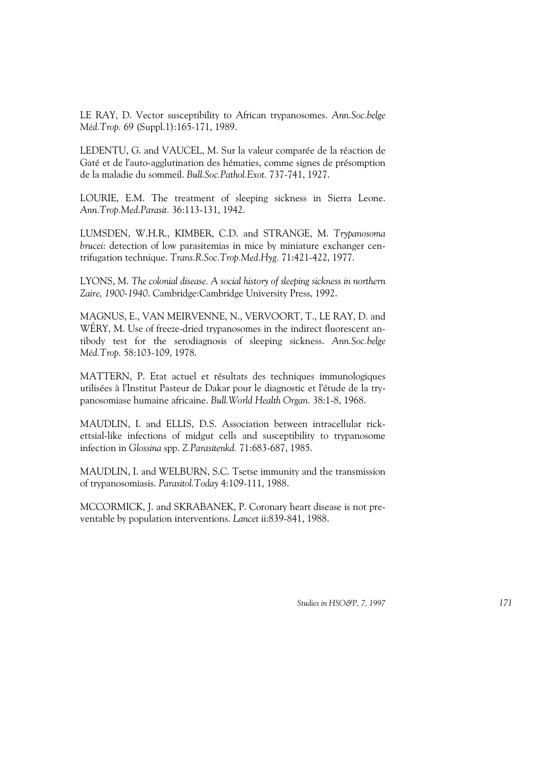LE RAY, D. Vector susceptibility to African trypanosomes. *Ann.Soc.belge Méd.Trop.* 69 (Suppl.1):165-171, 1989.

LEDENTU, G. and VAUCEL, M. Sur la valeur comparée de la réaction de Gaté et de l'auto-agglutination des hématies, comme signes de présomption de la maladie du sommeil. *Bull.Soc.Pathol.Exot.* 737-741, 1927.

LOURIE, E.M. The treatment of sleeping sickness in Sierra Leone. *Ann.Trop.Med.Parasit.* 36:113-131, 1942.

LUMSDEN, W.H.R., KIMBER, C.D. and STRANGE, M. *Trypanosoma brucei*: detection of low parasitemias in mice by miniature exchanger centrifugation technique. *Trans.R.Soc.Trop.Med.Hyg.* 71:421-422, 1977.

LYONS, M. *The colonial disease. A social history of sleeping sickness in northern Zaire, 1900-1940*. Cambridge:Cambridge University Press, 1992.

MAGNUS, E., VAN MEIRVENNE, N., VERVOORT, T., LE RAY, D. and WÉRY, M. Use of freeze-dried trypanosomes in the indirect fluorescent antibody test for the serodiagnosis of sleeping sickness. *Ann.Soc.belge Méd.Trop.* 58:103-109, 1978.

MATTERN, P. Etat actuel et résultats des techniques immunologiques utilisées à l'Institut Pasteur de Dakar pour le diagnostic et l'étude de la trypanosomiase humaine africaine. *Bull.World Health Organ.* 38:1-8, 1968.

MAUDLIN, I. and ELLIS, D.S. Association between intracellular rickettsial-like infections of midgut cells and susceptibility to trypanosome infection in *Glossina* spp. *Z.Parasitenkd.* 71:683-687, 1985.

MAUDLIN, I. and WELBURN, S.C. Tsetse immunity and the transmission of trypanosomiasis. *Parasitol.Today* 4:109-111, 1988.

MCCORMICK, J. and SKRABANEK, P. Coronary heart disease is not preventable by population interventions. *Lancet* ii:839-841, 1988.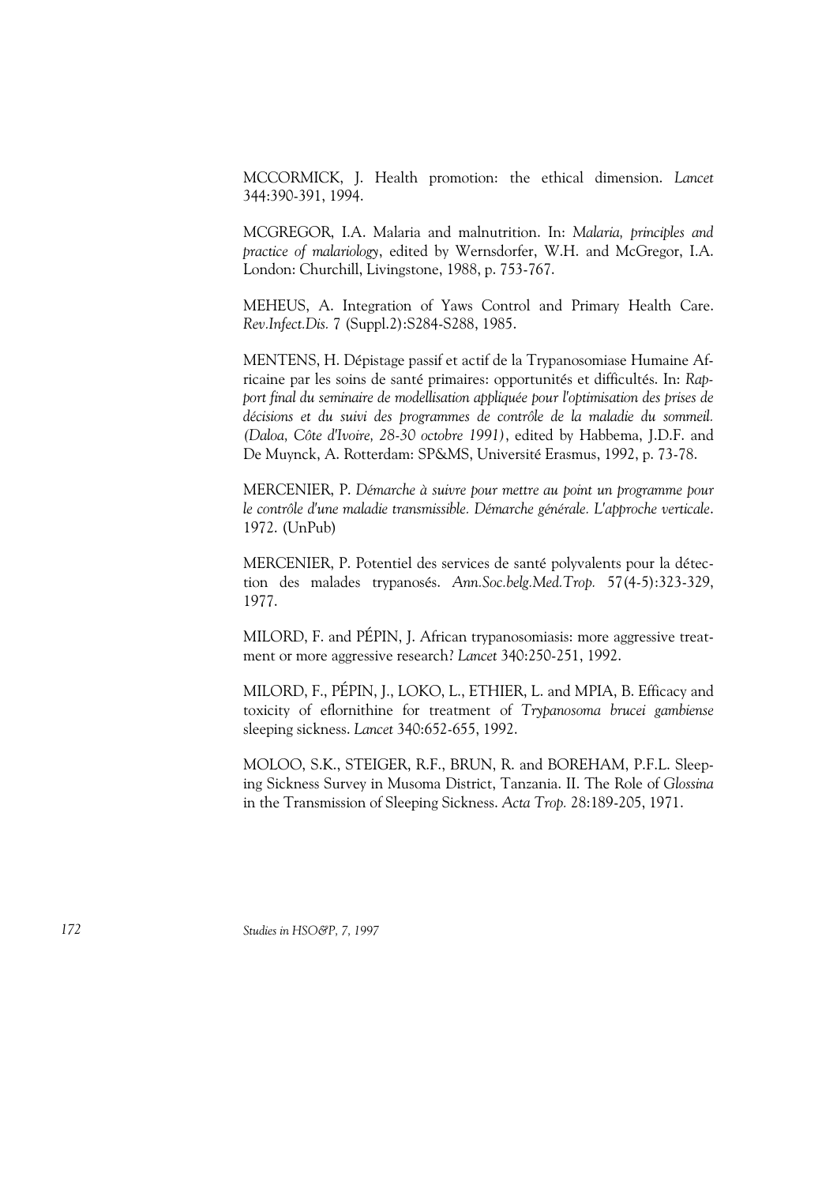MCCORMICK, J. Health promotion: the ethical dimension. *Lancet* 344:390-391, 1994.

MCGREGOR, I.A. Malaria and malnutrition. In: *Malaria, principles and practice of malariology*, edited by Wernsdorfer, W.H. and McGregor, I.A. London: Churchill, Livingstone, 1988, p. 753-767.

MEHEUS, A. Integration of Yaws Control and Primary Health Care. *Rev.Infect.Dis.* 7 (Suppl.2):S284-S288, 1985.

MENTENS, H. Dépistage passif et actif de la Trypanosomiase Humaine Africaine par les soins de santé primaires: opportunités et difficultés. In: *Rapport final du seminaire de modellisation appliquée pour l'optimisation des prises de décisions et du suivi des programmes de contrôle de la maladie du sommeil. (Daloa, Côte d'Ivoire, 28-30 octobre 1991)*, edited by Habbema, J.D.F. and De Muynck, A. Rotterdam: SP&MS, Université Erasmus, 1992, p. 73-78.

MERCENIER, P. *Démarche à suivre pour mettre au point un programme pour le contrôle d'une maladie transmissible. Démarche générale. L'approche verticale*. 1972. (UnPub)

MERCENIER, P. Potentiel des services de santé polyvalents pour la détection des malades trypanosés. *Ann.Soc.belg.Med.Trop.* 57(4-5):323-329, 1977.

MILORD, F. and PÉPIN, J. African trypanosomiasis: more aggressive treatment or more aggressive research? *Lancet* 340:250-251, 1992.

MILORD, F., PÉPIN, J., LOKO, L., ETHIER, L. and MPIA, B. Efficacy and toxicity of eflornithine for treatment of *Trypanosoma brucei gambiense* sleeping sickness. *Lancet* 340:652-655, 1992.

MOLOO, S.K., STEIGER, R.F., BRUN, R. and BOREHAM, P.F.L. Sleeping Sickness Survey in Musoma District, Tanzania. II. The Role of *Glossina* in the Transmission of Sleeping Sickness. *Acta Trop.* 28:189-205, 1971.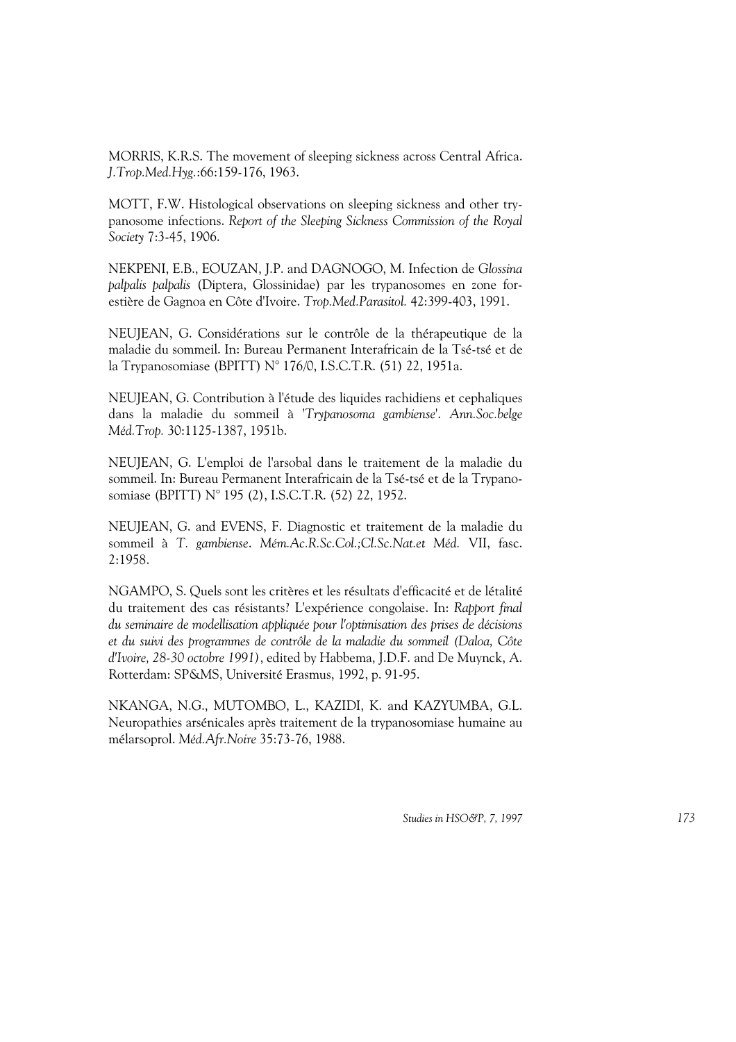MORRIS, K.R.S. The movement of sleeping sickness across Central Africa. *J.Trop.Med.Hyg.*:66:159-176, 1963.

MOTT, F.W. Histological observations on sleeping sickness and other trypanosome infections. *Report of the Sleeping Sickness Commission of the Royal Society* 7:3-45, 1906.

NEKPENI, E.B., EOUZAN, J.P. and DAGNOGO, M. Infection de *Glossina palpalis palpalis* (Diptera, Glossinidae) par les trypanosomes en zone forestière de Gagnoa en Côte d'Ivoire. *Trop.Med.Parasitol.* 42:399-403, 1991.

NEUJEAN, G. Considérations sur le contrôle de la thérapeutique de la maladie du sommeil. In: Bureau Permanent Interafricain de la Tsé-tsé et de la Trypanosomiase (BPITT) N° 176/0, I.S.C.T.R. (51) 22, 1951a.

NEUJEAN, G. Contribution à l'étude des liquides rachidiens et cephaliques dans la maladie du sommeil à '*Trypanosoma gambiense*'. *Ann.Soc.belge Méd.Trop.* 30:1125-1387, 1951b.

NEUJEAN, G. L'emploi de l'arsobal dans le traitement de la maladie du sommeil. In: Bureau Permanent Interafricain de la Tsé-tsé et de la Trypanosomiase (BPITT) N° 195 (2), I.S.C.T.R. (52) 22, 1952.

NEUJEAN, G. and EVENS, F. Diagnostic et traitement de la maladie du sommeil à *T. gambiense*. *Mém.Ac.R.Sc.Col.;Cl.Sc.Nat.et Méd.* VII, fasc. 2:1958.

NGAMPO, S. Quels sont les critères et les résultats d'efficacité et de létalité du traitement des cas résistants? L'expérience congolaise. In: *Rapport final du seminaire de modellisation appliquée pour l'optimisation des prises de décisions et du suivi des programmes de contrôle de la maladie du sommeil (Daloa, Côte d'Ivoire, 28-30 octobre 1991)*, edited by Habbema, J.D.F. and De Muynck, A. Rotterdam: SP&MS, Université Erasmus, 1992, p. 91-95.

NKANGA, N.G., MUTOMBO, L., KAZIDI, K. and KAZYUMBA, G.L. Neuropathies arsénicales après traitement de la trypanosomiase humaine au mélarsoprol. *Méd.Afr.Noire* 35:73-76, 1988.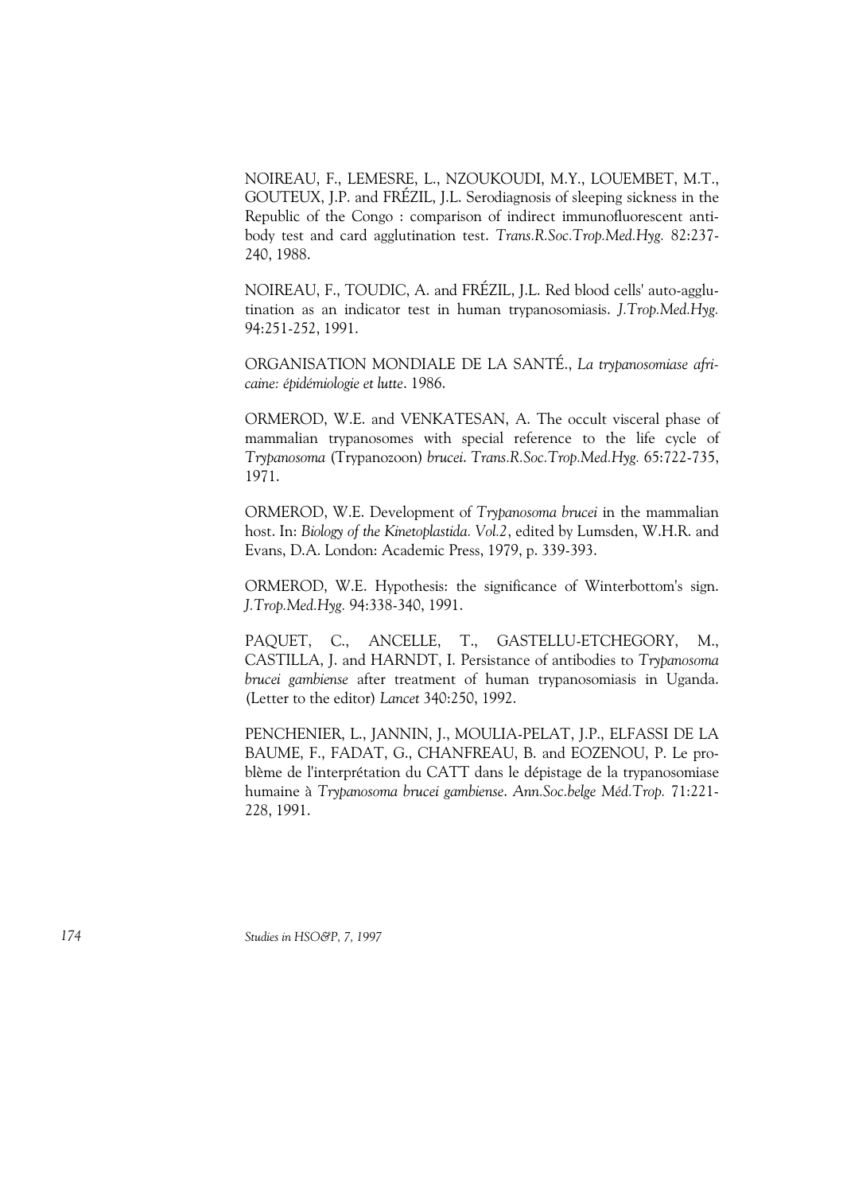NOIREAU, F., LEMESRE, L., NZOUKOUDI, M.Y., LOUEMBET, M.T., GOUTEUX, J.P. and FRÉZIL, J.L. Serodiagnosis of sleeping sickness in the Republic of the Congo : comparison of indirect immunofluorescent antibody test and card agglutination test. *Trans.R.Soc.Trop.Med.Hyg.* 82:237-240, 1988.

NOIREAU, F., TOUDIC, A. and FRÉZIL, J.L. Red blood cells' auto-agglutination as an indicator test in human trypanosomiasis. *J.Trop.Med.Hyg.* 94:251-252, 1991.

ORGANISATION MONDIALE DE LA SANTÉ., *La trypanosomiase africaine: épidémiologie et lutte*. 1986.

ORMEROD, W.E. and VENKATESAN, A. The occult visceral phase of mammalian trypanosomes with special reference to the life cycle of *Trypanosoma* (Trypanozoon) *brucei*. *Trans.R.Soc.Trop.Med.Hyg.* 65:722-735, 1971.

ORMEROD, W.E. Development of *Trypanosoma brucei* in the mammalian host. In: *Biology of the Kinetoplastida. Vol.2*, edited by Lumsden, W.H.R. and Evans, D.A. London: Academic Press, 1979, p. 339-393.

ORMEROD, W.E. Hypothesis: the significance of Winterbottom's sign. *J.Trop.Med.Hyg.* 94:338-340, 1991.

PAQUET, C., ANCELLE, T., GASTELLU-ETCHEGORY, M., CASTILLA, J. and HARNDT, I. Persistance of antibodies to *Trypanosoma brucei gambiense* after treatment of human trypanosomiasis in Uganda. (Letter to the editor) *Lancet* 340:250, 1992.

PENCHENIER, L., JANNIN, J., MOULIA-PELAT, J.P., ELFASSI DE LA BAUME, F., FADAT, G., CHANFREAU, B. and EOZENOU, P. Le problème de l'interprétation du CATT dans le dépistage de la trypanosomiase humaine à *Trypanosoma brucei gambiense*. *Ann.Soc.belge Méd.Trop.* 71:221-228, 1991.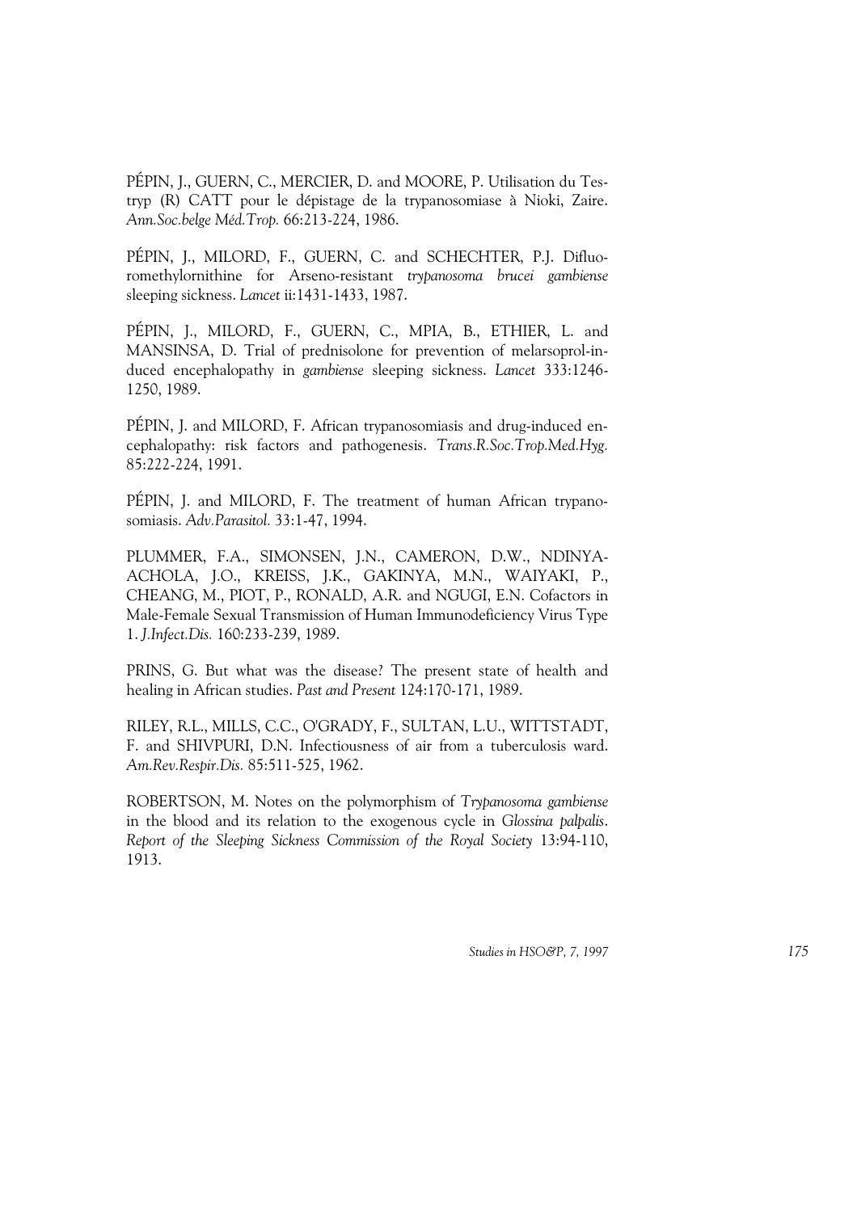PÉPIN, J., GUERN, C., MERCIER, D. and MOORE, P. Utilisation du Testryp (R) CATT pour le dépistage de la trypanosomiase à Nioki, Zaire. *Ann.Soc.belge Méd.Trop.* 66:213-224, 1986.

PÉPIN, J., MILORD, F., GUERN, C. and SCHECHTER, P.J. Difluoromethylornithine for Arseno-resistant *trypanosoma brucei gambiense* sleeping sickness. *Lancet* ii:1431-1433, 1987.

PÉPIN, J., MILORD, F., GUERN, C., MPIA, B., ETHIER, L. and MANSINSA, D. Trial of prednisolone for prevention of melarsoprol-induced encephalopathy in *gambiense* sleeping sickness. *Lancet* 333:1246-1250, 1989.

PÉPIN, J. and MILORD, F. African trypanosomiasis and drug-induced encephalopathy: risk factors and pathogenesis. *Trans.R.Soc.Trop.Med.Hyg.* 85:222-224, 1991.

PÉPIN, J. and MILORD, F. The treatment of human African trypanosomiasis. *Adv.Parasitol.* 33:1-47, 1994.

PLUMMER, F.A., SIMONSEN, J.N., CAMERON, D.W., NDINYA-ACHOLA, J.O., KREISS, J.K., GAKINYA, M.N., WAIYAKI, P., CHEANG, M., PIOT, P., RONALD, A.R. and NGUGI, E.N. Cofactors in Male-Female Sexual Transmission of Human Immunodeficiency Virus Type 1. *J.Infect.Dis.* 160:233-239, 1989.

PRINS, G. But what was the disease? The present state of health and healing in African studies. *Past and Present* 124:170-171, 1989.

RILEY, R.L., MILLS, C.C., O'GRADY, F., SULTAN, L.U., WITTSTADT, F. and SHIVPURI, D.N. Infectiousness of air from a tuberculosis ward. *Am.Rev.Respir.Dis.* 85:511-525, 1962.

ROBERTSON, M. Notes on the polymorphism of *Trypanosoma gambiense* in the blood and its relation to the exogenous cycle in *Glossina palpalis*. *Report of the Sleeping Sickness Commission of the Royal Society* 13:94-110, 1913.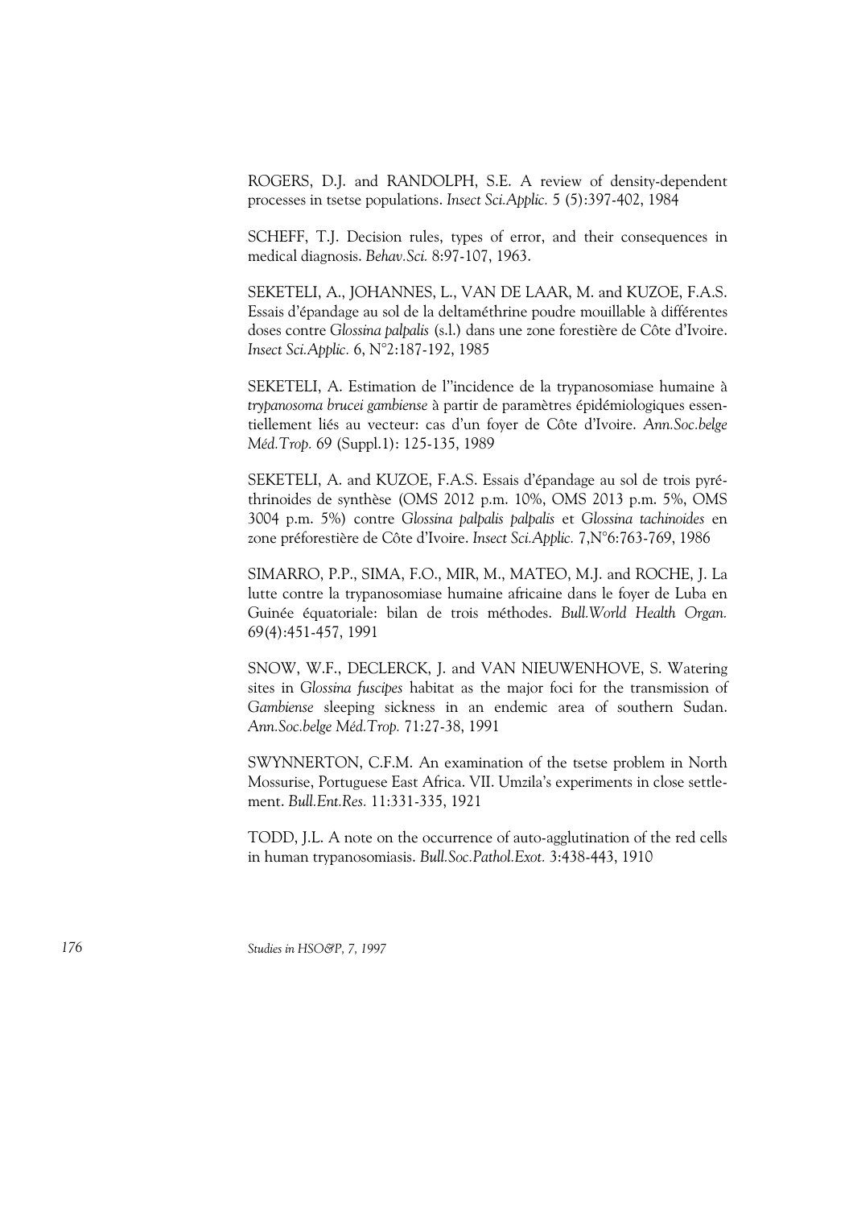ROGERS, D.J. and RANDOLPH, S.E. A review of density-dependent processes in tsetse populations. *Insect Sci.Applic.* 5 (5):397-402, 1984

SCHEFF, T.J. Decision rules, types of error, and their consequences in medical diagnosis. *Behav.Sci.* 8:97-107, 1963.

SEKETELI, A., JOHANNES, L., VAN DE LAAR, M. and KUZOE, F.A.S. Essais d'épandage au sol de la deltaméthrine poudre mouillable à différentes doses contre *Glossina palpalis* (s.l.) dans une zone forestière de Côte d'Ivoire. *Insect Sci.Applic.* 6, N°2:187-192, 1985

SEKETELI, A. Estimation de l''incidence de la trypanosomiase humaine à *trypanosoma brucei gambiense* à partir de paramètres épidémiologiques essentiellement liés au vecteur: cas d'un foyer de Côte d'Ivoire. *Ann.Soc.belge Méd.Trop.* 69 (Suppl.1): 125-135, 1989

SEKETELI, A. and KUZOE, F.A.S. Essais d'épandage au sol de trois pyréthrinoides de synthèse (OMS 2012 p.m. 10%, OMS 2013 p.m. 5%, OMS 3004 p.m. 5%) contre *Glossina palpalis palpalis* et *Glossina tachinoides* en zone préforestière de Côte d'Ivoire. *Insect Sci.Applic.* 7,N°6:763-769, 1986

SIMARRO, P.P., SIMA, F.O., MIR, M., MATEO, M.J. and ROCHE, J. La lutte contre la trypanosomiase humaine africaine dans le foyer de Luba en Guinée équatoriale: bilan de trois méthodes. *Bull.World Health Organ.* 69(4):451-457, 1991

SNOW, W.F., DECLERCK, J. and VAN NIEUWENHOVE, S. Watering sites in *Glossina fuscipes* habitat as the major foci for the transmission of *Gambiense* sleeping sickness in an endemic area of southern Sudan. *Ann.Soc.belge Méd.Trop.* 71:27-38, 1991

SWYNNERTON, C.F.M. An examination of the tsetse problem in North Mossurise, Portuguese East Africa. VII. Umzila's experiments in close settlement. *Bull.Ent.Res.* 11:331-335, 1921

TODD, J.L. A note on the occurrence of auto-agglutination of the red cells in human trypanosomiasis. *Bull.Soc.Pathol.Exot.* 3:438-443, 1910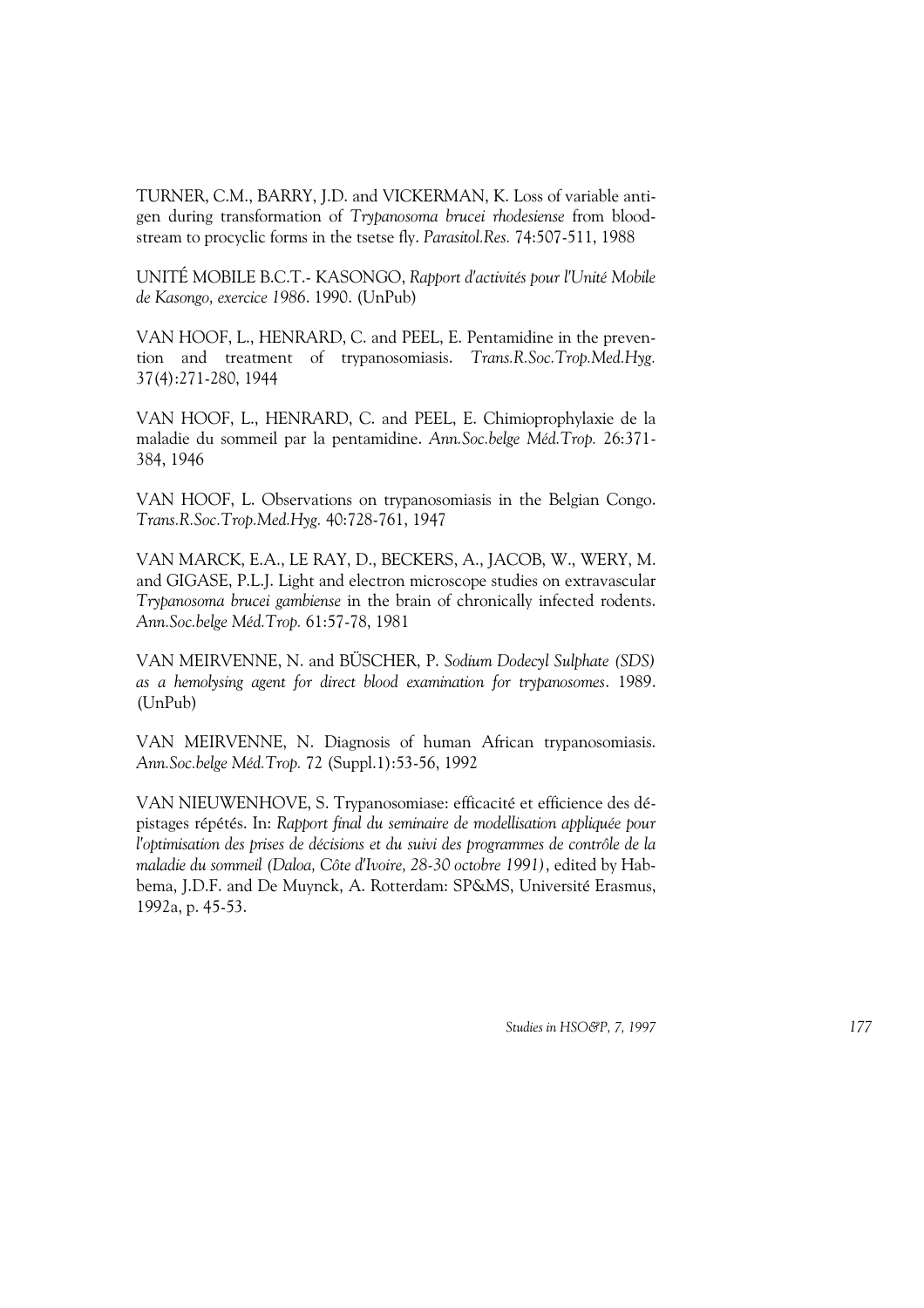TURNER, C.M., BARRY, J.D. and VICKERMAN, K. Loss of variable antigen during transformation of *Trypanosoma brucei rhodesiense* from bloodstream to procyclic forms in the tsetse fly. *Parasitol.Res.* 74:507-511, 1988

UNITÉ MOBILE B.C.T.- KASONGO, *Rapport d'activités pour l'Unité Mobile de Kasongo, exercice 1986*. 1990. (UnPub)

VAN HOOF, L., HENRARD, C. and PEEL, E. Pentamidine in the prevention and treatment of trypanosomiasis. *Trans.R.Soc.Trop.Med.Hyg.* 37(4):271-280, 1944

VAN HOOF, L., HENRARD, C. and PEEL, E. Chimioprophylaxie de la maladie du sommeil par la pentamidine. *Ann.Soc.belge Méd.Trop.* 26:371-384, 1946

VAN HOOF, L. Observations on trypanosomiasis in the Belgian Congo. *Trans.R.Soc.Trop.Med.Hyg.* 40:728-761, 1947

VAN MARCK, E.A., LE RAY, D., BECKERS, A., JACOB, W., WERY, M. and GIGASE, P.L.J. Light and electron microscope studies on extravascular *Trypanosoma brucei gambiense* in the brain of chronically infected rodents. *Ann.Soc.belge Méd.Trop.* 61:57-78, 1981

VAN MEIRVENNE, N. and BÜSCHER, P. *Sodium Dodecyl Sulphate (SDS) as a hemolysing agent for direct blood examination for trypanosomes*. 1989. (UnPub)

VAN MEIRVENNE, N. Diagnosis of human African trypanosomiasis. *Ann.Soc.belge Méd.Trop.* 72 (Suppl.1):53-56, 1992

VAN NIEUWENHOVE, S. Trypanosomiase: efficacité et efficience des dépistages répétés. In: *Rapport final du seminaire de modellisation appliquée pour l'optimisation des prises de décisions et du suivi des programmes de contrôle de la maladie du sommeil (Daloa, Côte d'Ivoire, 28-30 octobre 1991)*, edited by Habbema, J.D.F. and De Muynck, A. Rotterdam: SP&MS, Université Erasmus, 1992a, p. 45-53.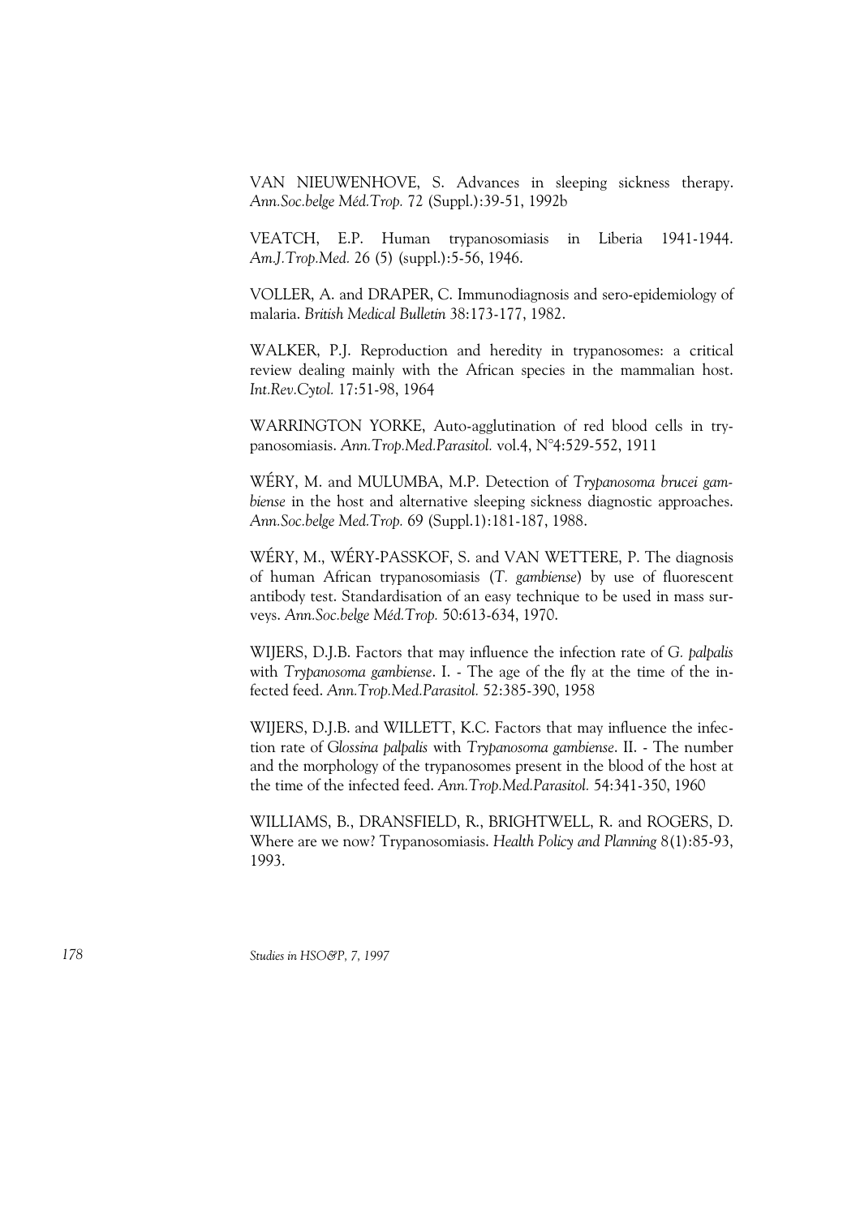VAN NIEUWENHOVE, S. Advances in sleeping sickness therapy. *Ann.Soc.belge Méd.Trop.* 72 (Suppl.):39-51, 1992b

VEATCH, E.P. Human trypanosomiasis in Liberia 1941-1944. *Am.J.Trop.Med.* 26 (5) (suppl.):5-56, 1946.

VOLLER, A. and DRAPER, C. Immunodiagnosis and sero-epidemiology of malaria. *British Medical Bulletin* 38:173-177, 1982.

WALKER, P.J. Reproduction and heredity in trypanosomes: a critical review dealing mainly with the African species in the mammalian host. *Int.Rev.Cytol.* 17:51-98, 1964

WARRINGTON YORKE, Auto-agglutination of red blood cells in trypanosomiasis. *Ann.Trop.Med.Parasitol.* vol.4, N°4:529-552, 1911

WÉRY, M. and MULUMBA, M.P. Detection of *Trypanosoma brucei gambiense* in the host and alternative sleeping sickness diagnostic approaches. *Ann.Soc.belge Med.Trop.* 69 (Suppl.1):181-187, 1988.

WÉRY, M., WÉRY-PASSKOF, S. and VAN WETTERE, P. The diagnosis of human African trypanosomiasis (*T. gambiense*) by use of fluorescent antibody test. Standardisation of an easy technique to be used in mass surveys. *Ann.Soc.belge Méd.Trop.* 50:613-634, 1970.

WIJERS, D.J.B. Factors that may influence the infection rate of *G. palpalis* with *Trypanosoma gambiense*. I. - The age of the fly at the time of the infected feed. *Ann.Trop.Med.Parasitol.* 52:385-390, 1958

WIJERS, D.J.B. and WILLETT, K.C. Factors that may influence the infection rate of *Glossina palpalis* with *Trypanosoma gambiense*. II. - The number and the morphology of the trypanosomes present in the blood of the host at the time of the infected feed. *Ann.Trop.Med.Parasitol.* 54:341-350, 1960

WILLIAMS, B., DRANSFIELD, R., BRIGHTWELL, R. and ROGERS, D. Where are we now? Trypanosomiasis. *Health Policy and Planning* 8(1):85-93, 1993.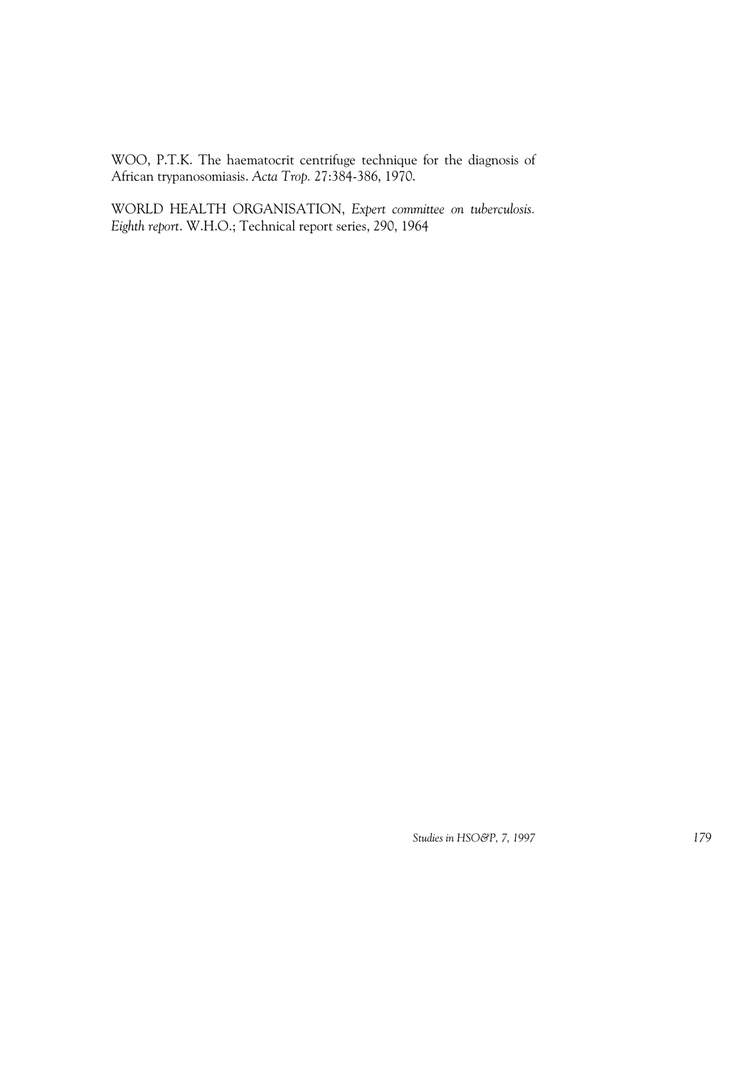WOO, P.T.K. The haematocrit centrifuge technique for the diagnosis of African trypanosomiasis. *Acta Trop.* 27:384-386, 1970.

WORLD HEALTH ORGANISATION, *Expert committee on tuberculosis. Eighth report*. W.H.O.; Technical report series, 290, 1964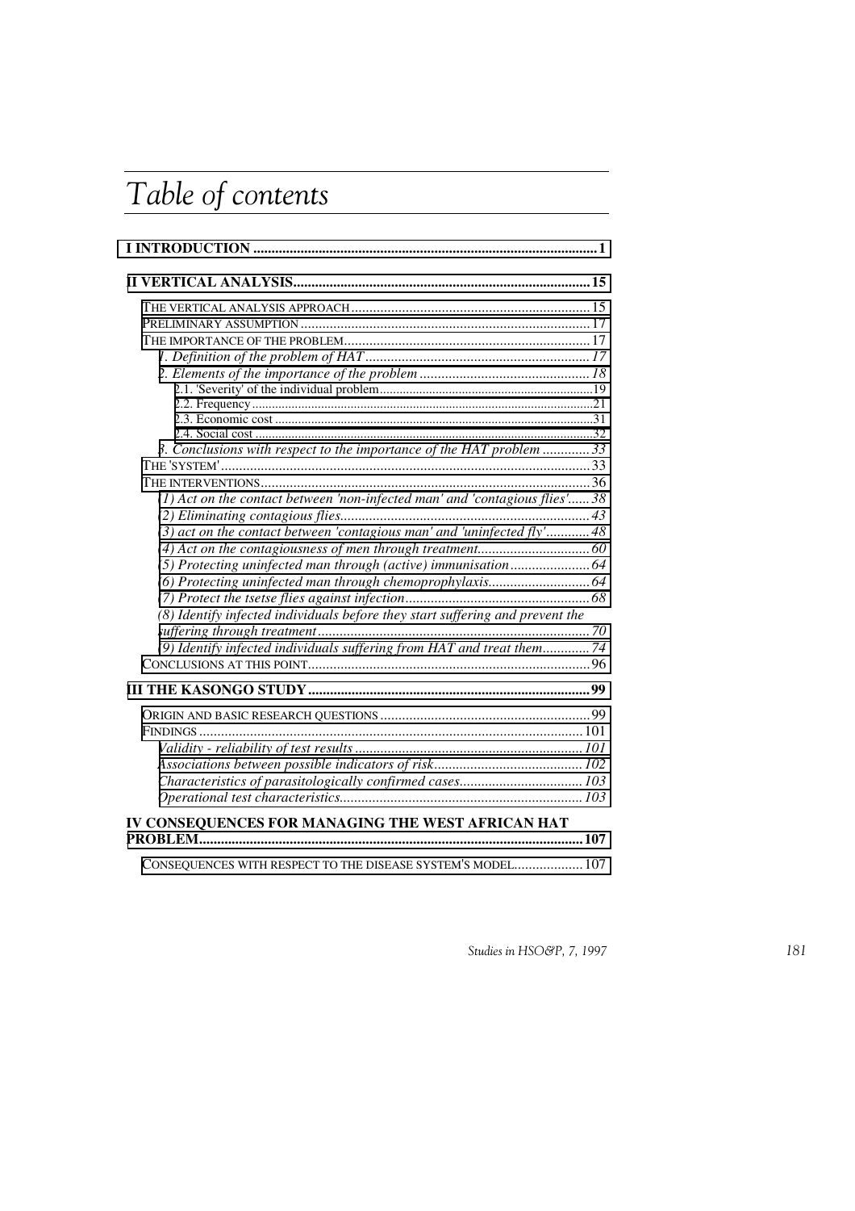# Table of contents

I INTRODUCTION .............................................................................................. 1

II VERTICAL ANALYSIS................................................................................. 15

- THE VERTICAL ANALYSIS APPROACH .................................................................. 15
- PRELIMINARY ASSUMPTION ................................................................................ 17
- THE IMPORTANCE OF THE PROBLEM.................................................................... 17
  - *1. Definition of the problem of HAT* .............................................................. *17*
  - *2. Elements of the importance of the problem* ............................................... *18*
    - 2.1. 'Severity' of the individual problem.................................................................19
    - 2.2. Frequency.........................................................................................................21
    - 2.3. Economic cost ..................................................................................................31
    - 2.4. Social cost ........................................................................................................32
  - *3. Conclusions with respect to the importance of the HAT problem* ............. *33*
- THE 'SYSTEM'...................................................................................................... 33
- THE INTERVENTIONS........................................................................................... 36
  - *(1) Act on the contact between 'non-infected man' and 'contagious flies'*...... *38*
  - *(2) Eliminating contagious flies*..................................................................... *43*
  - *(3) act on the contact between 'contagious man' and 'uninfected fly'*............ *48*
  - *(4) Act on the contagiousness of men through treatment*............................... *60*
  - *(5) Protecting uninfected man through (active) immunisation*...................... *64*
  - *(6) Protecting uninfected man through chemoprophylaxis*............................ *64*
  - *(7) Protect the tsetse flies against infection*................................................... *68*
  - *(8) Identify infected individuals before they start suffering and prevent the suffering through treatment*........................................................................ *70*
  - *(9) Identify infected individuals suffering from HAT and treat them*............. *74*
- CONCLUSIONS AT THIS POINT............................................................................. 96

III THE KASONGO STUDY ............................................................................. 99

- ORIGIN AND BASIC RESEARCH QUESTIONS .......................................................... 99
- FINDINGS ........................................................................................................... 101
  - *Validity - reliability of test results* .............................................................. *101*
  - *Associations between possible indicators of risk*......................................... *102*
  - *Characteristics of parasitologically confirmed cases*.................................. *103*
  - *Operational test characteristics*................................................................... *103*

IV CONSEQUENCES FOR MANAGING THE WEST AFRICAN HAT PROBLEM......................................................................................................... 107

- CONSEQUENCES WITH RESPECT TO THE DISEASE SYSTEM'S MODEL................... 107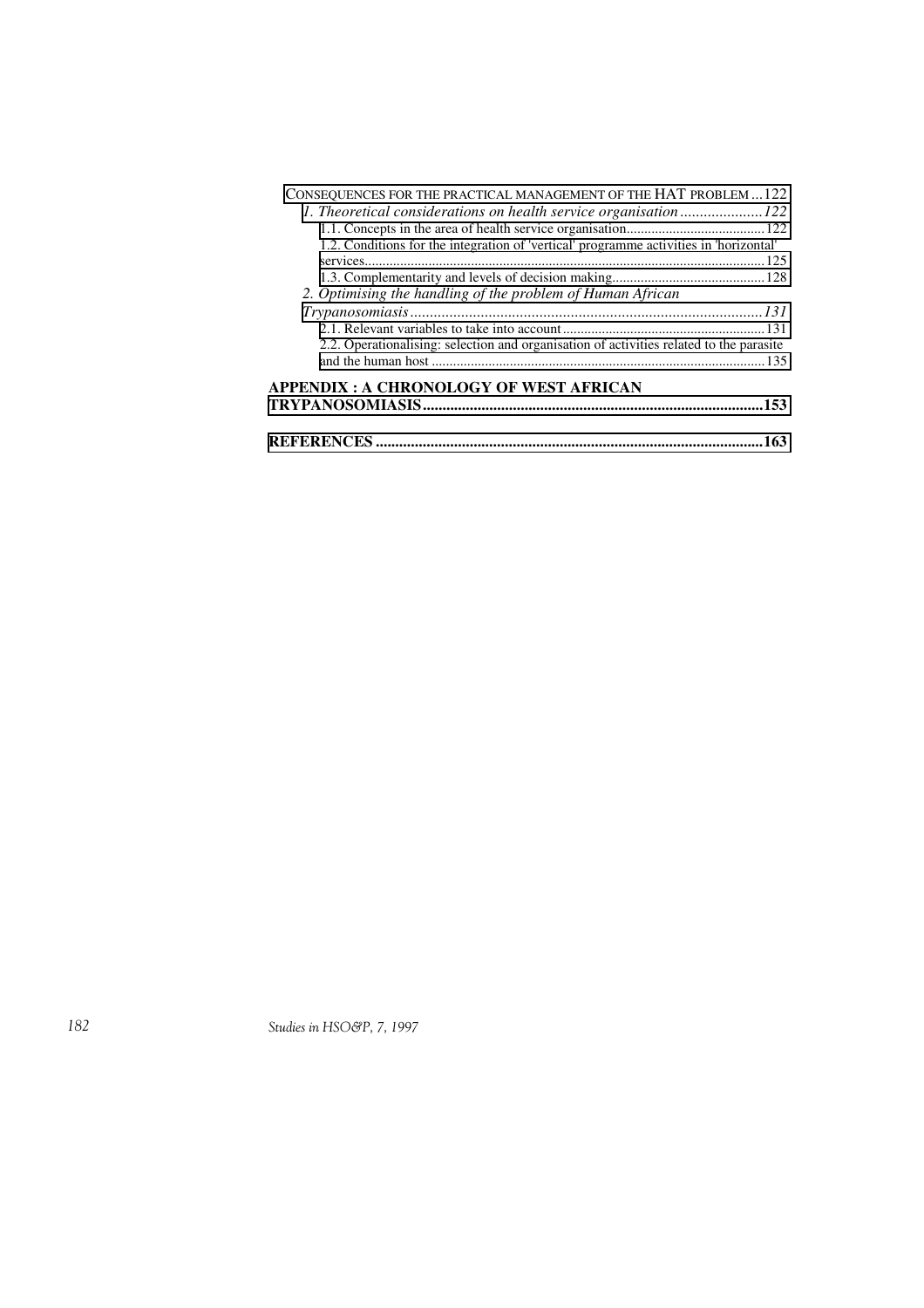CONSEQUENCES FOR THE PRACTICAL MANAGEMENT OF THE HAT PROBLEM ... 122

*1. Theoretical considerations on health service organisation ..................... 122*

1.1. Concepts in the area of health service organisation ....................................... 122

1.2. Conditions for the integration of 'vertical' programme activities in 'horizontal' services ................................................................................................................ 125

1.3. Complementarity and levels of decision making ........................................... 128

*2. Optimising the handling of the problem of Human African Trypanosomiasis ........................................................................................... 131*

2.1. Relevant variables to take into account ......................................................... 131

2.2. Operationalising: selection and organisation of activities related to the parasite and the human host ............................................................................................. 135

**APPENDIX : A CHRONOLOGY OF WEST AFRICAN TRYPANOSOMIASIS ...................................................................................... 153**

**REFERENCES ................................................................................................... 163**